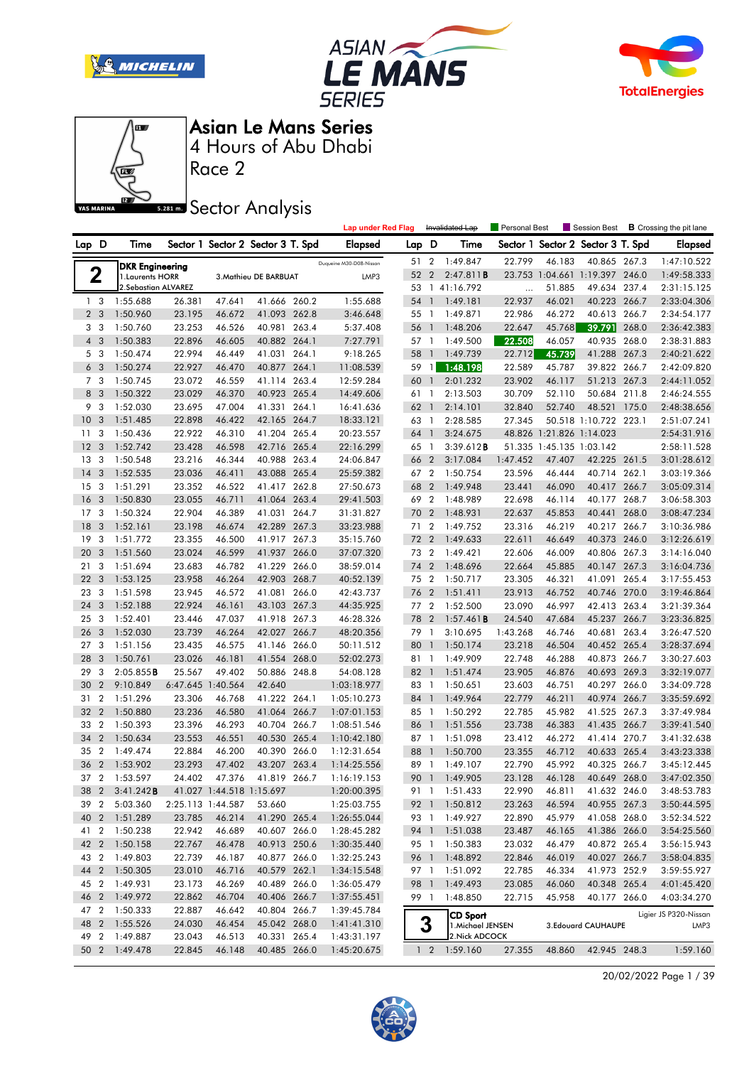# Asian Le Mans Series

## 4 Hours of Abu Dhabi

## Race 2

## Sector Analysis

YAS MARINA 5.281 m.

Lap under Red Flag | ~~Invalidated Lap~~ | Personal Best | Session Best | **B** Crossing the pit lane

**2** — **DKR Engineering** — Duqueine M30-D08-Nissan — LMP3
1. Laurents HORR
2. Sebastian ALVAREZ
3. Mathieu DE BARBUAT

| Lap | D | Time | Sector 1 | Sector 2 | Sector 3 | T. Spd | Elapsed |
|---|---|---|---|---|---|---|---|
| 1 | 3 | 1:55.688 | 26.381 | 47.641 | 41.666 | 260.2 | 1:55.688 |
| 2 | 3 | 1:50.960 | 23.195 | 46.672 | 41.093 | 262.8 | 3:46.648 |
| 3 | 3 | 1:50.760 | 23.253 | 46.526 | 40.981 | 263.4 | 5:37.408 |
| 4 | 3 | 1:50.383 | 22.896 | 46.605 | 40.882 | 264.1 | 7:27.791 |
| 5 | 3 | 1:50.474 | 22.994 | 46.449 | 41.031 | 264.1 | 9:18.265 |
| 6 | 3 | 1:50.274 | 22.927 | 46.470 | 40.877 | 264.1 | 11:08.539 |
| 7 | 3 | 1:50.745 | 23.072 | 46.559 | 41.114 | 263.4 | 12:59.284 |
| 8 | 3 | 1:50.322 | 23.029 | 46.370 | 40.923 | 265.4 | 14:49.606 |
| 9 | 3 | 1:52.030 | 23.695 | 47.004 | 41.331 | 264.1 | 16:41.636 |
| 10 | 3 | 1:51.485 | 22.898 | 46.422 | 42.165 | 264.7 | 18:33.121 |
| 11 | 3 | 1:50.436 | 22.922 | 46.310 | 41.204 | 265.4 | 20:23.557 |
| 12 | 3 | 1:52.742 | 23.428 | 46.598 | 42.716 | 265.4 | 22:16.299 |
| 13 | 3 | 1:50.548 | 23.216 | 46.344 | 40.988 | 263.4 | 24:06.847 |
| 14 | 3 | 1:52.535 | 23.036 | 46.411 | 43.088 | 265.4 | 25:59.382 |
| 15 | 3 | 1:51.291 | 23.352 | 46.522 | 41.417 | 262.8 | 27:50.673 |
| 16 | 3 | 1:50.830 | 23.055 | 46.711 | 41.064 | 263.4 | 29:41.503 |
| 17 | 3 | 1:50.324 | 22.904 | 46.389 | 41.031 | 264.7 | 31:31.827 |
| 18 | 3 | 1:52.161 | 23.198 | 46.674 | 42.289 | 267.3 | 33:23.988 |
| 19 | 3 | 1:51.772 | 23.355 | 46.500 | 41.917 | 266.7 | 35:15.760 |
| 20 | 3 | 1:51.560 | 23.024 | 46.599 | 41.937 | 266.0 | 37:07.320 |
| 21 | 3 | 1:51.694 | 23.683 | 46.782 | 41.229 | 266.0 | 38:59.014 |
| 22 | 3 | 1:53.125 | 23.958 | 46.264 | 42.903 | 268.7 | 40:52.139 |
| 23 | 3 | 1:51.598 | 23.945 | 46.572 | 41.081 | 266.0 | 42:43.737 |
| 24 | 3 | 1:52.188 | 22.924 | 46.161 | 43.103 | 267.3 | 44:35.925 |
| 25 | 3 | 1:52.401 | 23.446 | 47.037 | 41.918 | 267.3 | 46:28.326 |
| 26 | 3 | 1:52.030 | 23.739 | 46.264 | 42.027 | 266.7 | 48:20.356 |
| 27 | 3 | 1:51.156 | 23.435 | 46.575 | 41.146 | 266.0 | 50:11.512 |
| 28 | 3 | 1:50.761 | 23.026 | 46.181 | 41.554 | 268.0 | 52:02.273 |
| 29 | 3 | 2:05.855 **B** | 25.567 | 49.402 | 50.886 | 248.8 | 54:08.128 |
| 30 | 2 | 9:10.849 | 6:47.645 | 1:40.564 | 42.640 | | 1:03:18.977 |
| 31 | 2 | 1:51.296 | 23.306 | 46.768 | 41.222 | 264.1 | 1:05:10.273 |
| 32 | 2 | 1:50.880 | 23.236 | 46.580 | 41.064 | 266.7 | 1:07:01.153 |
| 33 | 2 | 1:50.393 | 23.396 | 46.293 | 40.704 | 266.7 | 1:08:51.546 |
| 34 | 2 | 1:50.634 | 23.553 | 46.551 | 40.530 | 265.4 | 1:10:42.180 |
| 35 | 2 | 1:49.474 | 22.884 | 46.200 | 40.390 | 266.0 | 1:12:31.654 |
| 36 | 2 | 1:53.902 | 23.293 | 47.402 | 43.207 | 263.4 | 1:14:25.556 |
| 37 | 2 | 1:53.597 | 24.402 | 47.376 | 41.819 | 266.7 | 1:16:19.153 |
| 38 | 2 | 3:41.242 **B** | 41.027 | 1:44.518 | 1:15.697 | | 1:20:00.395 |
| 39 | 2 | 5:03.360 | 2:25.113 | 1:44.587 | 53.660 | | 1:25:03.755 |
| 40 | 2 | 1:51.289 | 23.785 | 46.214 | 41.290 | 265.4 | 1:26:55.044 |
| 41 | 2 | 1:50.238 | 22.942 | 46.689 | 40.607 | 266.0 | 1:28:45.282 |
| 42 | 2 | 1:50.158 | 22.767 | 46.478 | 40.913 | 250.6 | 1:30:35.440 |
| 43 | 2 | 1:49.803 | 22.739 | 46.187 | 40.877 | 266.0 | 1:32:25.243 |
| 44 | 2 | 1:50.305 | 23.010 | 46.716 | 40.579 | 262.1 | 1:34:15.548 |
| 45 | 2 | 1:49.931 | 23.173 | 46.269 | 40.489 | 266.0 | 1:36:05.479 |
| 46 | 2 | 1:49.972 | 22.862 | 46.704 | 40.406 | 266.7 | 1:37:55.451 |
| 47 | 2 | 1:50.333 | 22.887 | 46.642 | 40.804 | 266.7 | 1:39:45.784 |
| 48 | 2 | 1:55.526 | 24.030 | 46.454 | 45.042 | 268.0 | 1:41:41.310 |
| 49 | 2 | 1:49.887 | 23.043 | 46.513 | 40.331 | 265.4 | 1:43:31.197 |
| 50 | 2 | 1:49.478 | 22.845 | 46.148 | 40.485 | 266.0 | 1:45:20.675 |
| 51 | 2 | 1:49.847 | 22.799 | 46.183 | 40.865 | 267.3 | 1:47:10.522 |
| 52 | 2 | 2:47.811 **B** | 23.753 | 1:04.661 | 1:19.397 | 246.0 | 1:49:58.333 |
| 53 | 1 | 41:16.792 | ... | 51.885 | 49.634 | 237.4 | 2:31:15.125 |
| 54 | 1 | 1:49.181 | 22.937 | 46.021 | 40.223 | 266.7 | 2:33:04.306 |
| 55 | 1 | 1:49.871 | 22.986 | 46.272 | 40.613 | 266.7 | 2:34:54.177 |
| 56 | 1 | 1:48.206 | 22.647 | 45.768 | 39.791 | 268.0 | 2:36:42.383 |
| 57 | 1 | 1:49.500 | 22.508 | 46.057 | 40.935 | 268.0 | 2:38:31.883 |
| 58 | 1 | 1:49.739 | 22.712 | 45.739 | 41.288 | 267.3 | 2:40:21.622 |
| 59 | 1 | 1:48.198 | 22.589 | 45.787 | 39.822 | 266.7 | 2:42:09.820 |
| 60 | 1 | 2:01.232 | 23.902 | 46.117 | 51.213 | 267.3 | 2:44:11.052 |
| 61 | 1 | 2:13.503 | 30.709 | 52.110 | 50.684 | 211.8 | 2:46:24.555 |
| 62 | 1 | 2:14.101 | 32.840 | 52.740 | 48.521 | 175.0 | 2:48:38.656 |
| 63 | 1 | 2:28.585 | 27.345 | 50.518 | 1:10.722 | 223.1 | 2:51:07.241 |
| 64 | 1 | 3:24.675 | 48.826 | 1:21.826 | 1:14.023 | | 2:54:31.916 |
| 65 | 1 | 3:39.612 **B** | 51.335 | 1:45.135 | 1:03.142 | | 2:58:11.528 |
| 66 | 2 | 3:17.084 | 1:47.452 | 47.407 | 42.225 | 261.5 | 3:01:28.612 |
| 67 | 2 | 1:50.754 | 23.596 | 46.444 | 40.714 | 262.1 | 3:03:19.366 |
| 68 | 2 | 1:49.948 | 23.441 | 46.090 | 40.417 | 266.7 | 3:05:09.314 |
| 69 | 2 | 1:48.989 | 22.698 | 46.114 | 40.177 | 268.7 | 3:06:58.303 |
| 70 | 2 | 1:48.931 | 22.637 | 45.853 | 40.441 | 268.0 | 3:08:47.234 |
| 71 | 2 | 1:49.752 | 23.316 | 46.219 | 40.217 | 266.7 | 3:10:36.986 |
| 72 | 2 | 1:49.633 | 22.611 | 46.649 | 40.373 | 246.0 | 3:12:26.619 |
| 73 | 2 | 1:49.421 | 22.606 | 46.009 | 40.806 | 267.3 | 3:14:16.040 |
| 74 | 2 | 1:48.696 | 22.664 | 45.885 | 40.147 | 267.3 | 3:16:04.736 |
| 75 | 2 | 1:50.717 | 23.305 | 46.321 | 41.091 | 265.4 | 3:17:55.453 |
| 76 | 2 | 1:51.411 | 23.913 | 46.752 | 40.746 | 270.0 | 3:19:46.864 |
| 77 | 2 | 1:52.500 | 23.090 | 46.997 | 42.413 | 263.4 | 3:21:39.364 |
| 78 | 2 | 1:57.461 **B** | 24.540 | 47.684 | 45.237 | 266.7 | 3:23:36.825 |
| 79 | 1 | 3:10.695 | 1:43.268 | 46.746 | 40.681 | 263.4 | 3:26:47.520 |
| 80 | 1 | 1:50.174 | 23.218 | 46.504 | 40.452 | 265.4 | 3:28:37.694 |
| 81 | 1 | 1:49.909 | 22.748 | 46.288 | 40.873 | 266.7 | 3:30:27.603 |
| 82 | 1 | 1:51.474 | 23.905 | 46.876 | 40.693 | 269.3 | 3:32:19.077 |
| 83 | 1 | 1:50.651 | 23.603 | 46.751 | 40.297 | 266.0 | 3:34:09.728 |
| 84 | 1 | 1:49.964 | 22.779 | 46.211 | 40.974 | 266.7 | 3:35:59.692 |
| 85 | 1 | 1:50.292 | 22.785 | 45.982 | 41.525 | 267.3 | 3:37:49.984 |
| 86 | 1 | 1:51.556 | 23.738 | 46.383 | 41.435 | 266.7 | 3:39:41.540 |
| 87 | 1 | 1:51.098 | 23.412 | 46.272 | 41.414 | 270.7 | 3:41:32.638 |
| 88 | 1 | 1:50.700 | 23.355 | 46.712 | 40.633 | 265.4 | 3:43:23.338 |
| 89 | 1 | 1:49.107 | 22.790 | 45.992 | 40.325 | 266.7 | 3:45:12.445 |
| 90 | 1 | 1:49.905 | 23.128 | 46.128 | 40.649 | 268.0 | 3:47:02.350 |
| 91 | 1 | 1:51.433 | 22.990 | 46.811 | 41.632 | 246.0 | 3:48:53.783 |
| 92 | 1 | 1:50.812 | 23.263 | 46.594 | 40.955 | 267.3 | 3:50:44.595 |
| 93 | 1 | 1:49.927 | 22.890 | 45.979 | 41.058 | 268.0 | 3:52:34.522 |
| 94 | 1 | 1:51.038 | 23.487 | 46.165 | 41.386 | 266.0 | 3:54:25.560 |
| 95 | 1 | 1:50.383 | 23.032 | 46.479 | 40.872 | 265.4 | 3:56:15.943 |
| 96 | 1 | 1:48.892 | 22.846 | 46.019 | 40.027 | 266.7 | 3:58:04.835 |
| 97 | 1 | 1:51.092 | 22.785 | 46.334 | 41.973 | 252.9 | 3:59:55.927 |
| 98 | 1 | 1:49.493 | 23.085 | 46.060 | 40.348 | 265.4 | 4:01:45.420 |
| 99 | 1 | 1:48.850 | 22.715 | 45.958 | 40.177 | 266.0 | 4:03:34.270 |

**3** — **CD Sport** — Ligier JS P320-Nissan — LMP3
1. Michael JENSEN
2. Nick ADCOCK
3. Edouard CAUHAUPE

| Lap | D | Time | Sector 1 | Sector 2 | Sector 3 | T. Spd | Elapsed |
|---|---|---|---|---|---|---|---|
| 1 | 2 | 1:59.160 | 27.355 | 48.860 | 42.945 | 248.3 | 1:59.160 |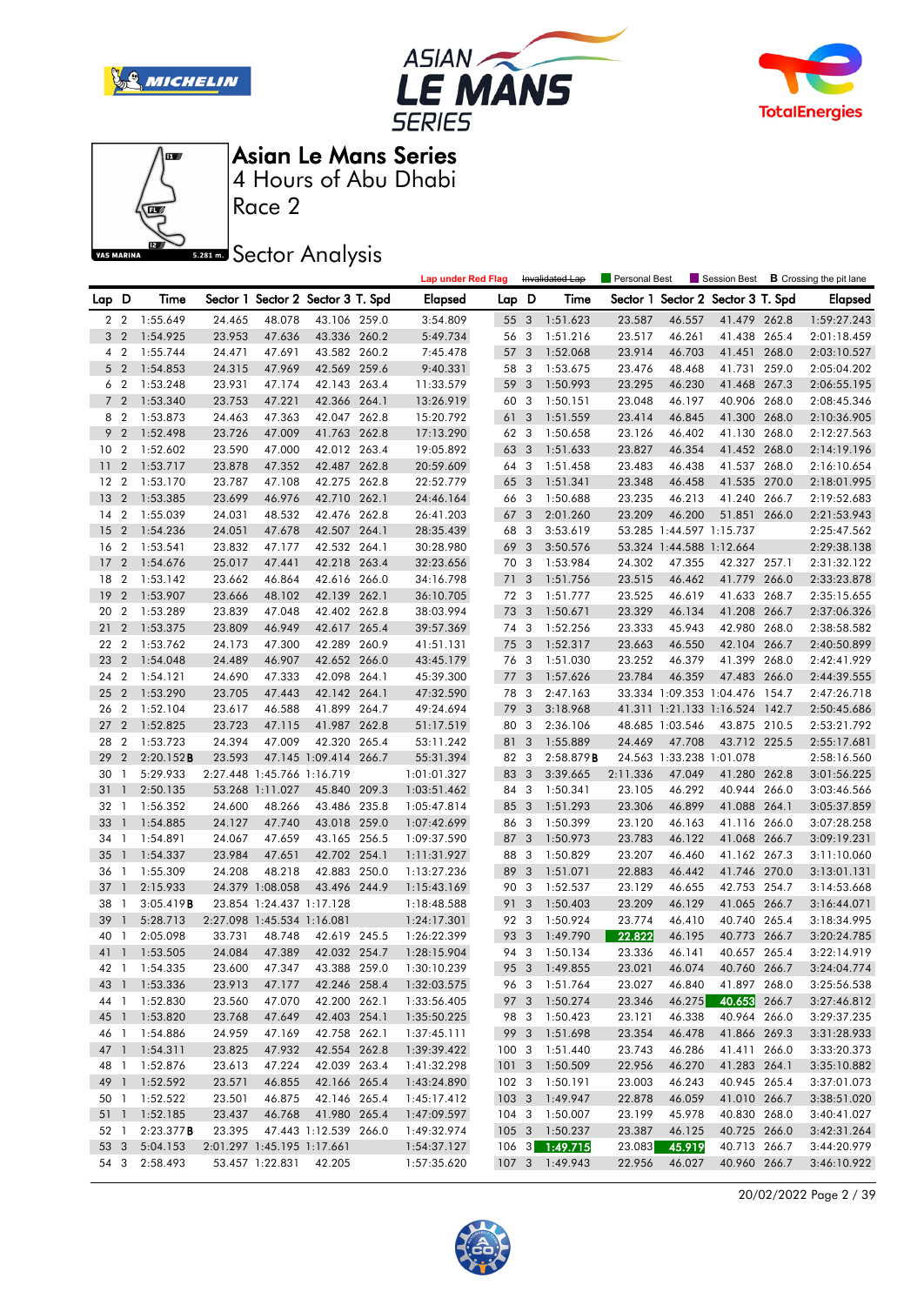# Asian Le Mans Series

4 Hours of Abu Dhabi

Race 2

## Sector Analysis

Lap under Red Flag | ~~Invalidated Lap~~ | Personal Best | Session Best | **B** Crossing the pit lane

| Lap | D | Time | Sector 1 | Sector 2 | Sector 3 | T. Spd | Elapsed |
|---|---|---|---|---|---|---|---|
| 2 | 2 | 1:55.649 | 24.465 | 48.078 | 43.106 | 259.0 | 3:54.809 |
| 3 | 2 | 1:54.925 | 23.953 | 47.636 | 43.336 | 260.2 | 5:49.734 |
| 4 | 2 | 1:55.744 | 24.471 | 47.691 | 43.582 | 260.2 | 7:45.478 |
| 5 | 2 | 1:54.853 | 24.315 | 47.969 | 42.569 | 259.6 | 9:40.331 |
| 6 | 2 | 1:53.248 | 23.931 | 47.174 | 42.143 | 263.4 | 11:33.579 |
| 7 | 2 | 1:53.340 | 23.753 | 47.221 | 42.366 | 264.1 | 13:26.919 |
| 8 | 2 | 1:53.873 | 24.463 | 47.363 | 42.047 | 262.8 | 15:20.792 |
| 9 | 2 | 1:52.498 | 23.726 | 47.009 | 41.763 | 262.8 | 17:13.290 |
| 10 | 2 | 1:52.602 | 23.590 | 47.000 | 42.012 | 263.4 | 19:05.892 |
| 11 | 2 | 1:53.717 | 23.878 | 47.352 | 42.487 | 262.8 | 20:59.609 |
| 12 | 2 | 1:53.170 | 23.787 | 47.108 | 42.275 | 262.8 | 22:52.779 |
| 13 | 2 | 1:53.385 | 23.699 | 46.976 | 42.710 | 262.1 | 24:46.164 |
| 14 | 2 | 1:55.039 | 24.031 | 48.532 | 42.476 | 262.8 | 26:41.203 |
| 15 | 2 | 1:54.236 | 24.051 | 47.678 | 42.507 | 264.1 | 28:35.439 |
| 16 | 2 | 1:53.541 | 23.832 | 47.177 | 42.532 | 264.1 | 30:28.980 |
| 17 | 2 | 1:54.676 | 25.017 | 47.441 | 42.218 | 263.4 | 32:23.656 |
| 18 | 2 | 1:53.142 | 23.662 | 46.864 | 42.616 | 266.0 | 34:16.798 |
| 19 | 2 | 1:53.907 | 23.666 | 48.102 | 42.139 | 262.1 | 36:10.705 |
| 20 | 2 | 1:53.289 | 23.839 | 47.048 | 42.402 | 262.8 | 38:03.994 |
| 21 | 2 | 1:53.375 | 23.809 | 46.949 | 42.617 | 265.4 | 39:57.369 |
| 22 | 2 | 1:53.762 | 24.173 | 47.300 | 42.289 | 260.9 | 41:51.131 |
| 23 | 2 | 1:54.048 | 24.489 | 46.907 | 42.652 | 266.0 | 43:45.179 |
| 24 | 2 | 1:54.121 | 24.690 | 47.333 | 42.098 | 264.1 | 45:39.300 |
| 25 | 2 | 1:53.290 | 23.705 | 47.443 | 42.142 | 264.1 | 47:32.590 |
| 26 | 2 | 1:52.104 | 23.617 | 46.588 | 41.899 | 264.7 | 49:24.694 |
| 27 | 2 | 1:52.825 | 23.723 | 47.115 | 41.987 | 262.8 | 51:17.519 |
| 28 | 2 | 1:53.723 | 24.394 | 47.009 | 42.320 | 265.4 | 53:11.242 |
| 29 | 2 | 2:20.152**B** | 23.593 | 47.145 | 1:09.414 | 266.7 | 55:31.394 |
| 30 | 1 | 5:29.933 | 2:27.448 | 1:45.766 | 1:16.719 | | 1:01:01.327 |
| 31 | 1 | 2:50.135 | 53.268 | 1:11.027 | 45.840 | 209.3 | 1:03:51.462 |
| 32 | 1 | 1:56.352 | 24.600 | 48.266 | 43.486 | 235.8 | 1:05:47.814 |
| 33 | 1 | 1:54.885 | 24.127 | 47.740 | 43.018 | 259.0 | 1:07:42.699 |
| 34 | 1 | 1:54.891 | 24.067 | 47.659 | 43.165 | 256.5 | 1:09:37.590 |
| 35 | 1 | 1:54.337 | 23.984 | 47.651 | 42.702 | 254.1 | 1:11:31.927 |
| 36 | 1 | 1:55.309 | 24.208 | 48.218 | 42.883 | 250.0 | 1:13:27.236 |
| 37 | 1 | 2:15.933 | 24.379 | 1:08.058 | 43.496 | 244.9 | 1:15:43.169 |
| 38 | 1 | 3:05.419**B** | 23.854 | 1:24.437 | 1:17.128 | | 1:18:48.588 |
| 39 | 1 | 5:28.713 | 2:27.098 | 1:45.534 | 1:16.081 | | 1:24:17.301 |
| 40 | 1 | 2:05.098 | 33.731 | 48.748 | 42.619 | 245.5 | 1:26:22.399 |
| 41 | 1 | 1:53.505 | 24.084 | 47.389 | 42.032 | 254.7 | 1:28:15.904 |
| 42 | 1 | 1:54.335 | 23.600 | 47.347 | 43.388 | 259.0 | 1:30:10.239 |
| 43 | 1 | 1:53.336 | 23.913 | 47.177 | 42.246 | 258.4 | 1:32:03.575 |
| 44 | 1 | 1:52.830 | 23.560 | 47.070 | 42.200 | 262.1 | 1:33:56.405 |
| 45 | 1 | 1:53.820 | 23.768 | 47.649 | 42.403 | 254.1 | 1:35:50.225 |
| 46 | 1 | 1:54.886 | 24.959 | 47.169 | 42.758 | 262.1 | 1:37:45.111 |
| 47 | 1 | 1:54.311 | 23.825 | 47.932 | 42.554 | 262.8 | 1:39:39.422 |
| 48 | 1 | 1:52.876 | 23.613 | 47.224 | 42.039 | 263.4 | 1:41:32.298 |
| 49 | 1 | 1:52.592 | 23.571 | 46.855 | 42.166 | 265.4 | 1:43:24.890 |
| 50 | 1 | 1:52.522 | 23.501 | 46.875 | 42.146 | 265.4 | 1:45:17.412 |
| 51 | 1 | 1:52.185 | 23.437 | 46.768 | 41.980 | 265.4 | 1:47:09.597 |
| 52 | 1 | 2:23.377**B** | 23.395 | 47.443 | 1:12.539 | 266.0 | 1:49:32.974 |
| 53 | 3 | 5:04.153 | 2:01.297 | 1:45.195 | 1:17.661 | | 1:54:37.127 |
| 54 | 3 | 2:58.493 | 53.457 | 1:22.831 | 42.205 | | 1:57:35.620 |
| 55 | 3 | 1:51.623 | 23.587 | 46.557 | 41.479 | 262.8 | 1:59:27.243 |
| 56 | 3 | 1:51.216 | 23.517 | 46.261 | 41.438 | 265.4 | 2:01:18.459 |
| 57 | 3 | 1:52.068 | 23.914 | 46.703 | 41.451 | 268.0 | 2:03:10.527 |
| 58 | 3 | 1:53.675 | 23.476 | 48.468 | 41.731 | 259.0 | 2:05:04.202 |
| 59 | 3 | 1:50.993 | 23.295 | 46.230 | 41.468 | 267.3 | 2:06:55.195 |
| 60 | 3 | 1:50.151 | 23.048 | 46.197 | 40.906 | 268.0 | 2:08:45.346 |
| 61 | 3 | 1:51.559 | 23.414 | 46.845 | 41.300 | 268.0 | 2:10:36.905 |
| 62 | 3 | 1:50.658 | 23.126 | 46.402 | 41.130 | 268.0 | 2:12:27.563 |
| 63 | 3 | 1:51.633 | 23.827 | 46.354 | 41.452 | 268.0 | 2:14:19.196 |
| 64 | 3 | 1:51.458 | 23.483 | 46.438 | 41.537 | 268.0 | 2:16:10.654 |
| 65 | 3 | 1:51.341 | 23.348 | 46.458 | 41.535 | 270.0 | 2:18:01.995 |
| 66 | 3 | 1:50.688 | 23.235 | 46.213 | 41.240 | 266.7 | 2:19:52.683 |
| 67 | 3 | 2:01.260 | 23.209 | 46.200 | 51.851 | 266.0 | 2:21:53.943 |
| 68 | 3 | 3:53.619 | 53.285 | 1:44.597 | 1:15.737 | | 2:25:47.562 |
| 69 | 3 | 3:50.576 | 53.324 | 1:44.588 | 1:12.664 | | 2:29:38.138 |
| 70 | 3 | 1:53.984 | 24.302 | 47.355 | 42.327 | 257.1 | 2:31:32.122 |
| 71 | 3 | 1:51.756 | 23.515 | 46.462 | 41.779 | 266.0 | 2:33:23.878 |
| 72 | 3 | 1:51.777 | 23.525 | 46.619 | 41.633 | 268.7 | 2:35:15.655 |
| 73 | 3 | 1:50.671 | 23.329 | 46.134 | 41.208 | 266.7 | 2:37:06.326 |
| 74 | 3 | 1:52.256 | 23.333 | 45.943 | 42.980 | 268.0 | 2:38:58.582 |
| 75 | 3 | 1:52.317 | 23.663 | 46.550 | 42.104 | 266.7 | 2:40:50.899 |
| 76 | 3 | 1:51.030 | 23.252 | 46.379 | 41.399 | 268.0 | 2:42:41.929 |
| 77 | 3 | 1:57.626 | 23.784 | 46.359 | 47.483 | 266.0 | 2:44:39.555 |
| 78 | 3 | 2:47.163 | 33.334 | 1:09.353 | 1:04.476 | 154.7 | 2:47:26.718 |
| 79 | 3 | 3:18.968 | 41.311 | 1:21.133 | 1:16.524 | 142.7 | 2:50:45.686 |
| 80 | 3 | 2:36.106 | 48.685 | 1:03.546 | 43.875 | 210.5 | 2:53:21.792 |
| 81 | 3 | 1:55.889 | 24.469 | 47.708 | 43.712 | 225.5 | 2:55:17.681 |
| 82 | 3 | 2:58.879**B** | 24.563 | 1:33.238 | 1:01.078 | | 2:58:16.560 |
| 83 | 3 | 3:39.665 | 2:11.336 | 47.049 | 41.280 | 262.8 | 3:01:56.225 |
| 84 | 3 | 1:50.341 | 23.105 | 46.292 | 40.944 | 266.0 | 3:03:46.566 |
| 85 | 3 | 1:51.293 | 23.306 | 46.899 | 41.088 | 264.1 | 3:05:37.859 |
| 86 | 3 | 1:50.399 | 23.120 | 46.163 | 41.116 | 266.0 | 3:07:28.258 |
| 87 | 3 | 1:50.973 | 23.783 | 46.122 | 41.068 | 266.7 | 3:09:19.231 |
| 88 | 3 | 1:50.829 | 23.207 | 46.460 | 41.162 | 267.3 | 3:11:10.060 |
| 89 | 3 | 1:51.071 | 22.883 | 46.442 | 41.746 | 270.0 | 3:13:01.131 |
| 90 | 3 | 1:52.537 | 23.129 | 46.655 | 42.753 | 254.7 | 3:14:53.668 |
| 91 | 3 | 1:50.403 | 23.209 | 46.129 | 41.065 | 266.7 | 3:16:44.071 |
| 92 | 3 | 1:50.924 | 23.774 | 46.410 | 40.740 | 265.4 | 3:18:34.995 |
| 93 | 3 | 1:49.790 | 22.822 | 46.195 | 40.773 | 266.7 | 3:20:24.785 |
| 94 | 3 | 1:50.134 | 23.336 | 46.141 | 40.657 | 265.4 | 3:22:14.919 |
| 95 | 3 | 1:49.855 | 23.021 | 46.074 | 40.760 | 266.7 | 3:24:04.774 |
| 96 | 3 | 1:51.764 | 23.027 | 46.840 | 41.897 | 268.0 | 3:25:56.538 |
| 97 | 3 | 1:50.274 | 23.346 | 46.275 | 40.653 | 266.7 | 3:27:46.812 |
| 98 | 3 | 1:50.423 | 23.121 | 46.338 | 40.964 | 266.0 | 3:29:37.235 |
| 99 | 3 | 1:51.698 | 23.354 | 46.478 | 41.866 | 269.3 | 3:31:28.933 |
| 100 | 3 | 1:51.440 | 23.743 | 46.286 | 41.411 | 266.0 | 3:33:20.373 |
| 101 | 3 | 1:50.509 | 22.956 | 46.270 | 41.283 | 264.1 | 3:35:10.882 |
| 102 | 3 | 1:50.191 | 23.003 | 46.243 | 40.945 | 265.4 | 3:37:01.073 |
| 103 | 3 | 1:49.947 | 22.878 | 46.059 | 41.010 | 266.7 | 3:38:51.020 |
| 104 | 3 | 1:50.007 | 23.199 | 45.978 | 40.830 | 268.0 | 3:40:41.027 |
| 105 | 3 | 1:50.237 | 23.387 | 46.125 | 40.725 | 266.0 | 3:42:31.264 |
| 106 | 3 | 1:49.715 | 23.083 | 45.919 | 40.713 | 266.7 | 3:44:20.979 |
| 107 | 3 | 1:49.943 | 22.956 | 46.027 | 40.960 | 266.7 | 3:46:10.922 |

20/02/2022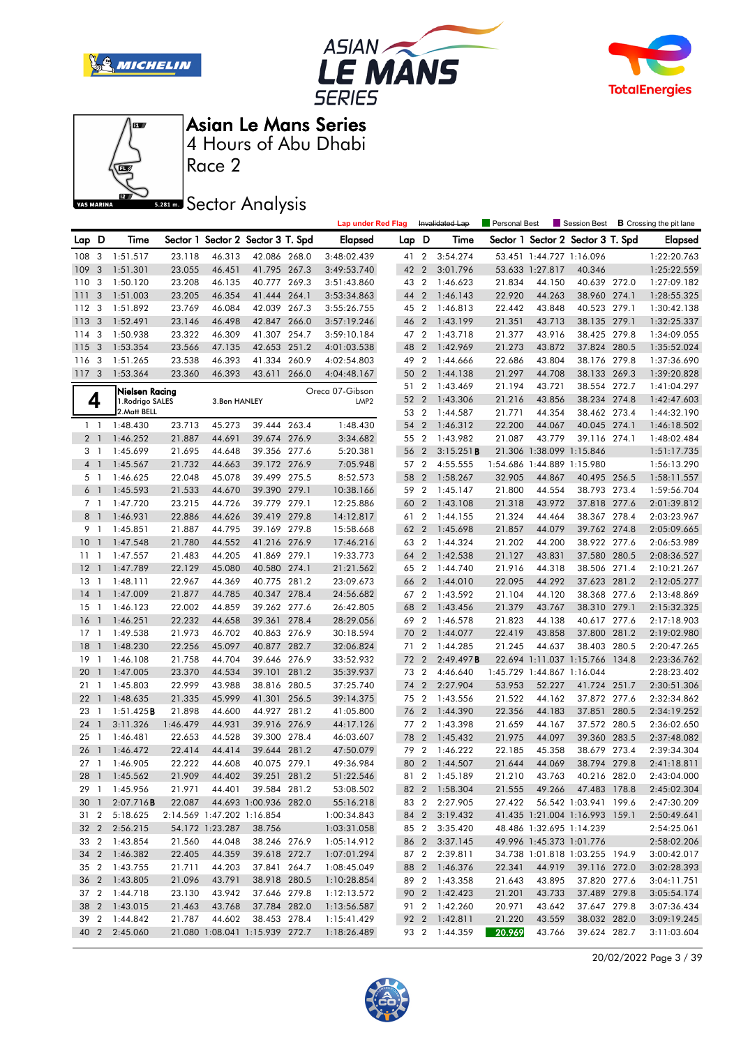# Asian Le Mans Series

## 4 Hours of Abu Dhabi

### Race 2

## Sector Analysis

Lap under Red Flag | Invalidated Lap | Personal Best | Session Best | **B** Crossing the pit lane

| Lap | D | Time | Sector 1 | Sector 2 | Sector 3 | T. Spd | Elapsed |
|---|---|---|---|---|---|---|---|
| 108 | 3 | 1:51.517 | 23.118 | 46.313 | 42.086 | 268.0 | 3:48:02.439 |
| 109 | 3 | 1:51.301 | 23.055 | 46.451 | 41.795 | 267.3 | 3:49:53.740 |
| 110 | 3 | 1:50.120 | 23.208 | 46.135 | 40.777 | 269.3 | 3:51:43.860 |
| 111 | 3 | 1:51.003 | 23.205 | 46.354 | 41.444 | 264.1 | 3:53:34.863 |
| 112 | 3 | 1:51.892 | 23.769 | 46.084 | 42.039 | 267.3 | 3:55:26.755 |
| 113 | 3 | 1:52.491 | 23.146 | 46.498 | 42.847 | 266.0 | 3:57:19.246 |
| 114 | 3 | 1:50.938 | 23.322 | 46.309 | 41.307 | 254.7 | 3:59:10.184 |
| 115 | 3 | 1:53.354 | 23.566 | 47.135 | 42.653 | 251.2 | 4:01:03.538 |
| 116 | 3 | 1:51.265 | 23.538 | 46.393 | 41.334 | 260.9 | 4:02:54.803 |
| 117 | 3 | 1:53.364 | 23.360 | 46.393 | 43.611 | 266.0 | 4:04:48.167 |

**4** — **Nielsen Racing** — Oreca 07-Gibson — LMP2
1.Rodrigo SALES / 2.Matt BELL / 3.Ben HANLEY

| Lap | D | Time | Sector 1 | Sector 2 | Sector 3 | T. Spd | Elapsed |
|---|---|---|---|---|---|---|---|
| 1 | 1 | 1:48.430 | 23.713 | 45.273 | 39.444 | 263.4 | 1:48.430 |
| 2 | 1 | 1:46.252 | 21.887 | 44.691 | 39.674 | 276.9 | 3:34.682 |
| 3 | 1 | 1:45.699 | 21.695 | 44.648 | 39.356 | 277.6 | 5:20.381 |
| 4 | 1 | 1:45.567 | 21.732 | 44.663 | 39.172 | 276.9 | 7:05.948 |
| 5 | 1 | 1:46.625 | 22.048 | 45.078 | 39.499 | 275.5 | 8:52.573 |
| 6 | 1 | 1:45.593 | 21.533 | 44.670 | 39.390 | 279.1 | 10:38.166 |
| 7 | 1 | 1:47.720 | 23.215 | 44.726 | 39.779 | 279.1 | 12:25.886 |
| 8 | 1 | 1:46.931 | 22.886 | 44.626 | 39.419 | 279.8 | 14:12.817 |
| 9 | 1 | 1:45.851 | 21.887 | 44.795 | 39.169 | 279.8 | 15:58.668 |
| 10 | 1 | 1:47.548 | 21.780 | 44.552 | 41.216 | 276.9 | 17:46.216 |
| 11 | 1 | 1:47.557 | 21.483 | 44.205 | 41.869 | 279.1 | 19:33.773 |
| 12 | 1 | 1:47.789 | 22.129 | 45.080 | 40.580 | 274.1 | 21:21.562 |
| 13 | 1 | 1:48.111 | 22.967 | 44.369 | 40.775 | 281.2 | 23:09.673 |
| 14 | 1 | 1:47.009 | 21.877 | 44.785 | 40.347 | 278.4 | 24:56.682 |
| 15 | 1 | 1:46.123 | 22.002 | 44.859 | 39.262 | 276.9 | 26:42.805 |
| 16 | 1 | 1:46.251 | 22.232 | 44.658 | 39.361 | 278.4 | 28:29.056 |
| 17 | 1 | 1:49.538 | 21.973 | 46.702 | 40.863 | 276.9 | 30:18.594 |
| 18 | 1 | 1:48.230 | 22.256 | 45.097 | 40.877 | 282.7 | 32:06.824 |
| 19 | 1 | 1:46.108 | 21.758 | 44.704 | 39.646 | 276.9 | 33:52.932 |
| 20 | 1 | 1:47.005 | 23.370 | 44.534 | 39.101 | 281.2 | 35:39.937 |
| 21 | 1 | 1:45.803 | 22.999 | 43.988 | 38.816 | 280.5 | 37:25.740 |
| 22 | 1 | 1:48.635 | 21.335 | 45.999 | 41.301 | 256.5 | 39:14.375 |
| 23 | 1 | 1:51.425 **B** | 21.898 | 44.600 | 44.927 | 281.2 | 41:05.800 |
| 24 | 1 | 3:11.326 | 1:46.479 | 44.931 | 39.916 | 276.9 | 44:17.126 |
| 25 | 1 | 1:46.481 | 22.653 | 44.528 | 39.300 | 278.4 | 46:03.607 |
| 26 | 1 | 1:46.472 | 22.414 | 44.414 | 39.644 | 281.2 | 47:50.079 |
| 27 | 1 | 1:46.905 | 22.222 | 44.608 | 40.075 | 279.1 | 49:36.984 |
| 28 | 1 | 1:45.562 | 21.909 | 44.402 | 39.251 | 281.2 | 51:22.546 |
| 29 | 1 | 1:45.956 | 21.971 | 44.401 | 39.584 | 281.2 | 53:08.502 |
| 30 | 1 | 2:07.716 **B** | 22.087 | 44.693 | 1:00.936 | 282.0 | 55:16.218 |
| 31 | 2 | 5:18.625 | 2:14.569 | 1:47.202 | 1:16.854 | | 1:00:34.843 |
| 32 | 2 | 2:56.215 | 54.172 | 1:23.287 | 38.756 | | 1:03:31.058 |
| 33 | 2 | 1:43.854 | 21.560 | 44.048 | 38.246 | 276.9 | 1:05:14.912 |
| 34 | 2 | 1:46.382 | 22.405 | 44.359 | 39.618 | 272.7 | 1:07:01.294 |
| 35 | 2 | 1:43.755 | 21.711 | 44.203 | 37.841 | 264.7 | 1:08:45.049 |
| 36 | 2 | 1:43.805 | 21.096 | 43.791 | 38.918 | 280.5 | 1:10:28.854 |
| 37 | 2 | 1:44.718 | 23.130 | 43.942 | 37.646 | 279.8 | 1:12:13.572 |
| 38 | 2 | 1:43.015 | 21.463 | 43.768 | 37.784 | 282.0 | 1:13:56.587 |
| 39 | 2 | 1:44.842 | 21.787 | 44.602 | 38.453 | 278.4 | 1:15:41.429 |
| 40 | 2 | 2:45.060 | 21.080 | 1:08.041 | 1:15.939 | 272.7 | 1:18:26.489 |
| 41 | 2 | 3:54.274 | 53.451 | 1:44.727 | 1:16.096 | | 1:22:20.763 |
| 42 | 2 | 3:01.796 | 53.633 | 1:27.817 | 40.346 | | 1:25:22.559 |
| 43 | 2 | 1:46.623 | 21.834 | 44.150 | 40.639 | 272.0 | 1:27:09.182 |
| 44 | 2 | 1:46.143 | 22.920 | 44.263 | 38.960 | 274.1 | 1:28:55.325 |
| 45 | 2 | 1:46.813 | 22.442 | 43.848 | 40.523 | 279.1 | 1:30:42.138 |
| 46 | 2 | 1:43.199 | 21.351 | 43.713 | 38.135 | 279.1 | 1:32:25.337 |
| 47 | 2 | 1:43.718 | 21.377 | 43.916 | 38.425 | 279.8 | 1:34:09.055 |
| 48 | 2 | 1:42.969 | 21.273 | 43.872 | 37.824 | 280.5 | 1:35:52.024 |
| 49 | 2 | 1:44.666 | 22.686 | 43.804 | 38.176 | 279.8 | 1:37:36.690 |
| 50 | 2 | 1:44.138 | 21.297 | 44.708 | 38.133 | 269.3 | 1:39:20.828 |
| 51 | 2 | 1:43.469 | 21.194 | 43.721 | 38.554 | 272.7 | 1:41:04.297 |
| 52 | 2 | 1:43.306 | 21.216 | 43.856 | 38.234 | 274.8 | 1:42:47.603 |
| 53 | 2 | 1:44.587 | 21.771 | 44.354 | 38.462 | 273.4 | 1:44:32.190 |
| 54 | 2 | 1:46.312 | 22.200 | 44.067 | 40.045 | 274.1 | 1:46:18.502 |
| 55 | 2 | 1:43.982 | 21.087 | 43.779 | 39.116 | 274.1 | 1:48:02.484 |
| 56 | 2 | 3:15.251 **B** | 21.306 | 1:38.079 | 1:15.846 | | 1:51:17.735 |
| 57 | 2 | 4:55.555 | 1:54.686 | 1:44.889 | 1:15.980 | | 1:56:13.290 |
| 58 | 2 | 1:58.267 | 32.905 | 44.867 | 40.495 | 256.5 | 1:58:11.557 |
| 59 | 2 | 1:45.147 | 21.800 | 44.554 | 38.793 | 273.4 | 1:59:56.704 |
| 60 | 2 | 1:43.108 | 21.318 | 43.972 | 37.818 | 277.6 | 2:01:39.812 |
| 61 | 2 | 1:44.155 | 21.324 | 44.464 | 38.367 | 278.4 | 2:03:23.967 |
| 62 | 2 | 1:45.698 | 21.857 | 44.079 | 39.762 | 274.8 | 2:05:09.665 |
| 63 | 2 | 1:44.324 | 21.202 | 44.200 | 38.922 | 277.6 | 2:06:53.989 |
| 64 | 2 | 1:42.538 | 21.127 | 43.831 | 37.580 | 280.5 | 2:08:36.527 |
| 65 | 2 | 1:44.740 | 21.916 | 44.318 | 38.506 | 271.4 | 2:10:21.267 |
| 66 | 2 | 1:44.010 | 22.095 | 44.292 | 37.623 | 281.2 | 2:12:05.277 |
| 67 | 2 | 1:43.592 | 21.104 | 44.120 | 38.368 | 277.6 | 2:13:48.869 |
| 68 | 2 | 1:43.456 | 21.379 | 43.767 | 38.310 | 279.1 | 2:15:32.325 |
| 69 | 2 | 1:46.578 | 21.823 | 44.138 | 40.617 | 277.6 | 2:17:18.903 |
| 70 | 2 | 1:44.077 | 22.419 | 43.858 | 37.800 | 281.2 | 2:19:02.980 |
| 71 | 2 | 1:44.285 | 21.245 | 44.637 | 38.403 | 280.5 | 2:20:47.265 |
| 72 | 2 | 2:49.497 **B** | 22.694 | 1:11.037 | 1:15.766 | 134.8 | 2:23:36.762 |
| 73 | 2 | 4:46.640 | 1:45.729 | 1:44.867 | 1:16.044 | | 2:28:23.402 |
| 74 | 2 | 2:27.904 | 53.953 | 52.227 | 41.724 | 251.7 | 2:30:51.306 |
| 75 | 2 | 1:43.556 | 21.522 | 44.162 | 37.872 | 277.6 | 2:32:34.862 |
| 76 | 2 | 1:44.390 | 22.356 | 44.183 | 37.851 | 280.5 | 2:34:19.252 |
| 77 | 2 | 1:43.398 | 21.659 | 44.167 | 37.572 | 280.5 | 2:36:02.650 |
| 78 | 2 | 1:45.432 | 21.975 | 44.097 | 39.360 | 283.5 | 2:37:48.082 |
| 79 | 2 | 1:46.222 | 22.185 | 45.358 | 38.679 | 273.4 | 2:39:34.304 |
| 80 | 2 | 1:44.507 | 21.644 | 44.069 | 38.794 | 279.8 | 2:41:18.811 |
| 81 | 2 | 1:45.189 | 21.210 | 43.763 | 40.216 | 282.0 | 2:43:04.000 |
| 82 | 2 | 1:58.304 | 21.555 | 49.266 | 47.483 | 178.8 | 2:45:02.304 |
| 83 | 2 | 2:27.905 | 27.422 | 56.542 | 1:03.941 | 199.6 | 2:47:30.209 |
| 84 | 2 | 3:19.432 | 41.435 | 1:21.004 | 1:16.993 | 159.1 | 2:50:49.641 |
| 85 | 2 | 3:35.420 | 48.486 | 1:32.695 | 1:14.239 | | 2:54:25.061 |
| 86 | 2 | 3:37.145 | 49.996 | 1:45.373 | 1:01.776 | | 2:58:02.206 |
| 87 | 2 | 2:39.811 | 34.738 | 1:01.818 | 1:03.255 | 194.9 | 3:00:42.017 |
| 88 | 2 | 1:46.376 | 22.341 | 44.919 | 39.116 | 272.0 | 3:02:28.393 |
| 89 | 2 | 1:43.358 | 21.643 | 43.895 | 37.820 | 277.6 | 3:04:11.751 |
| 90 | 2 | 1:42.423 | 21.201 | 43.733 | 37.489 | 279.8 | 3:05:54.174 |
| 91 | 2 | 1:42.260 | 20.971 | 43.642 | 37.647 | 279.8 | 3:07:36.434 |
| 92 | 2 | 1:42.811 | 21.220 | 43.559 | 38.032 | 282.0 | 3:09:19.245 |
| 93 | 2 | 1:44.359 | 20.969 | 43.766 | 39.624 | 282.7 | 3:11:03.604 |

20/02/2022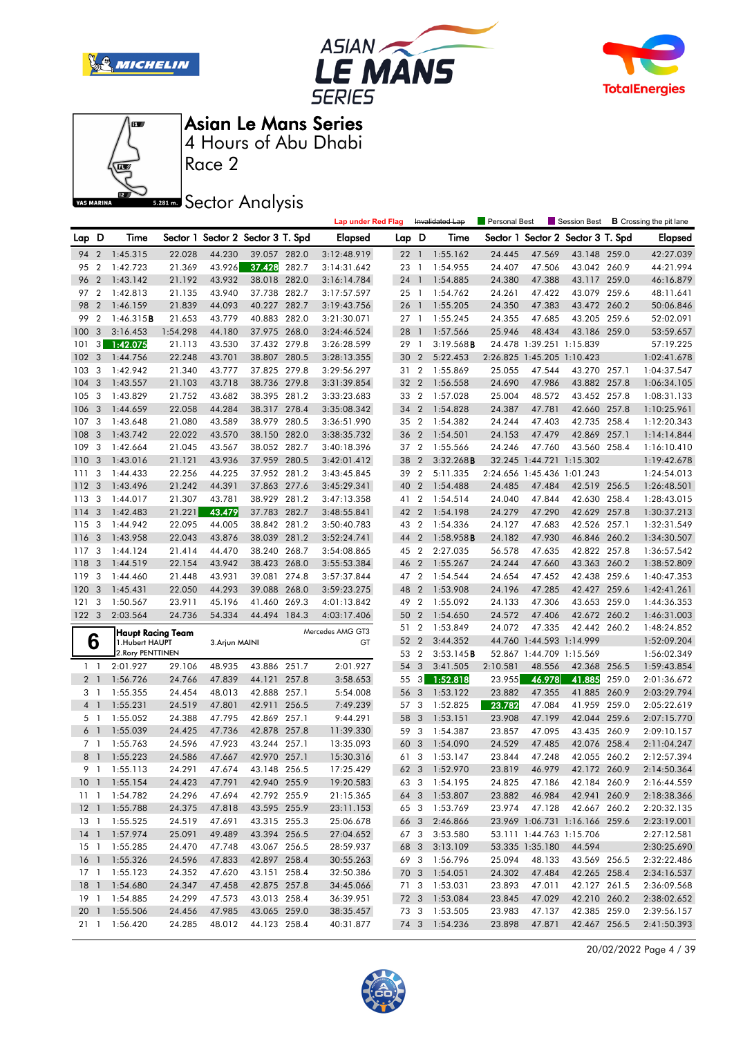# Asian Le Mans Series

## 4 Hours of Abu Dhabi

## Race 2

## Sector Analysis

Lap under Red Flag | ~~Invalidated Lap~~ | Personal Best | Session Best | **B** Crossing the pit lane

| Lap | D | Time | Sector 1 | Sector 2 | Sector 3 | T. Spd | Elapsed |
|---|---|---|---|---|---|---|---|
| 94 | 2 | 1:45.315 | 22.028 | 44.230 | 39.057 | 282.0 | 3:12:48.919 |
| 95 | 2 | 1:42.723 | 21.369 | 43.926 | 37.428 | 282.7 | 3:14:31.642 |
| 96 | 2 | 1:43.142 | 21.192 | 43.932 | 38.018 | 282.0 | 3:16:14.784 |
| 97 | 2 | 1:42.813 | 21.135 | 43.940 | 37.738 | 282.7 | 3:17:57.597 |
| 98 | 2 | 1:46.159 | 21.839 | 44.093 | 40.227 | 282.7 | 3:19:43.756 |
| 99 | 2 | 1:46.315**B** | 21.653 | 43.779 | 40.883 | 282.0 | 3:21:30.071 |
| 100 | 3 | 3:16.453 | 1:54.298 | 44.180 | 37.975 | 268.0 | 3:24:46.524 |
| 101 | 3 | 1:42.075 | 21.113 | 43.530 | 37.432 | 279.8 | 3:26:28.599 |
| 102 | 3 | 1:44.756 | 22.248 | 43.701 | 38.807 | 280.5 | 3:28:13.355 |
| 103 | 3 | 1:42.942 | 21.340 | 43.777 | 37.825 | 279.8 | 3:29:56.297 |
| 104 | 3 | 1:43.557 | 21.103 | 43.718 | 38.736 | 279.8 | 3:31:39.854 |
| 105 | 3 | 1:43.829 | 21.752 | 43.682 | 38.395 | 281.2 | 3:33:23.683 |
| 106 | 3 | 1:44.659 | 22.058 | 44.284 | 38.317 | 278.4 | 3:35:08.342 |
| 107 | 3 | 1:43.648 | 21.080 | 43.589 | 38.979 | 280.5 | 3:36:51.990 |
| 108 | 3 | 1:43.742 | 22.022 | 43.570 | 38.150 | 282.0 | 3:38:35.732 |
| 109 | 3 | 1:42.664 | 21.045 | 43.567 | 38.052 | 282.7 | 3:40:18.396 |
| 110 | 3 | 1:43.016 | 21.121 | 43.936 | 37.959 | 280.5 | 3:42:01.412 |
| 111 | 3 | 1:44.433 | 22.256 | 44.225 | 37.952 | 281.2 | 3:43:45.845 |
| 112 | 3 | 1:43.496 | 21.242 | 44.391 | 37.863 | 277.6 | 3:45:29.341 |
| 113 | 3 | 1:44.017 | 21.307 | 43.781 | 38.929 | 281.2 | 3:47:13.358 |
| 114 | 3 | 1:42.483 | 21.221 | 43.479 | 37.783 | 282.7 | 3:48:55.841 |
| 115 | 3 | 1:44.942 | 22.095 | 44.005 | 38.842 | 281.2 | 3:50:40.783 |
| 116 | 3 | 1:43.958 | 22.043 | 43.876 | 38.039 | 281.2 | 3:52:24.741 |
| 117 | 3 | 1:44.124 | 21.414 | 44.470 | 38.240 | 268.7 | 3:54:08.865 |
| 118 | 3 | 1:44.519 | 22.154 | 43.942 | 38.423 | 268.0 | 3:55:53.384 |
| 119 | 3 | 1:44.460 | 21.448 | 43.931 | 39.081 | 274.8 | 3:57:37.844 |
| 120 | 3 | 1:45.431 | 22.050 | 44.293 | 39.088 | 268.0 | 3:59:23.275 |
| 121 | 3 | 1:50.567 | 23.911 | 45.196 | 41.460 | 269.3 | 4:01:13.842 |
| 122 | 3 | 2:03.564 | 24.736 | 54.334 | 44.494 | 184.3 | 4:03:17.406 |

**6** — **Haupt Racing Team** — Mercedes AMG GT3 — GT
1.Hubert HAUPT
2.Rory PENTTINEN
3.Arjun MAINI

| Lap | D | Time | Sector 1 | Sector 2 | Sector 3 | T. Spd | Elapsed |
|---|---|---|---|---|---|---|---|
| 1 | 1 | 2:01.927 | 29.106 | 48.935 | 43.886 | 251.7 | 2:01.927 |
| 2 | 1 | 1:56.726 | 24.766 | 47.839 | 44.121 | 257.8 | 3:58.653 |
| 3 | 1 | 1:55.355 | 24.454 | 48.013 | 42.888 | 257.1 | 5:54.008 |
| 4 | 1 | 1:55.231 | 24.519 | 47.801 | 42.911 | 256.5 | 7:49.239 |
| 5 | 1 | 1:55.052 | 24.388 | 47.795 | 42.869 | 257.1 | 9:44.291 |
| 6 | 1 | 1:55.039 | 24.425 | 47.736 | 42.878 | 257.8 | 11:39.330 |
| 7 | 1 | 1:55.763 | 24.596 | 47.923 | 43.244 | 257.1 | 13:35.093 |
| 8 | 1 | 1:55.223 | 24.586 | 47.667 | 42.970 | 257.1 | 15:30.316 |
| 9 | 1 | 1:55.113 | 24.291 | 47.674 | 43.148 | 256.5 | 17:25.429 |
| 10 | 1 | 1:55.154 | 24.423 | 47.791 | 42.940 | 255.9 | 19:20.583 |
| 11 | 1 | 1:54.782 | 24.296 | 47.694 | 42.792 | 255.9 | 21:15.365 |
| 12 | 1 | 1:55.788 | 24.375 | 47.818 | 43.595 | 255.9 | 23:11.153 |
| 13 | 1 | 1:55.525 | 24.519 | 47.691 | 43.315 | 255.3 | 25:06.678 |
| 14 | 1 | 1:57.974 | 25.091 | 49.489 | 43.394 | 256.5 | 27:04.652 |
| 15 | 1 | 1:55.285 | 24.470 | 47.748 | 43.067 | 256.5 | 28:59.937 |
| 16 | 1 | 1:55.326 | 24.596 | 47.833 | 42.897 | 258.4 | 30:55.263 |
| 17 | 1 | 1:55.123 | 24.352 | 47.620 | 43.151 | 258.4 | 32:50.386 |
| 18 | 1 | 1:54.680 | 24.347 | 47.458 | 42.875 | 257.8 | 34:45.066 |
| 19 | 1 | 1:54.885 | 24.299 | 47.573 | 43.013 | 258.4 | 36:39.951 |
| 20 | 1 | 1:55.506 | 24.456 | 47.985 | 43.065 | 259.0 | 38:35.457 |
| 21 | 1 | 1:56.420 | 24.285 | 48.012 | 44.123 | 258.4 | 40:31.877 |
| 22 | 1 | 1:55.162 | 24.445 | 47.569 | 43.148 | 259.0 | 42:27.039 |
| 23 | 1 | 1:54.955 | 24.407 | 47.506 | 43.042 | 260.9 | 44:21.994 |
| 24 | 1 | 1:54.885 | 24.380 | 47.388 | 43.117 | 259.0 | 46:16.879 |
| 25 | 1 | 1:54.762 | 24.261 | 47.422 | 43.079 | 259.6 | 48:11.641 |
| 26 | 1 | 1:55.205 | 24.350 | 47.383 | 43.472 | 260.2 | 50:06.846 |
| 27 | 1 | 1:55.245 | 24.355 | 47.685 | 43.205 | 259.6 | 52:02.091 |
| 28 | 1 | 1:57.566 | 25.946 | 48.434 | 43.186 | 259.0 | 53:59.657 |
| 29 | 1 | 3:19.568**B** | 24.478 | 1:39.251 | 1:15.839 | | 57:19.225 |
| 30 | 2 | 5:22.453 | 2:26.825 | 1:45.205 | 1:10.423 | | 1:02:41.678 |
| 31 | 2 | 1:55.869 | 25.055 | 47.544 | 43.270 | 257.1 | 1:04:37.547 |
| 32 | 2 | 1:56.558 | 24.690 | 47.986 | 43.882 | 257.8 | 1:06:34.105 |
| 33 | 2 | 1:57.028 | 25.004 | 48.572 | 43.452 | 257.8 | 1:08:31.133 |
| 34 | 2 | 1:54.828 | 24.387 | 47.781 | 42.660 | 257.8 | 1:10:25.961 |
| 35 | 2 | 1:54.382 | 24.244 | 47.403 | 42.735 | 258.4 | 1:12:20.343 |
| 36 | 2 | 1:54.501 | 24.153 | 47.479 | 42.869 | 257.1 | 1:14:14.844 |
| 37 | 2 | 1:55.566 | 24.246 | 47.760 | 43.560 | 258.4 | 1:16:10.410 |
| 38 | 2 | 3:32.268**B** | 32.245 | 1:44.721 | 1:15.302 | | 1:19:42.678 |
| 39 | 2 | 5:11.335 | 2:24.656 | 1:45.436 | 1:01.243 | | 1:24:54.013 |
| 40 | 2 | 1:54.488 | 24.485 | 47.484 | 42.519 | 256.5 | 1:26:48.501 |
| 41 | 2 | 1:54.514 | 24.040 | 47.844 | 42.630 | 258.4 | 1:28:43.015 |
| 42 | 2 | 1:54.198 | 24.279 | 47.290 | 42.629 | 257.8 | 1:30:37.213 |
| 43 | 2 | 1:54.336 | 24.127 | 47.683 | 42.526 | 257.1 | 1:32:31.549 |
| 44 | 2 | 1:58.958**B** | 24.182 | 47.930 | 46.846 | 260.2 | 1:34:30.507 |
| 45 | 2 | 2:27.035 | 56.578 | 47.635 | 42.822 | 257.8 | 1:36:57.542 |
| 46 | 2 | 1:55.267 | 24.244 | 47.660 | 43.363 | 260.2 | 1:38:52.809 |
| 47 | 2 | 1:54.544 | 24.654 | 47.452 | 42.438 | 259.6 | 1:40:47.353 |
| 48 | 2 | 1:53.908 | 24.196 | 47.285 | 42.427 | 259.6 | 1:42:41.261 |
| 49 | 2 | 1:55.092 | 24.133 | 47.306 | 43.653 | 259.0 | 1:44:36.353 |
| 50 | 2 | 1:54.650 | 24.572 | 47.406 | 42.672 | 260.2 | 1:46:31.003 |
| 51 | 2 | 1:53.849 | 24.072 | 47.335 | 42.442 | 260.2 | 1:48:24.852 |
| 52 | 2 | 3:44.352 | 44.760 | 1:44.593 | 1:14.999 | | 1:52:09.204 |
| 53 | 2 | 3:53.145**B** | 52.867 | 1:44.709 | 1:15.569 | | 1:56:02.349 |
| 54 | 3 | 3:41.505 | 2:10.581 | 48.556 | 42.368 | 256.5 | 1:59:43.854 |
| 55 | 3 | 1:52.818 | 23.955 | 46.978 | 41.885 | 259.0 | 2:01:36.672 |
| 56 | 3 | 1:53.122 | 23.882 | 47.355 | 41.885 | 260.9 | 2:03:29.794 |
| 57 | 3 | 1:52.825 | 23.782 | 47.084 | 41.959 | 259.0 | 2:05:22.619 |
| 58 | 3 | 1:53.151 | 23.908 | 47.199 | 42.044 | 259.6 | 2:07:15.770 |
| 59 | 3 | 1:54.387 | 23.857 | 47.095 | 43.435 | 260.9 | 2:09:10.157 |
| 60 | 3 | 1:54.090 | 24.529 | 47.485 | 42.076 | 258.4 | 2:11:04.247 |
| 61 | 3 | 1:53.147 | 23.844 | 47.248 | 42.055 | 260.2 | 2:12:57.394 |
| 62 | 3 | 1:52.970 | 23.819 | 46.979 | 42.172 | 260.9 | 2:14:50.364 |
| 63 | 3 | 1:54.195 | 24.825 | 47.186 | 42.184 | 260.9 | 2:16:44.559 |
| 64 | 3 | 1:53.807 | 23.882 | 46.984 | 42.941 | 260.9 | 2:18:38.366 |
| 65 | 3 | 1:53.769 | 23.974 | 47.128 | 42.667 | 260.2 | 2:20:32.135 |
| 66 | 3 | 2:46.866 | 23.969 | 1:06.731 | 1:16.166 | 259.6 | 2:23:19.001 |
| 67 | 3 | 3:53.580 | 53.111 | 1:44.763 | 1:15.706 | | 2:27:12.581 |
| 68 | 3 | 3:13.109 | 53.335 | 1:35.180 | 44.594 | | 2:30:25.690 |
| 69 | 3 | 1:56.796 | 25.094 | 48.133 | 43.569 | 256.5 | 2:32:22.486 |
| 70 | 3 | 1:54.051 | 24.302 | 47.484 | 42.265 | 258.4 | 2:34:16.537 |
| 71 | 3 | 1:53.031 | 23.893 | 47.011 | 42.127 | 261.5 | 2:36:09.568 |
| 72 | 3 | 1:53.084 | 23.845 | 47.029 | 42.210 | 260.2 | 2:38:02.652 |
| 73 | 3 | 1:53.505 | 23.983 | 47.137 | 42.385 | 259.0 | 2:39:56.157 |
| 74 | 3 | 1:54.236 | 23.898 | 47.871 | 42.467 | 256.5 | 2:41:50.393 |

20/02/2022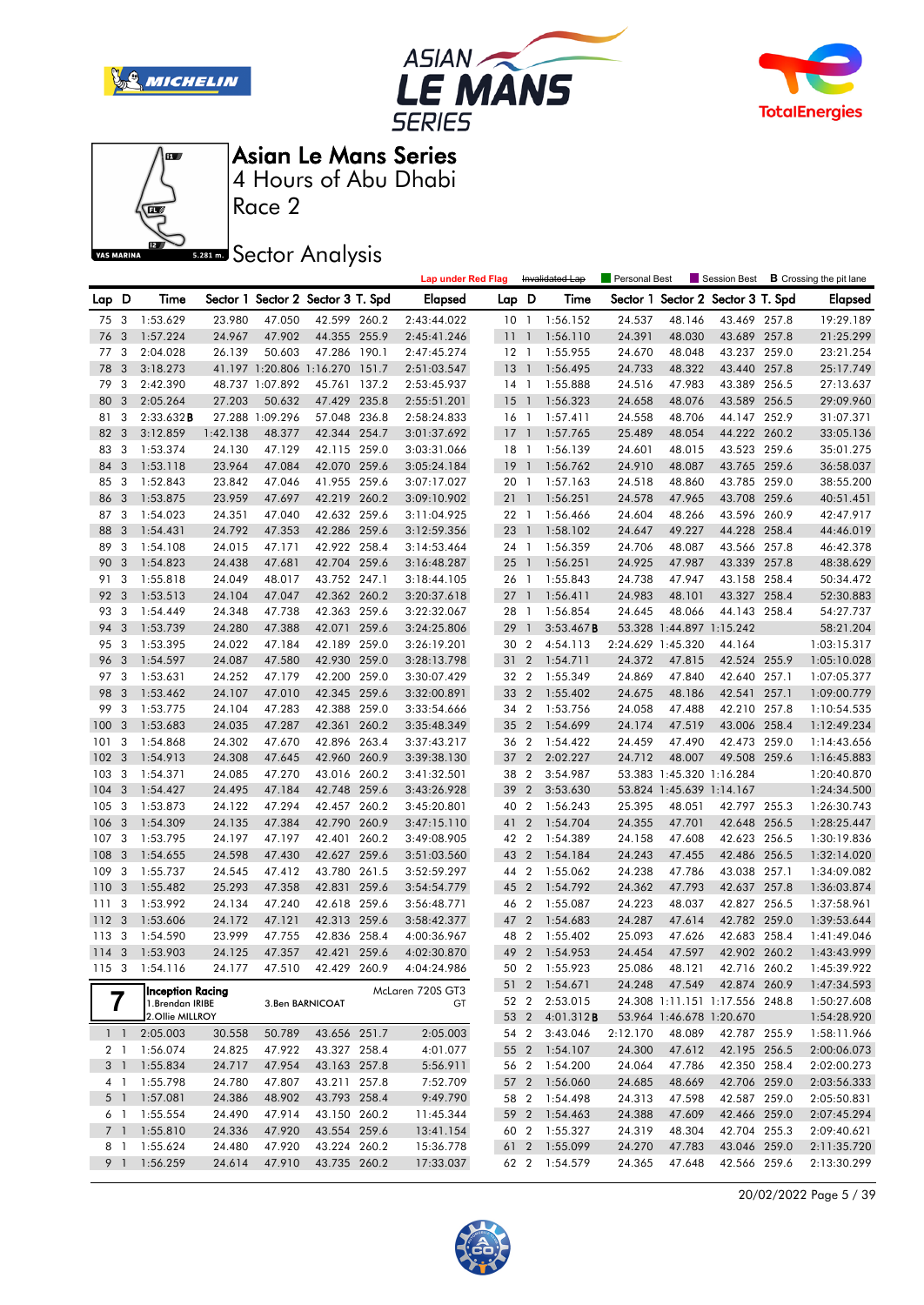# Asian Le Mans Series

4 Hours of Abu Dhabi

Race 2

## Sector Analysis

Lap under Red Flag | ~~Invalidated Lap~~ | Personal Best | Session Best | **B** Crossing the pit lane

| Lap | D | Time | Sector 1 | Sector 2 | Sector 3 | T. Spd | Elapsed |
|---|---|---|---|---|---|---|---|
| 75 | 3 | 1:53.629 | 23.980 | 47.050 | 42.599 | 260.2 | 2:43:44.022 |
| 76 | 3 | 1:57.224 | 24.967 | 47.902 | 44.355 | 255.9 | 2:45:41.246 |
| 77 | 3 | 2:04.028 | 26.139 | 50.603 | 47.286 | 190.1 | 2:47:45.274 |
| 78 | 3 | 3:18.273 | 41.197 | 1:20.806 | 1:16.270 | 151.7 | 2:51:03.547 |
| 79 | 3 | 2:42.390 | 48.737 | 1:07.892 | 45.761 | 137.2 | 2:53:45.937 |
| 80 | 3 | 2:05.264 | 27.203 | 50.632 | 47.429 | 235.8 | 2:55:51.201 |
| 81 | 3 | 2:33.632**B** | 27.288 | 1:09.296 | 57.048 | 236.8 | 2:58:24.833 |
| 82 | 3 | 3:12.859 | 1:42.138 | 48.377 | 42.344 | 254.7 | 3:01:37.692 |
| 83 | 3 | 1:53.374 | 24.130 | 47.129 | 42.115 | 259.0 | 3:03:31.066 |
| 84 | 3 | 1:53.118 | 23.964 | 47.084 | 42.070 | 259.6 | 3:05:24.184 |
| 85 | 3 | 1:52.843 | 23.842 | 47.046 | 41.955 | 259.6 | 3:07:17.027 |
| 86 | 3 | 1:53.875 | 23.959 | 47.697 | 42.219 | 260.2 | 3:09:10.902 |
| 87 | 3 | 1:54.023 | 24.351 | 47.040 | 42.632 | 259.6 | 3:11:04.925 |
| 88 | 3 | 1:54.431 | 24.792 | 47.353 | 42.286 | 259.6 | 3:12:59.356 |
| 89 | 3 | 1:54.108 | 24.015 | 47.171 | 42.922 | 258.4 | 3:14:53.464 |
| 90 | 3 | 1:54.823 | 24.438 | 47.681 | 42.704 | 259.6 | 3:16:48.287 |
| 91 | 3 | 1:55.818 | 24.049 | 48.017 | 43.752 | 247.1 | 3:18:44.105 |
| 92 | 3 | 1:53.513 | 24.104 | 47.047 | 42.362 | 260.2 | 3:20:37.618 |
| 93 | 3 | 1:54.449 | 24.348 | 47.738 | 42.363 | 259.6 | 3:22:32.067 |
| 94 | 3 | 1:53.739 | 24.280 | 47.388 | 42.071 | 259.6 | 3:24:25.806 |
| 95 | 3 | 1:53.395 | 24.022 | 47.184 | 42.189 | 259.0 | 3:26:19.201 |
| 96 | 3 | 1:54.597 | 24.087 | 47.580 | 42.930 | 259.0 | 3:28:13.798 |
| 97 | 3 | 1:53.631 | 24.252 | 47.179 | 42.200 | 259.0 | 3:30:07.429 |
| 98 | 3 | 1:53.462 | 24.107 | 47.010 | 42.345 | 259.6 | 3:32:00.891 |
| 99 | 3 | 1:53.775 | 24.104 | 47.283 | 42.388 | 259.0 | 3:33:54.666 |
| 100 | 3 | 1:53.683 | 24.035 | 47.287 | 42.361 | 260.2 | 3:35:48.349 |
| 101 | 3 | 1:54.868 | 24.302 | 47.670 | 42.896 | 263.4 | 3:37:43.217 |
| 102 | 3 | 1:54.913 | 24.308 | 47.645 | 42.960 | 260.9 | 3:39:38.130 |
| 103 | 3 | 1:54.371 | 24.085 | 47.270 | 43.016 | 260.2 | 3:41:32.501 |
| 104 | 3 | 1:54.427 | 24.495 | 47.184 | 42.748 | 259.6 | 3:43:26.928 |
| 105 | 3 | 1:53.873 | 24.122 | 47.294 | 42.457 | 260.2 | 3:45:20.801 |
| 106 | 3 | 1:54.309 | 24.135 | 47.384 | 42.790 | 260.9 | 3:47:15.110 |
| 107 | 3 | 1:53.795 | 24.197 | 47.197 | 42.401 | 260.2 | 3:49:08.905 |
| 108 | 3 | 1:54.655 | 24.598 | 47.430 | 42.627 | 259.6 | 3:51:03.560 |
| 109 | 3 | 1:55.737 | 24.545 | 47.412 | 43.780 | 261.5 | 3:52:59.297 |
| 110 | 3 | 1:55.482 | 25.293 | 47.358 | 42.831 | 259.6 | 3:54:54.779 |
| 111 | 3 | 1:53.992 | 24.134 | 47.240 | 42.618 | 259.6 | 3:56:48.771 |
| 112 | 3 | 1:53.606 | 24.172 | 47.121 | 42.313 | 259.6 | 3:58:42.377 |
| 113 | 3 | 1:54.590 | 23.999 | 47.755 | 42.836 | 258.4 | 4:00:36.967 |
| 114 | 3 | 1:53.903 | 24.125 | 47.357 | 42.421 | 259.6 | 4:02:30.870 |
| 115 | 3 | 1:54.116 | 24.177 | 47.510 | 42.429 | 260.9 | 4:04:24.986 |

**7** — Inception Racing — McLaren 720S GT3 — GT
1.Brendan IRIBE, 2.Ollie MILLROY, 3.Ben BARNICOAT

| Lap | D | Time | Sector 1 | Sector 2 | Sector 3 | T. Spd | Elapsed |
|---|---|---|---|---|---|---|---|
| 1 | 1 | 2:05.003 | 30.558 | 50.789 | 43.656 | 251.7 | 2:05.003 |
| 2 | 1 | 1:56.074 | 24.825 | 47.922 | 43.327 | 258.4 | 4:01.077 |
| 3 | 1 | 1:55.834 | 24.717 | 47.954 | 43.163 | 257.8 | 5:56.911 |
| 4 | 1 | 1:55.798 | 24.780 | 47.807 | 43.211 | 257.8 | 7:52.709 |
| 5 | 1 | 1:57.081 | 24.386 | 48.902 | 43.793 | 258.4 | 9:49.790 |
| 6 | 1 | 1:55.554 | 24.490 | 47.914 | 43.150 | 260.2 | 11:45.344 |
| 7 | 1 | 1:55.810 | 24.336 | 47.920 | 43.554 | 259.6 | 13:41.154 |
| 8 | 1 | 1:55.624 | 24.480 | 47.920 | 43.224 | 260.2 | 15:36.778 |
| 9 | 1 | 1:56.259 | 24.614 | 47.910 | 43.735 | 260.2 | 17:33.037 |
| 10 | 1 | 1:56.152 | 24.537 | 48.146 | 43.469 | 257.8 | 19:29.189 |
| 11 | 1 | 1:56.110 | 24.391 | 48.030 | 43.689 | 257.8 | 21:25.299 |
| 12 | 1 | 1:55.955 | 24.670 | 48.048 | 43.237 | 259.0 | 23:21.254 |
| 13 | 1 | 1:56.495 | 24.733 | 48.322 | 43.440 | 257.8 | 25:17.749 |
| 14 | 1 | 1:55.888 | 24.516 | 47.983 | 43.389 | 256.5 | 27:13.637 |
| 15 | 1 | 1:56.323 | 24.658 | 48.076 | 43.589 | 256.5 | 29:09.960 |
| 16 | 1 | 1:57.411 | 24.558 | 48.706 | 44.147 | 252.9 | 31:07.371 |
| 17 | 1 | 1:57.765 | 25.489 | 48.054 | 44.222 | 260.2 | 33:05.136 |
| 18 | 1 | 1:56.139 | 24.601 | 48.015 | 43.523 | 259.6 | 35:01.275 |
| 19 | 1 | 1:56.762 | 24.910 | 48.087 | 43.765 | 259.6 | 36:58.037 |
| 20 | 1 | 1:57.163 | 24.518 | 48.860 | 43.785 | 259.0 | 38:55.200 |
| 21 | 1 | 1:56.251 | 24.578 | 47.965 | 43.708 | 259.6 | 40:51.451 |
| 22 | 1 | 1:56.466 | 24.604 | 48.266 | 43.596 | 260.9 | 42:47.917 |
| 23 | 1 | 1:58.102 | 24.647 | 49.227 | 44.228 | 258.4 | 44:46.019 |
| 24 | 1 | 1:56.359 | 24.706 | 48.087 | 43.566 | 257.8 | 46:42.378 |
| 25 | 1 | 1:56.251 | 24.925 | 47.987 | 43.339 | 257.8 | 48:38.629 |
| 26 | 1 | 1:55.843 | 24.738 | 47.947 | 43.158 | 258.4 | 50:34.472 |
| 27 | 1 | 1:56.411 | 24.983 | 48.101 | 43.327 | 258.4 | 52:30.883 |
| 28 | 1 | 1:56.854 | 24.645 | 48.066 | 44.143 | 258.4 | 54:27.737 |
| 29 | 1 | 3:53.467**B** | 53.328 | 1:44.897 | 1:15.242 | | 58:21.204 |
| 30 | 2 | 4:54.113 | 2:24.629 | 1:45.320 | 44.164 | | 1:03:15.317 |
| 31 | 2 | 1:54.711 | 24.372 | 47.815 | 42.524 | 255.9 | 1:05:10.028 |
| 32 | 2 | 1:55.349 | 24.869 | 47.840 | 42.640 | 257.1 | 1:07:05.377 |
| 33 | 2 | 1:55.402 | 24.675 | 48.186 | 42.541 | 257.1 | 1:09:00.779 |
| 34 | 2 | 1:53.756 | 24.058 | 47.488 | 42.210 | 257.8 | 1:10:54.535 |
| 35 | 2 | 1:54.699 | 24.174 | 47.519 | 43.006 | 258.4 | 1:12:49.234 |
| 36 | 2 | 1:54.422 | 24.459 | 47.490 | 42.473 | 259.0 | 1:14:43.656 |
| 37 | 2 | 2:02.227 | 24.712 | 48.007 | 49.508 | 259.6 | 1:16:45.883 |
| 38 | 2 | 3:54.987 | 53.383 | 1:45.320 | 1:16.284 | | 1:20:40.870 |
| 39 | 2 | 3:53.630 | 53.824 | 1:45.639 | 1:14.167 | | 1:24:34.500 |
| 40 | 2 | 1:56.243 | 25.395 | 48.051 | 42.797 | 255.3 | 1:26:30.743 |
| 41 | 2 | 1:54.704 | 24.355 | 47.701 | 42.648 | 256.5 | 1:28:25.447 |
| 42 | 2 | 1:54.389 | 24.158 | 47.608 | 42.623 | 256.5 | 1:30:19.836 |
| 43 | 2 | 1:54.184 | 24.243 | 47.455 | 42.486 | 256.5 | 1:32:14.020 |
| 44 | 2 | 1:55.062 | 24.238 | 47.786 | 43.038 | 257.1 | 1:34:09.082 |
| 45 | 2 | 1:54.792 | 24.362 | 47.793 | 42.637 | 257.8 | 1:36:03.874 |
| 46 | 2 | 1:55.087 | 24.223 | 48.037 | 42.827 | 256.5 | 1:37:58.961 |
| 47 | 2 | 1:54.683 | 24.287 | 47.614 | 42.782 | 259.0 | 1:39:53.644 |
| 48 | 2 | 1:55.402 | 25.093 | 47.626 | 42.683 | 258.4 | 1:41:49.046 |
| 49 | 2 | 1:54.953 | 24.454 | 47.597 | 42.902 | 260.2 | 1:43:43.999 |
| 50 | 2 | 1:55.923 | 25.086 | 48.121 | 42.716 | 260.2 | 1:45:39.922 |
| 51 | 2 | 1:54.671 | 24.248 | 47.549 | 42.874 | 260.9 | 1:47:34.593 |
| 52 | 2 | 2:53.015 | 24.308 | 1:11.151 | 1:17.556 | 248.8 | 1:50:27.608 |
| 53 | 2 | 4:01.312**B** | 53.964 | 1:46.678 | 1:20.670 | | 1:54:28.920 |
| 54 | 2 | 3:43.046 | 2:12.170 | 48.089 | 42.787 | 255.9 | 1:58:11.966 |
| 55 | 2 | 1:54.107 | 24.300 | 47.612 | 42.195 | 256.5 | 2:00:06.073 |
| 56 | 2 | 1:54.200 | 24.064 | 47.786 | 42.350 | 258.4 | 2:02:00.273 |
| 57 | 2 | 1:56.060 | 24.685 | 48.669 | 42.706 | 259.0 | 2:03:56.333 |
| 58 | 2 | 1:54.498 | 24.313 | 47.598 | 42.587 | 259.0 | 2:05:50.831 |
| 59 | 2 | 1:54.463 | 24.388 | 47.609 | 42.466 | 259.0 | 2:07:45.294 |
| 60 | 2 | 1:55.327 | 24.319 | 48.304 | 42.704 | 255.3 | 2:09:40.621 |
| 61 | 2 | 1:55.099 | 24.270 | 47.783 | 43.046 | 259.0 | 2:11:35.720 |
| 62 | 2 | 1:54.579 | 24.365 | 47.648 | 42.566 | 259.6 | 2:13:30.299 |

20/02/2022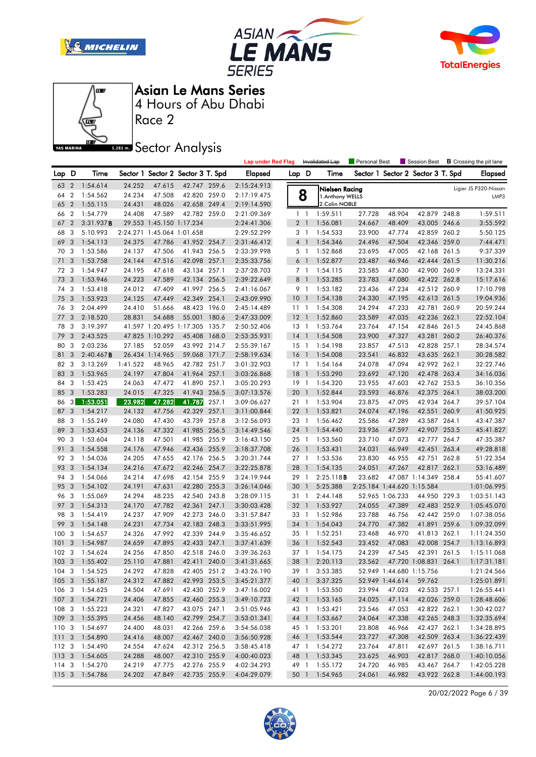# Asian Le Mans Series

## 4 Hours of Abu Dhabi

### Race 2

## Sector Analysis

Lap under Red Flag | Invalidated Lap | Personal Best | Session Best | B Crossing the pit lane

| Lap | D | Time | Sector 1 | Sector 2 | Sector 3 | T. Spd | Elapsed |
|---|---|---|---|---|---|---|---|
| 63 | 2 | 1:54.614 | 24.252 | 47.615 | 42.747 | 259.6 | 2:15:24.913 |
| 64 | 2 | 1:54.562 | 24.234 | 47.508 | 42.820 | 259.0 | 2:17:19.475 |
| 65 | 2 | 1:55.115 | 24.431 | 48.026 | 42.658 | 249.4 | 2:19:14.590 |
| 66 | 2 | 1:54.779 | 24.408 | 47.589 | 42.782 | 259.0 | 2:21:09.369 |
| 67 | 2 | 3:31.937B | 29.553 | 1:45.150 | 1:17.234 | | 2:24:41.306 |
| 68 | 3 | 5:10.993 | 2:24.271 | 1:45.064 | 1:01.658 | | 2:29:52.299 |
| 69 | 3 | 1:54.113 | 24.375 | 47.786 | 41.952 | 254.7 | 2:31:46.412 |
| 70 | 3 | 1:53.586 | 24.137 | 47.506 | 41.943 | 256.5 | 2:33:39.998 |
| 71 | 3 | 1:53.758 | 24.144 | 47.516 | 42.098 | 257.1 | 2:35:33.756 |
| 72 | 3 | 1:54.947 | 24.195 | 47.618 | 43.134 | 257.1 | 2:37:28.703 |
| 73 | 3 | 1:53.946 | 24.223 | 47.589 | 42.134 | 256.5 | 2:39:22.649 |
| 74 | 3 | 1:53.418 | 24.012 | 47.409 | 41.997 | 256.5 | 2:41:16.067 |
| 75 | 3 | 1:53.923 | 24.125 | 47.449 | 42.349 | 254.1 | 2:43:09.990 |
| 76 | 3 | 2:04.499 | 24.410 | 51.666 | 48.423 | 196.0 | 2:45:14.489 |
| 77 | 3 | 2:18.520 | 28.831 | 54.688 | 55.001 | 180.6 | 2:47:33.009 |
| 78 | 3 | 3:19.397 | 41.597 | 1:20.495 | 1:17.305 | 135.7 | 2:50:52.406 |
| 79 | 3 | 2:43.525 | 47.825 | 1:10.292 | 45.408 | 168.0 | 2:53:35.931 |
| 80 | 3 | 2:03.236 | 27.185 | 52.059 | 43.992 | 214.7 | 2:55:39.167 |
| 81 | 3 | 2:40.467B | 26.434 | 1:14.965 | 59.068 | 171.7 | 2:58:19.634 |
| 82 | 3 | 3:13.269 | 1:41.522 | 48.965 | 42.782 | 251.7 | 3:01:32.903 |
| 83 | 3 | 1:53.965 | 24.197 | 47.804 | 41.964 | 257.1 | 3:03:26.868 |
| 84 | 3 | 1:53.425 | 24.063 | 47.472 | 41.890 | 257.1 | 3:05:20.293 |
| 85 | 3 | 1:53.283 | 24.015 | 47.325 | 41.943 | 256.5 | 3:07:13.576 |
| 86 | 3 | 1:53.051 | 23.982 | 47.282 | 41.787 | 257.1 | 3:09:06.627 |
| 87 | 3 | 1:54.217 | 24.132 | 47.756 | 42.329 | 257.1 | 3:11:00.844 |
| 88 | 3 | 1:55.249 | 24.080 | 47.430 | 43.739 | 257.8 | 3:12:56.093 |
| 89 | 3 | 1:53.453 | 24.136 | 47.332 | 41.985 | 256.5 | 3:14:49.546 |
| 90 | 3 | 1:53.604 | 24.118 | 47.501 | 41.985 | 255.9 | 3:16:43.150 |
| 91 | 3 | 1:54.558 | 24.176 | 47.946 | 42.436 | 255.9 | 3:18:37.708 |
| 92 | 3 | 1:54.036 | 24.205 | 47.655 | 42.176 | 256.5 | 3:20:31.744 |
| 93 | 3 | 1:54.134 | 24.216 | 47.672 | 42.246 | 254.7 | 3:22:25.878 |
| 94 | 3 | 1:54.066 | 24.214 | 47.698 | 42.154 | 255.9 | 3:24:19.944 |
| 95 | 3 | 1:54.102 | 24.191 | 47.631 | 42.280 | 255.3 | 3:26:14.046 |
| 96 | 3 | 1:55.069 | 24.294 | 48.235 | 42.540 | 243.8 | 3:28:09.115 |
| 97 | 3 | 1:54.313 | 24.170 | 47.782 | 42.361 | 247.1 | 3:30:03.428 |
| 98 | 3 | 1:54.419 | 24.237 | 47.909 | 42.273 | 246.0 | 3:31:57.847 |
| 99 | 3 | 1:54.148 | 24.231 | 47.734 | 42.183 | 248.3 | 3:33:51.995 |
| 100 | 3 | 1:54.657 | 24.326 | 47.992 | 42.339 | 244.9 | 3:35:46.652 |
| 101 | 3 | 1:54.987 | 24.659 | 47.895 | 42.433 | 247.1 | 3:37:41.639 |
| 102 | 3 | 1:54.624 | 24.256 | 47.850 | 42.518 | 246.0 | 3:39:36.263 |
| 103 | 3 | 1:55.402 | 25.110 | 47.881 | 42.411 | 240.0 | 3:41:31.665 |
| 104 | 3 | 1:54.525 | 24.292 | 47.828 | 42.405 | 251.2 | 3:43:26.190 |
| 105 | 3 | 1:55.187 | 24.312 | 47.882 | 42.993 | 253.5 | 3:45:21.377 |
| 106 | 3 | 1:54.625 | 24.504 | 47.691 | 42.430 | 252.9 | 3:47:16.002 |
| 107 | 3 | 1:54.721 | 24.406 | 47.855 | 42.460 | 255.3 | 3:49:10.723 |
| 108 | 3 | 1:55.223 | 24.321 | 47.827 | 43.075 | 247.1 | 3:51:05.946 |
| 109 | 3 | 1:55.395 | 24.456 | 48.140 | 42.799 | 254.7 | 3:53:01.341 |
| 110 | 3 | 1:54.697 | 24.400 | 48.031 | 42.266 | 259.6 | 3:54:56.038 |
| 111 | 3 | 1:54.890 | 24.416 | 48.007 | 42.467 | 240.0 | 3:56:50.928 |
| 112 | 3 | 1:54.490 | 24.554 | 47.624 | 42.312 | 256.5 | 3:58:45.418 |
| 113 | 3 | 1:54.605 | 24.288 | 48.007 | 42.310 | 255.9 | 4:00:40.023 |
| 114 | 3 | 1:54.270 | 24.219 | 47.775 | 42.276 | 255.9 | 4:02:34.293 |
| 115 | 3 | 1:54.786 | 24.202 | 47.849 | 42.735 | 255.9 | 4:04:29.079 |

**8** — Nielsen Racing — Ligier JS P320-Nissan — LMP3
1. Anthony WELLS
2. Colin NOBLE

| Lap | D | Time | Sector 1 | Sector 2 | Sector 3 | T. Spd | Elapsed |
|---|---|---|---|---|---|---|---|
| 1 | 1 | 1:59.511 | 27.728 | 48.904 | 42.879 | 248.8 | 1:59.511 |
| 2 | 1 | 1:56.081 | 24.667 | 48.409 | 43.005 | 246.6 | 3:55.592 |
| 3 | 1 | 1:54.533 | 23.900 | 47.774 | 42.859 | 260.2 | 5:50.125 |
| 4 | 1 | 1:54.346 | 24.496 | 47.504 | 42.346 | 259.0 | 7:44.471 |
| 5 | 1 | 1:52.868 | 23.695 | 47.005 | 42.168 | 261.5 | 9:37.339 |
| 6 | 1 | 1:52.877 | 23.487 | 46.946 | 42.444 | 261.5 | 11:30.216 |
| 7 | 1 | 1:54.115 | 23.585 | 47.630 | 42.900 | 260.9 | 13:24.331 |
| 8 | 1 | 1:53.285 | 23.783 | 47.080 | 42.422 | 262.8 | 15:17.616 |
| 9 | 1 | 1:53.182 | 23.436 | 47.234 | 42.512 | 260.9 | 17:10.798 |
| 10 | 1 | 1:54.138 | 24.330 | 47.195 | 42.613 | 261.5 | 19:04.936 |
| 11 | 1 | 1:54.308 | 24.294 | 47.233 | 42.781 | 260.9 | 20:59.244 |
| 12 | 1 | 1:52.860 | 23.589 | 47.035 | 42.236 | 262.1 | 22:52.104 |
| 13 | 1 | 1:53.764 | 23.764 | 47.154 | 42.846 | 261.5 | 24:45.868 |
| 14 | 1 | 1:54.508 | 23.900 | 47.327 | 43.281 | 260.2 | 26:40.376 |
| 15 | 1 | 1:54.198 | 23.857 | 47.513 | 42.828 | 257.1 | 28:34.574 |
| 16 | 1 | 1:54.008 | 23.541 | 46.832 | 43.635 | 262.1 | 30:28.582 |
| 17 | 1 | 1:54.164 | 24.078 | 47.094 | 42.992 | 262.1 | 32:22.746 |
| 18 | 1 | 1:53.290 | 23.692 | 47.120 | 42.478 | 263.4 | 34:16.036 |
| 19 | 1 | 1:54.320 | 23.955 | 47.603 | 42.762 | 253.5 | 36:10.356 |
| 20 | 1 | 1:52.844 | 23.593 | 46.876 | 42.375 | 264.1 | 38:03.200 |
| 21 | 1 | 1:53.904 | 23.875 | 47.095 | 42.934 | 264.7 | 39:57.104 |
| 22 | 1 | 1:53.821 | 24.074 | 47.196 | 42.551 | 260.9 | 41:50.925 |
| 23 | 1 | 1:56.462 | 25.586 | 47.289 | 43.587 | 264.1 | 43:47.387 |
| 24 | 1 | 1:54.440 | 23.936 | 47.597 | 42.907 | 253.5 | 45:41.827 |
| 25 | 1 | 1:53.560 | 23.710 | 47.073 | 42.777 | 264.7 | 47:35.387 |
| 26 | 1 | 1:53.431 | 24.031 | 46.949 | 42.451 | 263.4 | 49:28.818 |
| 27 | 1 | 1:53.536 | 23.830 | 46.955 | 42.751 | 262.8 | 51:22.354 |
| 28 | 1 | 1:54.135 | 24.051 | 47.267 | 42.817 | 262.1 | 53:16.489 |
| 29 | 1 | 2:25.118B | 23.682 | 47.087 | 1:14.349 | 258.4 | 55:41.607 |
| 30 | 1 | 5:25.388 | 2:25.184 | 1:44.620 | 1:15.584 | | 1:01:06.995 |
| 31 | 1 | 2:44.148 | 52.965 | 1:06.233 | 44.950 | 229.3 | 1:03:51.143 |
| 32 | 1 | 1:53.927 | 24.055 | 47.389 | 42.483 | 252.9 | 1:05:45.070 |
| 33 | 1 | 1:52.986 | 23.788 | 46.756 | 42.442 | 259.0 | 1:07:38.056 |
| 34 | 1 | 1:54.043 | 24.770 | 47.382 | 41.891 | 259.6 | 1:09:32.099 |
| 35 | 1 | 1:52.251 | 23.468 | 46.970 | 41.813 | 262.1 | 1:11:24.350 |
| 36 | 1 | 1:52.543 | 23.452 | 47.083 | 42.008 | 254.7 | 1:13:16.893 |
| 37 | 1 | 1:54.175 | 24.239 | 47.545 | 42.391 | 261.5 | 1:15:11.068 |
| 38 | 1 | 2:20.113 | 23.562 | 47.720 | 1:08.831 | 264.1 | 1:17:31.181 |
| 39 | 1 | 3:53.385 | 52.949 | 1:44.680 | 1:15.756 | | 1:21:24.566 |
| 40 | 1 | 3:37.325 | 52.949 | 1:44.614 | 59.762 | | 1:25:01.891 |
| 41 | 1 | 1:53.550 | 23.994 | 47.023 | 42.533 | 257.1 | 1:26:55.441 |
| 42 | 1 | 1:53.165 | 24.025 | 47.114 | 42.026 | 259.0 | 1:28:48.606 |
| 43 | 1 | 1:53.421 | 23.546 | 47.053 | 42.822 | 262.1 | 1:30:42.027 |
| 44 | 1 | 1:53.667 | 24.064 | 47.338 | 42.265 | 248.3 | 1:32:35.694 |
| 45 | 1 | 1:53.201 | 23.808 | 46.966 | 42.427 | 262.1 | 1:34:28.895 |
| 46 | 1 | 1:53.544 | 23.727 | 47.308 | 42.509 | 263.4 | 1:36:22.439 |
| 47 | 1 | 1:54.272 | 23.764 | 47.811 | 42.697 | 261.5 | 1:38:16.711 |
| 48 | 1 | 1:53.345 | 23.625 | 46.903 | 42.817 | 268.0 | 1:40:10.056 |
| 49 | 1 | 1:55.172 | 24.720 | 46.985 | 43.467 | 264.7 | 1:42:05.228 |
| 50 | 1 | 1:54.965 | 24.061 | 46.982 | 43.922 | 262.8 | 1:44:00.193 |

20/02/2022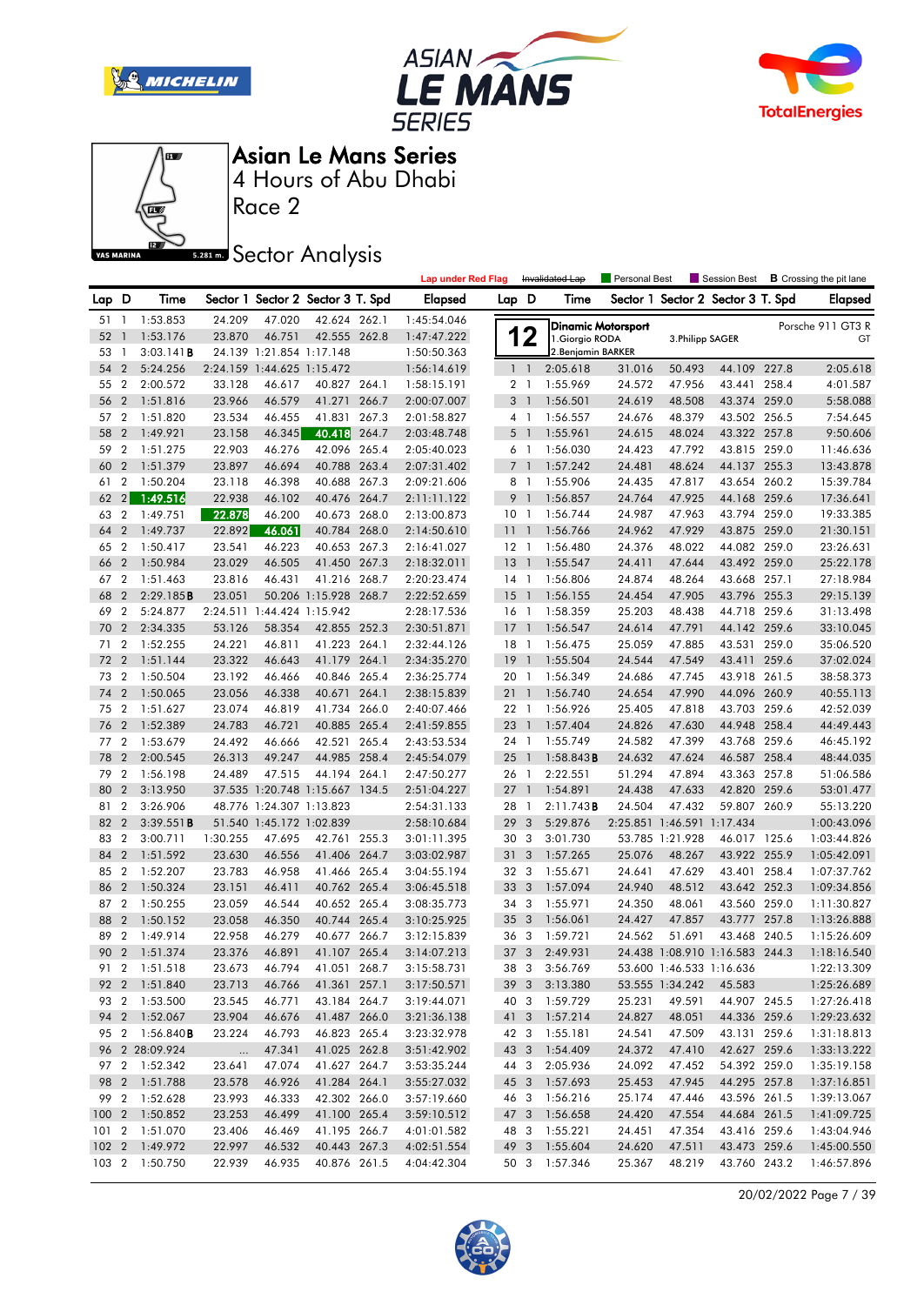# Asian Le Mans Series

## 4 Hours of Abu Dhabi

Race 2

## Sector Analysis

Lap under Red Flag | ~~Invalidated Lap~~ | Personal Best | Session Best | **B** Crossing the pit lane

| Lap | D | Time | Sector 1 | Sector 2 | Sector 3 | T. Spd | Elapsed |
|---|---|---|---|---|---|---|---|
| 51 | 1 | 1:53.853 | 24.209 | 47.020 | 42.624 | 262.1 | 1:45:54.046 |
| 52 | 1 | 1:53.176 | 23.870 | 46.751 | 42.555 | 262.8 | 1:47:47.222 |
| 53 | 1 | 3:03.141**B** | 24.139 | 1:21.854 | 1:17.148 | | 1:50:50.363 |
| 54 | 2 | 5:24.256 | 2:24.159 | 1:44.625 | 1:15.472 | | 1:56:14.619 |
| 55 | 2 | 2:00.572 | 33.128 | 46.617 | 40.827 | 264.1 | 1:58:15.191 |
| 56 | 2 | 1:51.816 | 23.966 | 46.579 | 41.271 | 266.7 | 2:00:07.007 |
| 57 | 2 | 1:51.820 | 23.534 | 46.455 | 41.831 | 267.3 | 2:01:58.827 |
| 58 | 2 | 1:49.921 | 23.158 | 46.345 | 40.418 | 264.7 | 2:03:48.748 |
| 59 | 2 | 1:51.275 | 22.903 | 46.276 | 42.096 | 265.4 | 2:05:40.023 |
| 60 | 2 | 1:51.379 | 23.897 | 46.694 | 40.788 | 263.4 | 2:07:31.402 |
| 61 | 2 | 1:50.204 | 23.118 | 46.398 | 40.688 | 267.3 | 2:09:21.606 |
| 62 | 2 | 1:49.516 | 22.938 | 46.102 | 40.476 | 264.7 | 2:11:11.122 |
| 63 | 2 | 1:49.751 | 22.878 | 46.200 | 40.673 | 268.0 | 2:13:00.873 |
| 64 | 2 | 1:49.737 | 22.892 | 46.061 | 40.784 | 268.0 | 2:14:50.610 |
| 65 | 2 | 1:50.417 | 23.541 | 46.223 | 40.653 | 267.3 | 2:16:41.027 |
| 66 | 2 | 1:50.984 | 23.029 | 46.505 | 41.450 | 267.3 | 2:18:32.011 |
| 67 | 2 | 1:51.463 | 23.816 | 46.431 | 41.216 | 268.7 | 2:20:23.474 |
| 68 | 2 | 2:29.185**B** | 23.051 | 50.206 | 1:15.928 | 268.7 | 2:22:52.659 |
| 69 | 2 | 5:24.877 | 2:24.511 | 1:44.424 | 1:15.942 | | 2:28:17.536 |
| 70 | 2 | 2:34.335 | 53.126 | 58.354 | 42.855 | 252.3 | 2:30:51.871 |
| 71 | 2 | 1:52.255 | 24.221 | 46.811 | 41.223 | 264.1 | 2:32:44.126 |
| 72 | 2 | 1:51.144 | 23.322 | 46.643 | 41.179 | 264.1 | 2:34:35.270 |
| 73 | 2 | 1:50.504 | 23.192 | 46.466 | 40.846 | 265.4 | 2:36:25.774 |
| 74 | 2 | 1:50.065 | 23.056 | 46.338 | 40.671 | 264.1 | 2:38:15.839 |
| 75 | 2 | 1:51.627 | 23.074 | 46.819 | 41.734 | 266.0 | 2:40:07.466 |
| 76 | 2 | 1:52.389 | 24.783 | 46.721 | 40.885 | 265.4 | 2:41:59.855 |
| 77 | 2 | 1:53.679 | 24.492 | 46.666 | 42.521 | 265.4 | 2:43:53.534 |
| 78 | 2 | 2:00.545 | 26.313 | 49.247 | 44.985 | 258.4 | 2:45:54.079 |
| 79 | 2 | 1:56.198 | 24.489 | 47.515 | 44.194 | 264.1 | 2:47:50.277 |
| 80 | 2 | 3:13.950 | 37.535 | 1:20.748 | 1:15.667 | 134.5 | 2:51:04.227 |
| 81 | 2 | 3:26.906 | 48.776 | 1:24.307 | 1:13.823 | | 2:54:31.133 |
| 82 | 2 | 3:39.551**B** | 51.540 | 1:45.172 | 1:02.839 | | 2:58:10.684 |
| 83 | 2 | 3:00.711 | 1:30.255 | 47.695 | 42.761 | 255.3 | 3:01:11.395 |
| 84 | 2 | 1:51.592 | 23.630 | 46.556 | 41.406 | 264.7 | 3:03:02.987 |
| 85 | 2 | 1:52.207 | 23.783 | 46.958 | 41.466 | 265.4 | 3:04:55.194 |
| 86 | 2 | 1:50.324 | 23.151 | 46.411 | 40.762 | 265.4 | 3:06:45.518 |
| 87 | 2 | 1:50.255 | 23.059 | 46.544 | 40.652 | 265.4 | 3:08:35.773 |
| 88 | 2 | 1:50.152 | 23.058 | 46.350 | 40.744 | 265.4 | 3:10:25.925 |
| 89 | 2 | 1:49.914 | 22.958 | 46.279 | 40.677 | 266.7 | 3:12:15.839 |
| 90 | 2 | 1:51.374 | 23.376 | 46.891 | 41.107 | 265.4 | 3:14:07.213 |
| 91 | 2 | 1:51.518 | 23.673 | 46.794 | 41.051 | 268.7 | 3:15:58.731 |
| 92 | 2 | 1:51.840 | 23.713 | 46.766 | 41.361 | 257.1 | 3:17:50.571 |
| 93 | 2 | 1:53.500 | 23.545 | 46.771 | 43.184 | 264.7 | 3:19:44.071 |
| 94 | 2 | 1:52.067 | 23.904 | 46.676 | 41.487 | 266.0 | 3:21:36.138 |
| 95 | 2 | 1:56.840**B** | 23.224 | 46.793 | 46.823 | 265.4 | 3:23:32.978 |
| 96 | 2 | 28:09.924 | ... | 47.341 | 41.025 | 262.8 | 3:51:42.902 |
| 97 | 2 | 1:52.342 | 23.641 | 47.074 | 41.627 | 264.7 | 3:53:35.244 |
| 98 | 2 | 1:51.788 | 23.578 | 46.926 | 41.284 | 264.1 | 3:55:27.032 |
| 99 | 2 | 1:52.628 | 23.993 | 46.333 | 42.302 | 266.0 | 3:57:19.660 |
| 100 | 2 | 1:50.852 | 23.253 | 46.499 | 41.100 | 265.4 | 3:59:10.512 |
| 101 | 2 | 1:51.070 | 23.406 | 46.469 | 41.195 | 266.7 | 4:01:01.582 |
| 102 | 2 | 1:49.972 | 22.997 | 46.532 | 40.443 | 267.3 | 4:02:51.554 |
| 103 | 2 | 1:50.750 | 22.939 | 46.935 | 40.876 | 261.5 | 4:04:42.304 |

**12** — Dinamic Motorsport — Porsche 911 GT3 R — GT

1. Giorgio RODA
2. Benjamin BARKER
3. Philipp SAGER

| Lap | D | Time | Sector 1 | Sector 2 | Sector 3 | T. Spd | Elapsed |
|---|---|---|---|---|---|---|---|
| 1 | 1 | 2:05.618 | 31.016 | 50.493 | 44.109 | 227.8 | 2:05.618 |
| 2 | 1 | 1:55.969 | 24.572 | 47.956 | 43.441 | 258.4 | 4:01.587 |
| 3 | 1 | 1:56.501 | 24.619 | 48.508 | 43.374 | 259.0 | 5:58.088 |
| 4 | 1 | 1:56.557 | 24.676 | 48.379 | 43.502 | 256.5 | 7:54.645 |
| 5 | 1 | 1:55.961 | 24.615 | 48.024 | 43.322 | 257.8 | 9:50.606 |
| 6 | 1 | 1:56.030 | 24.423 | 47.792 | 43.815 | 259.0 | 11:46.636 |
| 7 | 1 | 1:57.242 | 24.481 | 48.624 | 44.137 | 255.3 | 13:43.878 |
| 8 | 1 | 1:55.906 | 24.435 | 47.817 | 43.654 | 260.2 | 15:39.784 |
| 9 | 1 | 1:56.857 | 24.764 | 47.925 | 44.168 | 259.6 | 17:36.641 |
| 10 | 1 | 1:56.744 | 24.987 | 47.963 | 43.794 | 259.0 | 19:33.385 |
| 11 | 1 | 1:56.766 | 24.962 | 47.929 | 43.875 | 259.0 | 21:30.151 |
| 12 | 1 | 1:56.480 | 24.376 | 48.022 | 44.082 | 259.0 | 23:26.631 |
| 13 | 1 | 1:55.547 | 24.411 | 47.644 | 43.492 | 259.0 | 25:22.178 |
| 14 | 1 | 1:56.806 | 24.874 | 48.264 | 43.668 | 257.1 | 27:18.984 |
| 15 | 1 | 1:56.155 | 24.454 | 47.905 | 43.796 | 255.3 | 29:15.139 |
| 16 | 1 | 1:58.359 | 25.203 | 48.438 | 44.718 | 259.6 | 31:13.498 |
| 17 | 1 | 1:56.547 | 24.614 | 47.791 | 44.142 | 259.6 | 33:10.045 |
| 18 | 1 | 1:56.475 | 25.059 | 47.885 | 43.531 | 259.0 | 35:06.520 |
| 19 | 1 | 1:55.504 | 24.544 | 47.549 | 43.411 | 259.6 | 37:02.024 |
| 20 | 1 | 1:56.349 | 24.686 | 47.745 | 43.918 | 261.5 | 38:58.373 |
| 21 | 1 | 1:56.740 | 24.654 | 47.990 | 44.096 | 260.9 | 40:55.113 |
| 22 | 1 | 1:56.926 | 25.405 | 47.818 | 43.703 | 259.6 | 42:52.039 |
| 23 | 1 | 1:57.404 | 24.826 | 47.630 | 44.948 | 258.4 | 44:49.443 |
| 24 | 1 | 1:55.749 | 24.582 | 47.399 | 43.768 | 259.6 | 46:45.192 |
| 25 | 1 | 1:58.843**B** | 24.632 | 47.624 | 46.587 | 258.4 | 48:44.035 |
| 26 | 1 | 2:22.551 | 51.294 | 47.894 | 43.363 | 257.8 | 51:06.586 |
| 27 | 1 | 1:54.891 | 24.438 | 47.633 | 42.820 | 259.6 | 53:01.477 |
| 28 | 1 | 2:11.743**B** | 24.504 | 47.432 | 59.807 | 260.9 | 55:13.220 |
| 29 | 3 | 5:29.876 | 2:25.851 | 1:46.591 | 1:17.434 | | 1:00:43.096 |
| 30 | 3 | 3:01.730 | 53.785 | 1:21.928 | 46.017 | 125.6 | 1:03:44.826 |
| 31 | 3 | 1:57.265 | 25.076 | 48.267 | 43.922 | 255.9 | 1:05:42.091 |
| 32 | 3 | 1:55.671 | 24.641 | 47.629 | 43.401 | 258.4 | 1:07:37.762 |
| 33 | 3 | 1:57.094 | 24.940 | 48.512 | 43.642 | 252.3 | 1:09:34.856 |
| 34 | 3 | 1:55.971 | 24.350 | 48.061 | 43.560 | 259.0 | 1:11:30.827 |
| 35 | 3 | 1:56.061 | 24.427 | 47.857 | 43.777 | 257.8 | 1:13:26.888 |
| 36 | 3 | 1:59.721 | 24.562 | 51.691 | 43.468 | 240.5 | 1:15:26.609 |
| 37 | 3 | 2:49.931 | 24.438 | 1:08.910 | 1:16.583 | 244.3 | 1:18:16.540 |
| 38 | 3 | 3:56.769 | 53.600 | 1:46.533 | 1:16.636 | | 1:22:13.309 |
| 39 | 3 | 3:13.380 | 53.555 | 1:34.242 | 45.583 | | 1:25:26.689 |
| 40 | 3 | 1:59.729 | 25.231 | 49.591 | 44.907 | 245.5 | 1:27:26.418 |
| 41 | 3 | 1:57.214 | 24.827 | 48.051 | 44.336 | 259.6 | 1:29:23.632 |
| 42 | 3 | 1:55.181 | 24.541 | 47.509 | 43.131 | 259.6 | 1:31:18.813 |
| 43 | 3 | 1:54.409 | 24.372 | 47.410 | 42.627 | 259.6 | 1:33:13.222 |
| 44 | 3 | 2:05.936 | 24.092 | 47.452 | 54.392 | 259.0 | 1:35:19.158 |
| 45 | 3 | 1:57.693 | 25.453 | 47.945 | 44.295 | 257.8 | 1:37:16.851 |
| 46 | 3 | 1:56.216 | 25.174 | 47.446 | 43.596 | 261.5 | 1:39:13.067 |
| 47 | 3 | 1:56.658 | 24.420 | 47.554 | 44.684 | 261.5 | 1:41:09.725 |
| 48 | 3 | 1:55.221 | 24.451 | 47.354 | 43.416 | 259.6 | 1:43:04.946 |
| 49 | 3 | 1:55.604 | 24.620 | 47.511 | 43.473 | 259.6 | 1:45:00.550 |
| 50 | 3 | 1:57.346 | 25.367 | 48.219 | 43.760 | 243.2 | 1:46:57.896 |

20/02/2022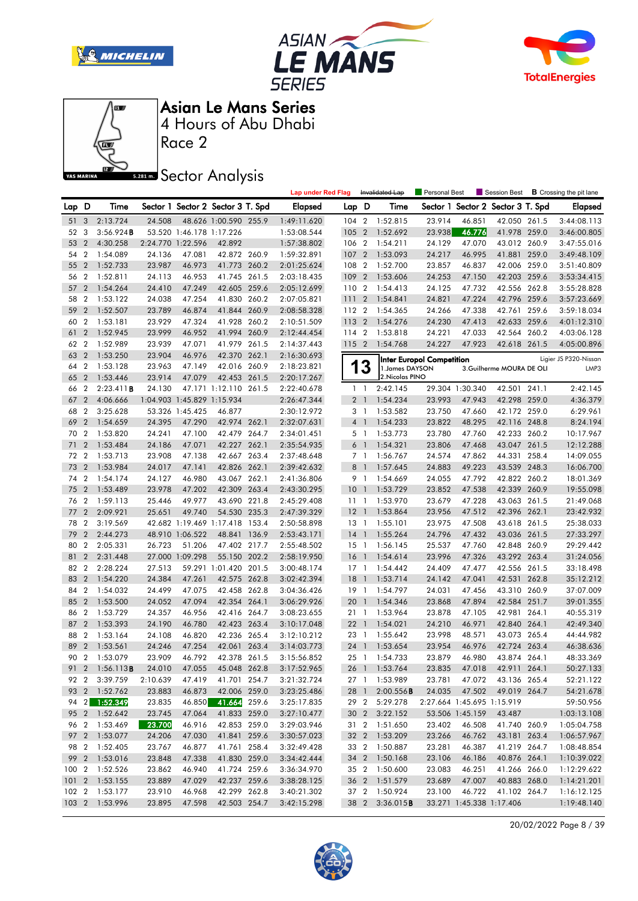# Asian Le Mans Series

## 4 Hours of Abu Dhabi

## Race 2

## Sector Analysis

Lap under Red Flag | Invalidated Lap | Personal Best | Session Best | **B** Crossing the pit lane

| Lap | D | Time | Sector 1 | Sector 2 | Sector 3 | T. Spd | Elapsed |
|---|---|---|---|---|---|---|---|
| 51 | 3 | 2:13.724 | 24.508 | 48.626 | 1:00.590 | 255.9 | 1:49:11.620 |
| 52 | 3 | 3:56.924**B** | 53.520 | 1:46.178 | 1:17.226 | | 1:53:08.544 |
| 53 | 2 | 4:30.258 | 2:24.770 | 1:22.596 | 42.892 | | 1:57:38.802 |
| 54 | 2 | 1:54.089 | 24.136 | 47.081 | 42.872 | 260.9 | 1:59:32.891 |
| 55 | 2 | 1:52.733 | 23.987 | 46.973 | 41.773 | 260.2 | 2:01:25.624 |
| 56 | 2 | 1:52.811 | 24.113 | 46.953 | 41.745 | 261.5 | 2:03:18.435 |
| 57 | 2 | 1:54.264 | 24.410 | 47.249 | 42.605 | 259.6 | 2:05:12.699 |
| 58 | 2 | 1:53.122 | 24.038 | 47.254 | 41.830 | 260.2 | 2:07:05.821 |
| 59 | 2 | 1:52.507 | 23.789 | 46.874 | 41.844 | 260.9 | 2:08:58.328 |
| 60 | 2 | 1:53.181 | 23.929 | 47.324 | 41.928 | 260.2 | 2:10:51.509 |
| 61 | 2 | 1:52.945 | 23.999 | 46.952 | 41.994 | 260.9 | 2:12:44.454 |
| 62 | 2 | 1:52.989 | 23.939 | 47.071 | 41.979 | 261.5 | 2:14:37.443 |
| 63 | 2 | 1:53.250 | 23.904 | 46.976 | 42.370 | 262.1 | 2:16:30.693 |
| 64 | 2 | 1:53.128 | 23.963 | 47.149 | 42.016 | 260.9 | 2:18:23.821 |
| 65 | 2 | 1:53.446 | 23.914 | 47.079 | 42.453 | 261.5 | 2:20:17.267 |
| 66 | 2 | 2:23.411**B** | 24.130 | 47.171 | 1:12.110 | 261.5 | 2:22:40.678 |
| 67 | 2 | 4:06.666 | 1:04.903 | 1:45.829 | 1:15.934 | | 2:26:47.344 |
| 68 | 2 | 3:25.628 | 53.326 | 1:45.425 | 46.877 | | 2:30:12.972 |
| 69 | 2 | 1:54.659 | 24.395 | 47.290 | 42.974 | 262.1 | 2:32:07.631 |
| 70 | 2 | 1:53.820 | 24.241 | 47.100 | 42.479 | 264.7 | 2:34:01.451 |
| 71 | 2 | 1:53.484 | 24.186 | 47.071 | 42.227 | 262.1 | 2:35:54.935 |
| 72 | 2 | 1:53.713 | 23.908 | 47.138 | 42.667 | 263.4 | 2:37:48.648 |
| 73 | 2 | 1:53.984 | 24.017 | 47.141 | 42.826 | 262.1 | 2:39:42.632 |
| 74 | 2 | 1:54.174 | 24.127 | 46.980 | 43.067 | 262.1 | 2:41:36.806 |
| 75 | 2 | 1:53.489 | 23.978 | 47.202 | 42.309 | 263.4 | 2:43:30.295 |
| 76 | 2 | 1:59.113 | 25.446 | 49.977 | 43.690 | 221.8 | 2:45:29.408 |
| 77 | 2 | 2:09.921 | 25.651 | 49.740 | 54.530 | 235.3 | 2:47:39.329 |
| 78 | 2 | 3:19.569 | 42.682 | 1:19.469 | 1:17.418 | 153.4 | 2:50:58.898 |
| 79 | 2 | 2:44.273 | 48.910 | 1:06.522 | 48.841 | 136.9 | 2:53:43.171 |
| 80 | 2 | 2:05.331 | 26.723 | 51.206 | 47.402 | 217.7 | 2:55:48.502 |
| 81 | 2 | 2:31.448 | 27.000 | 1:09.298 | 55.150 | 202.2 | 2:58:19.950 |
| 82 | 2 | 2:28.224 | 27.513 | 59.291 | 1:01.420 | 201.5 | 3:00:48.174 |
| 83 | 2 | 1:54.220 | 24.384 | 47.261 | 42.575 | 262.8 | 3:02:42.394 |
| 84 | 2 | 1:54.032 | 24.499 | 47.075 | 42.458 | 262.8 | 3:04:36.426 |
| 85 | 2 | 1:53.500 | 24.052 | 47.094 | 42.354 | 264.1 | 3:06:29.926 |
| 86 | 2 | 1:53.729 | 24.357 | 46.956 | 42.416 | 264.7 | 3:08:23.655 |
| 87 | 2 | 1:53.393 | 24.190 | 46.780 | 42.423 | 263.4 | 3:10:17.048 |
| 88 | 2 | 1:53.164 | 24.108 | 46.820 | 42.236 | 265.4 | 3:12:10.212 |
| 89 | 2 | 1:53.561 | 24.246 | 47.254 | 42.061 | 263.4 | 3:14:03.773 |
| 90 | 2 | 1:53.079 | 23.909 | 46.792 | 42.378 | 261.5 | 3:15:56.852 |
| 91 | 2 | 1:56.113**B** | 24.010 | 47.055 | 45.048 | 262.8 | 3:17:52.965 |
| 92 | 2 | 3:39.759 | 2:10.639 | 47.419 | 41.701 | 254.7 | 3:21:32.724 |
| 93 | 2 | 1:52.762 | 23.883 | 46.873 | 42.006 | 259.0 | 3:23:25.486 |
| 94 | 2 | 1:52.349 | 23.835 | 46.850 | 41.664 | 259.6 | 3:25:17.835 |
| 95 | 2 | 1:52.642 | 23.745 | 47.064 | 41.833 | 259.0 | 3:27:10.477 |
| 96 | 2 | 1:53.469 | 23.700 | 46.916 | 42.853 | 259.0 | 3:29:03.946 |
| 97 | 2 | 1:53.077 | 24.206 | 47.030 | 41.841 | 259.6 | 3:30:57.023 |
| 98 | 2 | 1:52.405 | 23.767 | 46.877 | 41.761 | 258.4 | 3:32:49.428 |
| 99 | 2 | 1:53.016 | 23.848 | 47.338 | 41.830 | 259.0 | 3:34:42.444 |
| 100 | 2 | 1:52.526 | 23.862 | 46.940 | 41.724 | 259.6 | 3:36:34.970 |
| 101 | 2 | 1:53.155 | 23.889 | 47.029 | 42.237 | 259.6 | 3:38:28.125 |
| 102 | 2 | 1:53.177 | 23.910 | 46.968 | 42.299 | 262.8 | 3:40:21.302 |
| 103 | 2 | 1:53.996 | 23.895 | 47.598 | 42.503 | 254.7 | 3:42:15.298 |
| 104 | 2 | 1:52.815 | 23.914 | 46.851 | 42.050 | 261.5 | 3:44:08.113 |
| 105 | 2 | 1:52.692 | 23.938 | 46.776 | 41.978 | 259.0 | 3:46:00.805 |
| 106 | 2 | 1:54.211 | 24.129 | 47.070 | 43.012 | 260.9 | 3:47:55.016 |
| 107 | 2 | 1:53.093 | 24.217 | 46.995 | 41.881 | 259.0 | 3:49:48.109 |
| 108 | 2 | 1:52.700 | 23.857 | 46.837 | 42.006 | 259.0 | 3:51:40.809 |
| 109 | 2 | 1:53.606 | 24.253 | 47.150 | 42.203 | 259.6 | 3:53:34.415 |
| 110 | 2 | 1:54.413 | 24.125 | 47.732 | 42.556 | 262.8 | 3:55:28.828 |
| 111 | 2 | 1:54.841 | 24.821 | 47.224 | 42.796 | 259.6 | 3:57:23.669 |
| 112 | 2 | 1:54.365 | 24.266 | 47.338 | 42.761 | 259.6 | 3:59:18.034 |
| 113 | 2 | 1:54.276 | 24.230 | 47.413 | 42.633 | 259.6 | 4:01:12.310 |
| 114 | 2 | 1:53.818 | 24.221 | 47.033 | 42.564 | 260.2 | 4:03:06.128 |
| 115 | 2 | 1:54.768 | 24.227 | 47.923 | 42.618 | 261.5 | 4:05:00.896 |

**13** — **Inter Europol Competition** — Ligier JS P320-Nissan — LMP3
1.James DAYSON
2.Nicolas PINO
3.Guilherme MOURA DE OLI

| Lap | D | Time | Sector 1 | Sector 2 | Sector 3 | T. Spd | Elapsed |
|---|---|---|---|---|---|---|---|
| 1 | 1 | 2:42.145 | 29.304 | 1:30.340 | 42.501 | 241.1 | 2:42.145 |
| 2 | 1 | 1:54.234 | 23.993 | 47.943 | 42.298 | 259.0 | 4:36.379 |
| 3 | 1 | 1:53.582 | 23.750 | 47.660 | 42.172 | 259.0 | 6:29.961 |
| 4 | 1 | 1:54.233 | 23.822 | 48.295 | 42.116 | 248.8 | 8:24.194 |
| 5 | 1 | 1:53.773 | 23.780 | 47.760 | 42.233 | 260.2 | 10:17.967 |
| 6 | 1 | 1:54.321 | 23.806 | 47.468 | 43.047 | 261.5 | 12:12.288 |
| 7 | 1 | 1:56.767 | 24.574 | 47.862 | 44.331 | 258.4 | 14:09.055 |
| 8 | 1 | 1:57.645 | 24.883 | 49.223 | 43.539 | 248.3 | 16:06.700 |
| 9 | 1 | 1:54.669 | 24.055 | 47.792 | 42.822 | 260.2 | 18:01.369 |
| 10 | 1 | 1:53.729 | 23.852 | 47.538 | 42.339 | 260.9 | 19:55.098 |
| 11 | 1 | 1:53.970 | 23.679 | 47.228 | 43.063 | 261.5 | 21:49.068 |
| 12 | 1 | 1:53.864 | 23.956 | 47.512 | 42.396 | 262.1 | 23:42.932 |
| 13 | 1 | 1:55.101 | 23.975 | 47.508 | 43.618 | 261.5 | 25:38.033 |
| 14 | 1 | 1:55.264 | 24.796 | 47.432 | 43.036 | 261.5 | 27:33.297 |
| 15 | 1 | 1:56.145 | 25.537 | 47.760 | 42.848 | 260.9 | 29:29.442 |
| 16 | 1 | 1:54.614 | 23.996 | 47.326 | 43.292 | 263.4 | 31:24.056 |
| 17 | 1 | 1:54.442 | 24.409 | 47.477 | 42.556 | 261.5 | 33:18.498 |
| 18 | 1 | 1:53.714 | 24.142 | 47.041 | 42.531 | 262.8 | 35:12.212 |
| 19 | 1 | 1:54.797 | 24.031 | 47.456 | 43.310 | 260.9 | 37:07.009 |
| 20 | 1 | 1:54.346 | 23.868 | 47.894 | 42.584 | 251.7 | 39:01.355 |
| 21 | 1 | 1:53.964 | 23.878 | 47.105 | 42.981 | 264.1 | 40:55.319 |
| 22 | 1 | 1:54.021 | 24.210 | 46.971 | 42.840 | 264.1 | 42:49.340 |
| 23 | 1 | 1:55.642 | 23.998 | 48.571 | 43.073 | 265.4 | 44:44.982 |
| 24 | 1 | 1:53.654 | 23.954 | 46.976 | 42.724 | 263.4 | 46:38.636 |
| 25 | 1 | 1:54.733 | 23.879 | 46.980 | 43.874 | 264.1 | 48:33.369 |
| 26 | 1 | 1:53.764 | 23.835 | 47.018 | 42.911 | 264.1 | 50:27.133 |
| 27 | 1 | 1:53.989 | 23.781 | 47.072 | 43.136 | 265.4 | 52:21.122 |
| 28 | 1 | 2:00.556**B** | 24.035 | 47.502 | 49.019 | 264.7 | 54:21.678 |
| 29 | 2 | 5:29.278 | 2:27.664 | 1:45.695 | 1:15.919 | | 59:50.956 |
| 30 | 2 | 3:22.152 | 53.506 | 1:45.159 | 43.487 | | 1:03:13.108 |
| 31 | 2 | 1:51.650 | 23.402 | 46.508 | 41.740 | 260.9 | 1:05:04.758 |
| 32 | 2 | 1:53.209 | 23.266 | 46.762 | 43.181 | 263.4 | 1:06:57.967 |
| 33 | 2 | 1:50.887 | 23.281 | 46.387 | 41.219 | 264.7 | 1:08:48.854 |
| 34 | 2 | 1:50.168 | 23.106 | 46.186 | 40.876 | 264.1 | 1:10:39.022 |
| 35 | 2 | 1:50.600 | 23.083 | 46.251 | 41.266 | 266.0 | 1:12:29.622 |
| 36 | 2 | 1:51.579 | 23.689 | 47.007 | 40.883 | 268.0 | 1:14:21.201 |
| 37 | 2 | 1:50.924 | 23.100 | 46.722 | 41.102 | 264.7 | 1:16:12.125 |
| 38 | 2 | 3:36.015**B** | 33.271 | 1:45.338 | 1:17.406 | | 1:19:48.140 |

20/02/2022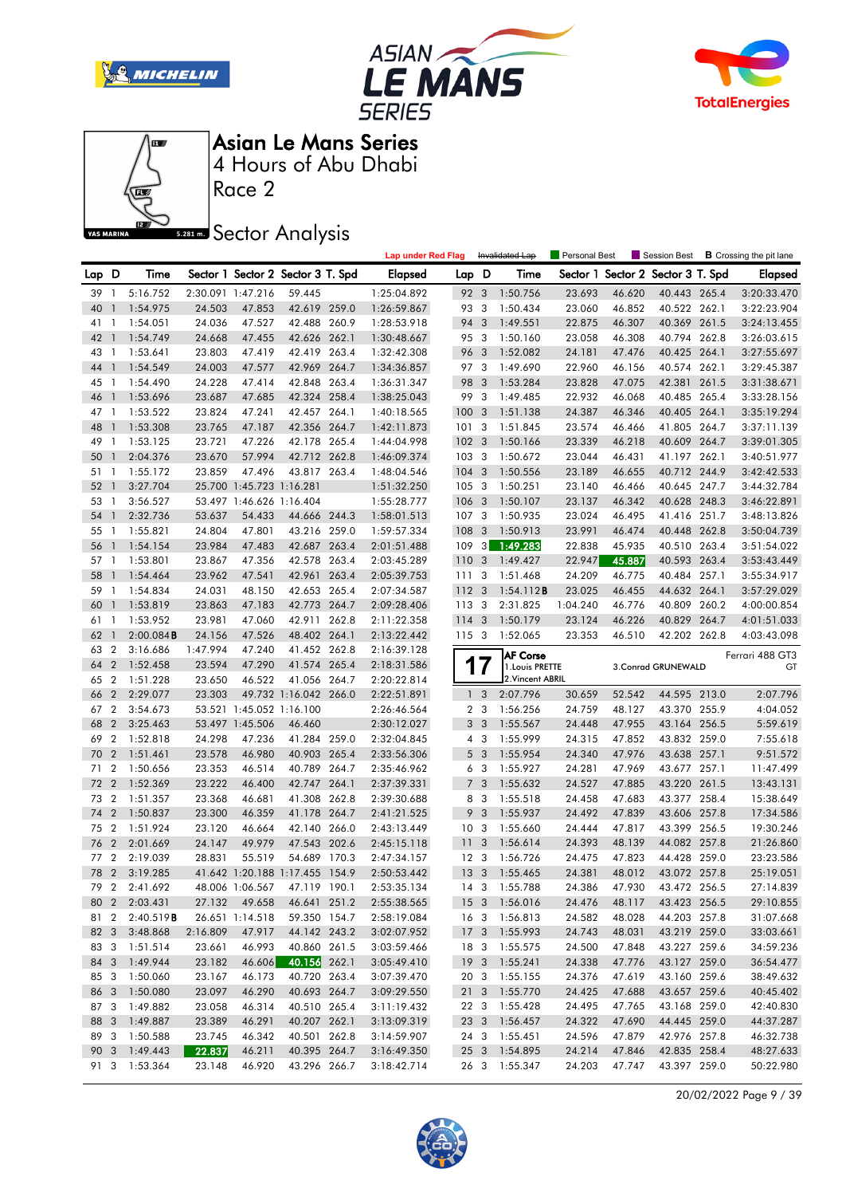# Asian Le Mans Series

4 Hours of Abu Dhabi

Race 2

Sector Analysis

Lap under Red Flag | Invalidated Lap | Personal Best | Session Best | **B** Crossing the pit lane

| Lap | D | Time | Sector 1 | Sector 2 | Sector 3 | T. Spd | Elapsed |
|---|---|---|---|---|---|---|---|
| 39 | 1 | 5:16.752 | 2:30.091 | 1:47.216 | 59.445 | | 1:25:04.892 |
| 40 | 1 | 1:54.975 | 24.503 | 47.853 | 42.619 | 259.0 | 1:26:59.867 |
| 41 | 1 | 1:54.051 | 24.036 | 47.527 | 42.488 | 260.9 | 1:28:53.918 |
| 42 | 1 | 1:54.749 | 24.668 | 47.455 | 42.626 | 262.1 | 1:30:48.667 |
| 43 | 1 | 1:53.641 | 23.803 | 47.419 | 42.419 | 263.4 | 1:32:42.308 |
| 44 | 1 | 1:54.549 | 24.003 | 47.577 | 42.969 | 264.7 | 1:34:36.857 |
| 45 | 1 | 1:54.490 | 24.228 | 47.414 | 42.848 | 263.4 | 1:36:31.347 |
| 46 | 1 | 1:53.696 | 23.687 | 47.685 | 42.324 | 258.4 | 1:38:25.043 |
| 47 | 1 | 1:53.522 | 23.824 | 47.241 | 42.457 | 264.1 | 1:40:18.565 |
| 48 | 1 | 1:53.308 | 23.765 | 47.187 | 42.356 | 264.7 | 1:42:11.873 |
| 49 | 1 | 1:53.125 | 23.721 | 47.226 | 42.178 | 265.4 | 1:44:04.998 |
| 50 | 1 | 2:04.376 | 23.670 | 57.994 | 42.712 | 262.8 | 1:46:09.374 |
| 51 | 1 | 1:55.172 | 23.859 | 47.496 | 43.817 | 263.4 | 1:48:04.546 |
| 52 | 1 | 3:27.704 | 25.700 | 1:45.723 | 1:16.281 | | 1:51:32.250 |
| 53 | 1 | 3:56.527 | 53.497 | 1:46.626 | 1:16.404 | | 1:55:28.777 |
| 54 | 1 | 2:32.736 | 53.637 | 54.433 | 44.666 | 244.3 | 1:58:01.513 |
| 55 | 1 | 1:55.821 | 24.804 | 47.801 | 43.216 | 259.0 | 1:59:57.334 |
| 56 | 1 | 1:54.154 | 23.984 | 47.483 | 42.687 | 263.4 | 2:01:51.488 |
| 57 | 1 | 1:53.801 | 23.867 | 47.356 | 42.578 | 263.4 | 2:03:45.289 |
| 58 | 1 | 1:54.464 | 23.962 | 47.541 | 42.961 | 263.4 | 2:05:39.753 |
| 59 | 1 | 1:54.834 | 24.031 | 48.150 | 42.653 | 265.4 | 2:07:34.587 |
| 60 | 1 | 1:53.819 | 23.863 | 47.183 | 42.773 | 264.7 | 2:09:28.406 |
| 61 | 1 | 1:53.952 | 23.981 | 47.060 | 42.911 | 262.8 | 2:11:22.358 |
| 62 | 1 | 2:00.084 **B** | 24.156 | 47.526 | 48.402 | 264.1 | 2:13:22.442 |
| 63 | 2 | 3:16.686 | 1:47.994 | 47.240 | 41.452 | 262.8 | 2:16:39.128 |
| 64 | 2 | 1:52.458 | 23.594 | 47.290 | 41.574 | 265.4 | 2:18:31.586 |
| 65 | 2 | 1:51.228 | 23.650 | 46.522 | 41.056 | 264.7 | 2:20:22.814 |
| 66 | 2 | 2:29.077 | 23.303 | 49.732 | 1:16.042 | 266.0 | 2:22:51.891 |
| 67 | 2 | 3:54.673 | 53.521 | 1:45.052 | 1:16.100 | | 2:26:46.564 |
| 68 | 2 | 3:25.463 | 53.497 | 1:45.506 | 46.460 | | 2:30:12.027 |
| 69 | 2 | 1:52.818 | 24.298 | 47.236 | 41.284 | 259.0 | 2:32:04.845 |
| 70 | 2 | 1:51.461 | 23.578 | 46.980 | 40.903 | 265.4 | 2:33:56.306 |
| 71 | 2 | 1:50.656 | 23.353 | 46.514 | 40.789 | 264.7 | 2:35:46.962 |
| 72 | 2 | 1:52.369 | 23.222 | 46.400 | 42.747 | 264.1 | 2:37:39.331 |
| 73 | 2 | 1:51.357 | 23.368 | 46.681 | 41.308 | 262.8 | 2:39:30.688 |
| 74 | 2 | 1:50.837 | 23.300 | 46.359 | 41.178 | 264.7 | 2:41:21.525 |
| 75 | 2 | 1:51.924 | 23.120 | 46.664 | 42.140 | 266.0 | 2:43:13.449 |
| 76 | 2 | 2:01.669 | 24.147 | 49.979 | 47.543 | 202.6 | 2:45:15.118 |
| 77 | 2 | 2:19.039 | 28.831 | 55.519 | 54.689 | 170.3 | 2:47:34.157 |
| 78 | 2 | 3:19.285 | 41.642 | 1:20.188 | 1:17.455 | 154.9 | 2:50:53.442 |
| 79 | 2 | 2:41.692 | 48.006 | 1:06.567 | 47.119 | 190.1 | 2:53:35.134 |
| 80 | 2 | 2:03.431 | 27.132 | 49.658 | 46.641 | 251.2 | 2:55:38.565 |
| 81 | 2 | 2:40.519 **B** | 26.651 | 1:14.518 | 59.350 | 154.7 | 2:58:19.084 |
| 82 | 3 | 3:48.868 | 2:16.809 | 47.917 | 44.142 | 243.2 | 3:02:07.952 |
| 83 | 3 | 1:51.514 | 23.661 | 46.993 | 40.860 | 261.5 | 3:03:59.466 |
| 84 | 3 | 1:49.944 | 23.182 | 46.606 | 40.156 | 262.1 | 3:05:49.410 |
| 85 | 3 | 1:50.060 | 23.167 | 46.173 | 40.720 | 263.4 | 3:07:39.470 |
| 86 | 3 | 1:50.080 | 23.097 | 46.290 | 40.693 | 264.7 | 3:09:29.550 |
| 87 | 3 | 1:49.882 | 23.058 | 46.314 | 40.510 | 265.4 | 3:11:19.432 |
| 88 | 3 | 1:49.887 | 23.389 | 46.291 | 40.207 | 262.1 | 3:13:09.319 |
| 89 | 3 | 1:50.588 | 23.745 | 46.342 | 40.501 | 262.8 | 3:14:59.907 |
| 90 | 3 | 1:49.443 | 22.837 | 46.211 | 40.395 | 264.7 | 3:16:49.350 |
| 91 | 3 | 1:53.364 | 23.148 | 46.920 | 43.296 | 266.7 | 3:18:42.714 |
| 92 | 3 | 1:50.756 | 23.693 | 46.620 | 40.443 | 265.4 | 3:20:33.470 |
| 93 | 3 | 1:50.434 | 23.060 | 46.852 | 40.522 | 262.1 | 3:22:23.904 |
| 94 | 3 | 1:49.551 | 22.875 | 46.307 | 40.369 | 261.5 | 3:24:13.455 |
| 95 | 3 | 1:50.160 | 23.058 | 46.308 | 40.794 | 262.8 | 3:26:03.615 |
| 96 | 3 | 1:52.082 | 24.181 | 47.476 | 40.425 | 264.1 | 3:27:55.697 |
| 97 | 3 | 1:49.690 | 22.960 | 46.156 | 40.574 | 262.1 | 3:29:45.387 |
| 98 | 3 | 1:53.284 | 23.828 | 47.075 | 42.381 | 261.5 | 3:31:38.671 |
| 99 | 3 | 1:49.485 | 22.932 | 46.068 | 40.485 | 265.4 | 3:33:28.156 |
| 100 | 3 | 1:51.138 | 24.387 | 46.346 | 40.405 | 264.1 | 3:35:19.294 |
| 101 | 3 | 1:51.845 | 23.574 | 46.466 | 41.805 | 264.7 | 3:37:11.139 |
| 102 | 3 | 1:50.166 | 23.339 | 46.218 | 40.609 | 264.7 | 3:39:01.305 |
| 103 | 3 | 1:50.672 | 23.044 | 46.431 | 41.197 | 262.1 | 3:40:51.977 |
| 104 | 3 | 1:50.556 | 23.189 | 46.655 | 40.712 | 244.9 | 3:42:42.533 |
| 105 | 3 | 1:50.251 | 23.140 | 46.466 | 40.645 | 247.7 | 3:44:32.784 |
| 106 | 3 | 1:50.107 | 23.137 | 46.342 | 40.628 | 248.3 | 3:46:22.891 |
| 107 | 3 | 1:50.935 | 23.024 | 46.495 | 41.416 | 251.7 | 3:48:13.826 |
| 108 | 3 | 1:50.913 | 23.991 | 46.474 | 40.448 | 262.8 | 3:50:04.739 |
| 109 | 3 | 1:49.283 | 22.838 | 45.935 | 40.510 | 263.4 | 3:51:54.022 |
| 110 | 3 | 1:49.427 | 22.947 | 45.887 | 40.593 | 263.4 | 3:53:43.449 |
| 111 | 3 | 1:51.468 | 24.209 | 46.775 | 40.484 | 257.1 | 3:55:34.917 |
| 112 | 3 | 1:54.112 **B** | 23.025 | 46.455 | 44.632 | 264.1 | 3:57:29.029 |
| 113 | 3 | 2:31.825 | 1:04.240 | 46.776 | 40.809 | 260.2 | 4:00:00.854 |
| 114 | 3 | 1:50.179 | 23.124 | 46.226 | 40.829 | 264.7 | 4:01:51.033 |
| 115 | 3 | 1:52.065 | 23.353 | 46.510 | 42.202 | 262.8 | 4:03:43.098 |

**17** — **AF Corse** — Ferrari 488 GT3 — GT

1.Louis PRETTE, 2.Vincent ABRIL, 3.Conrad GRUNEWALD

| Lap | D | Time | Sector 1 | Sector 2 | Sector 3 | T. Spd | Elapsed |
|---|---|---|---|---|---|---|---|
| 1 | 3 | 2:07.796 | 30.659 | 52.542 | 44.595 | 213.0 | 2:07.796 |
| 2 | 3 | 1:56.256 | 24.759 | 48.127 | 43.370 | 255.9 | 4:04.052 |
| 3 | 3 | 1:55.567 | 24.448 | 47.955 | 43.164 | 256.5 | 5:59.619 |
| 4 | 3 | 1:55.999 | 24.315 | 47.852 | 43.832 | 259.0 | 7:55.618 |
| 5 | 3 | 1:55.954 | 24.340 | 47.976 | 43.638 | 257.1 | 9:51.572 |
| 6 | 3 | 1:55.927 | 24.281 | 47.969 | 43.677 | 257.1 | 11:47.499 |
| 7 | 3 | 1:55.632 | 24.527 | 47.885 | 43.220 | 261.5 | 13:43.131 |
| 8 | 3 | 1:55.518 | 24.458 | 47.683 | 43.377 | 258.4 | 15:38.649 |
| 9 | 3 | 1:55.937 | 24.492 | 47.839 | 43.606 | 257.8 | 17:34.586 |
| 10 | 3 | 1:55.660 | 24.444 | 47.817 | 43.399 | 256.5 | 19:30.246 |
| 11 | 3 | 1:56.614 | 24.393 | 48.139 | 44.082 | 257.8 | 21:26.860 |
| 12 | 3 | 1:56.726 | 24.475 | 47.823 | 44.428 | 259.0 | 23:23.586 |
| 13 | 3 | 1:55.465 | 24.381 | 48.012 | 43.072 | 257.8 | 25:19.051 |
| 14 | 3 | 1:55.788 | 24.386 | 47.930 | 43.472 | 256.5 | 27:14.839 |
| 15 | 3 | 1:56.016 | 24.476 | 48.117 | 43.423 | 256.5 | 29:10.855 |
| 16 | 3 | 1:56.813 | 24.582 | 48.028 | 44.203 | 257.8 | 31:07.668 |
| 17 | 3 | 1:55.993 | 24.743 | 48.031 | 43.219 | 259.0 | 33:03.661 |
| 18 | 3 | 1:55.575 | 24.500 | 47.848 | 43.227 | 259.6 | 34:59.236 |
| 19 | 3 | 1:55.241 | 24.338 | 47.776 | 43.127 | 259.0 | 36:54.477 |
| 20 | 3 | 1:55.155 | 24.376 | 47.619 | 43.160 | 259.6 | 38:49.632 |
| 21 | 3 | 1:55.770 | 24.425 | 47.688 | 43.657 | 259.6 | 40:45.402 |
| 22 | 3 | 1:55.428 | 24.495 | 47.765 | 43.168 | 259.0 | 42:40.830 |
| 23 | 3 | 1:56.457 | 24.322 | 47.690 | 44.445 | 259.0 | 44:37.287 |
| 24 | 3 | 1:55.451 | 24.596 | 47.879 | 42.976 | 257.8 | 46:32.738 |
| 25 | 3 | 1:54.895 | 24.214 | 47.846 | 42.835 | 258.4 | 48:27.633 |
| 26 | 3 | 1:55.347 | 24.203 | 47.747 | 43.397 | 259.0 | 50:22.980 |

20/02/2022 Page 9 / 39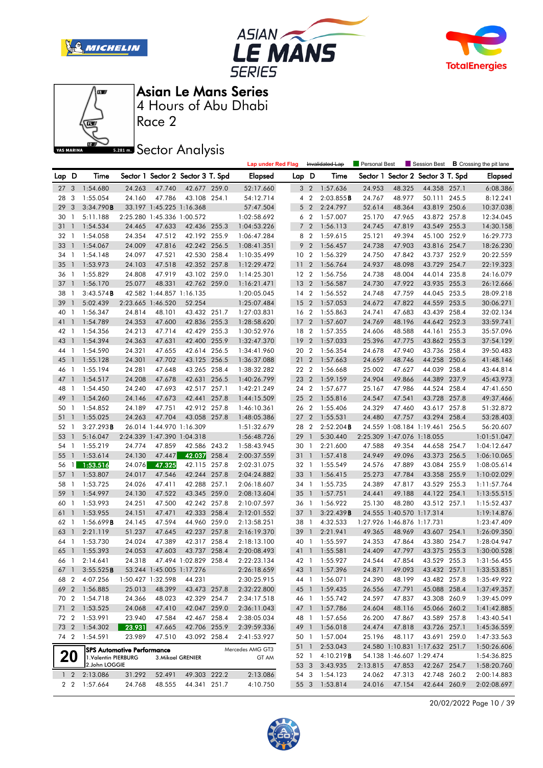# Asian Le Mans Series

4 Hours of Abu Dhabi

Race 2

## Sector Analysis

Lap under Red Flag | Invalidated Lap | Personal Best | Session Best | **B** Crossing the pit lane

| Lap | D | Time | Sector 1 | Sector 2 | Sector 3 | T. Spd | Elapsed |
|---|---|---|---|---|---|---|---|
| 27 | 3 | 1:54.680 | 24.263 | 47.740 | 42.677 | 259.0 | 52:17.660 |
| 28 | 3 | 1:55.054 | 24.160 | 47.786 | 43.108 | 254.1 | 54:12.714 |
| 29 | 3 | 3:34.790**B** | 33.197 | 1:45.225 | 1:16.368 | | 57:47.504 |
| 30 | 1 | 5:11.188 | 2:25.280 | 1:45.336 | 1:00.572 | | 1:02:58.692 |
| 31 | 1 | 1:54.534 | 24.465 | 47.633 | 42.436 | 255.3 | 1:04:53.226 |
| 32 | 1 | 1:54.058 | 24.354 | 47.512 | 42.192 | 255.9 | 1:06:47.284 |
| 33 | 1 | 1:54.067 | 24.009 | 47.816 | 42.242 | 256.5 | 1:08:41.351 |
| 34 | 1 | 1:54.148 | 24.097 | 47.521 | 42.530 | 258.4 | 1:10:35.499 |
| 35 | 1 | 1:53.973 | 24.103 | 47.518 | 42.352 | 257.8 | 1:12:29.472 |
| 36 | 1 | 1:55.829 | 24.808 | 47.919 | 43.102 | 259.0 | 1:14:25.301 |
| 37 | 1 | 1:56.170 | 25.077 | 48.331 | 42.762 | 259.0 | 1:16:21.471 |
| 38 | 1 | 3:43.574**B** | 42.582 | 1:44.857 | 1:16.135 | | 1:20:05.045 |
| 39 | 1 | 5:02.439 | 2:23.665 | 1:46.520 | 52.254 | | 1:25:07.484 |
| 40 | 1 | 1:56.347 | 24.814 | 48.101 | 43.432 | 251.7 | 1:27:03.831 |
| 41 | 1 | 1:54.789 | 24.353 | 47.600 | 42.836 | 255.3 | 1:28:58.620 |
| 42 | 1 | 1:54.356 | 24.213 | 47.714 | 42.429 | 255.3 | 1:30:52.976 |
| 43 | 1 | 1:54.394 | 24.363 | 47.631 | 42.400 | 255.9 | 1:32:47.370 |
| 44 | 1 | 1:54.590 | 24.321 | 47.655 | 42.614 | 256.5 | 1:34:41.960 |
| 45 | 1 | 1:55.128 | 24.301 | 47.702 | 43.125 | 256.5 | 1:36:37.088 |
| 46 | 1 | 1:55.194 | 24.281 | 47.648 | 43.265 | 258.4 | 1:38:32.282 |
| 47 | 1 | 1:54.517 | 24.208 | 47.678 | 42.631 | 256.5 | 1:40:26.799 |
| 48 | 1 | 1:54.450 | 24.240 | 47.693 | 42.517 | 257.1 | 1:42:21.249 |
| 49 | 1 | 1:54.260 | 24.146 | 47.673 | 42.441 | 257.8 | 1:44:15.509 |
| 50 | 1 | 1:54.852 | 24.189 | 47.751 | 42.912 | 257.8 | 1:46:10.361 |
| 51 | 1 | 1:55.025 | 24.263 | 47.704 | 43.058 | 257.8 | 1:48:05.386 |
| 52 | 1 | 3:27.293**B** | 26.014 | 1:44.970 | 1:16.309 | | 1:51:32.679 |
| 53 | 1 | 5:16.047 | 2:24.339 | 1:47.390 | 1:04.318 | | 1:56:48.726 |
| 54 | 1 | 1:55.219 | 24.774 | 47.859 | 42.586 | 243.2 | 1:58:43.945 |
| 55 | 1 | 1:53.614 | 24.130 | 47.447 | 42.037 | 258.4 | 2:00:37.559 |
| 56 | 1 | 1:53.516 | 24.076 | 47.325 | 42.115 | 257.8 | 2:02:31.075 |
| 57 | 1 | 1:53.807 | 24.017 | 47.546 | 42.244 | 257.8 | 2:04:24.882 |
| 58 | 1 | 1:53.725 | 24.026 | 47.411 | 42.288 | 257.1 | 2:06:18.607 |
| 59 | 1 | 1:54.997 | 24.130 | 47.522 | 43.345 | 259.0 | 2:08:13.604 |
| 60 | 1 | 1:53.993 | 24.251 | 47.500 | 42.242 | 257.8 | 2:10:07.597 |
| 61 | 1 | 1:53.955 | 24.151 | 47.471 | 42.333 | 258.4 | 2:12:01.552 |
| 62 | 1 | 1:56.699**B** | 24.145 | 47.594 | 44.960 | 259.0 | 2:13:58.251 |
| 63 | 1 | 2:21.119 | 51.237 | 47.645 | 42.237 | 257.8 | 2:16:19.370 |
| 64 | 1 | 1:53.730 | 24.024 | 47.389 | 42.317 | 258.4 | 2:18:13.100 |
| 65 | 1 | 1:55.393 | 24.053 | 47.603 | 43.737 | 258.4 | 2:20:08.493 |
| 66 | 1 | 2:14.641 | 24.318 | 47.494 | 1:02.829 | 258.4 | 2:22:23.134 |
| 67 | 1 | 3:55.525**B** | 53.244 | 1:45.005 | 1:17.276 | | 2:26:18.659 |
| 68 | 2 | 4:07.256 | 1:50.427 | 1:32.598 | 44.231 | | 2:30:25.915 |
| 69 | 2 | 1:56.885 | 25.013 | 48.399 | 43.473 | 257.8 | 2:32:22.800 |
| 70 | 2 | 1:54.718 | 24.366 | 48.023 | 42.329 | 254.7 | 2:34:17.518 |
| 71 | 2 | 1:53.525 | 24.068 | 47.410 | 42.047 | 259.0 | 2:36:11.043 |
| 72 | 2 | 1:53.991 | 23.940 | 47.584 | 42.467 | 258.4 | 2:38:05.034 |
| 73 | 2 | 1:54.302 | 23.931 | 47.665 | 42.706 | 255.9 | 2:39:59.336 |
| 74 | 2 | 1:54.591 | 23.989 | 47.510 | 43.092 | 258.4 | 2:41:53.927 |

**20** — **SPS Automotive Performance** — Mercedes AMG GT3 — GT AM
1.Valentin PIERBURG, 2.John LOGGIE, 3.Mikael GRENIER

| Lap | D | Time | Sector 1 | Sector 2 | Sector 3 | T. Spd | Elapsed |
|---|---|---|---|---|---|---|---|
| 1 | 2 | 2:13.086 | 31.292 | 52.491 | 49.303 | 222.2 | 2:13.086 |
| 2 | 2 | 1:57.664 | 24.768 | 48.555 | 44.341 | 251.7 | 4:10.750 |
| 3 | 2 | 1:57.636 | 24.953 | 48.325 | 44.358 | 257.1 | 6:08.386 |
| 4 | 2 | 2:03.855**B** | 24.767 | 48.977 | 50.111 | 245.5 | 8:12.241 |
| 5 | 2 | 2:24.797 | 52.614 | 48.364 | 43.819 | 250.6 | 10:37.038 |
| 6 | 2 | 1:57.007 | 25.170 | 47.965 | 43.872 | 257.8 | 12:34.045 |
| 7 | 2 | 1:56.113 | 24.745 | 47.819 | 43.549 | 255.3 | 14:30.158 |
| 8 | 2 | 1:59.615 | 25.121 | 49.394 | 45.100 | 252.9 | 16:29.773 |
| 9 | 2 | 1:56.457 | 24.738 | 47.903 | 43.816 | 254.7 | 18:26.230 |
| 10 | 2 | 1:56.329 | 24.750 | 47.842 | 43.737 | 252.9 | 20:22.559 |
| 11 | 2 | 1:56.764 | 24.937 | 48.098 | 43.729 | 254.7 | 22:19.323 |
| 12 | 2 | 1:56.756 | 24.738 | 48.004 | 44.014 | 235.8 | 24:16.079 |
| 13 | 2 | 1:56.587 | 24.730 | 47.922 | 43.935 | 255.3 | 26:12.666 |
| 14 | 2 | 1:56.552 | 24.748 | 47.759 | 44.045 | 253.5 | 28:09.218 |
| 15 | 2 | 1:57.053 | 24.672 | 47.822 | 44.559 | 253.5 | 30:06.271 |
| 16 | 2 | 1:55.863 | 24.741 | 47.683 | 43.439 | 258.4 | 32:02.134 |
| 17 | 2 | 1:57.607 | 24.769 | 48.196 | 44.642 | 252.3 | 33:59.741 |
| 18 | 2 | 1:57.355 | 24.606 | 48.588 | 44.161 | 255.3 | 35:57.096 |
| 19 | 2 | 1:57.033 | 25.396 | 47.775 | 43.862 | 255.3 | 37:54.129 |
| 20 | 2 | 1:56.354 | 24.678 | 47.940 | 43.736 | 258.4 | 39:50.483 |
| 21 | 2 | 1:57.663 | 24.659 | 48.746 | 44.258 | 250.6 | 41:48.146 |
| 22 | 2 | 1:56.668 | 25.002 | 47.627 | 44.039 | 258.4 | 43:44.814 |
| 23 | 2 | 1:59.159 | 24.904 | 49.866 | 44.389 | 237.9 | 45:43.973 |
| 24 | 2 | 1:57.677 | 25.167 | 47.986 | 44.524 | 258.4 | 47:41.650 |
| 25 | 2 | 1:55.816 | 24.547 | 47.541 | 43.728 | 257.8 | 49:37.466 |
| 26 | 2 | 1:55.406 | 24.329 | 47.460 | 43.617 | 257.8 | 51:32.872 |
| 27 | 2 | 1:55.531 | 24.480 | 47.757 | 43.294 | 258.4 | 53:28.403 |
| 28 | 2 | 2:52.204**B** | 24.559 | 1:08.184 | 1:19.461 | 256.5 | 56:20.607 |
| 29 | 1 | 5:30.440 | 2:25.309 | 1:47.076 | 1:18.055 | | 1:01:51.047 |
| 30 | 1 | 2:21.600 | 47.588 | 49.354 | 44.658 | 254.7 | 1:04:12.647 |
| 31 | 1 | 1:57.418 | 24.949 | 49.096 | 43.373 | 256.5 | 1:06:10.065 |
| 32 | 1 | 1:55.549 | 24.576 | 47.889 | 43.084 | 255.9 | 1:08:05.614 |
| 33 | 1 | 1:56.415 | 25.273 | 47.784 | 43.358 | 255.9 | 1:10:02.029 |
| 34 | 1 | 1:55.735 | 24.389 | 47.817 | 43.529 | 255.3 | 1:11:57.764 |
| 35 | 1 | 1:57.751 | 24.441 | 49.188 | 44.122 | 254.1 | 1:13:55.515 |
| 36 | 1 | 1:56.922 | 25.130 | 48.280 | 43.512 | 257.1 | 1:15:52.437 |
| 37 | 1 | 3:22.439**B** | 24.555 | 1:40.570 | 1:17.314 | | 1:19:14.876 |
| 38 | 1 | 4:32.533 | 1:27.926 | 1:46.876 | 1:17.731 | | 1:23:47.409 |
| 39 | 1 | 2:21.941 | 49.365 | 48.969 | 43.607 | 254.1 | 1:26:09.350 |
| 40 | 1 | 1:55.597 | 24.353 | 47.864 | 43.380 | 254.7 | 1:28:04.947 |
| 41 | 1 | 1:55.581 | 24.409 | 47.797 | 43.375 | 255.3 | 1:30:00.528 |
| 42 | 1 | 1:55.927 | 24.544 | 47.854 | 43.529 | 255.3 | 1:31:56.455 |
| 43 | 1 | 1:57.396 | 24.871 | 49.093 | 43.432 | 257.1 | 1:33:53.851 |
| 44 | 1 | 1:56.071 | 24.390 | 48.199 | 43.482 | 257.8 | 1:35:49.922 |
| 45 | 1 | 1:59.435 | 26.556 | 47.791 | 45.088 | 258.4 | 1:37:49.357 |
| 46 | 1 | 1:55.742 | 24.597 | 47.837 | 43.308 | 260.9 | 1:39:45.099 |
| 47 | 1 | 1:57.786 | 24.604 | 48.116 | 45.066 | 260.2 | 1:41:42.885 |
| 48 | 1 | 1:57.656 | 26.200 | 47.867 | 43.589 | 257.8 | 1:43:40.541 |
| 49 | 1 | 1:56.018 | 24.474 | 47.818 | 43.726 | 257.1 | 1:45:36.559 |
| 50 | 1 | 1:57.004 | 25.196 | 48.117 | 43.691 | 259.0 | 1:47:33.563 |
| 51 | 1 | 2:53.043 | 24.580 | 1:10.831 | 1:17.632 | 251.7 | 1:50:26.606 |
| 52 | 1 | 4:10.219**B** | 54.138 | 1:46.607 | 1:29.474 | | 1:54:36.825 |
| 53 | 3 | 3:43.935 | 2:13.815 | 47.853 | 42.267 | 254.7 | 1:58:20.760 |
| 54 | 3 | 1:54.123 | 24.062 | 47.313 | 42.748 | 260.2 | 2:00:14.883 |
| 55 | 3 | 1:53.814 | 24.016 | 47.154 | 42.644 | 260.9 | 2:02:08.697 |

20/02/2022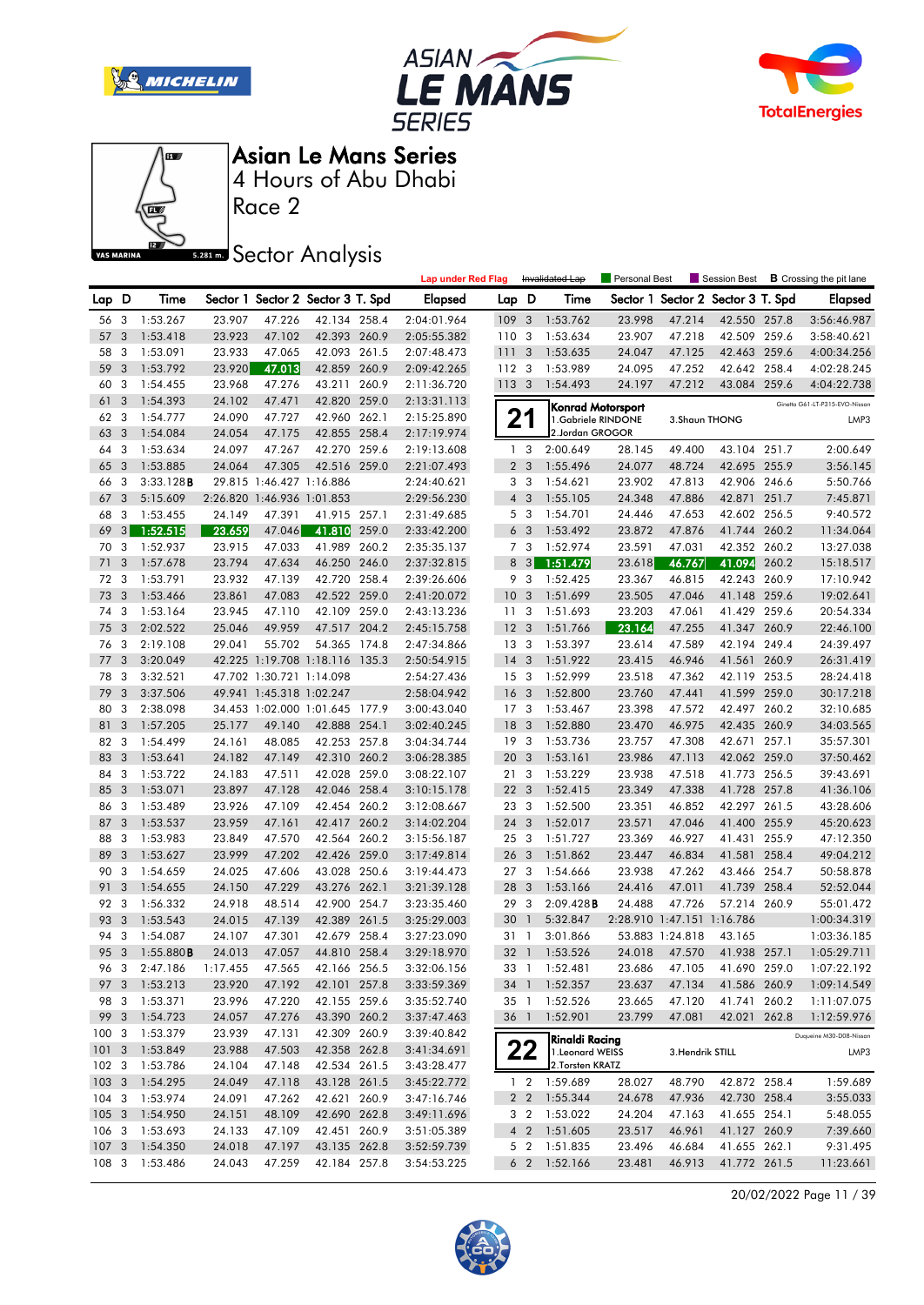# Asian Le Mans Series

4 Hours of Abu Dhabi

Race 2

## Sector Analysis

Lap under Red Flag | Invalidated Lap | Personal Best | Session Best | B Crossing the pit lane

| Lap | D | Time | Sector 1 | Sector 2 | Sector 3 | T. Spd | Elapsed |
|---|---|---|---|---|---|---|---|
| 56 | 3 | 1:53.267 | 23.907 | 47.226 | 42.134 | 258.4 | 2:04:01.964 |
| 57 | 3 | 1:53.418 | 23.923 | 47.102 | 42.393 | 260.9 | 2:05:55.382 |
| 58 | 3 | 1:53.091 | 23.933 | 47.065 | 42.093 | 261.5 | 2:07:48.473 |
| 59 | 3 | 1:53.792 | 23.920 | 47.013 | 42.859 | 260.9 | 2:09:42.265 |
| 60 | 3 | 1:54.455 | 23.968 | 47.276 | 43.211 | 260.9 | 2:11:36.720 |
| 61 | 3 | 1:54.393 | 24.102 | 47.471 | 42.820 | 259.0 | 2:13:31.113 |
| 62 | 3 | 1:54.777 | 24.090 | 47.727 | 42.960 | 262.1 | 2:15:25.890 |
| 63 | 3 | 1:54.084 | 24.054 | 47.175 | 42.855 | 258.4 | 2:17:19.974 |
| 64 | 3 | 1:53.634 | 24.097 | 47.267 | 42.270 | 259.6 | 2:19:13.608 |
| 65 | 3 | 1:53.885 | 24.064 | 47.305 | 42.516 | 259.0 | 2:21:07.493 |
| 66 | 3 | 3:33.128B | 29.815 | 1:46.427 | 1:16.886 | | 2:24:40.621 |
| 67 | 3 | 5:15.609 | 2:26.820 | 1:46.936 | 1:01.853 | | 2:29:56.230 |
| 68 | 3 | 1:53.455 | 24.149 | 47.391 | 41.915 | 257.1 | 2:31:49.685 |
| 69 | 3 | 1:52.515 | 23.659 | 47.046 | 41.810 | 259.0 | 2:33:42.200 |
| 70 | 3 | 1:52.937 | 23.915 | 47.033 | 41.989 | 260.2 | 2:35:35.137 |
| 71 | 3 | 1:57.678 | 23.794 | 47.634 | 46.250 | 246.0 | 2:37:32.815 |
| 72 | 3 | 1:53.791 | 23.932 | 47.139 | 42.720 | 258.4 | 2:39:26.606 |
| 73 | 3 | 1:53.466 | 23.861 | 47.083 | 42.522 | 259.0 | 2:41:20.072 |
| 74 | 3 | 1:53.164 | 23.945 | 47.110 | 42.109 | 259.0 | 2:43:13.236 |
| 75 | 3 | 2:02.522 | 25.046 | 49.959 | 47.517 | 204.2 | 2:45:15.758 |
| 76 | 3 | 2:19.108 | 29.041 | 55.702 | 54.365 | 174.8 | 2:47:34.866 |
| 77 | 3 | 3:20.049 | 42.225 | 1:19.708 | 1:18.116 | 135.3 | 2:50:54.915 |
| 78 | 3 | 3:32.521 | 47.702 | 1:30.721 | 1:14.098 | | 2:54:27.436 |
| 79 | 3 | 3:37.506 | 49.941 | 1:45.318 | 1:02.247 | | 2:58:04.942 |
| 80 | 3 | 2:38.098 | 34.453 | 1:02.000 | 1:01.645 | 177.9 | 3:00:43.040 |
| 81 | 3 | 1:57.205 | 25.177 | 49.140 | 42.888 | 254.1 | 3:02:40.245 |
| 82 | 3 | 1:54.499 | 24.161 | 48.085 | 42.253 | 257.8 | 3:04:34.744 |
| 83 | 3 | 1:53.641 | 24.182 | 47.149 | 42.310 | 260.2 | 3:06:28.385 |
| 84 | 3 | 1:53.722 | 24.183 | 47.511 | 42.028 | 259.0 | 3:08:22.107 |
| 85 | 3 | 1:53.071 | 23.897 | 47.128 | 42.046 | 258.4 | 3:10:15.178 |
| 86 | 3 | 1:53.489 | 23.926 | 47.109 | 42.454 | 260.2 | 3:12:08.667 |
| 87 | 3 | 1:53.537 | 23.959 | 47.161 | 42.417 | 260.2 | 3:14:02.204 |
| 88 | 3 | 1:53.983 | 23.849 | 47.570 | 42.564 | 260.2 | 3:15:56.187 |
| 89 | 3 | 1:53.627 | 23.999 | 47.202 | 42.426 | 259.0 | 3:17:49.814 |
| 90 | 3 | 1:54.659 | 24.025 | 47.606 | 43.028 | 250.6 | 3:19:44.473 |
| 91 | 3 | 1:54.655 | 24.150 | 47.229 | 43.276 | 262.1 | 3:21:39.128 |
| 92 | 3 | 1:56.332 | 24.918 | 48.514 | 42.900 | 254.7 | 3:23:35.460 |
| 93 | 3 | 1:53.543 | 24.015 | 47.139 | 42.389 | 261.5 | 3:25:29.003 |
| 94 | 3 | 1:54.087 | 24.107 | 47.301 | 42.679 | 258.4 | 3:27:23.090 |
| 95 | 3 | 1:55.880B | 24.013 | 47.057 | 44.810 | 258.4 | 3:29:18.970 |
| 96 | 3 | 2:47.186 | 1:17.455 | 47.565 | 42.166 | 256.5 | 3:32:06.156 |
| 97 | 3 | 1:53.213 | 23.920 | 47.192 | 42.101 | 257.8 | 3:33:59.369 |
| 98 | 3 | 1:53.371 | 23.996 | 47.220 | 42.155 | 259.6 | 3:35:52.740 |
| 99 | 3 | 1:54.723 | 24.057 | 47.276 | 43.390 | 260.2 | 3:37:47.463 |
| 100 | 3 | 1:53.379 | 23.939 | 47.131 | 42.309 | 260.9 | 3:39:40.842 |
| 101 | 3 | 1:53.849 | 23.988 | 47.503 | 42.358 | 262.8 | 3:41:34.691 |
| 102 | 3 | 1:53.786 | 24.104 | 47.148 | 42.534 | 261.5 | 3:43:28.477 |
| 103 | 3 | 1:54.295 | 24.049 | 47.118 | 43.128 | 261.5 | 3:45:22.772 |
| 104 | 3 | 1:53.974 | 24.091 | 47.262 | 42.621 | 260.9 | 3:47:16.746 |
| 105 | 3 | 1:54.950 | 24.151 | 48.109 | 42.690 | 262.8 | 3:49:11.696 |
| 106 | 3 | 1:53.693 | 24.133 | 47.109 | 42.451 | 260.9 | 3:51:05.389 |
| 107 | 3 | 1:54.350 | 24.018 | 47.197 | 43.135 | 262.8 | 3:52:59.739 |
| 108 | 3 | 1:53.486 | 24.043 | 47.259 | 42.184 | 257.8 | 3:54:53.225 |
| 109 | 3 | 1:53.762 | 23.998 | 47.214 | 42.550 | 257.8 | 3:56:46.987 |
| 110 | 3 | 1:53.634 | 23.907 | 47.218 | 42.509 | 259.6 | 3:58:40.621 |
| 111 | 3 | 1:53.635 | 24.047 | 47.125 | 42.463 | 259.6 | 4:00:34.256 |
| 112 | 3 | 1:53.989 | 24.095 | 47.252 | 42.642 | 258.4 | 4:02:28.245 |
| 113 | 3 | 1:54.493 | 24.197 | 47.212 | 43.084 | 259.6 | 4:04:22.738 |

**21 — Konrad Motorsport** — Ginetta G61-LT-P315-EVO-Nissan — LMP3
1. Gabriele RINDONE, 2. Jordan GROGOR, 3. Shaun THONG

| Lap | D | Time | Sector 1 | Sector 2 | Sector 3 | T. Spd | Elapsed |
|---|---|---|---|---|---|---|---|
| 1 | 3 | 2:00.649 | 28.145 | 49.400 | 43.104 | 251.7 | 2:00.649 |
| 2 | 3 | 1:55.496 | 24.077 | 48.724 | 42.695 | 255.9 | 3:56.145 |
| 3 | 3 | 1:54.621 | 23.902 | 47.813 | 42.906 | 246.6 | 5:50.766 |
| 4 | 3 | 1:55.105 | 24.348 | 47.886 | 42.871 | 251.7 | 7:45.871 |
| 5 | 3 | 1:54.701 | 24.446 | 47.653 | 42.602 | 256.5 | 9:40.572 |
| 6 | 3 | 1:53.492 | 23.872 | 47.876 | 41.744 | 260.2 | 11:34.064 |
| 7 | 3 | 1:52.974 | 23.591 | 47.031 | 42.352 | 260.2 | 13:27.038 |
| 8 | 3 | 1:51.479 | 23.618 | 46.767 | 41.094 | 260.2 | 15:18.517 |
| 9 | 3 | 1:52.425 | 23.367 | 46.815 | 42.243 | 260.9 | 17:10.942 |
| 10 | 3 | 1:51.699 | 23.505 | 47.046 | 41.148 | 259.6 | 19:02.641 |
| 11 | 3 | 1:51.693 | 23.203 | 47.061 | 41.429 | 259.6 | 20:54.334 |
| 12 | 3 | 1:51.766 | 23.164 | 47.255 | 41.347 | 260.9 | 22:46.100 |
| 13 | 3 | 1:53.397 | 23.614 | 47.589 | 42.194 | 249.4 | 24:39.497 |
| 14 | 3 | 1:51.922 | 23.415 | 46.946 | 41.561 | 260.9 | 26:31.419 |
| 15 | 3 | 1:52.999 | 23.518 | 47.362 | 42.119 | 253.5 | 28:24.418 |
| 16 | 3 | 1:52.800 | 23.760 | 47.441 | 41.599 | 259.0 | 30:17.218 |
| 17 | 3 | 1:53.467 | 23.398 | 47.572 | 42.497 | 260.2 | 32:10.685 |
| 18 | 3 | 1:52.880 | 23.470 | 46.975 | 42.435 | 260.9 | 34:03.565 |
| 19 | 3 | 1:53.736 | 23.757 | 47.308 | 42.671 | 257.1 | 35:57.301 |
| 20 | 3 | 1:53.161 | 23.986 | 47.113 | 42.062 | 259.0 | 37:50.462 |
| 21 | 3 | 1:53.229 | 23.938 | 47.518 | 41.773 | 256.5 | 39:43.691 |
| 22 | 3 | 1:52.415 | 23.349 | 47.338 | 41.728 | 257.8 | 41:36.106 |
| 23 | 3 | 1:52.500 | 23.351 | 46.852 | 42.297 | 261.5 | 43:28.606 |
| 24 | 3 | 1:52.017 | 23.571 | 47.046 | 41.400 | 255.9 | 45:20.623 |
| 25 | 3 | 1:51.727 | 23.369 | 46.927 | 41.431 | 255.9 | 47:12.350 |
| 26 | 3 | 1:51.862 | 23.447 | 46.834 | 41.581 | 258.4 | 49:04.212 |
| 27 | 3 | 1:54.666 | 23.938 | 47.262 | 43.466 | 254.7 | 50:58.878 |
| 28 | 3 | 1:53.166 | 24.416 | 47.011 | 41.739 | 258.4 | 52:52.044 |
| 29 | 3 | 2:09.428B | 24.488 | 47.726 | 57.214 | 260.9 | 55:01.472 |
| 30 | 1 | 5:32.847 | 2:28.910 | 1:47.151 | 1:16.786 | | 1:00:34.319 |
| 31 | 1 | 3:01.866 | 53.883 | 1:24.818 | 43.165 | | 1:03:36.185 |
| 32 | 1 | 1:53.526 | 24.018 | 47.570 | 41.938 | 257.1 | 1:05:29.711 |
| 33 | 1 | 1:52.481 | 23.686 | 47.105 | 41.690 | 259.0 | 1:07:22.192 |
| 34 | 1 | 1:52.357 | 23.637 | 47.134 | 41.586 | 260.9 | 1:09:14.549 |
| 35 | 1 | 1:52.526 | 23.665 | 47.120 | 41.741 | 260.2 | 1:11:07.075 |
| 36 | 1 | 1:52.901 | 23.799 | 47.081 | 42.021 | 262.8 | 1:12:59.976 |

**22 — Rinaldi Racing** — Duqueine M30-D08-Nissan — LMP3
1. Leonard WEISS, 2. Torsten KRATZ, 3. Hendrik STILL

| Lap | D | Time | Sector 1 | Sector 2 | Sector 3 | T. Spd | Elapsed |
|---|---|---|---|---|---|---|---|
| 1 | 2 | 1:59.689 | 28.027 | 48.790 | 42.872 | 258.4 | 1:59.689 |
| 2 | 2 | 1:55.344 | 24.678 | 47.936 | 42.730 | 258.4 | 3:55.033 |
| 3 | 2 | 1:53.022 | 24.204 | 47.163 | 41.655 | 254.1 | 5:48.055 |
| 4 | 2 | 1:51.605 | 23.517 | 46.961 | 41.127 | 260.9 | 7:39.660 |
| 5 | 2 | 1:51.835 | 23.496 | 46.684 | 41.655 | 262.1 | 9:31.495 |
| 6 | 2 | 1:52.166 | 23.481 | 46.913 | 41.772 | 261.5 | 11:23.661 |

20/02/2022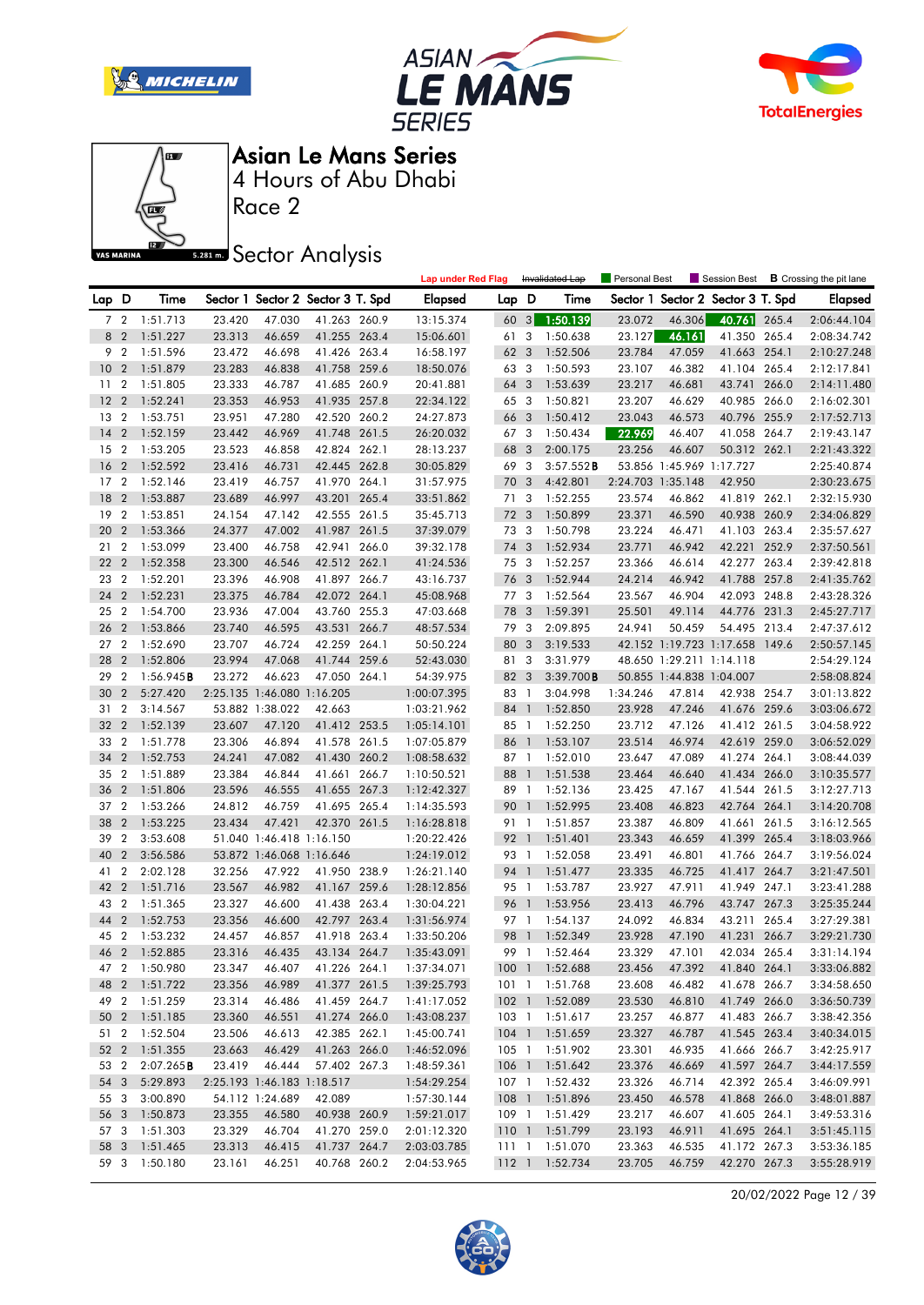# Asian Le Mans Series

4 Hours of Abu Dhabi

Race 2

## Sector Analysis

Lap under Red Flag | Invalidated Lap | Personal Best | Session Best | **B** Crossing the pit lane

| Lap | D | Time | Sector 1 | Sector 2 | Sector 3 | T. Spd | Elapsed |
|---|---|---|---|---|---|---|---|
| 7 | 2 | 1:51.713 | 23.420 | 47.030 | 41.263 | 260.9 | 13:15.374 |
| 8 | 2 | 1:51.227 | 23.313 | 46.659 | 41.255 | 263.4 | 15:06.601 |
| 9 | 2 | 1:51.596 | 23.472 | 46.698 | 41.426 | 263.4 | 16:58.197 |
| 10 | 2 | 1:51.879 | 23.283 | 46.838 | 41.758 | 259.6 | 18:50.076 |
| 11 | 2 | 1:51.805 | 23.333 | 46.787 | 41.685 | 260.9 | 20:41.881 |
| 12 | 2 | 1:52.241 | 23.353 | 46.953 | 41.935 | 257.8 | 22:34.122 |
| 13 | 2 | 1:53.751 | 23.951 | 47.280 | 42.520 | 260.2 | 24:27.873 |
| 14 | 2 | 1:52.159 | 23.442 | 46.969 | 41.748 | 261.5 | 26:20.032 |
| 15 | 2 | 1:53.205 | 23.523 | 46.858 | 42.824 | 262.1 | 28:13.237 |
| 16 | 2 | 1:52.592 | 23.416 | 46.731 | 42.445 | 262.8 | 30:05.829 |
| 17 | 2 | 1:52.146 | 23.419 | 46.757 | 41.970 | 264.1 | 31:57.975 |
| 18 | 2 | 1:53.887 | 23.689 | 46.997 | 43.201 | 265.4 | 33:51.862 |
| 19 | 2 | 1:53.851 | 24.154 | 47.142 | 42.555 | 261.5 | 35:45.713 |
| 20 | 2 | 1:53.366 | 24.377 | 47.002 | 41.987 | 261.5 | 37:39.079 |
| 21 | 2 | 1:53.099 | 23.400 | 46.758 | 42.941 | 266.0 | 39:32.178 |
| 22 | 2 | 1:52.358 | 23.300 | 46.546 | 42.512 | 262.1 | 41:24.536 |
| 23 | 2 | 1:52.201 | 23.396 | 46.908 | 41.897 | 266.7 | 43:16.737 |
| 24 | 2 | 1:52.231 | 23.375 | 46.784 | 42.072 | 264.1 | 45:08.968 |
| 25 | 2 | 1:54.700 | 23.936 | 47.004 | 43.760 | 255.3 | 47:03.668 |
| 26 | 2 | 1:53.866 | 23.740 | 46.595 | 43.531 | 266.7 | 48:57.534 |
| 27 | 2 | 1:52.690 | 23.707 | 46.724 | 42.259 | 264.1 | 50:50.224 |
| 28 | 2 | 1:52.806 | 23.994 | 47.068 | 41.744 | 259.6 | 52:43.030 |
| 29 | 2 | 1:56.945**B** | 23.272 | 46.623 | 47.050 | 264.1 | 54:39.975 |
| 30 | 2 | 5:27.420 | 2:25.135 | 1:46.080 | 1:16.205 | | 1:00:07.395 |
| 31 | 2 | 3:14.567 | 53.882 | 1:38.022 | 42.663 | | 1:03:21.962 |
| 32 | 2 | 1:52.139 | 23.607 | 47.120 | 41.412 | 253.5 | 1:05:14.101 |
| 33 | 2 | 1:51.778 | 23.306 | 46.894 | 41.578 | 261.5 | 1:07:05.879 |
| 34 | 2 | 1:52.753 | 24.241 | 47.082 | 41.430 | 260.2 | 1:08:58.632 |
| 35 | 2 | 1:51.889 | 23.384 | 46.844 | 41.661 | 266.7 | 1:10:50.521 |
| 36 | 2 | 1:51.806 | 23.596 | 46.555 | 41.655 | 267.3 | 1:12:42.327 |
| 37 | 2 | 1:53.266 | 24.812 | 46.759 | 41.695 | 265.4 | 1:14:35.593 |
| 38 | 2 | 1:53.225 | 23.434 | 47.421 | 42.370 | 261.5 | 1:16:28.818 |
| 39 | 2 | 3:53.608 | 51.040 | 1:46.418 | 1:16.150 | | 1:20:22.426 |
| 40 | 2 | 3:56.586 | 53.872 | 1:46.068 | 1:16.646 | | 1:24:19.012 |
| 41 | 2 | 2:02.128 | 32.256 | 47.922 | 41.950 | 238.9 | 1:26:21.140 |
| 42 | 2 | 1:51.716 | 23.567 | 46.982 | 41.167 | 259.6 | 1:28:12.856 |
| 43 | 2 | 1:51.365 | 23.327 | 46.600 | 41.438 | 263.4 | 1:30:04.221 |
| 44 | 2 | 1:52.753 | 23.356 | 46.600 | 42.797 | 263.4 | 1:31:56.974 |
| 45 | 2 | 1:53.232 | 24.457 | 46.857 | 41.918 | 263.4 | 1:33:50.206 |
| 46 | 2 | 1:52.885 | 23.316 | 46.435 | 43.134 | 264.7 | 1:35:43.091 |
| 47 | 2 | 1:50.980 | 23.347 | 46.407 | 41.226 | 264.1 | 1:37:34.071 |
| 48 | 2 | 1:51.722 | 23.356 | 46.989 | 41.377 | 261.5 | 1:39:25.793 |
| 49 | 2 | 1:51.259 | 23.314 | 46.486 | 41.459 | 264.7 | 1:41:17.052 |
| 50 | 2 | 1:51.185 | 23.360 | 46.551 | 41.274 | 266.0 | 1:43:08.237 |
| 51 | 2 | 1:52.504 | 23.506 | 46.613 | 42.385 | 262.1 | 1:45:00.741 |
| 52 | 2 | 1:51.355 | 23.663 | 46.429 | 41.263 | 266.0 | 1:46:52.096 |
| 53 | 2 | 2:07.265**B** | 23.419 | 46.444 | 57.402 | 267.3 | 1:48:59.361 |
| 54 | 3 | 5:29.893 | 2:25.193 | 1:46.183 | 1:18.517 | | 1:54:29.254 |
| 55 | 3 | 3:00.890 | 54.112 | 1:24.689 | 42.089 | | 1:57:30.144 |
| 56 | 3 | 1:50.873 | 23.355 | 46.580 | 40.938 | 260.9 | 1:59:21.017 |
| 57 | 3 | 1:51.303 | 23.329 | 46.704 | 41.270 | 259.0 | 2:01:12.320 |
| 58 | 3 | 1:51.465 | 23.313 | 46.415 | 41.737 | 264.7 | 2:03:03.785 |
| 59 | 3 | 1:50.180 | 23.161 | 46.251 | 40.768 | 260.2 | 2:04:53.965 |
| 60 | 3 | 1:50.139 | 23.072 | 46.306 | 40.761 | 265.4 | 2:06:44.104 |
| 61 | 3 | 1:50.638 | 23.127 | 46.161 | 41.350 | 265.4 | 2:08:34.742 |
| 62 | 3 | 1:52.506 | 23.784 | 47.059 | 41.663 | 254.1 | 2:10:27.248 |
| 63 | 3 | 1:50.593 | 23.107 | 46.382 | 41.104 | 265.4 | 2:12:17.841 |
| 64 | 3 | 1:53.639 | 23.217 | 46.681 | 43.741 | 266.0 | 2:14:11.480 |
| 65 | 3 | 1:50.821 | 23.207 | 46.629 | 40.985 | 266.0 | 2:16:02.301 |
| 66 | 3 | 1:50.412 | 23.043 | 46.573 | 40.796 | 255.9 | 2:17:52.713 |
| 67 | 3 | 1:50.434 | 22.969 | 46.407 | 41.058 | 264.7 | 2:19:43.147 |
| 68 | 3 | 2:00.175 | 23.256 | 46.607 | 50.312 | 262.1 | 2:21:43.322 |
| 69 | 3 | 3:57.552**B** | 53.856 | 1:45.969 | 1:17.727 | | 2:25:40.874 |
| 70 | 3 | 4:42.801 | 2:24.703 | 1:35.148 | 42.950 | | 2:30:23.675 |
| 71 | 3 | 1:52.255 | 23.574 | 46.862 | 41.819 | 262.1 | 2:32:15.930 |
| 72 | 3 | 1:50.899 | 23.371 | 46.590 | 40.938 | 260.9 | 2:34:06.829 |
| 73 | 3 | 1:50.798 | 23.224 | 46.471 | 41.103 | 263.4 | 2:35:57.627 |
| 74 | 3 | 1:52.934 | 23.771 | 46.942 | 42.221 | 252.9 | 2:37:50.561 |
| 75 | 3 | 1:52.257 | 23.366 | 46.614 | 42.277 | 263.4 | 2:39:42.818 |
| 76 | 3 | 1:52.944 | 24.214 | 46.942 | 41.788 | 257.8 | 2:41:35.762 |
| 77 | 3 | 1:52.564 | 23.567 | 46.904 | 42.093 | 248.8 | 2:43:28.326 |
| 78 | 3 | 1:59.391 | 25.501 | 49.114 | 44.776 | 231.3 | 2:45:27.717 |
| 79 | 3 | 2:09.895 | 24.941 | 50.459 | 54.495 | 213.4 | 2:47:37.612 |
| 80 | 3 | 3:19.533 | 42.152 | 1:19.723 | 1:17.658 | 149.6 | 2:50:57.145 |
| 81 | 3 | 3:31.979 | 48.650 | 1:29.211 | 1:14.118 | | 2:54:29.124 |
| 82 | 3 | 3:39.700**B** | 50.855 | 1:44.838 | 1:04.007 | | 2:58:08.824 |
| 83 | 1 | 3:04.998 | 1:34.246 | 47.814 | 42.938 | 254.7 | 3:01:13.822 |
| 84 | 1 | 1:52.850 | 23.928 | 47.246 | 41.676 | 259.6 | 3:03:06.672 |
| 85 | 1 | 1:52.250 | 23.712 | 47.126 | 41.412 | 261.5 | 3:04:58.922 |
| 86 | 1 | 1:53.107 | 23.514 | 46.974 | 42.619 | 259.0 | 3:06:52.029 |
| 87 | 1 | 1:52.010 | 23.647 | 47.089 | 41.274 | 264.1 | 3:08:44.039 |
| 88 | 1 | 1:51.538 | 23.464 | 46.640 | 41.434 | 266.0 | 3:10:35.577 |
| 89 | 1 | 1:52.136 | 23.425 | 47.167 | 41.544 | 261.5 | 3:12:27.713 |
| 90 | 1 | 1:52.995 | 23.408 | 46.823 | 42.764 | 264.1 | 3:14:20.708 |
| 91 | 1 | 1:51.857 | 23.387 | 46.809 | 41.661 | 261.5 | 3:16:12.565 |
| 92 | 1 | 1:51.401 | 23.343 | 46.659 | 41.399 | 265.4 | 3:18:03.966 |
| 93 | 1 | 1:52.058 | 23.491 | 46.801 | 41.766 | 264.7 | 3:19:56.024 |
| 94 | 1 | 1:51.477 | 23.335 | 46.725 | 41.417 | 264.7 | 3:21:47.501 |
| 95 | 1 | 1:53.787 | 23.927 | 47.911 | 41.949 | 247.1 | 3:23:41.288 |
| 96 | 1 | 1:53.956 | 23.413 | 46.796 | 43.747 | 267.3 | 3:25:35.244 |
| 97 | 1 | 1:54.137 | 24.092 | 46.834 | 43.211 | 265.4 | 3:27:29.381 |
| 98 | 1 | 1:52.349 | 23.928 | 47.190 | 41.231 | 266.7 | 3:29:21.730 |
| 99 | 1 | 1:52.464 | 23.329 | 47.101 | 42.034 | 265.4 | 3:31:14.194 |
| 100 | 1 | 1:52.688 | 23.456 | 47.392 | 41.840 | 264.1 | 3:33:06.882 |
| 101 | 1 | 1:51.768 | 23.608 | 46.482 | 41.678 | 266.7 | 3:34:58.650 |
| 102 | 1 | 1:52.089 | 23.530 | 46.810 | 41.749 | 266.0 | 3:36:50.739 |
| 103 | 1 | 1:51.617 | 23.257 | 46.877 | 41.483 | 266.7 | 3:38:42.356 |
| 104 | 1 | 1:51.659 | 23.327 | 46.787 | 41.545 | 263.4 | 3:40:34.015 |
| 105 | 1 | 1:51.902 | 23.301 | 46.935 | 41.666 | 266.7 | 3:42:25.917 |
| 106 | 1 | 1:51.642 | 23.376 | 46.669 | 41.597 | 264.7 | 3:44:17.559 |
| 107 | 1 | 1:52.432 | 23.326 | 46.714 | 42.392 | 265.4 | 3:46:09.991 |
| 108 | 1 | 1:51.896 | 23.450 | 46.578 | 41.868 | 266.0 | 3:48:01.887 |
| 109 | 1 | 1:51.429 | 23.217 | 46.607 | 41.605 | 264.1 | 3:49:53.316 |
| 110 | 1 | 1:51.799 | 23.193 | 46.911 | 41.695 | 264.1 | 3:51:45.115 |
| 111 | 1 | 1:51.070 | 23.363 | 46.535 | 41.172 | 267.3 | 3:53:36.185 |
| 112 | 1 | 1:52.734 | 23.705 | 46.759 | 42.270 | 267.3 | 3:55:28.919 |

20/02/2022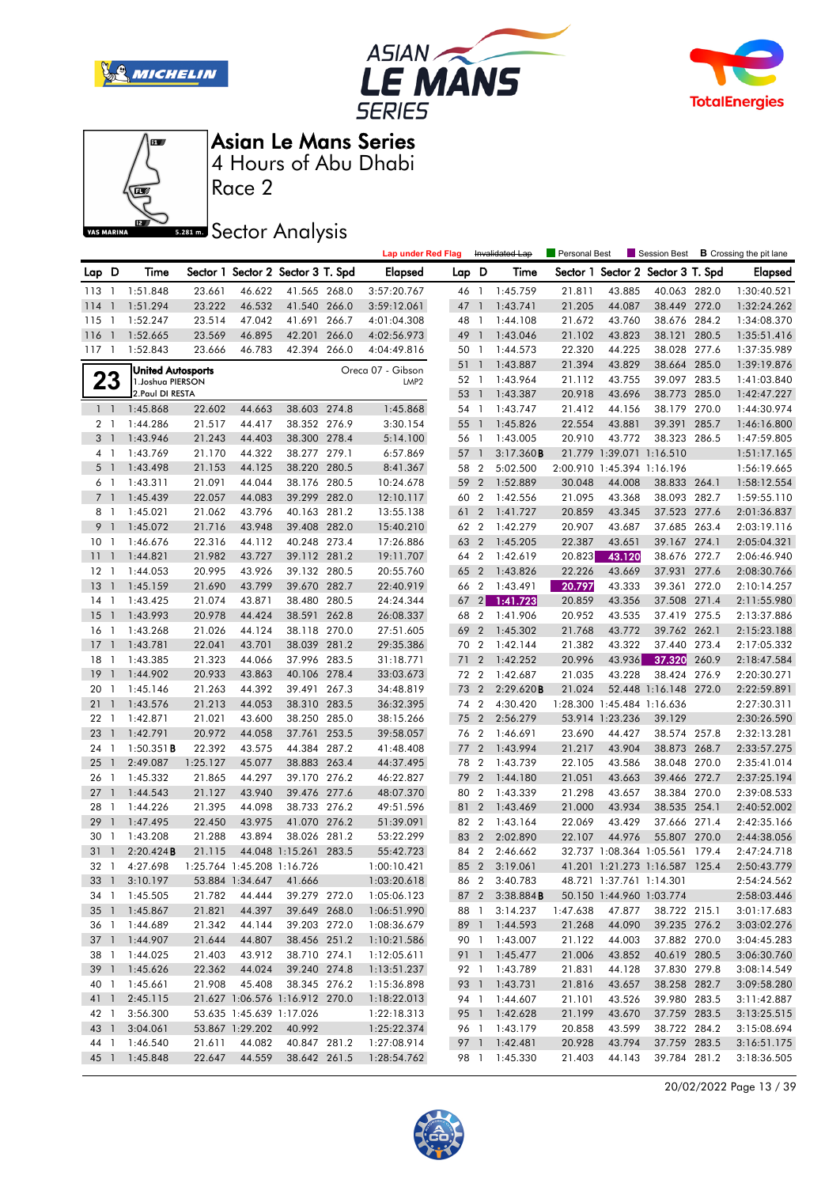# Asian Le Mans Series

4 Hours of Abu Dhabi

Race 2

## Sector Analysis

Lap under Red Flag | ~~Invalidated Lap~~ | Personal Best | Session Best | **B** Crossing the pit lane

| Lap | D | Time | Sector 1 | Sector 2 | Sector 3 | T. Spd | Elapsed |
|---|---|---|---|---|---|---|---|
| 113 | 1 | 1:51.848 | 23.661 | 46.622 | 41.565 | 268.0 | 3:57:20.767 |
| 114 | 1 | 1:51.294 | 23.222 | 46.532 | 41.540 | 266.0 | 3:59:12.061 |
| 115 | 1 | 1:52.247 | 23.514 | 47.042 | 41.691 | 266.7 | 4:01:04.308 |
| 116 | 1 | 1:52.665 | 23.569 | 46.895 | 42.201 | 266.0 | 4:02:56.973 |
| 117 | 1 | 1:52.843 | 23.666 | 46.783 | 42.394 | 266.0 | 4:04:49.816 |

**23** United Autosports — Oreca 07 - Gibson — LMP2
1.Joshua PIERSON
2.Paul DI RESTA

| Lap | D | Time | Sector 1 | Sector 2 | Sector 3 | T. Spd | Elapsed |
|---|---|---|---|---|---|---|---|
| 1 | 1 | 1:45.868 | 22.602 | 44.663 | 38.603 | 274.8 | 1:45.868 |
| 2 | 1 | 1:44.286 | 21.517 | 44.417 | 38.352 | 276.9 | 3:30.154 |
| 3 | 1 | 1:43.946 | 21.243 | 44.403 | 38.300 | 278.4 | 5:14.100 |
| 4 | 1 | 1:43.769 | 21.170 | 44.322 | 38.277 | 279.1 | 6:57.869 |
| 5 | 1 | 1:43.498 | 21.153 | 44.125 | 38.220 | 280.5 | 8:41.367 |
| 6 | 1 | 1:43.311 | 21.091 | 44.044 | 38.176 | 280.5 | 10:24.678 |
| 7 | 1 | 1:45.439 | 22.057 | 44.083 | 39.299 | 282.0 | 12:10.117 |
| 8 | 1 | 1:45.021 | 21.062 | 43.796 | 40.163 | 281.2 | 13:55.138 |
| 9 | 1 | 1:45.072 | 21.716 | 43.948 | 39.408 | 282.0 | 15:40.210 |
| 10 | 1 | 1:46.676 | 22.316 | 44.112 | 40.248 | 273.4 | 17:26.886 |
| 11 | 1 | 1:44.821 | 21.982 | 43.727 | 39.112 | 281.2 | 19:11.707 |
| 12 | 1 | 1:44.053 | 20.995 | 43.926 | 39.132 | 280.5 | 20:55.760 |
| 13 | 1 | 1:45.159 | 21.690 | 43.799 | 39.670 | 282.7 | 22:40.919 |
| 14 | 1 | 1:43.425 | 21.074 | 43.871 | 38.480 | 280.5 | 24:24.344 |
| 15 | 1 | 1:43.993 | 20.978 | 44.424 | 38.591 | 262.8 | 26:08.337 |
| 16 | 1 | 1:43.268 | 21.026 | 44.124 | 38.118 | 270.0 | 27:51.605 |
| 17 | 1 | 1:43.781 | 22.041 | 43.701 | 38.039 | 281.2 | 29:35.386 |
| 18 | 1 | 1:43.385 | 21.323 | 44.066 | 37.996 | 283.5 | 31:18.771 |
| 19 | 1 | 1:44.902 | 20.933 | 43.863 | 40.106 | 278.4 | 33:03.673 |
| 20 | 1 | 1:45.146 | 21.263 | 44.392 | 39.491 | 267.3 | 34:48.819 |
| 21 | 1 | 1:43.576 | 21.213 | 44.053 | 38.310 | 283.5 | 36:32.395 |
| 22 | 1 | 1:42.871 | 21.021 | 43.600 | 38.250 | 285.0 | 38:15.266 |
| 23 | 1 | 1:42.791 | 20.972 | 44.058 | 37.761 | 253.5 | 39:58.057 |
| 24 | 1 | 1:50.351 **B** | 22.392 | 43.575 | 44.384 | 287.2 | 41:48.408 |
| 25 | 1 | 2:49.087 | 1:25.127 | 45.077 | 38.883 | 263.4 | 44:37.495 |
| 26 | 1 | 1:45.332 | 21.865 | 44.297 | 39.170 | 276.2 | 46:22.827 |
| 27 | 1 | 1:44.543 | 21.127 | 43.940 | 39.476 | 277.6 | 48:07.370 |
| 28 | 1 | 1:44.226 | 21.395 | 44.098 | 38.733 | 276.2 | 49:51.596 |
| 29 | 1 | 1:47.495 | 22.450 | 43.975 | 41.070 | 276.2 | 51:39.091 |
| 30 | 1 | 1:43.208 | 21.288 | 43.894 | 38.026 | 281.2 | 53:22.299 |
| 31 | 1 | 2:20.424 **B** | 21.115 | 44.048 | 1:15.261 | 283.5 | 55:42.723 |
| 32 | 1 | 4:27.698 | 1:25.764 | 1:45.208 | 1:16.726 | | 1:00:10.421 |
| 33 | 1 | 3:10.197 | 53.884 | 1:34.647 | 41.666 | | 1:03:20.618 |
| 34 | 1 | 1:45.505 | 21.782 | 44.444 | 39.279 | 272.0 | 1:05:06.123 |
| 35 | 1 | 1:45.867 | 21.821 | 44.397 | 39.649 | 268.0 | 1:06:51.990 |
| 36 | 1 | 1:44.689 | 21.342 | 44.144 | 39.203 | 272.0 | 1:08:36.679 |
| 37 | 1 | 1:44.907 | 21.644 | 44.807 | 38.456 | 251.2 | 1:10:21.586 |
| 38 | 1 | 1:44.025 | 21.403 | 43.912 | 38.710 | 274.1 | 1:12:05.611 |
| 39 | 1 | 1:45.626 | 22.362 | 44.024 | 39.240 | 274.8 | 1:13:51.237 |
| 40 | 1 | 1:45.661 | 21.908 | 45.408 | 38.345 | 276.2 | 1:15:36.898 |
| 41 | 1 | 2:45.115 | 21.627 | 1:06.576 | 1:16.912 | 270.0 | 1:18:22.013 |
| 42 | 1 | 3:56.300 | 53.635 | 1:45.639 | 1:17.026 | | 1:22:18.313 |
| 43 | 1 | 3:04.061 | 53.867 | 1:29.202 | 40.992 | | 1:25:22.374 |
| 44 | 1 | 1:46.540 | 21.611 | 44.082 | 40.847 | 281.2 | 1:27:08.914 |
| 45 | 1 | 1:45.848 | 22.647 | 44.559 | 38.642 | 261.5 | 1:28:54.762 |
| 46 | 1 | 1:45.759 | 21.811 | 43.885 | 40.063 | 282.0 | 1:30:40.521 |
| 47 | 1 | 1:43.741 | 21.205 | 44.087 | 38.449 | 272.0 | 1:32:24.262 |
| 48 | 1 | 1:44.108 | 21.672 | 43.760 | 38.676 | 284.2 | 1:34:08.370 |
| 49 | 1 | 1:43.046 | 21.102 | 43.823 | 38.121 | 280.5 | 1:35:51.416 |
| 50 | 1 | 1:44.573 | 22.320 | 44.225 | 38.028 | 277.6 | 1:37:35.989 |
| 51 | 1 | 1:43.887 | 21.394 | 43.829 | 38.664 | 285.0 | 1:39:19.876 |
| 52 | 1 | 1:43.964 | 21.112 | 43.755 | 39.097 | 283.5 | 1:41:03.840 |
| 53 | 1 | 1:43.387 | 20.918 | 43.696 | 38.773 | 285.0 | 1:42:47.227 |
| 54 | 1 | 1:43.747 | 21.412 | 44.156 | 38.179 | 270.0 | 1:44:30.974 |
| 55 | 1 | 1:45.826 | 22.554 | 43.881 | 39.391 | 285.7 | 1:46:16.800 |
| 56 | 1 | 1:43.005 | 20.910 | 43.772 | 38.323 | 286.5 | 1:47:59.805 |
| 57 | 1 | 3:17.360 **B** | 21.779 | 1:39.071 | 1:16.510 | | 1:51:17.165 |
| 58 | 2 | 5:02.500 | 2:00.910 | 1:45.394 | 1:16.196 | | 1:56:19.665 |
| 59 | 2 | 1:52.889 | 30.048 | 44.008 | 38.833 | 264.1 | 1:58:12.554 |
| 60 | 2 | 1:42.556 | 21.095 | 43.368 | 38.093 | 282.7 | 1:59:55.110 |
| 61 | 2 | 1:41.727 | 20.859 | 43.345 | 37.523 | 277.6 | 2:01:36.837 |
| 62 | 2 | 1:42.279 | 20.907 | 43.687 | 37.685 | 263.4 | 2:03:19.116 |
| 63 | 2 | 1:45.205 | 22.387 | 43.651 | 39.167 | 274.1 | 2:05:04.321 |
| 64 | 2 | 1:42.619 | 20.823 | 43.120 | 38.676 | 272.7 | 2:06:46.940 |
| 65 | 2 | 1:43.826 | 22.226 | 43.669 | 37.931 | 277.6 | 2:08:30.766 |
| 66 | 2 | 1:43.491 | 20.797 | 43.333 | 39.361 | 272.0 | 2:10:14.257 |
| 67 | 2 | 1:41.723 | 20.859 | 43.356 | 37.508 | 271.4 | 2:11:55.980 |
| 68 | 2 | 1:41.906 | 20.952 | 43.535 | 37.419 | 275.5 | 2:13:37.886 |
| 69 | 2 | 1:45.302 | 21.768 | 43.772 | 39.762 | 262.1 | 2:15:23.188 |
| 70 | 2 | 1:42.144 | 21.382 | 43.322 | 37.440 | 273.4 | 2:17:05.332 |
| 71 | 2 | 1:42.252 | 20.996 | 43.936 | 37.320 | 260.9 | 2:18:47.584 |
| 72 | 2 | 1:42.687 | 21.035 | 43.228 | 38.424 | 276.9 | 2:20:30.271 |
| 73 | 2 | 2:29.620 **B** | 21.024 | 52.448 | 1:16.148 | 272.0 | 2:22:59.891 |
| 74 | 2 | 4:30.420 | 1:28.300 | 1:45.484 | 1:16.636 | | 2:27:30.311 |
| 75 | 2 | 2:56.279 | 53.914 | 1:23.236 | 39.129 | | 2:30:26.590 |
| 76 | 2 | 1:46.691 | 23.690 | 44.427 | 38.574 | 257.8 | 2:32:13.281 |
| 77 | 2 | 1:43.994 | 21.217 | 43.904 | 38.873 | 268.7 | 2:33:57.275 |
| 78 | 2 | 1:43.739 | 22.105 | 43.586 | 38.048 | 270.0 | 2:35:41.014 |
| 79 | 2 | 1:44.180 | 21.051 | 43.663 | 39.466 | 272.7 | 2:37:25.194 |
| 80 | 2 | 1:43.339 | 21.298 | 43.657 | 38.384 | 270.0 | 2:39:08.533 |
| 81 | 2 | 1:43.469 | 21.000 | 43.934 | 38.535 | 254.1 | 2:40:52.002 |
| 82 | 2 | 1:43.164 | 22.069 | 43.429 | 37.666 | 271.4 | 2:42:35.166 |
| 83 | 2 | 2:02.890 | 22.107 | 44.976 | 55.807 | 270.0 | 2:44:38.056 |
| 84 | 2 | 2:46.662 | 32.737 | 1:08.364 | 1:05.561 | 179.4 | 2:47:24.718 |
| 85 | 2 | 3:19.061 | 41.201 | 1:21.273 | 1:16.587 | 125.4 | 2:50:43.779 |
| 86 | 2 | 3:40.783 | 48.721 | 1:37.761 | 1:14.301 | | 2:54:24.562 |
| 87 | 2 | 3:38.884 **B** | 50.150 | 1:44.960 | 1:03.774 | | 2:58:03.446 |
| 88 | 1 | 3:14.237 | 1:47.638 | 47.877 | 38.722 | 215.1 | 3:01:17.683 |
| 89 | 1 | 1:44.593 | 21.268 | 44.090 | 39.235 | 276.2 | 3:03:02.276 |
| 90 | 1 | 1:43.007 | 21.122 | 44.003 | 37.882 | 270.0 | 3:04:45.283 |
| 91 | 1 | 1:45.477 | 21.006 | 43.852 | 40.619 | 280.5 | 3:06:30.760 |
| 92 | 1 | 1:43.789 | 21.831 | 44.128 | 37.830 | 279.8 | 3:08:14.549 |
| 93 | 1 | 1:43.731 | 21.816 | 43.657 | 38.258 | 282.7 | 3:09:58.280 |
| 94 | 1 | 1:44.607 | 21.101 | 43.526 | 39.980 | 283.5 | 3:11:42.887 |
| 95 | 1 | 1:42.628 | 21.199 | 43.670 | 37.759 | 283.5 | 3:13:25.515 |
| 96 | 1 | 1:43.179 | 20.858 | 43.599 | 38.722 | 284.2 | 3:15:08.694 |
| 97 | 1 | 1:42.481 | 20.928 | 43.794 | 37.759 | 283.5 | 3:16:51.175 |
| 98 | 1 | 1:45.330 | 21.403 | 44.143 | 39.784 | 281.2 | 3:18:36.505 |

20/02/2022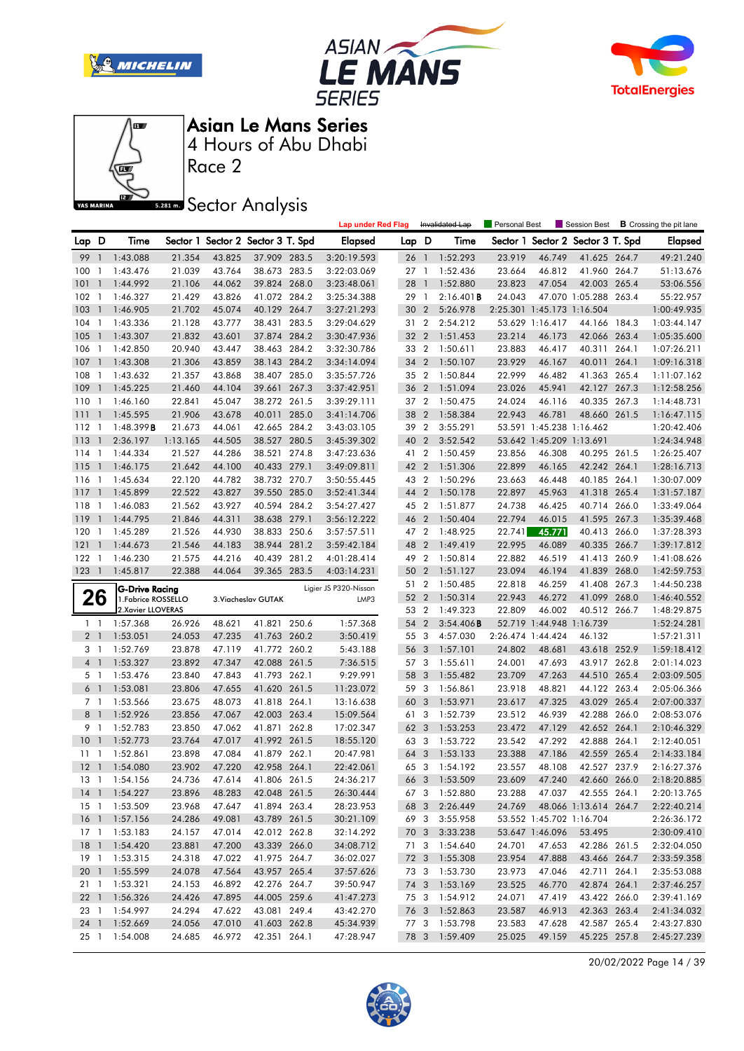# Asian Le Mans Series

4 Hours of Abu Dhabi

Race 2

## Sector Analysis

Lap under Red Flag | Invalidated Lap | Personal Best | Session Best | **B** Crossing the pit lane

| Lap | D | Time | Sector 1 | Sector 2 | Sector 3 | T. Spd | Elapsed |
|---|---|---|---|---|---|---|---|
| 99 | 1 | 1:43.088 | 21.354 | 43.825 | 37.909 | 283.5 | 3:20:19.593 |
| 100 | 1 | 1:43.476 | 21.039 | 43.764 | 38.673 | 283.5 | 3:22:03.069 |
| 101 | 1 | 1:44.992 | 21.106 | 44.062 | 39.824 | 268.0 | 3:23:48.061 |
| 102 | 1 | 1:46.327 | 21.429 | 43.826 | 41.072 | 284.2 | 3:25:34.388 |
| 103 | 1 | 1:46.905 | 21.702 | 45.074 | 40.129 | 264.7 | 3:27:21.293 |
| 104 | 1 | 1:43.336 | 21.128 | 43.777 | 38.431 | 283.5 | 3:29:04.629 |
| 105 | 1 | 1:43.307 | 21.832 | 43.601 | 37.874 | 284.2 | 3:30:47.936 |
| 106 | 1 | 1:42.850 | 20.940 | 43.447 | 38.463 | 284.2 | 3:32:30.786 |
| 107 | 1 | 1:43.308 | 21.306 | 43.859 | 38.143 | 284.2 | 3:34:14.094 |
| 108 | 1 | 1:43.632 | 21.357 | 43.868 | 38.407 | 285.0 | 3:35:57.726 |
| 109 | 1 | 1:45.225 | 21.460 | 44.104 | 39.661 | 267.3 | 3:37:42.951 |
| 110 | 1 | 1:46.160 | 22.841 | 45.047 | 38.272 | 261.5 | 3:39:29.111 |
| 111 | 1 | 1:45.595 | 21.906 | 43.678 | 40.011 | 285.0 | 3:41:14.706 |
| 112 | 1 | 1:48.399 **B** | 21.673 | 44.061 | 42.665 | 284.2 | 3:43:03.105 |
| 113 | 1 | 2:36.197 | 1:13.165 | 44.505 | 38.527 | 280.5 | 3:45:39.302 |
| 114 | 1 | 1:44.334 | 21.527 | 44.286 | 38.521 | 274.8 | 3:47:23.636 |
| 115 | 1 | 1:46.175 | 21.642 | 44.100 | 40.433 | 279.1 | 3:49:09.811 |
| 116 | 1 | 1:45.634 | 22.120 | 44.782 | 38.732 | 270.7 | 3:50:55.445 |
| 117 | 1 | 1:45.899 | 22.522 | 43.827 | 39.550 | 285.0 | 3:52:41.344 |
| 118 | 1 | 1:46.083 | 21.562 | 43.927 | 40.594 | 284.2 | 3:54:27.427 |
| 119 | 1 | 1:44.795 | 21.846 | 44.311 | 38.638 | 279.1 | 3:56:12.222 |
| 120 | 1 | 1:45.289 | 21.526 | 44.930 | 38.833 | 250.6 | 3:57:57.511 |
| 121 | 1 | 1:44.673 | 21.546 | 44.183 | 38.944 | 281.2 | 3:59:42.184 |
| 122 | 1 | 1:46.230 | 21.575 | 44.216 | 40.439 | 281.2 | 4:01:28.414 |
| 123 | 1 | 1:45.817 | 22.388 | 44.064 | 39.365 | 283.5 | 4:03:14.231 |

**26** G-Drive Racing — Ligier JS P320-Nissan — LMP3
1.Fabrice ROSSELLO
2.Xavier LLOVERAS
3.Viacheslav GUTAK

| Lap | D | Time | Sector 1 | Sector 2 | Sector 3 | T. Spd | Elapsed |
|---|---|---|---|---|---|---|---|
| 1 | 1 | 1:57.368 | 26.926 | 48.621 | 41.821 | 250.6 | 1:57.368 |
| 2 | 1 | 1:53.051 | 24.053 | 47.235 | 41.763 | 260.2 | 3:50.419 |
| 3 | 1 | 1:52.769 | 23.878 | 47.119 | 41.772 | 260.2 | 5:43.188 |
| 4 | 1 | 1:53.327 | 23.892 | 47.347 | 42.088 | 261.5 | 7:36.515 |
| 5 | 1 | 1:53.476 | 23.840 | 47.843 | 41.793 | 262.1 | 9:29.991 |
| 6 | 1 | 1:53.081 | 23.806 | 47.655 | 41.620 | 261.5 | 11:23.072 |
| 7 | 1 | 1:53.566 | 23.675 | 48.073 | 41.818 | 264.1 | 13:16.638 |
| 8 | 1 | 1:52.926 | 23.856 | 47.067 | 42.003 | 263.4 | 15:09.564 |
| 9 | 1 | 1:52.783 | 23.850 | 47.062 | 41.871 | 262.8 | 17:02.347 |
| 10 | 1 | 1:52.773 | 23.764 | 47.017 | 41.992 | 261.5 | 18:55.120 |
| 11 | 1 | 1:52.861 | 23.898 | 47.084 | 41.879 | 262.1 | 20:47.981 |
| 12 | 1 | 1:54.080 | 23.902 | 47.220 | 42.958 | 264.1 | 22:42.061 |
| 13 | 1 | 1:54.156 | 24.736 | 47.614 | 41.806 | 261.5 | 24:36.217 |
| 14 | 1 | 1:54.227 | 23.896 | 48.283 | 42.048 | 261.5 | 26:30.444 |
| 15 | 1 | 1:53.509 | 23.968 | 47.647 | 41.894 | 263.4 | 28:23.953 |
| 16 | 1 | 1:57.156 | 24.286 | 49.081 | 43.789 | 261.5 | 30:21.109 |
| 17 | 1 | 1:53.183 | 24.157 | 47.014 | 42.012 | 262.8 | 32:14.292 |
| 18 | 1 | 1:54.420 | 23.881 | 47.200 | 43.339 | 266.0 | 34:08.712 |
| 19 | 1 | 1:53.315 | 24.318 | 47.022 | 41.975 | 264.7 | 36:02.027 |
| 20 | 1 | 1:55.599 | 24.078 | 47.564 | 43.957 | 265.4 | 37:57.626 |
| 21 | 1 | 1:53.321 | 24.153 | 46.892 | 42.276 | 264.7 | 39:50.947 |
| 22 | 1 | 1:56.326 | 24.426 | 47.895 | 44.005 | 259.6 | 41:47.273 |
| 23 | 1 | 1:54.997 | 24.294 | 47.622 | 43.081 | 249.4 | 43:42.270 |
| 24 | 1 | 1:52.669 | 24.056 | 47.010 | 41.603 | 262.8 | 45:34.939 |
| 25 | 1 | 1:54.008 | 24.685 | 46.972 | 42.351 | 264.1 | 47:28.947 |
| 26 | 1 | 1:52.293 | 23.919 | 46.749 | 41.625 | 264.7 | 49:21.240 |
| 27 | 1 | 1:52.436 | 23.664 | 46.812 | 41.960 | 264.7 | 51:13.676 |
| 28 | 1 | 1:52.880 | 23.823 | 47.054 | 42.003 | 265.4 | 53:06.556 |
| 29 | 1 | 2:16.401 **B** | 24.043 | 47.070 | 1:05.288 | 263.4 | 55:22.957 |
| 30 | 2 | 5:26.978 | 2:25.301 | 1:45.173 | 1:16.504 | | 1:00:49.935 |
| 31 | 2 | 2:54.212 | 53.629 | 1:16.417 | 44.166 | 184.3 | 1:03:44.147 |
| 32 | 2 | 1:51.453 | 23.214 | 46.173 | 42.066 | 263.4 | 1:05:35.600 |
| 33 | 2 | 1:50.611 | 23.883 | 46.417 | 40.311 | 264.1 | 1:07:26.211 |
| 34 | 2 | 1:50.107 | 23.929 | 46.167 | 40.011 | 264.1 | 1:09:16.318 |
| 35 | 2 | 1:50.844 | 22.999 | 46.482 | 41.363 | 265.4 | 1:11:07.162 |
| 36 | 2 | 1:51.094 | 23.026 | 45.941 | 42.127 | 267.3 | 1:12:58.256 |
| 37 | 2 | 1:50.475 | 24.024 | 46.116 | 40.335 | 267.3 | 1:14:48.731 |
| 38 | 2 | 1:58.384 | 22.943 | 46.781 | 48.660 | 261.5 | 1:16:47.115 |
| 39 | 2 | 3:55.291 | 53.591 | 1:45.238 | 1:16.462 | | 1:20:42.406 |
| 40 | 2 | 3:52.542 | 53.642 | 1:45.209 | 1:13.691 | | 1:24:34.948 |
| 41 | 2 | 1:50.459 | 23.856 | 46.308 | 40.295 | 261.5 | 1:26:25.407 |
| 42 | 2 | 1:51.306 | 22.899 | 46.165 | 42.242 | 264.1 | 1:28:16.713 |
| 43 | 2 | 1:50.296 | 23.663 | 46.448 | 40.185 | 264.1 | 1:30:07.009 |
| 44 | 2 | 1:50.178 | 22.897 | 45.963 | 41.318 | 265.4 | 1:31:57.187 |
| 45 | 2 | 1:51.877 | 24.738 | 46.425 | 40.714 | 266.0 | 1:33:49.064 |
| 46 | 2 | 1:50.404 | 22.794 | 46.015 | 41.595 | 267.3 | 1:35:39.468 |
| 47 | 2 | 1:48.925 | 22.741 | 45.771 | 40.413 | 266.0 | 1:37:28.393 |
| 48 | 2 | 1:49.419 | 22.995 | 46.089 | 40.335 | 266.7 | 1:39:17.812 |
| 49 | 2 | 1:50.814 | 22.882 | 46.519 | 41.413 | 260.9 | 1:41:08.626 |
| 50 | 2 | 1:51.127 | 23.094 | 46.194 | 41.839 | 268.0 | 1:42:59.753 |
| 51 | 2 | 1:50.485 | 22.818 | 46.259 | 41.408 | 267.3 | 1:44:50.238 |
| 52 | 2 | 1:50.314 | 22.943 | 46.272 | 41.099 | 268.0 | 1:46:40.552 |
| 53 | 2 | 1:49.323 | 22.809 | 46.002 | 40.512 | 266.7 | 1:48:29.875 |
| 54 | 2 | 3:54.406 **B** | 52.719 | 1:44.948 | 1:16.739 | | 1:52:24.281 |
| 55 | 3 | 4:57.030 | 2:26.474 | 1:44.424 | 46.132 | | 1:57:21.311 |
| 56 | 3 | 1:57.101 | 24.802 | 48.681 | 43.618 | 252.9 | 1:59:18.412 |
| 57 | 3 | 1:55.611 | 24.001 | 47.693 | 43.917 | 262.8 | 2:01:14.023 |
| 58 | 3 | 1:55.482 | 23.709 | 47.263 | 44.510 | 265.4 | 2:03:09.505 |
| 59 | 3 | 1:56.861 | 23.918 | 48.821 | 44.122 | 263.4 | 2:05:06.366 |
| 60 | 3 | 1:53.971 | 23.617 | 47.325 | 43.029 | 265.4 | 2:07:00.337 |
| 61 | 3 | 1:52.739 | 23.512 | 46.939 | 42.288 | 266.0 | 2:08:53.076 |
| 62 | 3 | 1:53.253 | 23.472 | 47.129 | 42.652 | 264.1 | 2:10:46.329 |
| 63 | 3 | 1:53.722 | 23.542 | 47.292 | 42.888 | 264.1 | 2:12:40.051 |
| 64 | 3 | 1:53.133 | 23.388 | 47.186 | 42.559 | 265.4 | 2:14:33.184 |
| 65 | 3 | 1:54.192 | 23.557 | 48.108 | 42.527 | 237.9 | 2:16:27.376 |
| 66 | 3 | 1:53.509 | 23.609 | 47.240 | 42.660 | 266.0 | 2:18:20.885 |
| 67 | 3 | 1:52.880 | 23.288 | 47.037 | 42.555 | 264.1 | 2:20:13.765 |
| 68 | 3 | 2:26.449 | 24.769 | 48.066 | 1:13.614 | 264.7 | 2:22:40.214 |
| 69 | 3 | 3:55.958 | 53.552 | 1:45.702 | 1:16.704 | | 2:26:36.172 |
| 70 | 3 | 3:33.238 | 53.647 | 1:46.096 | 53.495 | | 2:30:09.410 |
| 71 | 3 | 1:54.640 | 24.701 | 47.653 | 42.286 | 261.5 | 2:32:04.050 |
| 72 | 3 | 1:55.308 | 23.954 | 47.888 | 43.466 | 264.7 | 2:33:59.358 |
| 73 | 3 | 1:53.730 | 23.973 | 47.046 | 42.711 | 264.1 | 2:35:53.088 |
| 74 | 3 | 1:53.169 | 23.525 | 46.770 | 42.874 | 264.1 | 2:37:46.257 |
| 75 | 3 | 1:54.912 | 24.071 | 47.419 | 43.422 | 266.0 | 2:39:41.169 |
| 76 | 3 | 1:52.863 | 23.587 | 46.913 | 42.363 | 263.4 | 2:41:34.032 |
| 77 | 3 | 1:53.798 | 23.583 | 47.628 | 42.587 | 265.4 | 2:43:27.830 |
| 78 | 3 | 1:59.409 | 25.025 | 49.159 | 45.225 | 257.8 | 2:45:27.239 |

20/02/2022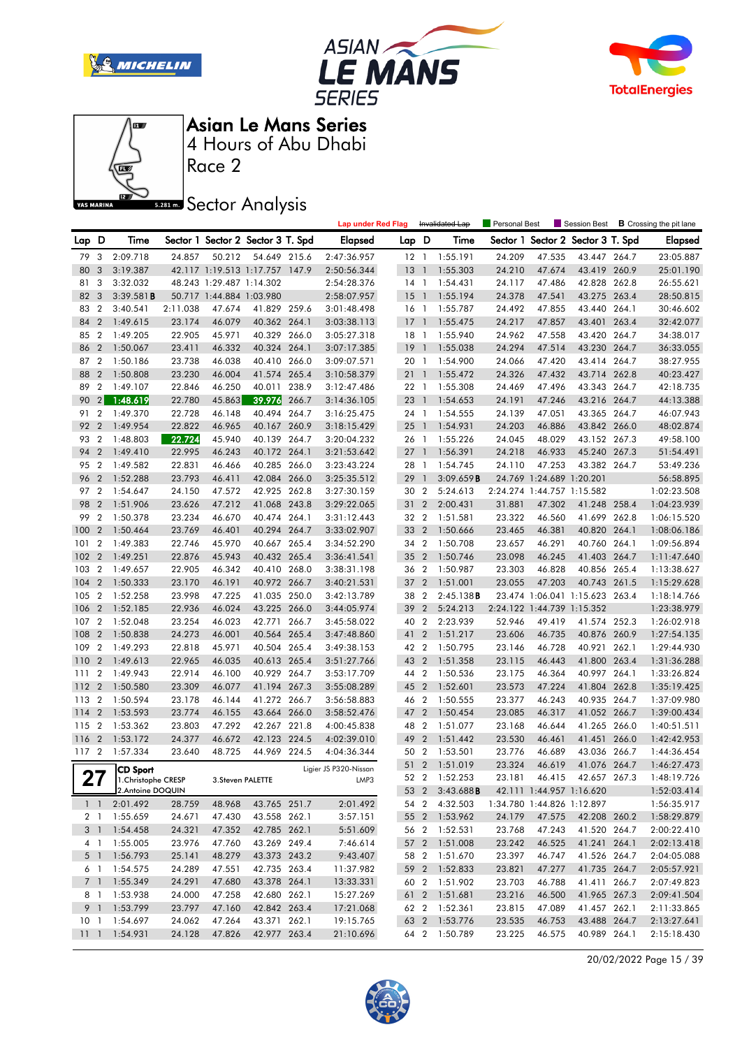# Asian Le Mans Series

## 4 Hours of Abu Dhabi

### Race 2

## Sector Analysis

Lap under Red Flag | Invalidated Lap | Personal Best | Session Best | B Crossing the pit lane

| Lap | D | Time | Sector 1 | Sector 2 | Sector 3 | T. Spd | Elapsed |
|---|---|---|---|---|---|---|---|
| 79 | 3 | 2:09.718 | 24.857 | 50.212 | 54.649 | 215.6 | 2:47:36.957 |
| 80 | 3 | 3:19.387 | 42.117 | 1:19.513 | 1:17.757 | 147.9 | 2:50:56.344 |
| 81 | 3 | 3:32.032 | 48.243 | 1:29.487 | 1:14.302 | | 2:54:28.376 |
| 82 | 3 | 3:39.581 B | 50.717 | 1:44.884 | 1:03.980 | | 2:58:07.957 |
| 83 | 2 | 3:40.541 | 2:11.038 | 47.674 | 41.829 | 259.6 | 3:01:48.498 |
| 84 | 2 | 1:49.615 | 23.174 | 46.079 | 40.362 | 264.1 | 3:03:38.113 |
| 85 | 2 | 1:49.205 | 22.905 | 45.971 | 40.329 | 266.0 | 3:05:27.318 |
| 86 | 2 | 1:50.067 | 23.411 | 46.332 | 40.324 | 264.1 | 3:07:17.385 |
| 87 | 2 | 1:50.186 | 23.738 | 46.038 | 40.410 | 266.0 | 3:09:07.571 |
| 88 | 2 | 1:50.808 | 23.230 | 46.004 | 41.574 | 265.4 | 3:10:58.379 |
| 89 | 2 | 1:49.107 | 22.846 | 46.250 | 40.011 | 238.9 | 3:12:47.486 |
| 90 | 2 | 1:48.619 | 22.780 | 45.863 | 39.976 | 266.7 | 3:14:36.105 |
| 91 | 2 | 1:49.370 | 22.728 | 46.148 | 40.494 | 264.7 | 3:16:25.475 |
| 92 | 2 | 1:49.954 | 22.822 | 46.965 | 40.167 | 260.9 | 3:18:15.429 |
| 93 | 2 | 1:48.803 | 22.724 | 45.940 | 40.139 | 264.7 | 3:20:04.232 |
| 94 | 2 | 1:49.410 | 22.995 | 46.243 | 40.172 | 264.1 | 3:21:53.642 |
| 95 | 2 | 1:49.582 | 22.831 | 46.466 | 40.285 | 266.0 | 3:23:43.224 |
| 96 | 2 | 1:52.288 | 23.793 | 46.411 | 42.084 | 266.0 | 3:25:35.512 |
| 97 | 2 | 1:54.647 | 24.150 | 47.572 | 42.925 | 262.8 | 3:27:30.159 |
| 98 | 2 | 1:51.906 | 23.626 | 47.212 | 41.068 | 243.8 | 3:29:22.065 |
| 99 | 2 | 1:50.378 | 23.234 | 46.670 | 40.474 | 264.1 | 3:31:12.443 |
| 100 | 2 | 1:50.464 | 23.769 | 46.401 | 40.294 | 264.7 | 3:33:02.907 |
| 101 | 2 | 1:49.383 | 22.746 | 45.970 | 40.667 | 265.4 | 3:34:52.290 |
| 102 | 2 | 1:49.251 | 22.876 | 45.943 | 40.432 | 265.4 | 3:36:41.541 |
| 103 | 2 | 1:49.657 | 22.905 | 46.342 | 40.410 | 268.0 | 3:38:31.198 |
| 104 | 2 | 1:50.333 | 23.170 | 46.191 | 40.972 | 266.7 | 3:40:21.531 |
| 105 | 2 | 1:52.258 | 23.998 | 47.225 | 41.035 | 250.0 | 3:42:13.789 |
| 106 | 2 | 1:52.185 | 22.936 | 46.024 | 43.225 | 266.0 | 3:44:05.974 |
| 107 | 2 | 1:52.048 | 23.254 | 46.023 | 42.771 | 266.7 | 3:45:58.022 |
| 108 | 2 | 1:50.838 | 24.273 | 46.001 | 40.564 | 265.4 | 3:47:48.860 |
| 109 | 2 | 1:49.293 | 22.818 | 45.971 | 40.504 | 265.4 | 3:49:38.153 |
| 110 | 2 | 1:49.613 | 22.965 | 46.035 | 40.613 | 265.4 | 3:51:27.766 |
| 111 | 2 | 1:49.943 | 22.914 | 46.100 | 40.929 | 264.7 | 3:53:17.709 |
| 112 | 2 | 1:50.580 | 23.309 | 46.077 | 41.194 | 267.3 | 3:55:08.289 |
| 113 | 2 | 1:50.594 | 23.178 | 46.144 | 41.272 | 266.7 | 3:56:58.883 |
| 114 | 2 | 1:53.593 | 23.774 | 46.155 | 43.664 | 266.0 | 3:58:52.476 |
| 115 | 2 | 1:53.362 | 23.803 | 47.292 | 42.267 | 221.8 | 4:00:45.838 |
| 116 | 2 | 1:53.172 | 24.377 | 46.672 | 42.123 | 224.5 | 4:02:39.010 |
| 117 | 2 | 1:57.334 | 23.640 | 48.725 | 44.969 | 224.5 | 4:04:36.344 |

**27** CD Sport — Ligier JS P320-Nissan — LMP3
1.Christophe CRESP, 2.Antoine DOQUIN, 3.Steven PALETTE

| Lap | D | Time | Sector 1 | Sector 2 | Sector 3 | T. Spd | Elapsed |
|---|---|---|---|---|---|---|---|
| 1 | 1 | 2:01.492 | 28.759 | 48.968 | 43.765 | 251.7 | 2:01.492 |
| 2 | 1 | 1:55.659 | 24.671 | 47.430 | 43.558 | 262.1 | 3:57.151 |
| 3 | 1 | 1:54.458 | 24.321 | 47.352 | 42.785 | 262.1 | 5:51.609 |
| 4 | 1 | 1:55.005 | 23.976 | 47.760 | 43.269 | 249.4 | 7:46.614 |
| 5 | 1 | 1:56.793 | 25.141 | 48.279 | 43.373 | 243.2 | 9:43.407 |
| 6 | 1 | 1:54.575 | 24.289 | 47.551 | 42.735 | 263.4 | 11:37.982 |
| 7 | 1 | 1:55.349 | 24.291 | 47.680 | 43.378 | 264.1 | 13:33.331 |
| 8 | 1 | 1:53.938 | 24.000 | 47.258 | 42.680 | 262.1 | 15:27.269 |
| 9 | 1 | 1:53.799 | 23.797 | 47.160 | 42.842 | 263.4 | 17:21.068 |
| 10 | 1 | 1:54.697 | 24.062 | 47.264 | 43.371 | 262.1 | 19:15.765 |
| 11 | 1 | 1:54.931 | 24.128 | 47.826 | 42.977 | 263.4 | 21:10.696 |
| 12 | 1 | 1:55.191 | 24.209 | 47.535 | 43.447 | 264.7 | 23:05.887 |
| 13 | 1 | 1:55.303 | 24.210 | 47.674 | 43.419 | 260.9 | 25:01.190 |
| 14 | 1 | 1:54.431 | 24.117 | 47.486 | 42.828 | 262.8 | 26:55.621 |
| 15 | 1 | 1:55.194 | 24.378 | 47.541 | 43.275 | 263.4 | 28:50.815 |
| 16 | 1 | 1:55.787 | 24.492 | 47.855 | 43.440 | 264.1 | 30:46.602 |
| 17 | 1 | 1:55.475 | 24.217 | 47.857 | 43.401 | 263.4 | 32:42.077 |
| 18 | 1 | 1:55.940 | 24.962 | 47.558 | 43.420 | 264.7 | 34:38.017 |
| 19 | 1 | 1:55.038 | 24.294 | 47.514 | 43.230 | 264.7 | 36:33.055 |
| 20 | 1 | 1:54.900 | 24.066 | 47.420 | 43.414 | 264.7 | 38:27.955 |
| 21 | 1 | 1:55.472 | 24.326 | 47.432 | 43.714 | 262.8 | 40:23.427 |
| 22 | 1 | 1:55.308 | 24.469 | 47.496 | 43.343 | 264.7 | 42:18.735 |
| 23 | 1 | 1:54.653 | 24.191 | 47.246 | 43.216 | 264.7 | 44:13.388 |
| 24 | 1 | 1:54.555 | 24.139 | 47.051 | 43.365 | 264.7 | 46:07.943 |
| 25 | 1 | 1:54.931 | 24.203 | 46.886 | 43.842 | 266.0 | 48:02.874 |
| 26 | 1 | 1:55.226 | 24.045 | 48.029 | 43.152 | 267.3 | 49:58.100 |
| 27 | 1 | 1:56.391 | 24.218 | 46.933 | 45.240 | 267.3 | 51:54.491 |
| 28 | 1 | 1:54.745 | 24.110 | 47.253 | 43.382 | 264.7 | 53:49.236 |
| 29 | 1 | 3:09.659 B | 24.769 | 1:24.689 | 1:20.201 | | 56:58.895 |
| 30 | 2 | 5:24.613 | 2:24.274 | 1:44.757 | 1:15.582 | | 1:02:23.508 |
| 31 | 2 | 2:00.431 | 31.881 | 47.302 | 41.248 | 258.4 | 1:04:23.939 |
| 32 | 2 | 1:51.581 | 23.322 | 46.560 | 41.699 | 262.8 | 1:06:15.520 |
| 33 | 2 | 1:50.666 | 23.465 | 46.381 | 40.820 | 264.1 | 1:08:06.186 |
| 34 | 2 | 1:50.708 | 23.657 | 46.291 | 40.760 | 264.1 | 1:09:56.894 |
| 35 | 2 | 1:50.746 | 23.098 | 46.245 | 41.403 | 264.7 | 1:11:47.640 |
| 36 | 2 | 1:50.987 | 23.303 | 46.828 | 40.856 | 265.4 | 1:13:38.627 |
| 37 | 2 | 1:51.001 | 23.055 | 47.203 | 40.743 | 261.5 | 1:15:29.628 |
| 38 | 2 | 2:45.138 B | 23.474 | 1:06.041 | 1:15.623 | 263.4 | 1:18:14.766 |
| 39 | 2 | 5:24.213 | 2:24.122 | 1:44.739 | 1:15.352 | | 1:23:38.979 |
| 40 | 2 | 2:23.939 | 52.946 | 49.419 | 41.574 | 252.3 | 1:26:02.918 |
| 41 | 2 | 1:51.217 | 23.606 | 46.735 | 40.876 | 260.9 | 1:27:54.135 |
| 42 | 2 | 1:50.795 | 23.146 | 46.728 | 40.921 | 262.1 | 1:29:44.930 |
| 43 | 2 | 1:51.358 | 23.115 | 46.443 | 41.800 | 263.4 | 1:31:36.288 |
| 44 | 2 | 1:50.536 | 23.175 | 46.364 | 40.997 | 264.1 | 1:33:26.824 |
| 45 | 2 | 1:52.601 | 23.573 | 47.224 | 41.804 | 262.8 | 1:35:19.425 |
| 46 | 2 | 1:50.555 | 23.377 | 46.243 | 40.935 | 264.7 | 1:37:09.980 |
| 47 | 2 | 1:50.454 | 23.085 | 46.317 | 41.052 | 266.7 | 1:39:00.434 |
| 48 | 2 | 1:51.077 | 23.168 | 46.644 | 41.265 | 266.0 | 1:40:51.511 |
| 49 | 2 | 1:51.442 | 23.530 | 46.461 | 41.451 | 266.0 | 1:42:42.953 |
| 50 | 2 | 1:53.501 | 23.776 | 46.689 | 43.036 | 266.7 | 1:44:36.454 |
| 51 | 2 | 1:51.019 | 23.324 | 46.619 | 41.076 | 264.7 | 1:46:27.473 |
| 52 | 2 | 1:52.253 | 23.181 | 46.415 | 42.657 | 267.3 | 1:48:19.726 |
| 53 | 2 | 3:43.688 B | 42.111 | 1:44.957 | 1:16.620 | | 1:52:03.414 |
| 54 | 2 | 4:32.503 | 1:34.780 | 1:44.826 | 1:12.897 | | 1:56:35.917 |
| 55 | 2 | 1:53.962 | 24.179 | 47.575 | 42.208 | 260.2 | 1:58:29.879 |
| 56 | 2 | 1:52.531 | 23.768 | 47.243 | 41.520 | 264.7 | 2:00:22.410 |
| 57 | 2 | 1:51.008 | 23.242 | 46.525 | 41.241 | 264.1 | 2:02:13.418 |
| 58 | 2 | 1:51.670 | 23.397 | 46.747 | 41.526 | 264.7 | 2:04:05.088 |
| 59 | 2 | 1:52.833 | 23.821 | 47.277 | 41.735 | 264.7 | 2:05:57.921 |
| 60 | 2 | 1:51.902 | 23.703 | 46.788 | 41.411 | 266.7 | 2:07:49.823 |
| 61 | 2 | 1:51.681 | 23.216 | 46.500 | 41.965 | 267.3 | 2:09:41.504 |
| 62 | 2 | 1:52.361 | 23.815 | 47.089 | 41.457 | 262.1 | 2:11:33.865 |
| 63 | 2 | 1:53.776 | 23.535 | 46.753 | 43.488 | 264.7 | 2:13:27.641 |
| 64 | 2 | 1:50.789 | 23.225 | 46.575 | 40.989 | 264.1 | 2:15:18.430 |

20/02/2022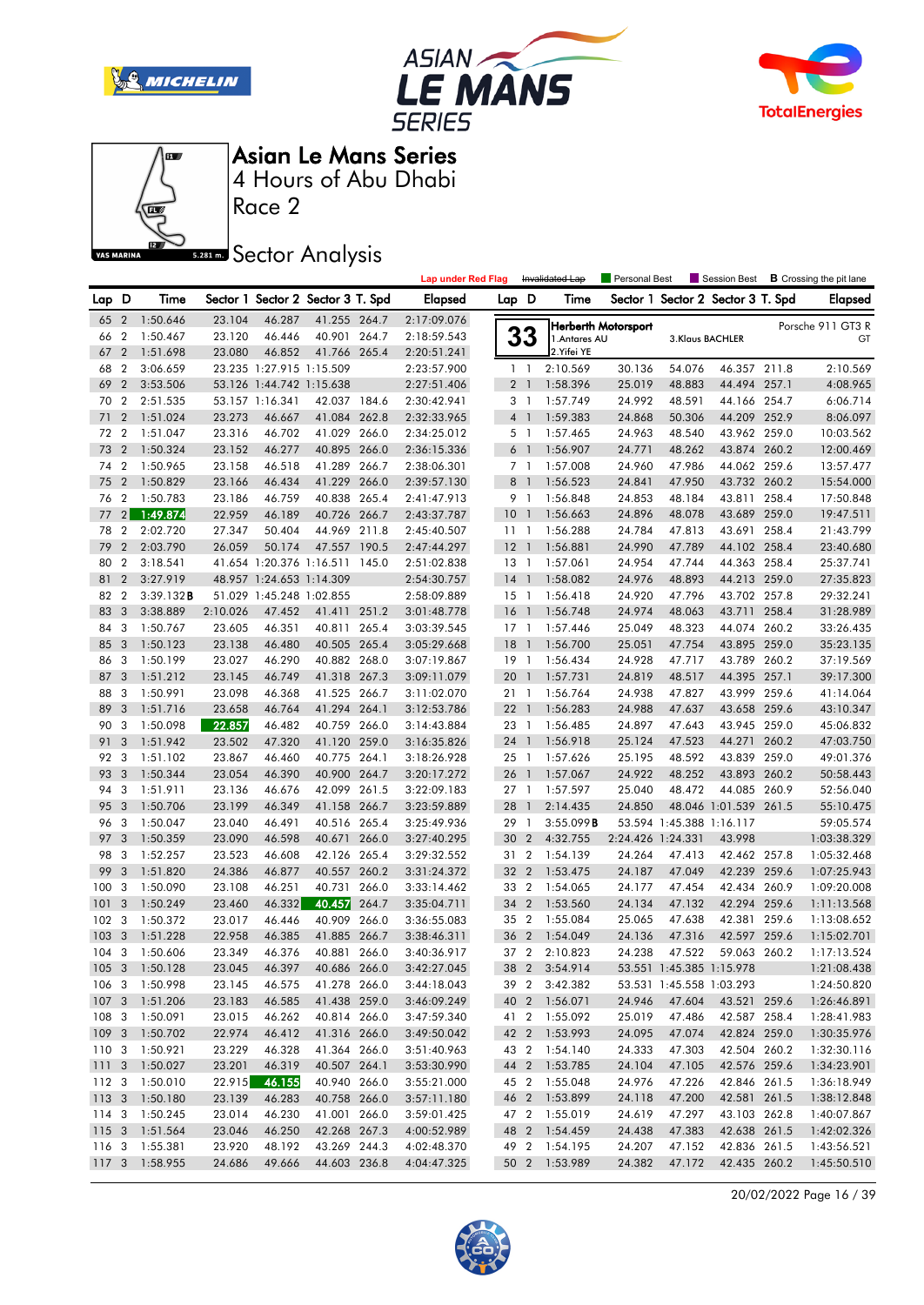# Asian Le Mans Series

## 4 Hours of Abu Dhabi

## Race 2

## Sector Analysis

Lap under Red Flag | ~~Invalidated Lap~~ | Personal Best | Session Best | **B** Crossing the pit lane

| Lap | D | Time | Sector 1 | Sector 2 | Sector 3 | T. Spd | Elapsed |
|---|---|---|---|---|---|---|---|
| 65 | 2 | 1:50.646 | 23.104 | 46.287 | 41.255 | 264.7 | 2:17:09.076 |
| 66 | 2 | 1:50.467 | 23.120 | 46.446 | 40.901 | 264.7 | 2:18:59.543 |
| 67 | 2 | 1:51.698 | 23.080 | 46.852 | 41.766 | 265.4 | 2:20:51.241 |
| 68 | 2 | 3:06.659 | 23.235 | 1:27.915 | 1:15.509 | | 2:23:57.900 |
| 69 | 2 | 3:53.506 | 53.126 | 1:44.742 | 1:15.638 | | 2:27:51.406 |
| 70 | 2 | 2:51.535 | 53.157 | 1:16.341 | 42.037 | 184.6 | 2:30:42.941 |
| 71 | 2 | 1:51.024 | 23.273 | 46.667 | 41.084 | 262.8 | 2:32:33.965 |
| 72 | 2 | 1:51.047 | 23.316 | 46.702 | 41.029 | 266.0 | 2:34:25.012 |
| 73 | 2 | 1:50.324 | 23.152 | 46.277 | 40.895 | 266.0 | 2:36:15.336 |
| 74 | 2 | 1:50.965 | 23.158 | 46.518 | 41.289 | 266.7 | 2:38:06.301 |
| 75 | 2 | 1:50.829 | 23.166 | 46.434 | 41.229 | 266.0 | 2:39:57.130 |
| 76 | 2 | 1:50.783 | 23.186 | 46.759 | 40.838 | 265.4 | 2:41:47.913 |
| 77 | 2 | 1:49.874 | 22.959 | 46.189 | 40.726 | 266.7 | 2:43:37.787 |
| 78 | 2 | 2:02.720 | 27.347 | 50.404 | 44.969 | 211.8 | 2:45:40.507 |
| 79 | 2 | 2:03.790 | 26.059 | 50.174 | 47.557 | 190.5 | 2:47:44.297 |
| 80 | 2 | 3:18.541 | 41.654 | 1:20.376 | 1:16.511 | 145.0 | 2:51:02.838 |
| 81 | 2 | 3:27.919 | 48.957 | 1:24.653 | 1:14.309 | | 2:54:30.757 |
| 82 | 2 | 3:39.132**B** | 51.029 | 1:45.248 | 1:02.855 | | 2:58:09.889 |
| 83 | 3 | 3:38.889 | 2:10.026 | 47.452 | 41.411 | 251.2 | 3:01:48.778 |
| 84 | 3 | 1:50.767 | 23.605 | 46.351 | 40.811 | 265.4 | 3:03:39.545 |
| 85 | 3 | 1:50.123 | 23.138 | 46.480 | 40.505 | 265.4 | 3:05:29.668 |
| 86 | 3 | 1:50.199 | 23.027 | 46.290 | 40.882 | 268.0 | 3:07:19.867 |
| 87 | 3 | 1:51.212 | 23.145 | 46.749 | 41.318 | 267.3 | 3:09:11.079 |
| 88 | 3 | 1:50.991 | 23.098 | 46.368 | 41.525 | 266.7 | 3:11:02.070 |
| 89 | 3 | 1:51.716 | 23.658 | 46.764 | 41.294 | 264.1 | 3:12:53.786 |
| 90 | 3 | 1:50.098 | 22.857 | 46.482 | 40.759 | 266.0 | 3:14:43.884 |
| 91 | 3 | 1:51.942 | 23.502 | 47.320 | 41.120 | 259.0 | 3:16:35.826 |
| 92 | 3 | 1:51.102 | 23.867 | 46.460 | 40.775 | 264.1 | 3:18:26.928 |
| 93 | 3 | 1:50.344 | 23.054 | 46.390 | 40.900 | 264.7 | 3:20:17.272 |
| 94 | 3 | 1:51.911 | 23.136 | 46.676 | 42.099 | 261.5 | 3:22:09.183 |
| 95 | 3 | 1:50.706 | 23.199 | 46.349 | 41.158 | 266.7 | 3:23:59.889 |
| 96 | 3 | 1:50.047 | 23.040 | 46.491 | 40.516 | 265.4 | 3:25:49.936 |
| 97 | 3 | 1:50.359 | 23.090 | 46.598 | 40.671 | 266.0 | 3:27:40.295 |
| 98 | 3 | 1:52.257 | 23.523 | 46.608 | 42.126 | 265.4 | 3:29:32.552 |
| 99 | 3 | 1:51.820 | 24.386 | 46.877 | 40.557 | 260.2 | 3:31:24.372 |
| 100 | 3 | 1:50.090 | 23.108 | 46.251 | 40.731 | 266.0 | 3:33:14.462 |
| 101 | 3 | 1:50.249 | 23.460 | 46.332 | 40.457 | 264.7 | 3:35:04.711 |
| 102 | 3 | 1:50.372 | 23.017 | 46.446 | 40.909 | 266.0 | 3:36:55.083 |
| 103 | 3 | 1:51.228 | 22.958 | 46.385 | 41.885 | 266.7 | 3:38:46.311 |
| 104 | 3 | 1:50.606 | 23.349 | 46.376 | 40.881 | 266.0 | 3:40:36.917 |
| 105 | 3 | 1:50.128 | 23.045 | 46.397 | 40.686 | 266.0 | 3:42:27.045 |
| 106 | 3 | 1:50.998 | 23.145 | 46.575 | 41.278 | 266.0 | 3:44:18.043 |
| 107 | 3 | 1:51.206 | 23.183 | 46.585 | 41.438 | 259.0 | 3:46:09.249 |
| 108 | 3 | 1:50.091 | 23.015 | 46.262 | 40.814 | 266.0 | 3:47:59.340 |
| 109 | 3 | 1:50.702 | 22.974 | 46.412 | 41.316 | 266.0 | 3:49:50.042 |
| 110 | 3 | 1:50.921 | 23.229 | 46.328 | 41.364 | 266.0 | 3:51:40.963 |
| 111 | 3 | 1:50.027 | 23.201 | 46.319 | 40.507 | 264.1 | 3:53:30.990 |
| 112 | 3 | 1:50.010 | 22.915 | 46.155 | 40.940 | 266.0 | 3:55:21.000 |
| 113 | 3 | 1:50.180 | 23.139 | 46.283 | 40.758 | 266.0 | 3:57:11.180 |
| 114 | 3 | 1:50.245 | 23.014 | 46.230 | 41.001 | 266.0 | 3:59:01.425 |
| 115 | 3 | 1:51.564 | 23.046 | 46.250 | 42.268 | 267.3 | 4:00:52.989 |
| 116 | 3 | 1:55.381 | 23.920 | 48.192 | 43.269 | 244.3 | 4:02:48.370 |
| 117 | 3 | 1:58.955 | 24.686 | 49.666 | 44.603 | 236.8 | 4:04:47.325 |

**33** — Herberth Motorsport — Porsche 911 GT3 R — GT
1. Antares AU
2. Yifei YE
3. Klaus BACHLER

| Lap | D | Time | Sector 1 | Sector 2 | Sector 3 | T. Spd | Elapsed |
|---|---|---|---|---|---|---|---|
| 1 | 1 | 2:10.569 | 30.136 | 54.076 | 46.357 | 211.8 | 2:10.569 |
| 2 | 1 | 1:58.396 | 25.019 | 48.883 | 44.494 | 257.1 | 4:08.965 |
| 3 | 1 | 1:57.749 | 24.992 | 48.591 | 44.166 | 254.7 | 6:06.714 |
| 4 | 1 | 1:59.383 | 24.868 | 50.306 | 44.209 | 252.9 | 8:06.097 |
| 5 | 1 | 1:57.465 | 24.963 | 48.540 | 43.962 | 259.0 | 10:03.562 |
| 6 | 1 | 1:56.907 | 24.771 | 48.262 | 43.874 | 260.2 | 12:00.469 |
| 7 | 1 | 1:57.008 | 24.960 | 47.986 | 44.062 | 259.6 | 13:57.477 |
| 8 | 1 | 1:56.523 | 24.841 | 47.950 | 43.732 | 260.2 | 15:54.000 |
| 9 | 1 | 1:56.848 | 24.853 | 48.184 | 43.811 | 258.4 | 17:50.848 |
| 10 | 1 | 1:56.663 | 24.896 | 48.078 | 43.689 | 259.0 | 19:47.511 |
| 11 | 1 | 1:56.288 | 24.784 | 47.813 | 43.691 | 258.4 | 21:43.799 |
| 12 | 1 | 1:56.881 | 24.990 | 47.789 | 44.102 | 258.4 | 23:40.680 |
| 13 | 1 | 1:57.061 | 24.954 | 47.744 | 44.363 | 258.4 | 25:37.741 |
| 14 | 1 | 1:58.082 | 24.976 | 48.893 | 44.213 | 259.0 | 27:35.823 |
| 15 | 1 | 1:56.418 | 24.920 | 47.796 | 43.702 | 257.8 | 29:32.241 |
| 16 | 1 | 1:56.748 | 24.974 | 48.063 | 43.711 | 258.4 | 31:28.989 |
| 17 | 1 | 1:57.446 | 25.049 | 48.323 | 44.074 | 260.2 | 33:26.435 |
| 18 | 1 | 1:56.700 | 25.051 | 47.754 | 43.895 | 259.0 | 35:23.135 |
| 19 | 1 | 1:56.434 | 24.928 | 47.717 | 43.789 | 260.2 | 37:19.569 |
| 20 | 1 | 1:57.731 | 24.819 | 48.517 | 44.395 | 257.1 | 39:17.300 |
| 21 | 1 | 1:56.764 | 24.938 | 47.827 | 43.999 | 259.6 | 41:14.064 |
| 22 | 1 | 1:56.283 | 24.988 | 47.637 | 43.658 | 259.6 | 43:10.347 |
| 23 | 1 | 1:56.485 | 24.897 | 47.643 | 43.945 | 259.0 | 45:06.832 |
| 24 | 1 | 1:56.918 | 25.124 | 47.523 | 44.271 | 260.2 | 47:03.750 |
| 25 | 1 | 1:57.626 | 25.195 | 48.592 | 43.839 | 259.0 | 49:01.376 |
| 26 | 1 | 1:57.067 | 24.922 | 48.252 | 43.893 | 260.2 | 50:58.443 |
| 27 | 1 | 1:57.597 | 25.040 | 48.472 | 44.085 | 260.9 | 52:56.040 |
| 28 | 1 | 2:14.435 | 24.850 | 48.046 | 1:01.539 | 261.5 | 55:10.475 |
| 29 | 1 | 3:55.099**B** | 53.594 | 1:45.388 | 1:16.117 | | 59:05.574 |
| 30 | 2 | 4:32.755 | 2:24.426 | 1:24.331 | 43.998 | | 1:03:38.329 |
| 31 | 2 | 1:54.139 | 24.264 | 47.413 | 42.462 | 257.8 | 1:05:32.468 |
| 32 | 2 | 1:53.475 | 24.187 | 47.049 | 42.239 | 259.6 | 1:07:25.943 |
| 33 | 2 | 1:54.065 | 24.177 | 47.454 | 42.434 | 260.9 | 1:09:20.008 |
| 34 | 2 | 1:53.560 | 24.134 | 47.132 | 42.294 | 259.6 | 1:11:13.568 |
| 35 | 2 | 1:55.084 | 25.065 | 47.638 | 42.381 | 259.6 | 1:13:08.652 |
| 36 | 2 | 1:54.049 | 24.136 | 47.316 | 42.597 | 259.6 | 1:15:02.701 |
| 37 | 2 | 2:10.823 | 24.238 | 47.522 | 59.063 | 260.2 | 1:17:13.524 |
| 38 | 2 | 3:54.914 | 53.551 | 1:45.385 | 1:15.978 | | 1:21:08.438 |
| 39 | 2 | 3:42.382 | 53.531 | 1:45.558 | 1:03.293 | | 1:24:50.820 |
| 40 | 2 | 1:56.071 | 24.946 | 47.604 | 43.521 | 259.6 | 1:26:46.891 |
| 41 | 2 | 1:55.092 | 25.019 | 47.486 | 42.587 | 258.4 | 1:28:41.983 |
| 42 | 2 | 1:53.993 | 24.095 | 47.074 | 42.824 | 259.0 | 1:30:35.976 |
| 43 | 2 | 1:54.140 | 24.333 | 47.303 | 42.504 | 260.2 | 1:32:30.116 |
| 44 | 2 | 1:53.785 | 24.104 | 47.105 | 42.576 | 259.6 | 1:34:23.901 |
| 45 | 2 | 1:55.048 | 24.976 | 47.226 | 42.846 | 261.5 | 1:36:18.949 |
| 46 | 2 | 1:53.899 | 24.118 | 47.200 | 42.581 | 261.5 | 1:38:12.848 |
| 47 | 2 | 1:55.019 | 24.619 | 47.297 | 43.103 | 262.8 | 1:40:07.867 |
| 48 | 2 | 1:54.459 | 24.438 | 47.383 | 42.638 | 261.5 | 1:42:02.326 |
| 49 | 2 | 1:54.195 | 24.207 | 47.152 | 42.836 | 261.5 | 1:43:56.521 |
| 50 | 2 | 1:53.989 | 24.382 | 47.172 | 42.435 | 260.2 | 1:45:50.510 |

20/02/2022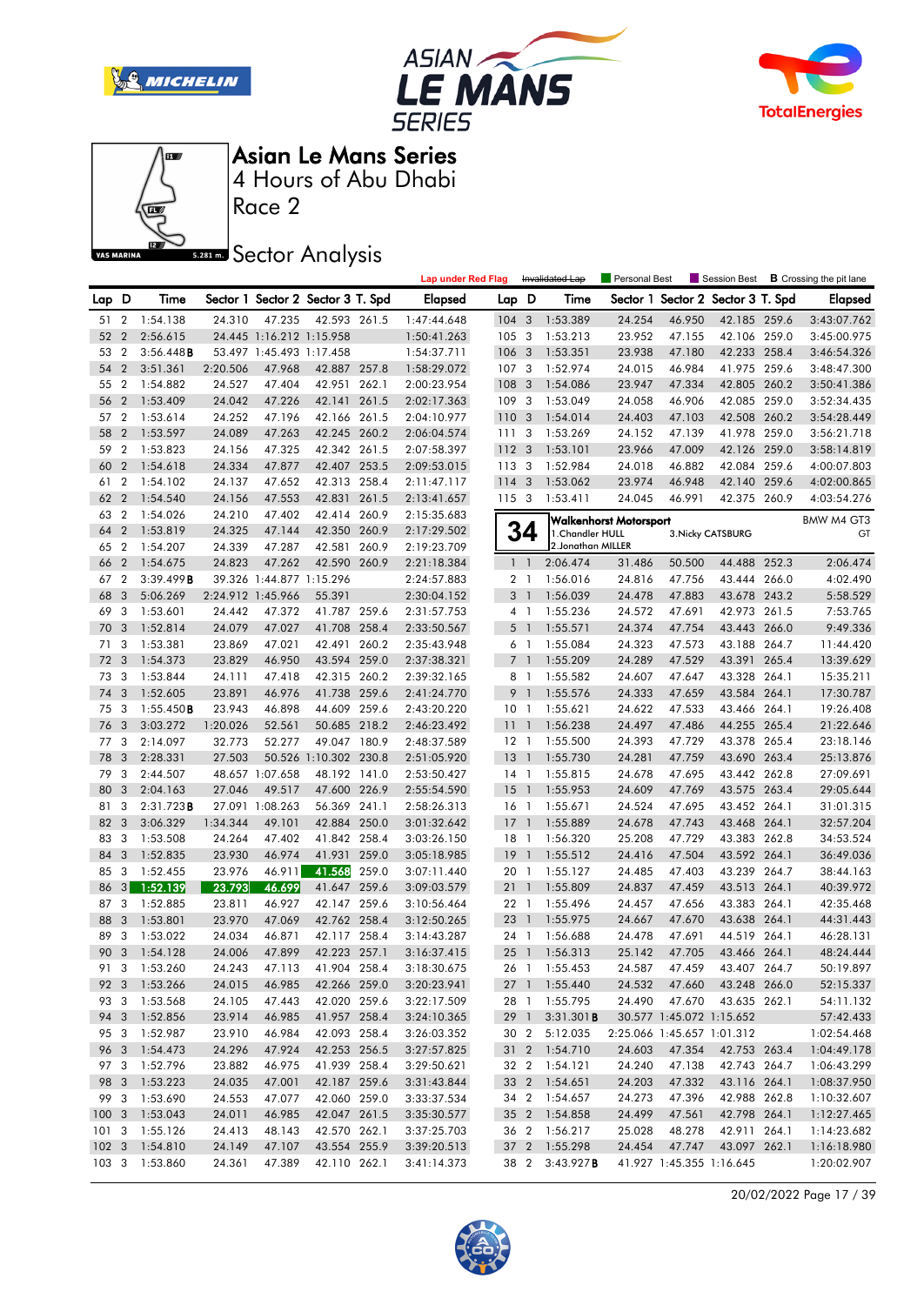# Asian Le Mans Series

## 4 Hours of Abu Dhabi

Race 2

## Sector Analysis

Lap under Red Flag | Invalidated Lap | Personal Best | Session Best | B Crossing the pit lane

| Lap | D | Time | Sector 1 | Sector 2 | Sector 3 | T. Spd | Elapsed |
|---|---|---|---|---|---|---|---|
| 51 | 2 | 1:54.138 | 24.310 | 47.235 | 42.593 | 261.5 | 1:47:44.648 |
| 52 | 2 | 2:56.615 | 24.445 | 1:16.212 | 1:15.958 | | 1:50:41.263 |
| 53 | 2 | 3:56.448B | 53.497 | 1:45.493 | 1:17.458 | | 1:54:37.711 |
| 54 | 2 | 3:51.361 | 2:20.506 | 47.968 | 42.887 | 257.8 | 1:58:29.072 |
| 55 | 2 | 1:54.882 | 24.527 | 47.404 | 42.951 | 262.1 | 2:00:23.954 |
| 56 | 2 | 1:53.409 | 24.042 | 47.226 | 42.141 | 261.5 | 2:02:17.363 |
| 57 | 2 | 1:53.614 | 24.252 | 47.196 | 42.166 | 261.5 | 2:04:10.977 |
| 58 | 2 | 1:53.597 | 24.089 | 47.263 | 42.245 | 260.2 | 2:06:04.574 |
| 59 | 2 | 1:53.823 | 24.156 | 47.325 | 42.342 | 261.5 | 2:07:58.397 |
| 60 | 2 | 1:54.618 | 24.334 | 47.877 | 42.407 | 253.5 | 2:09:53.015 |
| 61 | 2 | 1:54.102 | 24.137 | 47.652 | 42.313 | 258.4 | 2:11:47.117 |
| 62 | 2 | 1:54.540 | 24.156 | 47.553 | 42.831 | 261.5 | 2:13:41.657 |
| 63 | 2 | 1:54.026 | 24.210 | 47.402 | 42.414 | 260.9 | 2:15:35.683 |
| 64 | 2 | 1:53.819 | 24.325 | 47.144 | 42.350 | 260.9 | 2:17:29.502 |
| 65 | 2 | 1:54.207 | 24.339 | 47.287 | 42.581 | 260.9 | 2:19:23.709 |
| 66 | 2 | 1:54.675 | 24.823 | 47.262 | 42.590 | 260.9 | 2:21:18.384 |
| 67 | 2 | 3:39.499B | 39.326 | 1:44.877 | 1:15.296 | | 2:24:57.883 |
| 68 | 3 | 5:06.269 | 2:24.912 | 1:45.966 | 55.391 | | 2:30:04.152 |
| 69 | 3 | 1:53.601 | 24.442 | 47.372 | 41.787 | 259.6 | 2:31:57.753 |
| 70 | 3 | 1:52.814 | 24.079 | 47.027 | 41.708 | 258.4 | 2:33:50.567 |
| 71 | 3 | 1:53.381 | 23.869 | 47.021 | 42.491 | 260.2 | 2:35:43.948 |
| 72 | 3 | 1:54.373 | 23.829 | 46.950 | 43.594 | 259.0 | 2:37:38.321 |
| 73 | 3 | 1:53.844 | 24.111 | 47.418 | 42.315 | 260.2 | 2:39:32.165 |
| 74 | 3 | 1:52.605 | 23.891 | 46.976 | 41.738 | 259.6 | 2:41:24.770 |
| 75 | 3 | 1:55.450B | 23.943 | 46.898 | 44.609 | 259.6 | 2:43:20.220 |
| 76 | 3 | 3:03.272 | 1:20.026 | 52.561 | 50.685 | 218.2 | 2:46:23.492 |
| 77 | 3 | 2:14.097 | 32.773 | 52.277 | 49.047 | 180.9 | 2:48:37.589 |
| 78 | 3 | 2:28.331 | 27.503 | 50.526 | 1:10.302 | 230.8 | 2:51:05.920 |
| 79 | 3 | 2:44.507 | 48.657 | 1:07.658 | 48.192 | 141.0 | 2:53:50.427 |
| 80 | 3 | 2:04.163 | 27.046 | 49.517 | 47.600 | 226.9 | 2:55:54.590 |
| 81 | 3 | 2:31.723B | 27.091 | 1:08.263 | 56.369 | 241.1 | 2:58:26.313 |
| 82 | 3 | 3:06.329 | 1:34.344 | 49.101 | 42.884 | 250.0 | 3:01:32.642 |
| 83 | 3 | 1:53.508 | 24.264 | 47.402 | 41.842 | 258.4 | 3:03:26.150 |
| 84 | 3 | 1:52.835 | 23.930 | 46.974 | 41.931 | 259.0 | 3:05:18.985 |
| 85 | 3 | 1:52.455 | 23.976 | 46.911 | 41.568 | 259.0 | 3:07:11.440 |
| 86 | 3 | 1:52.139 | 23.793 | 46.699 | 41.647 | 259.6 | 3:09:03.579 |
| 87 | 3 | 1:52.885 | 23.811 | 46.927 | 42.147 | 259.6 | 3:10:56.464 |
| 88 | 3 | 1:53.801 | 23.970 | 47.069 | 42.762 | 258.4 | 3:12:50.265 |
| 89 | 3 | 1:53.022 | 24.034 | 46.871 | 42.117 | 258.4 | 3:14:43.287 |
| 90 | 3 | 1:54.128 | 24.006 | 47.899 | 42.223 | 257.1 | 3:16:37.415 |
| 91 | 3 | 1:53.260 | 24.243 | 47.113 | 41.904 | 258.4 | 3:18:30.675 |
| 92 | 3 | 1:53.266 | 24.015 | 46.985 | 42.266 | 259.0 | 3:20:23.941 |
| 93 | 3 | 1:53.568 | 24.105 | 47.443 | 42.020 | 259.6 | 3:22:17.509 |
| 94 | 3 | 1:52.856 | 23.914 | 46.985 | 41.957 | 258.4 | 3:24:10.365 |
| 95 | 3 | 1:52.987 | 23.910 | 46.984 | 42.093 | 258.4 | 3:26:03.352 |
| 96 | 3 | 1:54.473 | 24.296 | 47.924 | 42.253 | 256.5 | 3:27:57.825 |
| 97 | 3 | 1:52.796 | 23.882 | 46.975 | 41.939 | 258.4 | 3:29:50.621 |
| 98 | 3 | 1:53.223 | 24.035 | 47.001 | 42.187 | 259.6 | 3:31:43.844 |
| 99 | 3 | 1:53.690 | 24.553 | 47.077 | 42.060 | 259.0 | 3:33:37.534 |
| 100 | 3 | 1:53.043 | 24.011 | 46.985 | 42.047 | 261.5 | 3:35:30.577 |
| 101 | 3 | 1:55.126 | 24.413 | 48.143 | 42.570 | 262.1 | 3:37:25.703 |
| 102 | 3 | 1:54.810 | 24.149 | 47.107 | 43.554 | 255.9 | 3:39:20.513 |
| 103 | 3 | 1:53.860 | 24.361 | 47.389 | 42.110 | 262.1 | 3:41:14.373 |
| 104 | 3 | 1:53.389 | 24.254 | 46.950 | 42.185 | 259.6 | 3:43:07.762 |
| 105 | 3 | 1:53.213 | 23.952 | 47.155 | 42.106 | 259.0 | 3:45:00.975 |
| 106 | 3 | 1:53.351 | 23.938 | 47.180 | 42.233 | 258.4 | 3:46:54.326 |
| 107 | 3 | 1:52.974 | 24.015 | 46.984 | 41.975 | 259.6 | 3:48:47.300 |
| 108 | 3 | 1:54.086 | 23.947 | 47.334 | 42.805 | 260.2 | 3:50:41.386 |
| 109 | 3 | 1:53.049 | 24.058 | 46.906 | 42.085 | 259.0 | 3:52:34.435 |
| 110 | 3 | 1:54.014 | 24.403 | 47.103 | 42.508 | 260.2 | 3:54:28.449 |
| 111 | 3 | 1:53.269 | 24.152 | 47.139 | 41.978 | 259.0 | 3:56:21.718 |
| 112 | 3 | 1:53.101 | 23.966 | 47.009 | 42.126 | 259.0 | 3:58:14.819 |
| 113 | 3 | 1:52.984 | 24.018 | 46.882 | 42.084 | 259.6 | 4:00:07.803 |
| 114 | 3 | 1:53.062 | 23.974 | 46.948 | 42.140 | 259.6 | 4:02:00.865 |
| 115 | 3 | 1:53.411 | 24.045 | 46.991 | 42.375 | 260.9 | 4:03:54.276 |

**34 — Walkenhorst Motorsport** — BMW M4 GT3 — GT
1.Chandler HULL, 2.Jonathan MILLER, 3.Nicky CATSBURG

| Lap | D | Time | Sector 1 | Sector 2 | Sector 3 | T. Spd | Elapsed |
|---|---|---|---|---|---|---|---|
| 1 | 1 | 2:06.474 | 31.486 | 50.500 | 44.488 | 252.3 | 2:06.474 |
| 2 | 1 | 1:56.016 | 24.816 | 47.756 | 43.444 | 266.0 | 4:02.490 |
| 3 | 1 | 1:56.039 | 24.478 | 47.883 | 43.678 | 243.2 | 5:58.529 |
| 4 | 1 | 1:55.236 | 24.572 | 47.691 | 42.973 | 261.5 | 7:53.765 |
| 5 | 1 | 1:55.571 | 24.374 | 47.754 | 43.443 | 266.0 | 9:49.336 |
| 6 | 1 | 1:55.084 | 24.323 | 47.573 | 43.188 | 264.7 | 11:44.420 |
| 7 | 1 | 1:55.209 | 24.289 | 47.529 | 43.391 | 265.4 | 13:39.629 |
| 8 | 1 | 1:55.582 | 24.607 | 47.647 | 43.328 | 264.1 | 15:35.211 |
| 9 | 1 | 1:55.576 | 24.333 | 47.659 | 43.584 | 264.1 | 17:30.787 |
| 10 | 1 | 1:55.621 | 24.622 | 47.533 | 43.466 | 264.1 | 19:26.408 |
| 11 | 1 | 1:56.238 | 24.497 | 47.486 | 44.255 | 265.4 | 21:22.646 |
| 12 | 1 | 1:55.500 | 24.393 | 47.729 | 43.378 | 265.4 | 23:18.146 |
| 13 | 1 | 1:55.730 | 24.281 | 47.759 | 43.690 | 263.4 | 25:13.876 |
| 14 | 1 | 1:55.815 | 24.678 | 47.695 | 43.442 | 262.8 | 27:09.691 |
| 15 | 1 | 1:55.953 | 24.609 | 47.769 | 43.575 | 263.4 | 29:05.644 |
| 16 | 1 | 1:55.671 | 24.524 | 47.695 | 43.452 | 264.1 | 31:01.315 |
| 17 | 1 | 1:55.889 | 24.678 | 47.743 | 43.468 | 264.1 | 32:57.204 |
| 18 | 1 | 1:56.320 | 25.208 | 47.729 | 43.383 | 262.8 | 34:53.524 |
| 19 | 1 | 1:55.512 | 24.416 | 47.504 | 43.592 | 264.1 | 36:49.036 |
| 20 | 1 | 1:55.127 | 24.485 | 47.403 | 43.239 | 264.7 | 38:44.163 |
| 21 | 1 | 1:55.809 | 24.837 | 47.459 | 43.513 | 264.1 | 40:39.972 |
| 22 | 1 | 1:55.496 | 24.457 | 47.656 | 43.383 | 264.1 | 42:35.468 |
| 23 | 1 | 1:55.975 | 24.667 | 47.670 | 43.638 | 264.1 | 44:31.443 |
| 24 | 1 | 1:56.688 | 24.478 | 47.691 | 44.519 | 264.1 | 46:28.131 |
| 25 | 1 | 1:56.313 | 25.142 | 47.705 | 43.466 | 264.1 | 48:24.444 |
| 26 | 1 | 1:55.453 | 24.587 | 47.459 | 43.407 | 264.7 | 50:19.897 |
| 27 | 1 | 1:55.440 | 24.532 | 47.660 | 43.248 | 266.0 | 52:15.337 |
| 28 | 1 | 1:55.795 | 24.490 | 47.670 | 43.635 | 262.1 | 54:11.132 |
| 29 | 1 | 3:31.301B | 30.577 | 1:45.072 | 1:15.652 | | 57:42.433 |
| 30 | 2 | 5:12.035 | 2:25.066 | 1:45.657 | 1:01.312 | | 1:02:54.468 |
| 31 | 2 | 1:54.710 | 24.603 | 47.354 | 42.753 | 263.4 | 1:04:49.178 |
| 32 | 2 | 1:54.121 | 24.240 | 47.138 | 42.743 | 264.7 | 1:06:43.299 |
| 33 | 2 | 1:54.651 | 24.203 | 47.332 | 43.116 | 264.1 | 1:08:37.950 |
| 34 | 2 | 1:54.657 | 24.273 | 47.396 | 42.988 | 262.8 | 1:10:32.607 |
| 35 | 2 | 1:54.858 | 24.499 | 47.561 | 42.798 | 264.1 | 1:12:27.465 |
| 36 | 2 | 1:56.217 | 25.028 | 48.278 | 42.911 | 264.1 | 1:14:23.682 |
| 37 | 2 | 1:55.298 | 24.454 | 47.747 | 43.097 | 262.1 | 1:16:18.980 |
| 38 | 2 | 3:43.927B | 41.927 | 1:45.355 | 1:16.645 | | 1:20:02.907 |

20/02/2022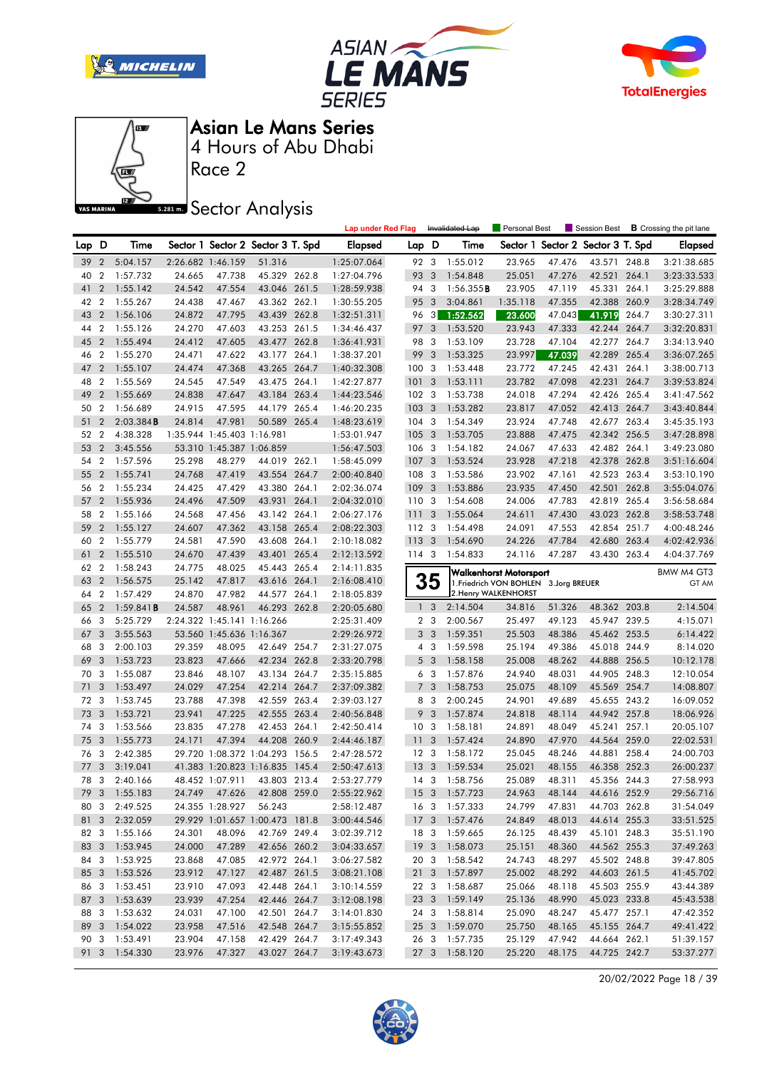# Asian Le Mans Series

4 Hours of Abu Dhabi

Race 2

Sector Analysis

Lap under Red Flag | Invalidated Lap | Personal Best | Session Best | **B** Crossing the pit lane

| Lap | D | Time | Sector 1 | Sector 2 | Sector 3 | T. Spd | Elapsed |
|---|---|---|---|---|---|---|---|
| 39 | 2 | 5:04.157 | 2:26.682 | 1:46.159 | 51.316 | | 1:25:07.064 |
| 40 | 2 | 1:57.732 | 24.665 | 47.738 | 45.329 | 262.8 | 1:27:04.796 |
| 41 | 2 | 1:55.142 | 24.542 | 47.554 | 43.046 | 261.5 | 1:28:59.938 |
| 42 | 2 | 1:55.267 | 24.438 | 47.467 | 43.362 | 262.1 | 1:30:55.205 |
| 43 | 2 | 1:56.106 | 24.872 | 47.795 | 43.439 | 262.8 | 1:32:51.311 |
| 44 | 2 | 1:55.126 | 24.270 | 47.603 | 43.253 | 261.5 | 1:34:46.437 |
| 45 | 2 | 1:55.494 | 24.412 | 47.605 | 43.477 | 262.8 | 1:36:41.931 |
| 46 | 2 | 1:55.270 | 24.471 | 47.622 | 43.177 | 264.1 | 1:38:37.201 |
| 47 | 2 | 1:55.107 | 24.474 | 47.368 | 43.265 | 264.7 | 1:40:32.308 |
| 48 | 2 | 1:55.569 | 24.545 | 47.549 | 43.475 | 262.8 | 1:42:27.877 |
| 49 | 2 | 1:55.669 | 24.838 | 47.647 | 43.184 | 263.4 | 1:44:23.546 |
| 50 | 2 | 1:56.689 | 24.915 | 47.595 | 44.179 | 265.4 | 1:46:20.235 |
| 51 | 2 | 2:03.384 **B** | 24.814 | 47.981 | 50.589 | 265.4 | 1:48:23.619 |
| 52 | 2 | 4:38.328 | 1:35.944 | 1:45.403 | 1:16.981 | | 1:53:01.947 |
| 53 | 2 | 3:45.556 | 53.310 | 1:45.387 | 1:06.859 | | 1:56:47.503 |
| 54 | 2 | 1:57.596 | 25.298 | 48.279 | 44.019 | 262.1 | 1:58:45.099 |
| 55 | 2 | 1:55.741 | 24.768 | 47.419 | 43.554 | 264.7 | 2:00:40.840 |
| 56 | 2 | 1:55.234 | 24.425 | 47.429 | 43.380 | 264.1 | 2:02:36.074 |
| 57 | 2 | 1:55.936 | 24.496 | 47.509 | 43.931 | 264.1 | 2:04:32.010 |
| 58 | 2 | 1:55.166 | 24.568 | 47.456 | 43.142 | 264.1 | 2:06:27.176 |
| 59 | 2 | 1:55.127 | 24.607 | 47.362 | 43.158 | 265.4 | 2:08:22.303 |
| 60 | 2 | 1:55.779 | 24.581 | 47.590 | 43.608 | 264.1 | 2:10:18.082 |
| 61 | 2 | 1:55.510 | 24.670 | 47.439 | 43.401 | 265.4 | 2:12:13.592 |
| 62 | 2 | 1:58.243 | 24.775 | 48.025 | 45.443 | 265.4 | 2:14:11.835 |
| 63 | 2 | 1:56.575 | 25.142 | 47.817 | 43.616 | 264.1 | 2:16:08.410 |
| 64 | 2 | 1:57.429 | 24.870 | 47.982 | 44.577 | 264.1 | 2:18:05.839 |
| 65 | 2 | 1:59.841 **B** | 24.587 | 48.961 | 46.293 | 262.8 | 2:20:05.680 |
| 66 | 3 | 5:25.729 | 2:24.322 | 1:45.141 | 1:16.266 | | 2:25:31.409 |
| 67 | 3 | 3:55.563 | 53.560 | 1:45.636 | 1:16.367 | | 2:29:26.972 |
| 68 | 3 | 2:00.103 | 29.359 | 48.095 | 42.649 | 254.7 | 2:31:27.075 |
| 69 | 3 | 1:53.723 | 23.823 | 47.666 | 42.234 | 262.8 | 2:33:20.798 |
| 70 | 3 | 1:55.087 | 23.846 | 48.107 | 43.134 | 264.7 | 2:35:15.885 |
| 71 | 3 | 1:53.497 | 24.029 | 47.254 | 42.214 | 264.7 | 2:37:09.382 |
| 72 | 3 | 1:53.745 | 23.788 | 47.398 | 42.559 | 263.4 | 2:39:03.127 |
| 73 | 3 | 1:53.721 | 23.941 | 47.225 | 42.555 | 263.4 | 2:40:56.848 |
| 74 | 3 | 1:53.566 | 23.835 | 47.278 | 42.453 | 264.1 | 2:42:50.414 |
| 75 | 3 | 1:55.773 | 24.171 | 47.394 | 44.208 | 260.9 | 2:44:46.187 |
| 76 | 3 | 2:42.385 | 29.720 | 1:08.372 | 1:04.293 | 156.5 | 2:47:28.572 |
| 77 | 3 | 3:19.041 | 41.383 | 1:20.823 | 1:16.835 | 145.4 | 2:50:47.613 |
| 78 | 3 | 2:40.166 | 48.452 | 1:07.911 | 43.803 | 213.4 | 2:53:27.779 |
| 79 | 3 | 1:55.183 | 24.749 | 47.626 | 42.808 | 259.0 | 2:55:22.962 |
| 80 | 3 | 2:49.525 | 24.355 | 1:28.927 | 56.243 | | 2:58:12.487 |
| 81 | 3 | 2:32.059 | 29.929 | 1:01.657 | 1:00.473 | 181.8 | 3:00:44.546 |
| 82 | 3 | 1:55.166 | 24.301 | 48.096 | 42.769 | 249.4 | 3:02:39.712 |
| 83 | 3 | 1:53.945 | 24.000 | 47.289 | 42.656 | 260.2 | 3:04:33.657 |
| 84 | 3 | 1:53.925 | 23.868 | 47.085 | 42.972 | 264.1 | 3:06:27.582 |
| 85 | 3 | 1:53.526 | 23.912 | 47.127 | 42.487 | 261.5 | 3:08:21.108 |
| 86 | 3 | 1:53.451 | 23.910 | 47.093 | 42.448 | 264.1 | 3:10:14.559 |
| 87 | 3 | 1:53.639 | 23.939 | 47.254 | 42.446 | 264.7 | 3:12:08.198 |
| 88 | 3 | 1:53.632 | 24.031 | 47.100 | 42.501 | 264.7 | 3:14:01.830 |
| 89 | 3 | 1:54.022 | 23.958 | 47.516 | 42.548 | 264.7 | 3:15:55.852 |
| 90 | 3 | 1:53.491 | 23.904 | 47.158 | 42.429 | 264.7 | 3:17:49.343 |
| 91 | 3 | 1:54.330 | 23.976 | 47.327 | 43.027 | 264.7 | 3:19:43.673 |
| 92 | 3 | 1:55.012 | 23.965 | 47.476 | 43.571 | 248.8 | 3:21:38.685 |
| 93 | 3 | 1:54.848 | 25.051 | 47.276 | 42.521 | 264.1 | 3:23:33.533 |
| 94 | 3 | 1:56.355 **B** | 23.905 | 47.119 | 45.331 | 264.1 | 3:25:29.888 |
| 95 | 3 | 3:04.861 | 1:35.118 | 47.355 | 42.388 | 260.9 | 3:28:34.749 |
| 96 | 3 | 1:52.562 | 23.600 | 47.043 | 41.919 | 264.7 | 3:30:27.311 |
| 97 | 3 | 1:53.520 | 23.943 | 47.333 | 42.244 | 264.7 | 3:32:20.831 |
| 98 | 3 | 1:53.109 | 23.728 | 47.104 | 42.277 | 264.7 | 3:34:13.940 |
| 99 | 3 | 1:53.325 | 23.997 | 47.039 | 42.289 | 265.4 | 3:36:07.265 |
| 100 | 3 | 1:53.448 | 23.772 | 47.245 | 42.431 | 264.1 | 3:38:00.713 |
| 101 | 3 | 1:53.111 | 23.782 | 47.098 | 42.231 | 264.7 | 3:39:53.824 |
| 102 | 3 | 1:53.738 | 24.018 | 47.294 | 42.426 | 265.4 | 3:41:47.562 |
| 103 | 3 | 1:53.282 | 23.817 | 47.052 | 42.413 | 264.7 | 3:43:40.844 |
| 104 | 3 | 1:54.349 | 23.924 | 47.748 | 42.677 | 263.4 | 3:45:35.193 |
| 105 | 3 | 1:53.705 | 23.888 | 47.475 | 42.342 | 256.5 | 3:47:28.898 |
| 106 | 3 | 1:54.182 | 24.067 | 47.633 | 42.482 | 264.1 | 3:49:23.080 |
| 107 | 3 | 1:53.524 | 23.928 | 47.218 | 42.378 | 262.8 | 3:51:16.604 |
| 108 | 3 | 1:53.586 | 23.902 | 47.161 | 42.523 | 263.4 | 3:53:10.190 |
| 109 | 3 | 1:53.886 | 23.935 | 47.450 | 42.501 | 262.8 | 3:55:04.076 |
| 110 | 3 | 1:54.608 | 24.006 | 47.783 | 42.819 | 265.4 | 3:56:58.684 |
| 111 | 3 | 1:55.064 | 24.611 | 47.430 | 43.023 | 262.8 | 3:58:53.748 |
| 112 | 3 | 1:54.498 | 24.091 | 47.553 | 42.854 | 251.7 | 4:00:48.246 |
| 113 | 3 | 1:54.690 | 24.226 | 47.784 | 42.680 | 263.4 | 4:02:42.936 |
| 114 | 3 | 1:54.833 | 24.116 | 47.287 | 43.430 | 263.4 | 4:04:37.769 |

## 35 Walkenhorst Motorsport — BMW M4 GT3 — GT AM

1.Friedrich VON BOHLEN 3.Jorg BREUER
2.Henry WALKENHORST

| Lap | D | Time | Sector 1 | Sector 2 | Sector 3 | T. Spd | Elapsed |
|---|---|---|---|---|---|---|---|
| 1 | 3 | 2:14.504 | 34.816 | 51.326 | 48.362 | 203.8 | 2:14.504 |
| 2 | 3 | 2:00.567 | 25.497 | 49.123 | 45.947 | 239.5 | 4:15.071 |
| 3 | 3 | 1:59.351 | 25.503 | 48.386 | 45.462 | 253.5 | 6:14.422 |
| 4 | 3 | 1:59.598 | 25.194 | 49.386 | 45.018 | 244.9 | 8:14.020 |
| 5 | 3 | 1:58.158 | 25.008 | 48.262 | 44.888 | 256.5 | 10:12.178 |
| 6 | 3 | 1:57.876 | 24.940 | 48.031 | 44.905 | 248.3 | 12:10.054 |
| 7 | 3 | 1:58.753 | 25.075 | 48.109 | 45.569 | 254.7 | 14:08.807 |
| 8 | 3 | 2:00.245 | 24.901 | 49.689 | 45.655 | 243.2 | 16:09.052 |
| 9 | 3 | 1:57.874 | 24.818 | 48.114 | 44.942 | 257.8 | 18:06.926 |
| 10 | 3 | 1:58.181 | 24.891 | 48.049 | 45.241 | 257.1 | 20:05.107 |
| 11 | 3 | 1:57.424 | 24.890 | 47.970 | 44.564 | 259.0 | 22:02.531 |
| 12 | 3 | 1:58.172 | 25.045 | 48.246 | 44.881 | 258.4 | 24:00.703 |
| 13 | 3 | 1:59.534 | 25.021 | 48.155 | 46.358 | 252.3 | 26:00.237 |
| 14 | 3 | 1:58.756 | 25.089 | 48.311 | 45.356 | 244.3 | 27:58.993 |
| 15 | 3 | 1:57.723 | 24.963 | 48.144 | 44.616 | 252.9 | 29:56.716 |
| 16 | 3 | 1:57.333 | 24.799 | 47.831 | 44.703 | 262.8 | 31:54.049 |
| 17 | 3 | 1:57.476 | 24.849 | 48.013 | 44.614 | 255.3 | 33:51.525 |
| 18 | 3 | 1:59.665 | 26.125 | 48.439 | 45.101 | 248.3 | 35:51.190 |
| 19 | 3 | 1:58.073 | 25.151 | 48.360 | 44.562 | 255.3 | 37:49.263 |
| 20 | 3 | 1:58.542 | 24.743 | 48.297 | 45.502 | 248.8 | 39:47.805 |
| 21 | 3 | 1:57.897 | 25.002 | 48.292 | 44.603 | 261.5 | 41:45.702 |
| 22 | 3 | 1:58.687 | 25.066 | 48.118 | 45.503 | 255.9 | 43:44.389 |
| 23 | 3 | 1:59.149 | 25.136 | 48.990 | 45.023 | 233.8 | 45:43.538 |
| 24 | 3 | 1:58.814 | 25.090 | 48.247 | 45.477 | 257.1 | 47:42.352 |
| 25 | 3 | 1:59.070 | 25.750 | 48.165 | 45.155 | 264.7 | 49:41.422 |
| 26 | 3 | 1:57.735 | 25.129 | 47.942 | 44.664 | 262.1 | 51:39.157 |
| 27 | 3 | 1:58.120 | 25.220 | 48.175 | 44.725 | 242.7 | 53:37.277 |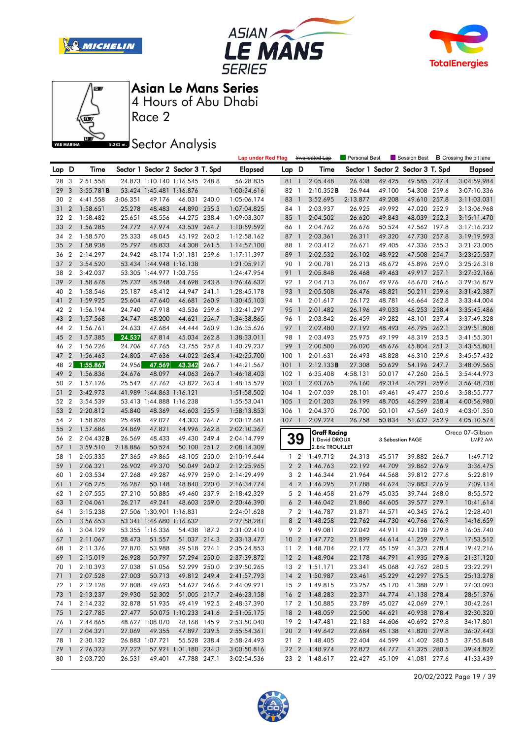# Asian Le Mans Series

4 Hours of Abu Dhabi

Race 2

## Sector Analysis

Lap under Red Flag | ~~Invalidated Lap~~ | Personal Best | Session Best | **B** Crossing the pit lane

| Lap | D | Time | Sector 1 | Sector 2 | Sector 3 | T. Spd | Elapsed |
|---|---|---|---|---|---|---|---|
| 28 | 3 | 2:51.558 | 24.873 | 1:10.140 | 1:16.545 | 248.8 | 56:28.835 |
| 29 | 3 | 3:55.781**B** | 53.424 | 1:45.481 | 1:16.876 | | 1:00:24.616 |
| 30 | 2 | 4:41.558 | 3:06.351 | 49.176 | 46.031 | 240.0 | 1:05:06.174 |
| 31 | 2 | 1:58.651 | 25.278 | 48.483 | 44.890 | 255.3 | 1:07:04.825 |
| 32 | 2 | 1:58.482 | 25.651 | 48.556 | 44.275 | 238.4 | 1:09:03.307 |
| 33 | 2 | 1:56.285 | 24.772 | 47.974 | 43.539 | 264.7 | 1:10:59.592 |
| 34 | 2 | 1:58.570 | 25.333 | 48.045 | 45.192 | 260.2 | 1:12:58.162 |
| 35 | 2 | 1:58.938 | 25.797 | 48.833 | 44.308 | 261.5 | 1:14:57.100 |
| 36 | 2 | 2:14.297 | 24.942 | 48.174 | 1:01.181 | 259.6 | 1:17:11.397 |
| 37 | 2 | 3:54.520 | 53.434 | 1:44.948 | 1:16.138 | | 1:21:05.917 |
| 38 | 2 | 3:42.037 | 53.305 | 1:44.977 | 1:03.755 | | 1:24:47.954 |
| 39 | 2 | 1:58.678 | 25.732 | 48.248 | 44.698 | 243.8 | 1:26:46.632 |
| 40 | 2 | 1:58.546 | 25.187 | 48.412 | 44.947 | 241.1 | 1:28:45.178 |
| 41 | 2 | 1:59.925 | 25.604 | 47.640 | 46.681 | 260.9 | 1:30:45.103 |
| 42 | 2 | 1:56.194 | 24.740 | 47.918 | 43.536 | 259.6 | 1:32:41.297 |
| 43 | 2 | 1:57.568 | 24.747 | 48.200 | 44.621 | 254.7 | 1:34:38.865 |
| 44 | 2 | 1:56.761 | 24.633 | 47.684 | 44.444 | 260.9 | 1:36:35.626 |
| 45 | 2 | 1:57.385 | 24.537 | 47.814 | 45.034 | 262.8 | 1:38:33.011 |
| 46 | 2 | 1:56.226 | 24.706 | 47.765 | 43.755 | 257.8 | 1:40:29.237 |
| 47 | 2 | 1:56.463 | 24.805 | 47.636 | 44.022 | 263.4 | 1:42:25.700 |
| 48 | 2 | 1:55.867 | 24.956 | 47.569 | 43.342 | 266.7 | 1:44:21.567 |
| 49 | 2 | 1:56.836 | 24.676 | 48.097 | 44.063 | 266.7 | 1:46:18.403 |
| 50 | 2 | 1:57.126 | 25.542 | 47.762 | 43.822 | 263.4 | 1:48:15.529 |
| 51 | 2 | 3:42.973 | 41.989 | 1:44.863 | 1:16.121 | | 1:51:58.502 |
| 52 | 2 | 3:54.539 | 53.413 | 1:44.888 | 1:16.238 | | 1:55:53.041 |
| 53 | 2 | 2:20.812 | 45.840 | 48.369 | 46.603 | 255.9 | 1:58:13.853 |
| 54 | 2 | 1:58.828 | 25.498 | 49.027 | 44.303 | 264.7 | 2:00:12.681 |
| 55 | 2 | 1:57.686 | 24.869 | 47.821 | 44.996 | 262.8 | 2:02:10.367 |
| 56 | 2 | 2:04.432**B** | 26.569 | 48.433 | 49.430 | 249.4 | 2:04:14.799 |
| 57 | 1 | 3:59.510 | 2:18.886 | 50.524 | 50.100 | 251.2 | 2:08:14.309 |
| 58 | 1 | 2:05.335 | 27.365 | 49.865 | 48.105 | 250.0 | 2:10:19.644 |
| 59 | 1 | 2:06.321 | 26.902 | 49.370 | 50.049 | 260.2 | 2:12:25.965 |
| 60 | 1 | 2:03.534 | 27.268 | 49.287 | 46.979 | 259.0 | 2:14:29.499 |
| 61 | 1 | 2:05.275 | 26.287 | 50.148 | 48.840 | 220.0 | 2:16:34.774 |
| 62 | 1 | 2:07.555 | 27.210 | 50.885 | 49.460 | 237.9 | 2:18:42.329 |
| 63 | 1 | 2:04.061 | 26.217 | 49.241 | 48.603 | 259.0 | 2:20:46.390 |
| 64 | 1 | 3:15.238 | 27.506 | 1:30.901 | 1:16.831 | | 2:24:01.628 |
| 65 | 1 | 3:56.653 | 53.341 | 1:46.680 | 1:16.632 | | 2:27:58.281 |
| 66 | 1 | 3:04.129 | 53.355 | 1:16.336 | 54.438 | 187.2 | 2:31:02.410 |
| 67 | 1 | 2:11.067 | 28.473 | 51.557 | 51.037 | 214.3 | 2:33:13.477 |
| 68 | 1 | 2:11.376 | 27.870 | 53.988 | 49.518 | 224.1 | 2:35:24.853 |
| 69 | 1 | 2:15.019 | 26.928 | 50.797 | 57.294 | 250.0 | 2:37:39.872 |
| 70 | 1 | 2:10.393 | 27.038 | 51.056 | 52.299 | 250.0 | 2:39:50.265 |
| 71 | 1 | 2:07.528 | 27.003 | 50.713 | 49.812 | 249.4 | 2:41:57.793 |
| 72 | 1 | 2:12.128 | 27.808 | 49.693 | 54.627 | 246.6 | 2:44:09.921 |
| 73 | 1 | 2:13.237 | 29.930 | 52.302 | 51.005 | 217.7 | 2:46:23.158 |
| 74 | 1 | 2:14.232 | 32.878 | 51.935 | 49.419 | 192.5 | 2:48:37.390 |
| 75 | 1 | 2:27.785 | 27.477 | 50.075 | 1:10.233 | 241.6 | 2:51:05.175 |
| 76 | 1 | 2:44.865 | 48.627 | 1:08.070 | 48.168 | 145.9 | 2:53:50.040 |
| 77 | 1 | 2:04.321 | 27.069 | 49.355 | 47.897 | 239.5 | 2:55:54.361 |
| 78 | 1 | 2:30.132 | 26.883 | 1:07.721 | 55.528 | 238.4 | 2:58:24.493 |
| 79 | 1 | 2:26.323 | 27.222 | 57.921 | 1:01.180 | 234.3 | 3:00:50.816 |
| 80 | 1 | 2:03.720 | 26.531 | 49.401 | 47.788 | 247.1 | 3:02:54.536 |
| 81 | 1 | 2:05.448 | 26.438 | 49.425 | 49.585 | 237.4 | 3:04:59.984 |
| 82 | 1 | 2:10.352**B** | 26.944 | 49.100 | 54.308 | 259.6 | 3:07:10.336 |
| 83 | 1 | 3:52.695 | 2:13.877 | 49.208 | 49.610 | 257.8 | 3:11:03.031 |
| 84 | 1 | 2:03.937 | 26.925 | 49.992 | 47.020 | 252.9 | 3:13:06.968 |
| 85 | 1 | 2:04.502 | 26.620 | 49.843 | 48.039 | 252.3 | 3:15:11.470 |
| 86 | 1 | 2:04.762 | 26.676 | 50.524 | 47.562 | 197.8 | 3:17:16.232 |
| 87 | 1 | 2:03.361 | 26.311 | 49.320 | 47.730 | 257.8 | 3:19:19.593 |
| 88 | 1 | 2:03.412 | 26.671 | 49.405 | 47.336 | 255.3 | 3:21:23.005 |
| 89 | 1 | 2:02.532 | 26.102 | 48.922 | 47.508 | 254.7 | 3:23:25.537 |
| 90 | 1 | 2:00.781 | 26.213 | 48.672 | 45.896 | 259.0 | 3:25:26.318 |
| 91 | 1 | 2:05.848 | 26.468 | 49.463 | 49.917 | 257.1 | 3:27:32.166 |
| 92 | 1 | 2:04.713 | 26.067 | 49.976 | 48.670 | 246.6 | 3:29:36.879 |
| 93 | 1 | 2:05.508 | 26.476 | 48.821 | 50.211 | 259.6 | 3:31:42.387 |
| 94 | 1 | 2:01.617 | 26.172 | 48.781 | 46.664 | 262.8 | 3:33:44.004 |
| 95 | 1 | 2:01.482 | 26.196 | 49.033 | 46.253 | 258.4 | 3:35:45.486 |
| 96 | 1 | 2:03.842 | 26.459 | 49.282 | 48.101 | 237.4 | 3:37:49.328 |
| 97 | 1 | 2:02.480 | 27.192 | 48.493 | 46.795 | 262.1 | 3:39:51.808 |
| 98 | 1 | 2:03.493 | 25.975 | 49.199 | 48.319 | 253.5 | 3:41:55.301 |
| 99 | 1 | 2:00.500 | 26.020 | 48.676 | 45.804 | 251.2 | 3:43:55.801 |
| 100 | 1 | 2:01.631 | 26.493 | 48.828 | 46.310 | 259.6 | 3:45:57.432 |
| 101 | 1 | 2:12.133**B** | 27.308 | 50.629 | 54.196 | 247.7 | 3:48:09.565 |
| 102 | 1 | 6:35.408 | 4:58.131 | 50.017 | 47.260 | 256.5 | 3:54:44.973 |
| 103 | 1 | 2:03.765 | 26.160 | 49.314 | 48.291 | 259.6 | 3:56:48.738 |
| 104 | 1 | 2:07.039 | 28.101 | 49.461 | 49.477 | 250.6 | 3:58:55.777 |
| 105 | 1 | 2:01.203 | 26.199 | 48.705 | 46.299 | 258.4 | 4:00:56.980 |
| 106 | 1 | 2:04.370 | 26.700 | 50.101 | 47.569 | 260.9 | 4:03:01.350 |
| 107 | 1 | 2:09.224 | 26.758 | 50.834 | 51.632 | 252.9 | 4:05:10.574 |

**39** — **Graff Racing** — Oreca 07-Gibson — LMP2 AM
1.David DROUX / 2.Eric TROUILLET / 3.Sébastien PAGE

| Lap | D | Time | Sector 1 | Sector 2 | Sector 3 | T. Spd | Elapsed |
|---|---|---|---|---|---|---|---|
| 1 | 2 | 1:49.712 | 24.313 | 45.517 | 39.882 | 266.7 | 1:49.712 |
| 2 | 2 | 1:46.763 | 22.192 | 44.709 | 39.862 | 276.9 | 3:36.475 |
| 3 | 2 | 1:46.344 | 21.964 | 44.568 | 39.812 | 277.6 | 5:22.819 |
| 4 | 2 | 1:46.295 | 21.788 | 44.624 | 39.883 | 276.9 | 7:09.114 |
| 5 | 2 | 1:46.458 | 21.679 | 45.035 | 39.744 | 268.0 | 8:55.572 |
| 6 | 2 | 1:46.042 | 21.860 | 44.605 | 39.577 | 279.1 | 10:41.614 |
| 7 | 2 | 1:46.787 | 21.871 | 44.571 | 40.345 | 276.2 | 12:28.401 |
| 8 | 2 | 1:48.258 | 22.762 | 44.730 | 40.766 | 276.9 | 14:16.659 |
| 9 | 2 | 1:49.081 | 22.042 | 44.911 | 42.128 | 279.8 | 16:05.740 |
| 10 | 2 | 1:47.772 | 21.899 | 44.614 | 41.259 | 279.1 | 17:53.512 |
| 11 | 2 | 1:48.704 | 22.172 | 45.159 | 41.373 | 278.4 | 19:42.216 |
| 12 | 2 | 1:48.904 | 22.178 | 44.791 | 41.935 | 279.8 | 21:31.120 |
| 13 | 2 | 1:51.171 | 23.341 | 45.068 | 42.762 | 280.5 | 23:22.291 |
| 14 | 2 | 1:50.987 | 23.461 | 45.229 | 42.297 | 275.5 | 25:13.278 |
| 15 | 2 | 1:49.815 | 23.257 | 45.170 | 41.388 | 279.1 | 27:03.093 |
| 16 | 2 | 1:48.283 | 22.371 | 44.774 | 41.138 | 278.4 | 28:51.376 |
| 17 | 2 | 1:50.885 | 23.789 | 45.027 | 42.069 | 279.1 | 30:42.261 |
| 18 | 2 | 1:48.059 | 22.500 | 44.621 | 40.938 | 278.4 | 32:30.320 |
| 19 | 2 | 1:47.481 | 22.183 | 44.606 | 40.692 | 279.8 | 34:17.801 |
| 20 | 2 | 1:49.642 | 22.684 | 45.138 | 41.820 | 279.8 | 36:07.443 |
| 21 | 2 | 1:48.405 | 22.404 | 44.599 | 41.402 | 280.5 | 37:55.848 |
| 22 | 2 | 1:48.974 | 22.872 | 44.777 | 41.325 | 280.5 | 39:44.822 |
| 23 | 2 | 1:48.617 | 22.427 | 45.109 | 41.081 | 277.6 | 41:33.439 |

20/02/2022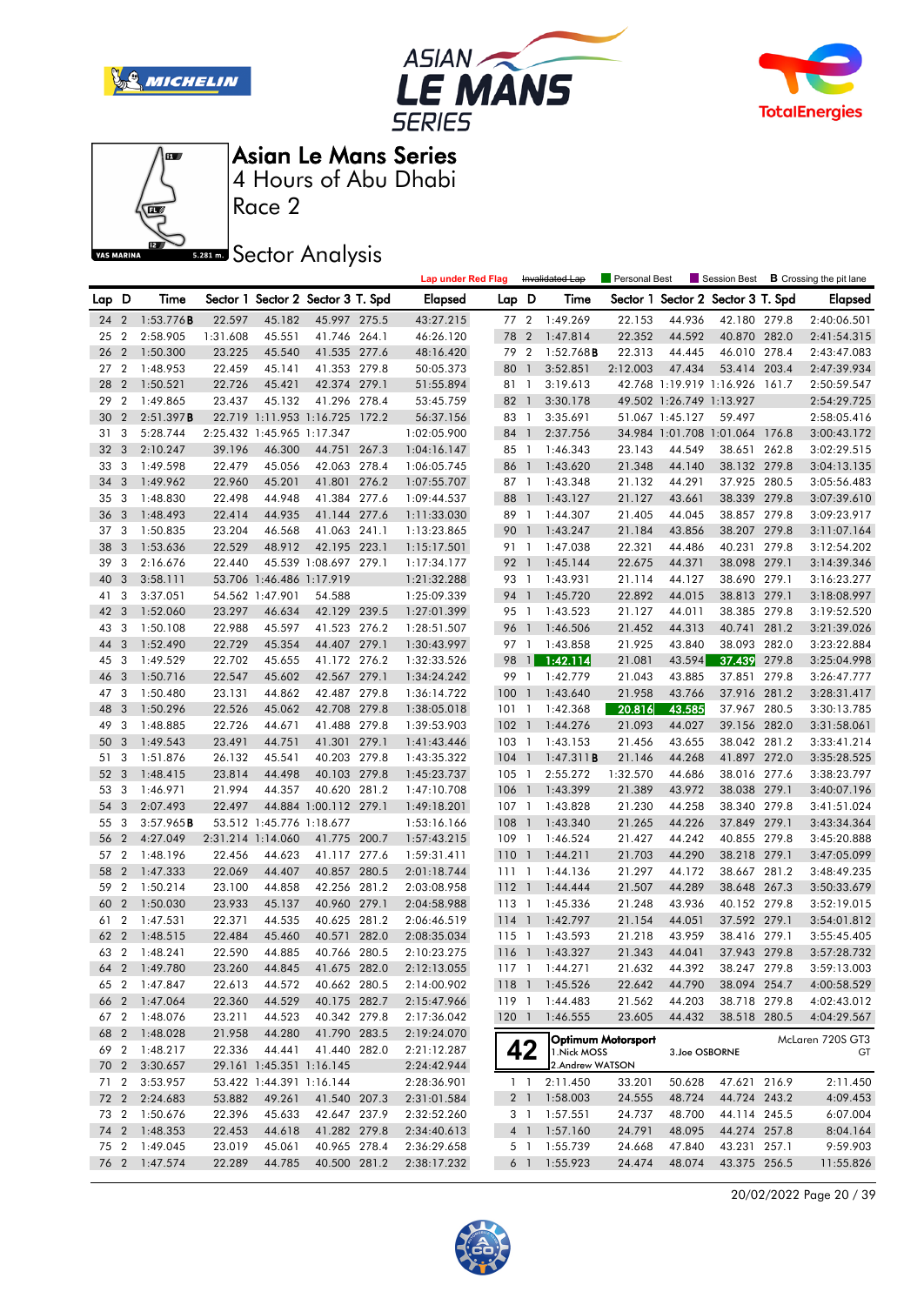# Asian Le Mans Series

4 Hours of Abu Dhabi

Race 2

## Sector Analysis

Lap under Red Flag | ~~Invalidated Lap~~ | Personal Best | Session Best | **B** Crossing the pit lane

| Lap | D | Time | Sector 1 | Sector 2 | Sector 3 | T. Spd | Elapsed |
|---|---|---|---|---|---|---|---|
| 24 | 2 | 1:53.776**B** | 22.597 | 45.182 | 45.997 | 275.5 | 43:27.215 |
| 25 | 2 | 2:58.905 | 1:31.608 | 45.551 | 41.746 | 264.1 | 46:26.120 |
| 26 | 2 | 1:50.300 | 23.225 | 45.540 | 41.535 | 277.6 | 48:16.420 |
| 27 | 2 | 1:48.953 | 22.459 | 45.141 | 41.353 | 279.8 | 50:05.373 |
| 28 | 2 | 1:50.521 | 22.726 | 45.421 | 42.374 | 279.1 | 51:55.894 |
| 29 | 2 | 1:49.865 | 23.437 | 45.132 | 41.296 | 278.4 | 53:45.759 |
| 30 | 2 | 2:51.397**B** | 22.719 | 1:11.953 | 1:16.725 | 172.2 | 56:37.156 |
| 31 | 3 | 5:28.744 | 2:25.432 | 1:45.965 | 1:17.347 | | 1:02:05.900 |
| 32 | 3 | 2:10.247 | 39.196 | 46.300 | 44.751 | 267.3 | 1:04:16.147 |
| 33 | 3 | 1:49.598 | 22.479 | 45.056 | 42.063 | 278.4 | 1:06:05.745 |
| 34 | 3 | 1:49.962 | 22.960 | 45.201 | 41.801 | 276.2 | 1:07:55.707 |
| 35 | 3 | 1:48.830 | 22.498 | 44.948 | 41.384 | 277.6 | 1:09:44.537 |
| 36 | 3 | 1:48.493 | 22.414 | 44.935 | 41.144 | 277.6 | 1:11:33.030 |
| 37 | 3 | 1:50.835 | 23.204 | 46.568 | 41.063 | 241.1 | 1:13:23.865 |
| 38 | 3 | 1:53.636 | 22.529 | 48.912 | 42.195 | 223.1 | 1:15:17.501 |
| 39 | 3 | 2:16.676 | 22.440 | 45.539 | 1:08.697 | 279.1 | 1:17:34.177 |
| 40 | 3 | 3:58.111 | 53.706 | 1:46.486 | 1:17.919 | | 1:21:32.288 |
| 41 | 3 | 3:37.051 | 54.562 | 1:47.901 | 54.588 | | 1:25:09.339 |
| 42 | 3 | 1:52.060 | 23.297 | 46.634 | 42.129 | 239.5 | 1:27:01.399 |
| 43 | 3 | 1:50.108 | 22.988 | 45.597 | 41.523 | 276.2 | 1:28:51.507 |
| 44 | 3 | 1:52.490 | 22.729 | 45.354 | 44.407 | 279.1 | 1:30:43.997 |
| 45 | 3 | 1:49.529 | 22.702 | 45.655 | 41.172 | 276.2 | 1:32:33.526 |
| 46 | 3 | 1:50.716 | 22.547 | 45.602 | 42.567 | 279.1 | 1:34:24.242 |
| 47 | 3 | 1:50.480 | 23.131 | 44.862 | 42.487 | 279.8 | 1:36:14.722 |
| 48 | 3 | 1:50.296 | 22.526 | 45.062 | 42.708 | 279.8 | 1:38:05.018 |
| 49 | 3 | 1:48.885 | 22.726 | 44.671 | 41.488 | 279.8 | 1:39:53.903 |
| 50 | 3 | 1:49.543 | 23.491 | 44.751 | 41.301 | 279.1 | 1:41:43.446 |
| 51 | 3 | 1:51.876 | 26.132 | 45.541 | 40.203 | 279.8 | 1:43:35.322 |
| 52 | 3 | 1:48.415 | 23.814 | 44.498 | 40.103 | 279.8 | 1:45:23.737 |
| 53 | 3 | 1:46.971 | 21.994 | 44.357 | 40.620 | 281.2 | 1:47:10.708 |
| 54 | 3 | 2:07.493 | 22.497 | 44.884 | 1:00.112 | 279.1 | 1:49:18.201 |
| 55 | 3 | 3:57.965**B** | 53.512 | 1:45.776 | 1:18.677 | | 1:53:16.166 |
| 56 | 2 | 4:27.049 | 2:31.214 | 1:14.060 | 41.775 | 200.7 | 1:57:43.215 |
| 57 | 2 | 1:48.196 | 22.456 | 44.623 | 41.117 | 277.6 | 1:59:31.411 |
| 58 | 2 | 1:47.333 | 22.069 | 44.407 | 40.857 | 280.5 | 2:01:18.744 |
| 59 | 2 | 1:50.214 | 23.100 | 44.858 | 42.256 | 281.2 | 2:03:08.958 |
| 60 | 2 | 1:50.030 | 23.933 | 45.137 | 40.960 | 279.1 | 2:04:58.988 |
| 61 | 2 | 1:47.531 | 22.371 | 44.535 | 40.625 | 281.2 | 2:06:46.519 |
| 62 | 2 | 1:48.515 | 22.484 | 45.460 | 40.571 | 282.0 | 2:08:35.034 |
| 63 | 2 | 1:48.241 | 22.590 | 44.885 | 40.766 | 280.5 | 2:10:23.275 |
| 64 | 2 | 1:49.780 | 23.260 | 44.845 | 41.675 | 282.0 | 2:12:13.055 |
| 65 | 2 | 1:47.847 | 22.613 | 44.572 | 40.662 | 280.5 | 2:14:00.902 |
| 66 | 2 | 1:47.064 | 22.360 | 44.529 | 40.175 | 282.7 | 2:15:47.966 |
| 67 | 2 | 1:48.076 | 23.211 | 44.523 | 40.342 | 279.8 | 2:17:36.042 |
| 68 | 2 | 1:48.028 | 21.958 | 44.280 | 41.790 | 283.5 | 2:19:24.070 |
| 69 | 2 | 1:48.217 | 22.336 | 44.441 | 41.440 | 282.0 | 2:21:12.287 |
| 70 | 2 | 3:30.657 | 29.161 | 1:45.351 | 1:16.145 | | 2:24:42.944 |
| 71 | 2 | 3:53.957 | 53.422 | 1:44.391 | 1:16.144 | | 2:28:36.901 |
| 72 | 2 | 2:24.683 | 53.882 | 49.261 | 41.540 | 207.3 | 2:31:01.584 |
| 73 | 2 | 1:50.676 | 22.396 | 45.633 | 42.647 | 237.9 | 2:32:52.260 |
| 74 | 2 | 1:48.353 | 22.453 | 44.618 | 41.282 | 279.8 | 2:34:40.613 |
| 75 | 2 | 1:49.045 | 23.019 | 45.061 | 40.965 | 278.4 | 2:36:29.658 |
| 76 | 2 | 1:47.574 | 22.289 | 44.785 | 40.500 | 281.2 | 2:38:17.232 |
| 77 | 2 | 1:49.269 | 22.153 | 44.936 | 42.180 | 279.8 | 2:40:06.501 |
| 78 | 2 | 1:47.814 | 22.352 | 44.592 | 40.870 | 282.0 | 2:41:54.315 |
| 79 | 2 | 1:52.768**B** | 22.313 | 44.445 | 46.010 | 278.4 | 2:43:47.083 |
| 80 | 1 | 3:52.851 | 2:12.003 | 47.434 | 53.414 | 203.4 | 2:47:39.934 |
| 81 | 1 | 3:19.613 | 42.768 | 1:19.919 | 1:16.926 | 161.7 | 2:50:59.547 |
| 82 | 1 | 3:30.178 | 49.502 | 1:26.749 | 1:13.927 | | 2:54:29.725 |
| 83 | 1 | 3:35.691 | 51.067 | 1:45.127 | 59.497 | | 2:58:05.416 |
| 84 | 1 | 2:37.756 | 34.984 | 1:01.708 | 1:01.064 | 176.8 | 3:00:43.172 |
| 85 | 1 | 1:46.343 | 23.143 | 44.549 | 38.651 | 262.8 | 3:02:29.515 |
| 86 | 1 | 1:43.620 | 21.348 | 44.140 | 38.132 | 279.8 | 3:04:13.135 |
| 87 | 1 | 1:43.348 | 21.132 | 44.291 | 37.925 | 280.5 | 3:05:56.483 |
| 88 | 1 | 1:43.127 | 21.127 | 43.661 | 38.339 | 279.8 | 3:07:39.610 |
| 89 | 1 | 1:44.307 | 21.405 | 44.045 | 38.857 | 279.8 | 3:09:23.917 |
| 90 | 1 | 1:43.247 | 21.184 | 43.856 | 38.207 | 279.8 | 3:11:07.164 |
| 91 | 1 | 1:47.038 | 22.321 | 44.486 | 40.231 | 279.8 | 3:12:54.202 |
| 92 | 1 | 1:45.144 | 22.675 | 44.371 | 38.098 | 279.1 | 3:14:39.346 |
| 93 | 1 | 1:43.931 | 21.114 | 44.127 | 38.690 | 279.1 | 3:16:23.277 |
| 94 | 1 | 1:45.720 | 22.892 | 44.015 | 38.813 | 279.1 | 3:18:08.997 |
| 95 | 1 | 1:43.523 | 21.127 | 44.011 | 38.385 | 279.8 | 3:19:52.520 |
| 96 | 1 | 1:46.506 | 21.452 | 44.313 | 40.741 | 281.2 | 3:21:39.026 |
| 97 | 1 | 1:43.858 | 21.925 | 43.840 | 38.093 | 282.0 | 3:23:22.884 |
| 98 | 1 | 1:42.114 | 21.081 | 43.594 | 37.439 | 279.8 | 3:25:04.998 |
| 99 | 1 | 1:42.779 | 21.043 | 43.885 | 37.851 | 279.8 | 3:26:47.777 |
| 100 | 1 | 1:43.640 | 21.958 | 43.766 | 37.916 | 281.2 | 3:28:31.417 |
| 101 | 1 | 1:42.368 | 20.816 | 43.585 | 37.967 | 280.5 | 3:30:13.785 |
| 102 | 1 | 1:44.276 | 21.093 | 44.027 | 39.156 | 282.0 | 3:31:58.061 |
| 103 | 1 | 1:43.153 | 21.456 | 43.655 | 38.042 | 281.2 | 3:33:41.214 |
| 104 | 1 | 1:47.311**B** | 21.146 | 44.268 | 41.897 | 272.0 | 3:35:28.525 |
| 105 | 1 | 2:55.272 | 1:32.570 | 44.686 | 38.016 | 277.6 | 3:38:23.797 |
| 106 | 1 | 1:43.399 | 21.389 | 43.972 | 38.038 | 279.1 | 3:40:07.196 |
| 107 | 1 | 1:43.828 | 21.230 | 44.258 | 38.340 | 279.8 | 3:41:51.024 |
| 108 | 1 | 1:43.340 | 21.265 | 44.226 | 37.849 | 279.1 | 3:43:34.364 |
| 109 | 1 | 1:46.524 | 21.427 | 44.242 | 40.855 | 279.8 | 3:45:20.888 |
| 110 | 1 | 1:44.211 | 21.703 | 44.290 | 38.218 | 279.1 | 3:47:05.099 |
| 111 | 1 | 1:44.136 | 21.297 | 44.172 | 38.667 | 281.2 | 3:48:49.235 |
| 112 | 1 | 1:44.444 | 21.507 | 44.289 | 38.648 | 267.3 | 3:50:33.679 |
| 113 | 1 | 1:45.336 | 21.248 | 43.936 | 40.152 | 279.8 | 3:52:19.015 |
| 114 | 1 | 1:42.797 | 21.154 | 44.051 | 37.592 | 279.1 | 3:54:01.812 |
| 115 | 1 | 1:43.593 | 21.218 | 43.959 | 38.416 | 279.1 | 3:55:45.405 |
| 116 | 1 | 1:43.327 | 21.343 | 44.041 | 37.943 | 279.8 | 3:57:28.732 |
| 117 | 1 | 1:44.271 | 21.632 | 44.392 | 38.247 | 279.8 | 3:59:13.003 |
| 118 | 1 | 1:45.526 | 22.642 | 44.790 | 38.094 | 254.7 | 4:00:58.529 |
| 119 | 1 | 1:44.483 | 21.562 | 44.203 | 38.718 | 279.8 | 4:02:43.012 |
| 120 | 1 | 1:46.555 | 23.605 | 44.432 | 38.518 | 280.5 | 4:04:29.567 |

**42** — Optimum Motorsport — McLaren 720S GT3 — GT

1.Nick MOSS / 2.Andrew WATSON / 3.Joe OSBORNE

| Lap | D | Time | Sector 1 | Sector 2 | Sector 3 | T. Spd | Elapsed |
|---|---|---|---|---|---|---|---|
| 1 | 1 | 2:11.450 | 33.201 | 50.628 | 47.621 | 216.9 | 2:11.450 |
| 2 | 1 | 1:58.003 | 24.555 | 48.724 | 44.724 | 243.2 | 4:09.453 |
| 3 | 1 | 1:57.551 | 24.737 | 48.700 | 44.114 | 245.5 | 6:07.004 |
| 4 | 1 | 1:57.160 | 24.791 | 48.095 | 44.274 | 257.8 | 8:04.164 |
| 5 | 1 | 1:55.739 | 24.668 | 47.840 | 43.231 | 257.1 | 9:59.903 |
| 6 | 1 | 1:55.923 | 24.474 | 48.074 | 43.375 | 256.5 | 11:55.826 |

20/02/2022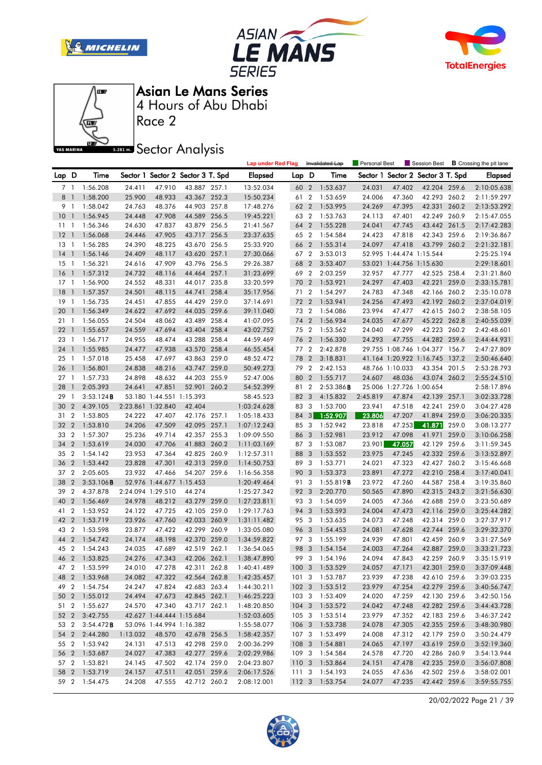# Asian Le Mans Series

## 4 Hours of Abu Dhabi

Race 2

## Sector Analysis

Lap under Red Flag | Invalidated Lap | Personal Best | Session Best | **B** Crossing the pit lane

| Lap | D | Time | Sector 1 | Sector 2 | Sector 3 | T. Spd | Elapsed |
|---|---|---|---|---|---|---|---|
| 7 | 1 | 1:56.208 | 24.411 | 47.910 | 43.887 | 257.1 | 13:52.034 |
| 8 | 1 | 1:58.200 | 25.900 | 48.933 | 43.367 | 252.3 | 15:50.234 |
| 9 | 1 | 1:58.042 | 24.763 | 48.376 | 44.903 | 257.8 | 17:48.276 |
| 10 | 1 | 1:56.945 | 24.448 | 47.908 | 44.589 | 256.5 | 19:45.221 |
| 11 | 1 | 1:56.346 | 24.630 | 47.837 | 43.879 | 256.5 | 21:41.567 |
| 12 | 1 | 1:56.068 | 24.446 | 47.905 | 43.717 | 256.5 | 23:37.635 |
| 13 | 1 | 1:56.285 | 24.390 | 48.225 | 43.670 | 256.5 | 25:33.920 |
| 14 | 1 | 1:56.146 | 24.409 | 48.117 | 43.620 | 257.1 | 27:30.066 |
| 15 | 1 | 1:56.321 | 24.616 | 47.909 | 43.796 | 256.5 | 29:26.387 |
| 16 | 1 | 1:57.312 | 24.732 | 48.116 | 44.464 | 257.1 | 31:23.699 |
| 17 | 1 | 1:56.900 | 24.552 | 48.331 | 44.017 | 235.8 | 33:20.599 |
| 18 | 1 | 1:57.357 | 24.501 | 48.115 | 44.741 | 258.4 | 35:17.956 |
| 19 | 1 | 1:56.735 | 24.451 | 47.855 | 44.429 | 259.0 | 37:14.691 |
| 20 | 1 | 1:56.349 | 24.622 | 47.692 | 44.035 | 259.6 | 39:11.040 |
| 21 | 1 | 1:56.055 | 24.504 | 48.062 | 43.489 | 258.4 | 41:07.095 |
| 22 | 1 | 1:55.657 | 24.559 | 47.694 | 43.404 | 258.4 | 43:02.752 |
| 23 | 1 | 1:56.717 | 24.955 | 48.474 | 43.288 | 258.4 | 44:59.469 |
| 24 | 1 | 1:55.985 | 24.477 | 47.938 | 43.570 | 258.4 | 46:55.454 |
| 25 | 1 | 1:57.018 | 25.458 | 47.697 | 43.863 | 259.0 | 48:52.472 |
| 26 | 1 | 1:56.801 | 24.838 | 48.216 | 43.747 | 259.0 | 50:49.273 |
| 27 | 1 | 1:57.733 | 24.898 | 48.632 | 44.203 | 255.9 | 52:47.006 |
| 28 | 1 | 2:05.393 | 24.641 | 47.851 | 52.901 | 260.2 | 54:52.399 |
| 29 | 1 | 3:53.124**B** | 53.180 | 1:44.551 | 1:15.393 | | 58:45.523 |
| 30 | 2 | 4:39.105 | 2:23.861 | 1:32.840 | 42.404 | | 1:03:24.628 |
| 31 | 2 | 1:53.805 | 24.222 | 47.407 | 42.176 | 257.1 | 1:05:18.433 |
| 32 | 2 | 1:53.810 | 24.206 | 47.509 | 42.095 | 257.1 | 1:07:12.243 |
| 33 | 2 | 1:57.307 | 25.236 | 49.714 | 42.357 | 255.3 | 1:09:09.550 |
| 34 | 2 | 1:53.619 | 24.030 | 47.706 | 41.883 | 260.2 | 1:11:03.169 |
| 35 | 2 | 1:54.142 | 23.953 | 47.364 | 42.825 | 260.9 | 1:12:57.311 |
| 36 | 2 | 1:53.442 | 23.828 | 47.301 | 42.313 | 259.0 | 1:14:50.753 |
| 37 | 2 | 2:05.605 | 23.932 | 47.466 | 54.207 | 259.6 | 1:16:56.358 |
| 38 | 2 | 3:53.106**B** | 52.976 | 1:44.677 | 1:15.453 | | 1:20:49.464 |
| 39 | 2 | 4:37.878 | 2:24.094 | 1:29.510 | 44.274 | | 1:25:27.342 |
| 40 | 2 | 1:56.469 | 24.978 | 48.212 | 43.279 | 259.0 | 1:27:23.811 |
| 41 | 2 | 1:53.952 | 24.122 | 47.725 | 42.105 | 259.0 | 1:29:17.763 |
| 42 | 2 | 1:53.719 | 23.926 | 47.760 | 42.033 | 260.9 | 1:31:11.482 |
| 43 | 2 | 1:53.598 | 23.877 | 47.422 | 42.299 | 260.9 | 1:33:05.080 |
| 44 | 2 | 1:54.742 | 24.174 | 48.198 | 42.370 | 259.0 | 1:34:59.822 |
| 45 | 2 | 1:54.243 | 24.035 | 47.689 | 42.519 | 262.1 | 1:36:54.065 |
| 46 | 2 | 1:53.825 | 24.276 | 47.343 | 42.206 | 262.1 | 1:38:47.890 |
| 47 | 2 | 1:53.599 | 24.010 | 47.278 | 42.311 | 262.8 | 1:40:41.489 |
| 48 | 2 | 1:53.968 | 24.082 | 47.322 | 42.564 | 262.8 | 1:42:35.457 |
| 49 | 2 | 1:54.754 | 24.247 | 47.824 | 42.683 | 263.4 | 1:44:30.211 |
| 50 | 2 | 1:55.012 | 24.494 | 47.673 | 42.845 | 262.1 | 1:46:25.223 |
| 51 | 2 | 1:55.627 | 24.570 | 47.340 | 43.717 | 262.1 | 1:48:20.850 |
| 52 | 2 | 3:42.755 | 42.627 | 1:44.444 | 1:15.684 | | 1:52:03.605 |
| 53 | 2 | 3:54.472**B** | 53.096 | 1:44.994 | 1:16.382 | | 1:55:58.077 |
| 54 | 2 | 2:44.280 | 1:13.032 | 48.570 | 42.678 | 256.5 | 1:58:42.357 |
| 55 | 2 | 1:53.942 | 24.131 | 47.513 | 42.298 | 259.0 | 2:00:36.299 |
| 56 | 2 | 1:53.687 | 24.027 | 47.383 | 42.277 | 259.6 | 2:02:29.986 |
| 57 | 2 | 1:53.821 | 24.145 | 47.502 | 42.174 | 259.0 | 2:04:23.807 |
| 58 | 2 | 1:53.719 | 24.157 | 47.511 | 42.051 | 259.6 | 2:06:17.526 |
| 59 | 2 | 1:54.475 | 24.208 | 47.555 | 42.712 | 260.2 | 2:08:12.001 |
| 60 | 2 | 1:53.637 | 24.031 | 47.402 | 42.204 | 259.6 | 2:10:05.638 |
| 61 | 2 | 1:53.659 | 24.006 | 47.360 | 42.293 | 260.2 | 2:11:59.297 |
| 62 | 2 | 1:53.995 | 24.269 | 47.395 | 42.331 | 260.2 | 2:13:53.292 |
| 63 | 2 | 1:53.763 | 24.113 | 47.401 | 42.249 | 260.9 | 2:15:47.055 |
| 64 | 2 | 1:55.228 | 24.041 | 47.745 | 43.442 | 261.5 | 2:17:42.283 |
| 65 | 2 | 1:54.584 | 24.423 | 47.818 | 42.343 | 259.6 | 2:19:36.867 |
| 66 | 2 | 1:55.314 | 24.097 | 47.418 | 43.799 | 260.2 | 2:21:32.181 |
| 67 | 2 | 3:53.013 | 52.995 | 1:44.474 | 1:15.544 | | 2:25:25.194 |
| 68 | 2 | 3:53.407 | 53.021 | 1:44.756 | 1:15.630 | | 2:29:18.601 |
| 69 | 2 | 2:03.259 | 32.957 | 47.777 | 42.525 | 258.4 | 2:31:21.860 |
| 70 | 2 | 1:53.921 | 24.297 | 47.403 | 42.221 | 259.0 | 2:33:15.781 |
| 71 | 2 | 1:54.297 | 24.783 | 47.348 | 42.166 | 260.2 | 2:35:10.078 |
| 72 | 2 | 1:53.941 | 24.256 | 47.493 | 42.192 | 260.2 | 2:37:04.019 |
| 73 | 2 | 1:54.086 | 23.994 | 47.477 | 42.615 | 260.2 | 2:38:58.105 |
| 74 | 2 | 1:56.934 | 24.035 | 47.677 | 45.222 | 262.8 | 2:40:55.039 |
| 75 | 2 | 1:53.562 | 24.040 | 47.299 | 42.223 | 260.2 | 2:42:48.601 |
| 76 | 2 | 1:56.330 | 24.293 | 47.755 | 44.282 | 259.6 | 2:44:44.931 |
| 77 | 2 | 2:42.878 | 29.755 | 1:08.746 | 1:04.377 | 156.7 | 2:47:27.809 |
| 78 | 2 | 3:18.831 | 41.164 | 1:20.922 | 1:16.745 | 137.2 | 2:50:46.640 |
| 79 | 2 | 2:42.153 | 48.766 | 1:10.033 | 43.354 | 201.5 | 2:53:28.793 |
| 80 | 2 | 1:55.717 | 24.607 | 48.036 | 43.074 | 260.2 | 2:55:24.510 |
| 81 | 2 | 2:53.386**B** | 25.006 | 1:27.726 | 1:00.654 | | 2:58:17.896 |
| 82 | 3 | 4:15.832 | 2:45.819 | 47.874 | 42.139 | 257.1 | 3:02:33.728 |
| 83 | 3 | 1:53.700 | 23.941 | 47.518 | 42.241 | 259.0 | 3:04:27.428 |
| 84 | 3 | 1:52.907 | 23.806 | 47.207 | 41.894 | 259.0 | 3:06:20.335 |
| 85 | 3 | 1:52.942 | 23.818 | 47.253 | 41.871 | 259.0 | 3:08:13.277 |
| 86 | 3 | 1:52.981 | 23.912 | 47.098 | 41.971 | 259.0 | 3:10:06.258 |
| 87 | 3 | 1:53.087 | 23.901 | 47.057 | 42.129 | 259.6 | 3:11:59.345 |
| 88 | 3 | 1:53.552 | 23.975 | 47.245 | 42.332 | 259.6 | 3:13:52.897 |
| 89 | 3 | 1:53.771 | 24.021 | 47.323 | 42.427 | 260.2 | 3:15:46.668 |
| 90 | 3 | 1:53.373 | 23.891 | 47.272 | 42.210 | 258.4 | 3:17:40.041 |
| 91 | 3 | 1:55.819**B** | 23.972 | 47.260 | 44.587 | 258.4 | 3:19:35.860 |
| 92 | 3 | 2:20.770 | 50.565 | 47.890 | 42.315 | 243.2 | 3:21:56.630 |
| 93 | 3 | 1:54.059 | 24.005 | 47.366 | 42.688 | 259.0 | 3:23:50.689 |
| 94 | 3 | 1:53.593 | 24.004 | 47.473 | 42.116 | 259.0 | 3:25:44.282 |
| 95 | 3 | 1:53.635 | 24.073 | 47.248 | 42.314 | 259.0 | 3:27:37.917 |
| 96 | 3 | 1:54.453 | 24.081 | 47.628 | 42.744 | 259.6 | 3:29:32.370 |
| 97 | 3 | 1:55.199 | 24.939 | 47.801 | 42.459 | 260.9 | 3:31:27.569 |
| 98 | 3 | 1:54.154 | 24.003 | 47.264 | 42.887 | 259.0 | 3:33:21.723 |
| 99 | 3 | 1:54.196 | 24.094 | 47.843 | 42.259 | 260.9 | 3:35:15.919 |
| 100 | 3 | 1:53.529 | 24.057 | 47.171 | 42.301 | 259.0 | 3:37:09.448 |
| 101 | 3 | 1:53.787 | 23.939 | 47.238 | 42.610 | 259.6 | 3:39:03.235 |
| 102 | 3 | 1:53.512 | 23.979 | 47.254 | 42.279 | 259.6 | 3:40:56.747 |
| 103 | 3 | 1:53.409 | 24.020 | 47.259 | 42.130 | 259.6 | 3:42:50.156 |
| 104 | 3 | 1:53.572 | 24.042 | 47.248 | 42.282 | 259.6 | 3:44:43.728 |
| 105 | 3 | 1:53.514 | 23.979 | 47.352 | 42.183 | 259.6 | 3:46:37.242 |
| 106 | 3 | 1:53.738 | 24.078 | 47.305 | 42.355 | 259.6 | 3:48:30.980 |
| 107 | 3 | 1:53.499 | 24.008 | 47.312 | 42.179 | 259.0 | 3:50:24.479 |
| 108 | 3 | 1:54.881 | 24.065 | 47.197 | 43.619 | 259.0 | 3:52:19.360 |
| 109 | 3 | 1:54.584 | 24.578 | 47.720 | 42.286 | 260.9 | 3:54:13.944 |
| 110 | 3 | 1:53.864 | 24.151 | 47.478 | 42.235 | 259.0 | 3:56:07.808 |
| 111 | 3 | 1:54.193 | 24.055 | 47.636 | 42.502 | 259.6 | 3:58:02.001 |
| 112 | 3 | 1:53.754 | 24.077 | 47.235 | 42.442 | 259.6 | 3:59:55.755 |

20/02/2022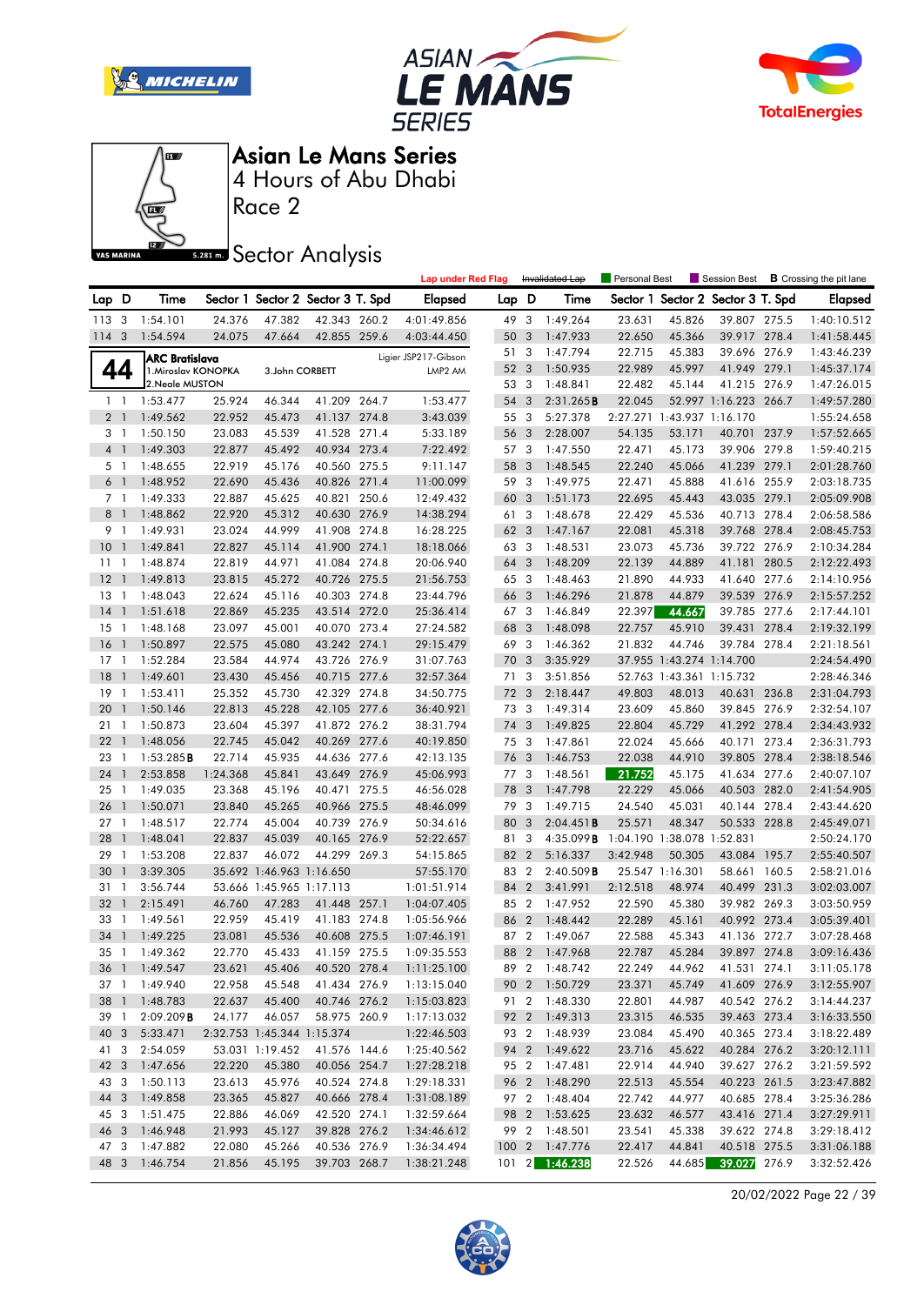# Asian Le Mans Series

4 Hours of Abu Dhabi

Race 2

Sector Analysis

Lap under Red Flag | Invalidated Lap | Personal Best | Session Best | **B** Crossing the pit lane

| Lap | D | Time | Sector 1 | Sector 2 | Sector 3 | T. Spd | Elapsed |
|---|---|---|---|---|---|---|---|
| 113 | 3 | 1:54.101 | 24.376 | 47.382 | 42.343 | 260.2 | 4:01:49.856 |
| 114 | 3 | 1:54.594 | 24.075 | 47.664 | 42.855 | 259.6 | 4:03:44.450 |

**44** ARC Bratislava — Ligier JSP217-Gibson — LMP2 AM
1.Miroslav KONOPKA, 2.Neale MUSTON, 3.John CORBETT

| Lap | D | Time | Sector 1 | Sector 2 | Sector 3 | T. Spd | Elapsed |
|---|---|---|---|---|---|---|---|
| 1 | 1 | 1:53.477 | 25.924 | 46.344 | 41.209 | 264.7 | 1:53.477 |
| 2 | 1 | 1:49.562 | 22.952 | 45.473 | 41.137 | 274.8 | 3:43.039 |
| 3 | 1 | 1:50.150 | 23.083 | 45.539 | 41.528 | 271.4 | 5:33.189 |
| 4 | 1 | 1:49.303 | 22.877 | 45.492 | 40.934 | 273.4 | 7:22.492 |
| 5 | 1 | 1:48.655 | 22.919 | 45.176 | 40.560 | 275.5 | 9:11.147 |
| 6 | 1 | 1:48.952 | 22.690 | 45.436 | 40.826 | 271.4 | 11:00.099 |
| 7 | 1 | 1:49.333 | 22.887 | 45.625 | 40.821 | 250.6 | 12:49.432 |
| 8 | 1 | 1:48.862 | 22.920 | 45.312 | 40.630 | 276.9 | 14:38.294 |
| 9 | 1 | 1:49.931 | 23.024 | 44.999 | 41.908 | 274.8 | 16:28.225 |
| 10 | 1 | 1:49.841 | 22.827 | 45.114 | 41.900 | 274.1 | 18:18.066 |
| 11 | 1 | 1:48.874 | 22.819 | 44.971 | 41.084 | 274.8 | 20:06.940 |
| 12 | 1 | 1:49.813 | 23.815 | 45.272 | 40.726 | 275.5 | 21:56.753 |
| 13 | 1 | 1:48.043 | 22.624 | 45.116 | 40.303 | 274.8 | 23:44.796 |
| 14 | 1 | 1:51.618 | 22.869 | 45.235 | 43.514 | 272.0 | 25:36.414 |
| 15 | 1 | 1:48.168 | 23.097 | 45.001 | 40.070 | 273.4 | 27:24.582 |
| 16 | 1 | 1:50.897 | 22.575 | 45.080 | 43.242 | 274.1 | 29:15.479 |
| 17 | 1 | 1:52.284 | 23.584 | 44.974 | 43.726 | 276.9 | 31:07.763 |
| 18 | 1 | 1:49.601 | 23.430 | 45.456 | 40.715 | 277.6 | 32:57.364 |
| 19 | 1 | 1:53.411 | 25.352 | 45.730 | 42.329 | 274.8 | 34:50.775 |
| 20 | 1 | 1:50.146 | 22.813 | 45.228 | 42.105 | 277.6 | 36:40.921 |
| 21 | 1 | 1:50.873 | 23.604 | 45.397 | 41.872 | 276.2 | 38:31.794 |
| 22 | 1 | 1:48.056 | 22.745 | 45.042 | 40.269 | 277.6 | 40:19.850 |
| 23 | 1 | 1:53.285 **B** | 22.714 | 45.935 | 44.636 | 277.6 | 42:13.135 |
| 24 | 1 | 2:53.858 | 1:24.368 | 45.841 | 43.649 | 276.9 | 45:06.993 |
| 25 | 1 | 1:49.035 | 23.368 | 45.196 | 40.471 | 275.5 | 46:56.028 |
| 26 | 1 | 1:50.071 | 23.840 | 45.265 | 40.966 | 275.5 | 48:46.099 |
| 27 | 1 | 1:48.517 | 22.774 | 45.004 | 40.739 | 276.9 | 50:34.616 |
| 28 | 1 | 1:48.041 | 22.837 | 45.039 | 40.165 | 276.9 | 52:22.657 |
| 29 | 1 | 1:53.208 | 22.837 | 46.072 | 44.299 | 269.3 | 54:15.865 |
| 30 | 1 | 3:39.305 | 35.692 | 1:46.963 | 1:16.650 | | 57:55.170 |
| 31 | 1 | 3:56.744 | 53.666 | 1:45.965 | 1:17.113 | | 1:01:51.914 |
| 32 | 1 | 2:15.491 | 46.760 | 47.283 | 41.448 | 257.1 | 1:04:07.405 |
| 33 | 1 | 1:49.561 | 22.959 | 45.419 | 41.183 | 274.8 | 1:05:56.966 |
| 34 | 1 | 1:49.225 | 23.081 | 45.536 | 40.608 | 275.5 | 1:07:46.191 |
| 35 | 1 | 1:49.362 | 22.770 | 45.433 | 41.159 | 275.5 | 1:09:35.553 |
| 36 | 1 | 1:49.547 | 23.621 | 45.406 | 40.520 | 278.4 | 1:11:25.100 |
| 37 | 1 | 1:49.940 | 22.958 | 45.548 | 41.434 | 276.9 | 1:13:15.040 |
| 38 | 1 | 1:48.783 | 22.637 | 45.400 | 40.746 | 276.2 | 1:15:03.823 |
| 39 | 1 | 2:09.209 **B** | 24.177 | 46.057 | 58.975 | 260.9 | 1:17:13.032 |
| 40 | 3 | 5:33.471 | 2:32.753 | 1:45.344 | 1:15.374 | | 1:22:46.503 |
| 41 | 3 | 2:54.059 | 53.031 | 1:19.452 | 41.576 | 144.6 | 1:25:40.562 |
| 42 | 3 | 1:47.656 | 22.220 | 45.380 | 40.056 | 254.7 | 1:27:28.218 |
| 43 | 3 | 1:50.113 | 23.613 | 45.976 | 40.524 | 274.8 | 1:29:18.331 |
| 44 | 3 | 1:49.858 | 23.365 | 45.827 | 40.666 | 278.4 | 1:31:08.189 |
| 45 | 3 | 1:51.475 | 22.886 | 46.069 | 42.520 | 274.1 | 1:32:59.664 |
| 46 | 3 | 1:46.948 | 21.993 | 45.127 | 39.828 | 276.2 | 1:34:46.612 |
| 47 | 3 | 1:47.882 | 22.080 | 45.266 | 40.536 | 276.9 | 1:36:34.494 |
| 48 | 3 | 1:46.754 | 21.856 | 45.195 | 39.703 | 268.7 | 1:38:21.248 |
| 49 | 3 | 1:49.264 | 23.631 | 45.826 | 39.807 | 275.5 | 1:40:10.512 |
| 50 | 3 | 1:47.933 | 22.650 | 45.366 | 39.917 | 278.4 | 1:41:58.445 |
| 51 | 3 | 1:47.794 | 22.715 | 45.383 | 39.696 | 276.9 | 1:43:46.239 |
| 52 | 3 | 1:50.935 | 22.989 | 45.997 | 41.949 | 279.1 | 1:45:37.174 |
| 53 | 3 | 1:48.841 | 22.482 | 45.144 | 41.215 | 276.9 | 1:47:26.015 |
| 54 | 3 | 2:31.265 **B** | 22.045 | 52.997 | 1:16.223 | 266.7 | 1:49:57.280 |
| 55 | 3 | 5:27.378 | 2:27.271 | 1:43.937 | 1:16.170 | | 1:55:24.658 |
| 56 | 3 | 2:28.007 | 54.135 | 53.171 | 40.701 | 237.9 | 1:57:52.665 |
| 57 | 3 | 1:47.550 | 22.471 | 45.173 | 39.906 | 279.8 | 1:59:40.215 |
| 58 | 3 | 1:48.545 | 22.240 | 45.066 | 41.239 | 279.1 | 2:01:28.760 |
| 59 | 3 | 1:49.975 | 22.471 | 45.888 | 41.616 | 255.9 | 2:03:18.735 |
| 60 | 3 | 1:51.173 | 22.695 | 45.443 | 43.035 | 279.1 | 2:05:09.908 |
| 61 | 3 | 1:48.678 | 22.429 | 45.536 | 40.713 | 278.4 | 2:06:58.586 |
| 62 | 3 | 1:47.167 | 22.081 | 45.318 | 39.768 | 278.4 | 2:08:45.753 |
| 63 | 3 | 1:48.531 | 23.073 | 45.736 | 39.722 | 276.9 | 2:10:34.284 |
| 64 | 3 | 1:48.209 | 22.139 | 44.889 | 41.181 | 280.5 | 2:12:22.493 |
| 65 | 3 | 1:48.463 | 21.890 | 44.933 | 41.640 | 277.6 | 2:14:10.956 |
| 66 | 3 | 1:46.296 | 21.878 | 44.879 | 39.539 | 276.9 | 2:15:57.252 |
| 67 | 3 | 1:46.849 | 22.397 | 44.667 | 39.785 | 277.6 | 2:17:44.101 |
| 68 | 3 | 1:48.098 | 22.757 | 45.910 | 39.431 | 278.4 | 2:19:32.199 |
| 69 | 3 | 1:46.362 | 21.832 | 44.746 | 39.784 | 278.4 | 2:21:18.561 |
| 70 | 3 | 3:35.929 | 37.955 | 1:43.274 | 1:14.700 | | 2:24:54.490 |
| 71 | 3 | 3:51.856 | 52.763 | 1:43.361 | 1:15.732 | | 2:28:46.346 |
| 72 | 3 | 2:18.447 | 49.803 | 48.013 | 40.631 | 236.8 | 2:31:04.793 |
| 73 | 3 | 1:49.314 | 23.609 | 45.860 | 39.845 | 276.9 | 2:32:54.107 |
| 74 | 3 | 1:49.825 | 22.804 | 45.729 | 41.292 | 278.4 | 2:34:43.932 |
| 75 | 3 | 1:47.861 | 22.024 | 45.666 | 40.171 | 273.4 | 2:36:31.793 |
| 76 | 3 | 1:46.753 | 22.038 | 44.910 | 39.805 | 278.4 | 2:38:18.546 |
| 77 | 3 | 1:48.561 | 21.752 | 45.175 | 41.634 | 277.6 | 2:40:07.107 |
| 78 | 3 | 1:47.798 | 22.229 | 45.066 | 40.503 | 282.0 | 2:41:54.905 |
| 79 | 3 | 1:49.715 | 24.540 | 45.031 | 40.144 | 278.4 | 2:43:44.620 |
| 80 | 3 | 2:04.451 **B** | 25.571 | 48.347 | 50.533 | 228.8 | 2:45:49.071 |
| 81 | 3 | 4:35.099 **B** | 1:04.190 | 1:38.078 | 1:52.831 | | 2:50:24.170 |
| 82 | 2 | 5:16.337 | 3:42.948 | 50.305 | 43.084 | 195.7 | 2:55:40.507 |
| 83 | 2 | 2:40.509 **B** | 25.547 | 1:16.301 | 58.661 | 160.5 | 2:58:21.016 |
| 84 | 2 | 3:41.991 | 2:12.518 | 48.974 | 40.499 | 231.3 | 3:02:03.007 |
| 85 | 2 | 1:47.952 | 22.590 | 45.380 | 39.982 | 269.3 | 3:03:50.959 |
| 86 | 2 | 1:48.442 | 22.289 | 45.161 | 40.992 | 273.4 | 3:05:39.401 |
| 87 | 2 | 1:49.067 | 22.588 | 45.343 | 41.136 | 272.7 | 3:07:28.468 |
| 88 | 2 | 1:47.968 | 22.787 | 45.284 | 39.897 | 274.8 | 3:09:16.436 |
| 89 | 2 | 1:48.742 | 22.249 | 44.962 | 41.531 | 274.1 | 3:11:05.178 |
| 90 | 2 | 1:50.729 | 23.371 | 45.749 | 41.609 | 276.9 | 3:12:55.907 |
| 91 | 2 | 1:48.330 | 22.801 | 44.987 | 40.542 | 276.2 | 3:14:44.237 |
| 92 | 2 | 1:49.313 | 23.315 | 46.535 | 39.463 | 273.4 | 3:16:33.550 |
| 93 | 2 | 1:48.939 | 23.084 | 45.490 | 40.365 | 273.4 | 3:18:22.489 |
| 94 | 2 | 1:49.622 | 23.716 | 45.622 | 40.284 | 276.2 | 3:20:12.111 |
| 95 | 2 | 1:47.481 | 22.914 | 44.940 | 39.627 | 276.2 | 3:21:59.592 |
| 96 | 2 | 1:48.290 | 22.513 | 45.554 | 40.223 | 261.5 | 3:23:47.882 |
| 97 | 2 | 1:48.404 | 22.742 | 44.977 | 40.685 | 278.4 | 3:25:36.286 |
| 98 | 2 | 1:53.625 | 23.632 | 46.577 | 43.416 | 271.4 | 3:27:29.911 |
| 99 | 2 | 1:48.501 | 23.541 | 45.338 | 39.622 | 274.8 | 3:29:18.412 |
| 100 | 2 | 1:47.776 | 22.417 | 44.841 | 40.518 | 275.5 | 3:31:06.188 |
| 101 | 2 | 1:46.238 | 22.526 | 44.685 | 39.027 | 276.9 | 3:32:52.426 |

20/02/2022 Page 22 / 39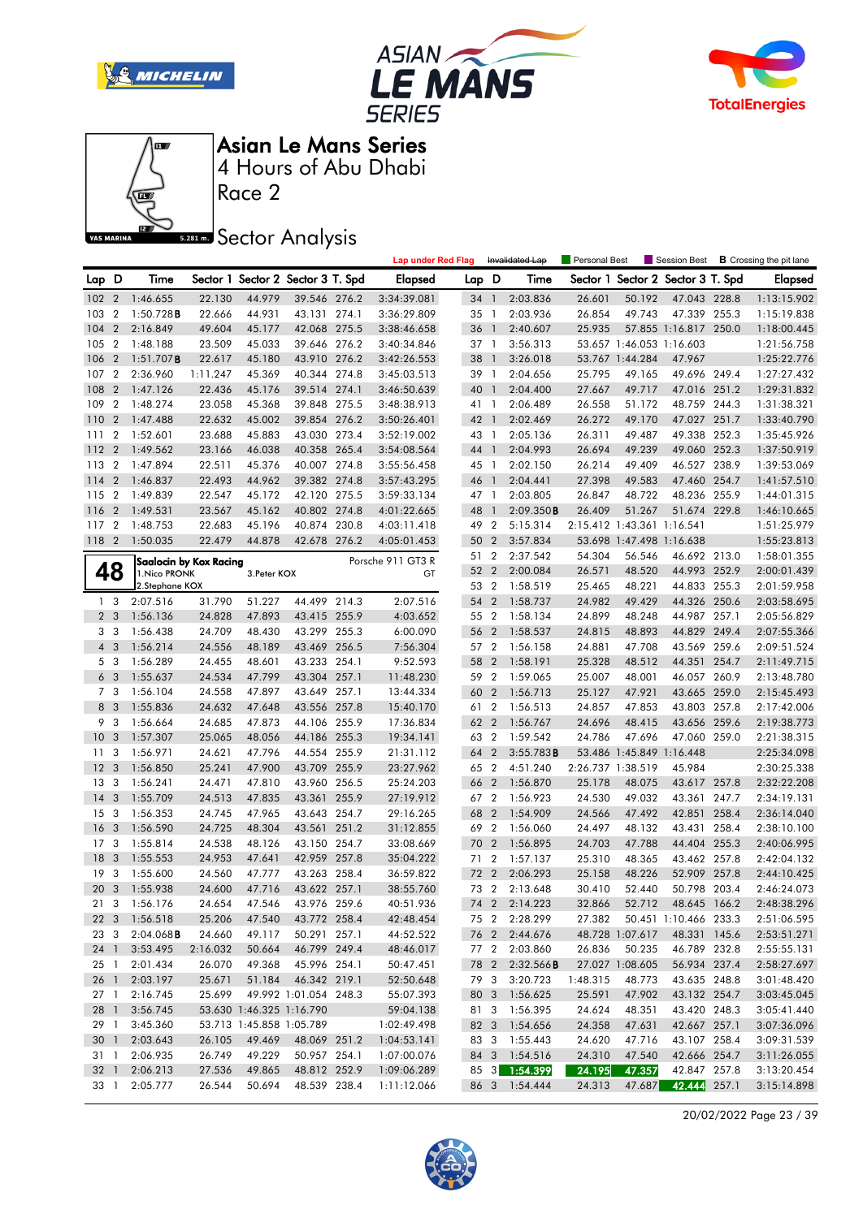# Asian Le Mans Series

4 Hours of Abu Dhabi

Race 2

## Sector Analysis

Lap under Red Flag | ~~Invalidated Lap~~ | Personal Best | Session Best | **B** Crossing the pit lane

| Lap | D | Time | Sector 1 | Sector 2 | Sector 3 | T. Spd | Elapsed |
|---|---|---|---|---|---|---|---|
| 102 | 2 | 1:46.655 | 22.130 | 44.979 | 39.546 | 276.2 | 3:34:39.081 |
| 103 | 2 | 1:50.728**B** | 22.666 | 44.931 | 43.131 | 274.1 | 3:36:29.809 |
| 104 | 2 | 2:16.849 | 49.604 | 45.177 | 42.068 | 275.5 | 3:38:46.658 |
| 105 | 2 | 1:48.188 | 23.509 | 45.033 | 39.646 | 276.2 | 3:40:34.846 |
| 106 | 2 | 1:51.707**B** | 22.617 | 45.180 | 43.910 | 276.2 | 3:42:26.553 |
| 107 | 2 | 2:36.960 | 1:11.247 | 45.369 | 40.344 | 274.8 | 3:45:03.513 |
| 108 | 2 | 1:47.126 | 22.436 | 45.176 | 39.514 | 274.1 | 3:46:50.639 |
| 109 | 2 | 1:48.274 | 23.058 | 45.368 | 39.848 | 275.5 | 3:48:38.913 |
| 110 | 2 | 1:47.488 | 22.632 | 45.002 | 39.854 | 276.2 | 3:50:26.401 |
| 111 | 2 | 1:52.601 | 23.688 | 45.883 | 43.030 | 273.4 | 3:52:19.002 |
| 112 | 2 | 1:49.562 | 23.166 | 46.038 | 40.358 | 265.4 | 3:54:08.564 |
| 113 | 2 | 1:47.894 | 22.511 | 45.376 | 40.007 | 274.8 | 3:55:56.458 |
| 114 | 2 | 1:46.837 | 22.493 | 44.962 | 39.382 | 274.8 | 3:57:43.295 |
| 115 | 2 | 1:49.839 | 22.547 | 45.172 | 42.120 | 275.5 | 3:59:33.134 |
| 116 | 2 | 1:49.531 | 23.567 | 45.162 | 40.802 | 274.8 | 4:01:22.665 |
| 117 | 2 | 1:48.753 | 22.683 | 45.196 | 40.874 | 230.8 | 4:03:11.418 |
| 118 | 2 | 1:50.035 | 22.479 | 44.878 | 42.678 | 276.2 | 4:05:01.453 |

**48** — **Saalocin by Kox Racing** — Porsche 911 GT3 R — GT

1.Nico PRONK, 2.Stephane KOX, 3.Peter KOX

| Lap | D | Time | Sector 1 | Sector 2 | Sector 3 | T. Spd | Elapsed |
|---|---|---|---|---|---|---|---|
| 1 | 3 | 2:07.516 | 31.790 | 51.227 | 44.499 | 214.3 | 2:07.516 |
| 2 | 3 | 1:56.136 | 24.828 | 47.893 | 43.415 | 255.9 | 4:03.652 |
| 3 | 3 | 1:56.438 | 24.709 | 48.430 | 43.299 | 255.3 | 6:00.090 |
| 4 | 3 | 1:56.214 | 24.556 | 48.189 | 43.469 | 256.5 | 7:56.304 |
| 5 | 3 | 1:56.289 | 24.455 | 48.601 | 43.233 | 254.1 | 9:52.593 |
| 6 | 3 | 1:55.637 | 24.534 | 47.799 | 43.304 | 257.1 | 11:48.230 |
| 7 | 3 | 1:56.104 | 24.558 | 47.897 | 43.649 | 257.1 | 13:44.334 |
| 8 | 3 | 1:55.836 | 24.632 | 47.648 | 43.556 | 257.8 | 15:40.170 |
| 9 | 3 | 1:56.664 | 24.685 | 47.873 | 44.106 | 255.9 | 17:36.834 |
| 10 | 3 | 1:57.307 | 25.065 | 48.056 | 44.186 | 255.3 | 19:34.141 |
| 11 | 3 | 1:56.971 | 24.621 | 47.796 | 44.554 | 255.9 | 21:31.112 |
| 12 | 3 | 1:56.850 | 25.241 | 47.900 | 43.709 | 255.9 | 23:27.962 |
| 13 | 3 | 1:56.241 | 24.471 | 47.810 | 43.960 | 256.5 | 25:24.203 |
| 14 | 3 | 1:55.709 | 24.513 | 47.835 | 43.361 | 255.9 | 27:19.912 |
| 15 | 3 | 1:56.353 | 24.745 | 47.965 | 43.643 | 254.7 | 29:16.265 |
| 16 | 3 | 1:56.590 | 24.725 | 48.304 | 43.561 | 251.2 | 31:12.855 |
| 17 | 3 | 1:55.814 | 24.538 | 48.126 | 43.150 | 254.1 | 33:08.669 |
| 18 | 3 | 1:55.553 | 24.953 | 47.641 | 42.959 | 257.8 | 35:04.222 |
| 19 | 3 | 1:55.600 | 24.560 | 47.777 | 43.263 | 258.4 | 36:59.822 |
| 20 | 3 | 1:55.938 | 24.600 | 47.716 | 43.622 | 257.1 | 38:55.760 |
| 21 | 3 | 1:56.176 | 24.654 | 47.546 | 43.976 | 259.6 | 40:51.936 |
| 22 | 3 | 1:56.518 | 25.206 | 47.540 | 43.772 | 258.4 | 42:48.454 |
| 23 | 3 | 2:04.068**B** | 24.660 | 49.117 | 50.291 | 257.1 | 44:52.522 |
| 24 | 1 | 3:53.495 | 2:16.032 | 50.664 | 46.799 | 249.4 | 48:46.017 |
| 25 | 1 | 2:01.434 | 26.070 | 49.368 | 45.996 | 254.1 | 50:47.451 |
| 26 | 1 | 2:03.197 | 25.671 | 51.184 | 46.342 | 219.1 | 52:50.648 |
| 27 | 1 | 2:16.745 | 25.699 | 49.992 | 1:01.054 | 248.3 | 55:07.393 |
| 28 | 1 | 3:56.745 | 53.630 | 1:46.325 | 1:16.790 | | 59:04.138 |
| 29 | 1 | 3:45.360 | 53.713 | 1:45.858 | 1:05.789 | | 1:02:49.498 |
| 30 | 1 | 2:03.643 | 26.105 | 49.469 | 48.069 | 251.2 | 1:04:53.141 |
| 31 | 1 | 2:06.935 | 26.749 | 49.229 | 50.957 | 254.1 | 1:07:00.076 |
| 32 | 1 | 2:06.213 | 27.536 | 49.865 | 48.812 | 252.9 | 1:09:06.289 |
| 33 | 1 | 2:05.777 | 26.544 | 50.694 | 48.539 | 238.4 | 1:11:12.066 |
| 34 | 1 | 2:03.836 | 26.601 | 50.192 | 47.043 | 228.8 | 1:13:15.902 |
| 35 | 1 | 2:03.936 | 26.854 | 49.743 | 47.339 | 255.3 | 1:15:19.838 |
| 36 | 1 | 2:40.607 | 25.935 | 57.855 | 1:16.817 | 250.0 | 1:18:00.445 |
| 37 | 1 | 3:56.313 | 53.657 | 1:46.053 | 1:16.603 | | 1:21:56.758 |
| 38 | 1 | 3:26.018 | 53.767 | 1:44.284 | 47.967 | | 1:25:22.776 |
| 39 | 1 | 2:04.656 | 25.795 | 49.165 | 49.696 | 249.4 | 1:27:27.432 |
| 40 | 1 | 2:04.400 | 27.667 | 49.717 | 47.016 | 251.2 | 1:29:31.832 |
| 41 | 1 | 2:06.489 | 26.558 | 51.172 | 48.759 | 244.3 | 1:31:38.321 |
| 42 | 1 | 2:02.469 | 26.272 | 49.170 | 47.027 | 251.7 | 1:33:40.790 |
| 43 | 1 | 2:05.136 | 26.311 | 49.487 | 49.338 | 252.3 | 1:35:45.926 |
| 44 | 1 | 2:04.993 | 26.694 | 49.239 | 49.060 | 252.3 | 1:37:50.919 |
| 45 | 1 | 2:02.150 | 26.214 | 49.409 | 46.527 | 238.9 | 1:39:53.069 |
| 46 | 1 | 2:04.441 | 27.398 | 49.583 | 47.460 | 254.7 | 1:41:57.510 |
| 47 | 1 | 2:03.805 | 26.847 | 48.722 | 48.236 | 255.9 | 1:44:01.315 |
| 48 | 1 | 2:09.350**B** | 26.409 | 51.267 | 51.674 | 229.8 | 1:46:10.665 |
| 49 | 2 | 5:15.314 | 2:15.412 | 1:43.361 | 1:16.541 | | 1:51:25.979 |
| 50 | 2 | 3:57.834 | 53.698 | 1:47.498 | 1:16.638 | | 1:55:23.813 |
| 51 | 2 | 2:37.542 | 54.304 | 56.546 | 46.692 | 213.0 | 1:58:01.355 |
| 52 | 2 | 2:00.084 | 26.571 | 48.520 | 44.993 | 252.9 | 2:00:01.439 |
| 53 | 2 | 1:58.519 | 25.465 | 48.221 | 44.833 | 255.3 | 2:01:59.958 |
| 54 | 2 | 1:58.737 | 24.982 | 49.429 | 44.326 | 250.6 | 2:03:58.695 |
| 55 | 2 | 1:58.134 | 24.899 | 48.248 | 44.987 | 257.1 | 2:05:56.829 |
| 56 | 2 | 1:58.537 | 24.815 | 48.893 | 44.829 | 249.4 | 2:07:55.366 |
| 57 | 2 | 1:56.158 | 24.881 | 47.708 | 43.569 | 259.6 | 2:09:51.524 |
| 58 | 2 | 1:58.191 | 25.328 | 48.512 | 44.351 | 254.7 | 2:11:49.715 |
| 59 | 2 | 1:59.065 | 25.007 | 48.001 | 46.057 | 260.9 | 2:13:48.780 |
| 60 | 2 | 1:56.713 | 25.127 | 47.921 | 43.665 | 259.0 | 2:15:45.493 |
| 61 | 2 | 1:56.513 | 24.857 | 47.853 | 43.803 | 257.8 | 2:17:42.006 |
| 62 | 2 | 1:56.767 | 24.696 | 48.415 | 43.656 | 259.6 | 2:19:38.773 |
| 63 | 2 | 1:59.542 | 24.786 | 47.696 | 47.060 | 259.0 | 2:21:38.315 |
| 64 | 2 | 3:55.783**B** | 53.486 | 1:45.849 | 1:16.448 | | 2:25:34.098 |
| 65 | 2 | 4:51.240 | 2:26.737 | 1:38.519 | 45.984 | | 2:30:25.338 |
| 66 | 2 | 1:56.870 | 25.178 | 48.075 | 43.617 | 257.8 | 2:32:22.208 |
| 67 | 2 | 1:56.923 | 24.530 | 49.032 | 43.361 | 247.7 | 2:34:19.131 |
| 68 | 2 | 1:54.909 | 24.566 | 47.492 | 42.851 | 258.4 | 2:36:14.040 |
| 69 | 2 | 1:56.060 | 24.497 | 48.132 | 43.431 | 258.4 | 2:38:10.100 |
| 70 | 2 | 1:56.895 | 24.703 | 47.788 | 44.404 | 255.3 | 2:40:06.995 |
| 71 | 2 | 1:57.137 | 25.310 | 48.365 | 43.462 | 257.8 | 2:42:04.132 |
| 72 | 2 | 2:06.293 | 25.158 | 48.226 | 52.909 | 257.8 | 2:44:10.425 |
| 73 | 2 | 2:13.648 | 30.410 | 52.440 | 50.798 | 203.4 | 2:46:24.073 |
| 74 | 2 | 2:14.223 | 32.866 | 52.712 | 48.645 | 166.2 | 2:48:38.296 |
| 75 | 2 | 2:28.299 | 27.382 | 50.451 | 1:10.466 | 233.3 | 2:51:06.595 |
| 76 | 2 | 2:44.676 | 48.728 | 1:07.617 | 48.331 | 145.6 | 2:53:51.271 |
| 77 | 2 | 2:03.860 | 26.836 | 50.235 | 46.789 | 232.8 | 2:55:55.131 |
| 78 | 2 | 2:32.566**B** | 27.027 | 1:08.605 | 56.934 | 237.4 | 2:58:27.697 |
| 79 | 3 | 3:20.723 | 1:48.315 | 48.773 | 43.635 | 248.8 | 3:01:48.420 |
| 80 | 3 | 1:56.625 | 25.591 | 47.902 | 43.132 | 254.7 | 3:03:45.045 |
| 81 | 3 | 1:56.395 | 24.624 | 48.351 | 43.420 | 248.3 | 3:05:41.440 |
| 82 | 3 | 1:54.656 | 24.358 | 47.631 | 42.667 | 257.1 | 3:07:36.096 |
| 83 | 3 | 1:55.443 | 24.620 | 47.716 | 43.107 | 258.4 | 3:09:31.539 |
| 84 | 3 | 1:54.516 | 24.310 | 47.540 | 42.666 | 254.7 | 3:11:26.055 |
| 85 | 3 | 1:54.399 | 24.195 | 47.357 | 42.847 | 257.8 | 3:13:20.454 |
| 86 | 3 | 1:54.444 | 24.313 | 47.687 | 42.444 | 257.1 | 3:15:14.898 |

20/02/2022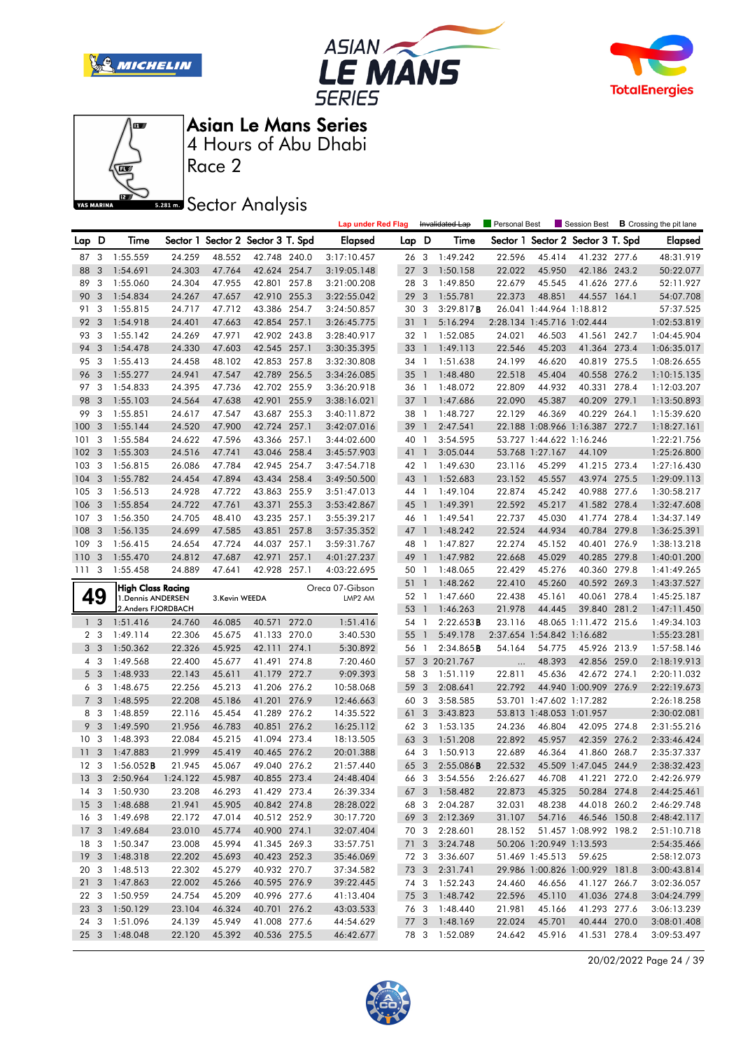# Asian Le Mans Series

## 4 Hours of Abu Dhabi

## Race 2

## Sector Analysis

Lap under Red Flag | ~~Invalidated Lap~~ | Personal Best | Session Best | **B** Crossing the pit lane

| Lap | D | Time | Sector 1 | Sector 2 | Sector 3 | T. Spd | Elapsed |
|---|---|---|---|---|---|---|---|
| 87 | 3 | 1:55.559 | 24.259 | 48.552 | 42.748 | 240.0 | 3:17:10.457 |
| 88 | 3 | 1:54.691 | 24.303 | 47.764 | 42.624 | 254.7 | 3:19:05.148 |
| 89 | 3 | 1:55.060 | 24.304 | 47.955 | 42.801 | 257.8 | 3:21:00.208 |
| 90 | 3 | 1:54.834 | 24.267 | 47.657 | 42.910 | 255.3 | 3:22:55.042 |
| 91 | 3 | 1:55.815 | 24.717 | 47.712 | 43.386 | 254.7 | 3:24:50.857 |
| 92 | 3 | 1:54.918 | 24.401 | 47.663 | 42.854 | 257.1 | 3:26:45.775 |
| 93 | 3 | 1:55.142 | 24.269 | 47.971 | 42.902 | 243.8 | 3:28:40.917 |
| 94 | 3 | 1:54.478 | 24.330 | 47.603 | 42.545 | 257.1 | 3:30:35.395 |
| 95 | 3 | 1:55.413 | 24.458 | 48.102 | 42.853 | 257.8 | 3:32:30.808 |
| 96 | 3 | 1:55.277 | 24.941 | 47.547 | 42.789 | 256.5 | 3:34:26.085 |
| 97 | 3 | 1:54.833 | 24.395 | 47.736 | 42.702 | 255.9 | 3:36:20.918 |
| 98 | 3 | 1:55.103 | 24.564 | 47.638 | 42.901 | 255.9 | 3:38:16.021 |
| 99 | 3 | 1:55.851 | 24.617 | 47.547 | 43.687 | 255.3 | 3:40:11.872 |
| 100 | 3 | 1:55.144 | 24.520 | 47.900 | 42.724 | 257.1 | 3:42:07.016 |
| 101 | 3 | 1:55.584 | 24.622 | 47.596 | 43.366 | 257.1 | 3:44:02.600 |
| 102 | 3 | 1:55.303 | 24.516 | 47.741 | 43.046 | 258.4 | 3:45:57.903 |
| 103 | 3 | 1:56.815 | 26.086 | 47.784 | 42.945 | 254.7 | 3:47:54.718 |
| 104 | 3 | 1:55.782 | 24.454 | 47.894 | 43.434 | 258.4 | 3:49:50.500 |
| 105 | 3 | 1:56.513 | 24.928 | 47.722 | 43.863 | 255.9 | 3:51:47.013 |
| 106 | 3 | 1:55.854 | 24.722 | 47.761 | 43.371 | 255.3 | 3:53:42.867 |
| 107 | 3 | 1:56.350 | 24.705 | 48.410 | 43.235 | 257.1 | 3:55:39.217 |
| 108 | 3 | 1:56.135 | 24.699 | 47.585 | 43.851 | 257.8 | 3:57:35.352 |
| 109 | 3 | 1:56.415 | 24.654 | 47.724 | 44.037 | 257.1 | 3:59:31.767 |
| 110 | 3 | 1:55.470 | 24.812 | 47.687 | 42.971 | 257.1 | 4:01:27.237 |
| 111 | 3 | 1:55.458 | 24.889 | 47.641 | 42.928 | 257.1 | 4:03:22.695 |

**49** — **High Class Racing** — Oreca 07-Gibson — LMP2 AM
1.Dennis ANDERSEN, 2.Anders FJORDBACH, 3.Kevin WEEDA

| Lap | D | Time | Sector 1 | Sector 2 | Sector 3 | T. Spd | Elapsed |
|---|---|---|---|---|---|---|---|
| 1 | 3 | 1:51.416 | 24.760 | 46.085 | 40.571 | 272.0 | 1:51.416 |
| 2 | 3 | 1:49.114 | 22.306 | 45.675 | 41.133 | 270.0 | 3:40.530 |
| 3 | 3 | 1:50.362 | 22.326 | 45.925 | 42.111 | 274.1 | 5:30.892 |
| 4 | 3 | 1:49.568 | 22.400 | 45.677 | 41.491 | 274.8 | 7:20.460 |
| 5 | 3 | 1:48.933 | 22.143 | 45.611 | 41.179 | 272.7 | 9:09.393 |
| 6 | 3 | 1:48.675 | 22.256 | 45.213 | 41.206 | 276.2 | 10:58.068 |
| 7 | 3 | 1:48.595 | 22.208 | 45.186 | 41.201 | 276.9 | 12:46.663 |
| 8 | 3 | 1:48.859 | 22.116 | 45.454 | 41.289 | 276.2 | 14:35.522 |
| 9 | 3 | 1:49.590 | 21.956 | 46.783 | 40.851 | 276.2 | 16:25.112 |
| 10 | 3 | 1:48.393 | 22.084 | 45.215 | 41.094 | 273.4 | 18:13.505 |
| 11 | 3 | 1:47.883 | 21.999 | 45.419 | 40.465 | 276.2 | 20:01.388 |
| 12 | 3 | 1:56.052 **B** | 21.945 | 45.067 | 49.040 | 276.2 | 21:57.440 |
| 13 | 3 | 2:50.964 | 1:24.122 | 45.987 | 40.855 | 273.4 | 24:48.404 |
| 14 | 3 | 1:50.930 | 23.208 | 46.293 | 41.429 | 273.4 | 26:39.334 |
| 15 | 3 | 1:48.688 | 21.941 | 45.905 | 40.842 | 274.8 | 28:28.022 |
| 16 | 3 | 1:49.698 | 22.172 | 47.014 | 40.512 | 252.9 | 30:17.720 |
| 17 | 3 | 1:49.684 | 23.010 | 45.774 | 40.900 | 274.1 | 32:07.404 |
| 18 | 3 | 1:50.347 | 23.008 | 45.994 | 41.345 | 269.3 | 33:57.751 |
| 19 | 3 | 1:48.318 | 22.202 | 45.693 | 40.423 | 252.3 | 35:46.069 |
| 20 | 3 | 1:48.513 | 22.302 | 45.279 | 40.932 | 270.7 | 37:34.582 |
| 21 | 3 | 1:47.863 | 22.002 | 45.266 | 40.595 | 276.9 | 39:22.445 |
| 22 | 3 | 1:50.959 | 24.754 | 45.209 | 40.996 | 277.6 | 41:13.404 |
| 23 | 3 | 1:50.129 | 23.104 | 46.324 | 40.701 | 276.2 | 43:03.533 |
| 24 | 3 | 1:51.096 | 24.139 | 45.949 | 41.008 | 277.6 | 44:54.629 |
| 25 | 3 | 1:48.048 | 22.120 | 45.392 | 40.536 | 275.5 | 46:42.677 |
| 26 | 3 | 1:49.242 | 22.596 | 45.414 | 41.232 | 277.6 | 48:31.919 |
| 27 | 3 | 1:50.158 | 22.022 | 45.950 | 42.186 | 243.2 | 50:22.077 |
| 28 | 3 | 1:49.850 | 22.679 | 45.545 | 41.626 | 277.6 | 52:11.927 |
| 29 | 3 | 1:55.781 | 22.373 | 48.851 | 44.557 | 164.1 | 54:07.708 |
| 30 | 3 | 3:29.817 **B** | 26.041 | 1:44.964 | 1:18.812 | | 57:37.525 |
| 31 | 1 | 5:16.294 | 2:28.134 | 1:45.716 | 1:02.444 | | 1:02:53.819 |
| 32 | 1 | 1:52.085 | 24.021 | 46.503 | 41.561 | 242.7 | 1:04:45.904 |
| 33 | 1 | 1:49.113 | 22.546 | 45.203 | 41.364 | 273.4 | 1:06:35.017 |
| 34 | 1 | 1:51.638 | 24.199 | 46.620 | 40.819 | 275.5 | 1:08:26.655 |
| 35 | 1 | 1:48.480 | 22.518 | 45.404 | 40.558 | 276.2 | 1:10:15.135 |
| 36 | 1 | 1:48.072 | 22.809 | 44.932 | 40.331 | 278.4 | 1:12:03.207 |
| 37 | 1 | 1:47.686 | 22.090 | 45.387 | 40.209 | 279.1 | 1:13:50.893 |
| 38 | 1 | 1:48.727 | 22.129 | 46.369 | 40.229 | 264.1 | 1:15:39.620 |
| 39 | 1 | 2:47.541 | 22.188 | 1:08.966 | 1:16.387 | 272.7 | 1:18:27.161 |
| 40 | 1 | 3:54.595 | 53.727 | 1:44.622 | 1:16.246 | | 1:22:21.756 |
| 41 | 1 | 3:05.044 | 53.768 | 1:27.167 | 44.109 | | 1:25:26.800 |
| 42 | 1 | 1:49.630 | 23.116 | 45.299 | 41.215 | 273.4 | 1:27:16.430 |
| 43 | 1 | 1:52.683 | 23.152 | 45.557 | 43.974 | 275.5 | 1:29:09.113 |
| 44 | 1 | 1:49.104 | 22.874 | 45.242 | 40.988 | 277.6 | 1:30:58.217 |
| 45 | 1 | 1:49.391 | 22.592 | 45.217 | 41.582 | 278.4 | 1:32:47.608 |
| 46 | 1 | 1:49.541 | 22.737 | 45.030 | 41.774 | 278.4 | 1:34:37.149 |
| 47 | 1 | 1:48.242 | 22.524 | 44.934 | 40.784 | 279.8 | 1:36:25.391 |
| 48 | 1 | 1:47.827 | 22.274 | 45.152 | 40.401 | 276.9 | 1:38:13.218 |
| 49 | 1 | 1:47.982 | 22.668 | 45.029 | 40.285 | 279.8 | 1:40:01.200 |
| 50 | 1 | 1:48.065 | 22.429 | 45.276 | 40.360 | 279.8 | 1:41:49.265 |
| 51 | 1 | 1:48.262 | 22.410 | 45.260 | 40.592 | 269.3 | 1:43:37.527 |
| 52 | 1 | 1:47.660 | 22.438 | 45.161 | 40.061 | 278.4 | 1:45:25.187 |
| 53 | 1 | 1:46.263 | 21.978 | 44.445 | 39.840 | 281.2 | 1:47:11.450 |
| 54 | 1 | 2:22.653 **B** | 23.116 | 48.065 | 1:11.472 | 215.6 | 1:49:34.103 |
| 55 | 1 | 5:49.178 | 2:37.654 | 1:54.842 | 1:16.682 | | 1:55:23.281 |
| 56 | 1 | 2:34.865 **B** | 54.164 | 54.775 | 45.926 | 213.9 | 1:57:58.146 |
| 57 | 3 | 20:21.767 | ... | 48.393 | 42.856 | 259.0 | 2:18:19.913 |
| 58 | 3 | 1:51.119 | 22.811 | 45.636 | 42.672 | 274.1 | 2:20:11.032 |
| 59 | 3 | 2:08.641 | 22.792 | 44.940 | 1:00.909 | 276.9 | 2:22:19.673 |
| 60 | 3 | 3:58.585 | 53.701 | 1:47.602 | 1:17.282 | | 2:26:18.258 |
| 61 | 3 | 3:43.823 | 53.813 | 1:48.053 | 1:01.957 | | 2:30:02.081 |
| 62 | 3 | 1:53.135 | 24.236 | 46.804 | 42.095 | 274.8 | 2:31:55.216 |
| 63 | 3 | 1:51.208 | 22.892 | 45.957 | 42.359 | 276.2 | 2:33:46.424 |
| 64 | 3 | 1:50.913 | 22.689 | 46.364 | 41.860 | 268.7 | 2:35:37.337 |
| 65 | 3 | 2:55.086 **B** | 22.532 | 45.509 | 1:47.045 | 244.9 | 2:38:32.423 |
| 66 | 3 | 3:54.556 | 2:26.627 | 46.708 | 41.221 | 272.0 | 2:42:26.979 |
| 67 | 3 | 1:58.482 | 22.873 | 45.325 | 50.284 | 274.8 | 2:44:25.461 |
| 68 | 3 | 2:04.287 | 32.031 | 48.238 | 44.018 | 260.2 | 2:46:29.748 |
| 69 | 3 | 2:12.369 | 31.107 | 54.716 | 46.546 | 150.8 | 2:48:42.117 |
| 70 | 3 | 2:28.601 | 28.152 | 51.457 | 1:08.992 | 198.2 | 2:51:10.718 |
| 71 | 3 | 3:24.748 | 50.206 | 1:20.949 | 1:13.593 | | 2:54:35.466 |
| 72 | 3 | 3:36.607 | 51.469 | 1:45.513 | 59.625 | | 2:58:12.073 |
| 73 | 3 | 2:31.741 | 29.986 | 1:00.826 | 1:00.929 | 181.8 | 3:00:43.814 |
| 74 | 3 | 1:52.243 | 24.460 | 46.656 | 41.127 | 266.7 | 3:02:36.057 |
| 75 | 3 | 1:48.742 | 22.596 | 45.110 | 41.036 | 274.8 | 3:04:24.799 |
| 76 | 3 | 1:48.440 | 21.981 | 45.166 | 41.293 | 277.6 | 3:06:13.239 |
| 77 | 3 | 1:48.169 | 22.024 | 45.701 | 40.444 | 270.0 | 3:08:01.408 |
| 78 | 3 | 1:52.089 | 24.642 | 45.916 | 41.531 | 278.4 | 3:09:53.497 |

20/02/2022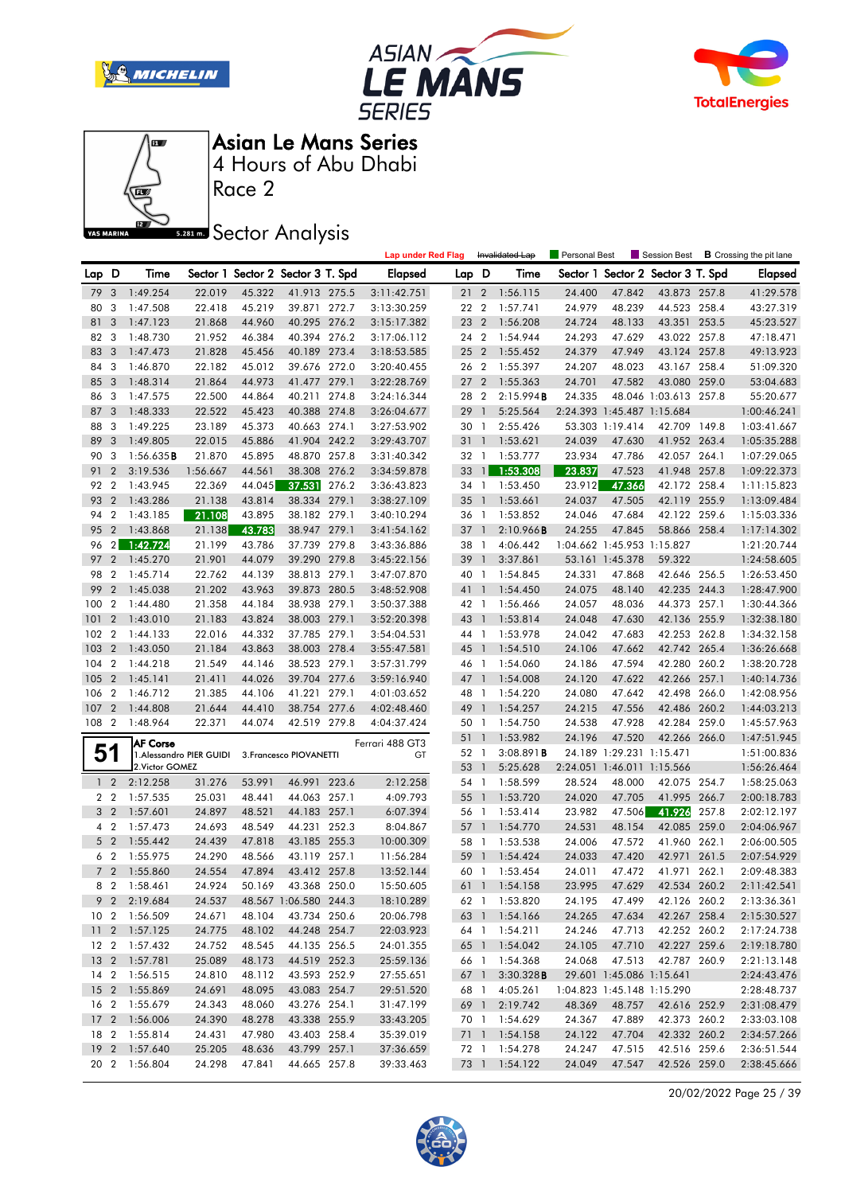# Asian Le Mans Series

## 4 Hours of Abu Dhabi

Race 2

## Sector Analysis

Lap under Red Flag | ~~Invalidated Lap~~ | Personal Best | Session Best | **B** Crossing the pit lane

| Lap | D | Time | Sector 1 | Sector 2 | Sector 3 | T. Spd | Elapsed |
|---|---|---|---|---|---|---|---|
| 79 | 3 | 1:49.254 | 22.019 | 45.322 | 41.913 | 275.5 | 3:11:42.751 |
| 80 | 3 | 1:47.508 | 22.418 | 45.219 | 39.871 | 272.7 | 3:13:30.259 |
| 81 | 3 | 1:47.123 | 21.868 | 44.960 | 40.295 | 276.2 | 3:15:17.382 |
| 82 | 3 | 1:48.730 | 21.952 | 46.384 | 40.394 | 276.2 | 3:17:06.112 |
| 83 | 3 | 1:47.473 | 21.828 | 45.456 | 40.189 | 273.4 | 3:18:53.585 |
| 84 | 3 | 1:46.870 | 22.182 | 45.012 | 39.676 | 272.0 | 3:20:40.455 |
| 85 | 3 | 1:48.314 | 21.864 | 44.973 | 41.477 | 279.1 | 3:22:28.769 |
| 86 | 3 | 1:47.575 | 22.500 | 44.864 | 40.211 | 274.8 | 3:24:16.344 |
| 87 | 3 | 1:48.333 | 22.522 | 45.423 | 40.388 | 274.8 | 3:26:04.677 |
| 88 | 3 | 1:49.225 | 23.189 | 45.373 | 40.663 | 274.1 | 3:27:53.902 |
| 89 | 3 | 1:49.805 | 22.015 | 45.886 | 41.904 | 242.2 | 3:29:43.707 |
| 90 | 3 | 1:56.635**B** | 21.870 | 45.895 | 48.870 | 257.8 | 3:31:40.342 |
| 91 | 2 | 3:19.536 | 1:56.667 | 44.561 | 38.308 | 276.2 | 3:34:59.878 |
| 92 | 2 | 1:43.945 | 22.369 | 44.045 | 37.531 | 276.2 | 3:36:43.823 |
| 93 | 2 | 1:43.286 | 21.138 | 43.814 | 38.334 | 279.1 | 3:38:27.109 |
| 94 | 2 | 1:43.185 | 21.108 | 43.895 | 38.182 | 279.1 | 3:40:10.294 |
| 95 | 2 | 1:43.868 | 21.138 | 43.783 | 38.947 | 279.1 | 3:41:54.162 |
| 96 | 2 | 1:42.724 | 21.199 | 43.786 | 37.739 | 279.8 | 3:43:36.886 |
| 97 | 2 | 1:45.270 | 21.901 | 44.079 | 39.290 | 279.8 | 3:45:22.156 |
| 98 | 2 | 1:45.714 | 22.762 | 44.139 | 38.813 | 279.1 | 3:47:07.870 |
| 99 | 2 | 1:45.038 | 21.202 | 43.963 | 39.873 | 280.5 | 3:48:52.908 |
| 100 | 2 | 1:44.480 | 21.358 | 44.184 | 38.938 | 279.1 | 3:50:37.388 |
| 101 | 2 | 1:43.010 | 21.183 | 43.824 | 38.003 | 279.1 | 3:52:20.398 |
| 102 | 2 | 1:44.133 | 22.016 | 44.332 | 37.785 | 279.1 | 3:54:04.531 |
| 103 | 2 | 1:43.050 | 21.184 | 43.863 | 38.003 | 278.4 | 3:55:47.581 |
| 104 | 2 | 1:44.218 | 21.549 | 44.146 | 38.523 | 279.1 | 3:57:31.799 |
| 105 | 2 | 1:45.141 | 21.411 | 44.026 | 39.704 | 277.6 | 3:59:16.940 |
| 106 | 2 | 1:46.712 | 21.385 | 44.106 | 41.221 | 279.1 | 4:01:03.652 |
| 107 | 2 | 1:44.808 | 21.644 | 44.410 | 38.754 | 277.6 | 4:02:48.460 |
| 108 | 2 | 1:48.964 | 22.371 | 44.074 | 42.519 | 279.8 | 4:04:37.424 |

**51** AF Corse — Ferrari 488 GT3 — GT
1.Alessandro PIER GUIDI
2.Victor GOMEZ
3.Francesco PIOVANETTI

| Lap | D | Time | Sector 1 | Sector 2 | Sector 3 | T. Spd | Elapsed |
|---|---|---|---|---|---|---|---|
| 1 | 2 | 2:12.258 | 31.276 | 53.991 | 46.991 | 223.6 | 2:12.258 |
| 2 | 2 | 1:57.535 | 25.031 | 48.441 | 44.063 | 257.1 | 4:09.793 |
| 3 | 2 | 1:57.601 | 24.897 | 48.521 | 44.183 | 257.1 | 6:07.394 |
| 4 | 2 | 1:57.473 | 24.693 | 48.549 | 44.231 | 252.3 | 8:04.867 |
| 5 | 2 | 1:55.442 | 24.439 | 47.818 | 43.185 | 255.3 | 10:00.309 |
| 6 | 2 | 1:55.975 | 24.290 | 48.566 | 43.119 | 257.1 | 11:56.284 |
| 7 | 2 | 1:55.860 | 24.554 | 47.894 | 43.412 | 257.8 | 13:52.144 |
| 8 | 2 | 1:58.461 | 24.924 | 50.169 | 43.368 | 250.0 | 15:50.605 |
| 9 | 2 | 2:19.684 | 24.537 | 48.567 | 1:06.580 | 244.3 | 18:10.289 |
| 10 | 2 | 1:56.509 | 24.671 | 48.104 | 43.734 | 250.6 | 20:06.798 |
| 11 | 2 | 1:57.125 | 24.775 | 48.102 | 44.248 | 254.7 | 22:03.923 |
| 12 | 2 | 1:57.432 | 24.752 | 48.545 | 44.135 | 256.5 | 24:01.355 |
| 13 | 2 | 1:57.781 | 25.089 | 48.173 | 44.519 | 252.3 | 25:59.136 |
| 14 | 2 | 1:56.515 | 24.810 | 48.112 | 43.593 | 252.9 | 27:55.651 |
| 15 | 2 | 1:55.869 | 24.691 | 48.095 | 43.083 | 254.7 | 29:51.520 |
| 16 | 2 | 1:55.679 | 24.343 | 48.060 | 43.276 | 254.1 | 31:47.199 |
| 17 | 2 | 1:56.006 | 24.390 | 48.278 | 43.338 | 255.9 | 33:43.205 |
| 18 | 2 | 1:55.814 | 24.431 | 47.980 | 43.403 | 258.4 | 35:39.019 |
| 19 | 2 | 1:57.640 | 25.205 | 48.636 | 43.799 | 257.1 | 37:36.659 |
| 20 | 2 | 1:56.804 | 24.298 | 47.841 | 44.665 | 257.8 | 39:33.463 |
| 21 | 2 | 1:56.115 | 24.400 | 47.842 | 43.873 | 257.8 | 41:29.578 |
| 22 | 2 | 1:57.741 | 24.979 | 48.239 | 44.523 | 258.4 | 43:27.319 |
| 23 | 2 | 1:56.208 | 24.724 | 48.133 | 43.351 | 253.5 | 45:23.527 |
| 24 | 2 | 1:54.944 | 24.293 | 47.629 | 43.022 | 257.8 | 47:18.471 |
| 25 | 2 | 1:55.452 | 24.379 | 47.949 | 43.124 | 257.8 | 49:13.923 |
| 26 | 2 | 1:55.397 | 24.207 | 48.023 | 43.167 | 258.4 | 51:09.320 |
| 27 | 2 | 1:55.363 | 24.701 | 47.582 | 43.080 | 259.0 | 53:04.683 |
| 28 | 2 | 2:15.994**B** | 24.335 | 48.046 | 1:03.613 | 257.8 | 55:20.677 |
| 29 | 1 | 5:25.564 | 2:24.393 | 1:45.487 | 1:15.684 | | 1:00:46.241 |
| 30 | 1 | 2:55.426 | 53.303 | 1:19.414 | 42.709 | 149.8 | 1:03:41.667 |
| 31 | 1 | 1:53.621 | 24.039 | 47.630 | 41.952 | 263.4 | 1:05:35.288 |
| 32 | 1 | 1:53.777 | 23.934 | 47.786 | 42.057 | 264.1 | 1:07:29.065 |
| 33 | 1 | 1:53.308 | 23.837 | 47.523 | 41.948 | 257.8 | 1:09:22.373 |
| 34 | 1 | 1:53.450 | 23.912 | 47.366 | 42.172 | 258.4 | 1:11:15.823 |
| 35 | 1 | 1:53.661 | 24.037 | 47.505 | 42.119 | 255.9 | 1:13:09.484 |
| 36 | 1 | 1:53.852 | 24.046 | 47.684 | 42.122 | 259.6 | 1:15:03.336 |
| 37 | 1 | 2:10.966**B** | 24.255 | 47.845 | 58.866 | 258.4 | 1:17:14.302 |
| 38 | 1 | 4:06.442 | 1:04.662 | 1:45.953 | 1:15.827 | | 1:21:20.744 |
| 39 | 1 | 3:37.861 | 53.161 | 1:45.378 | 59.322 | | 1:24:58.605 |
| 40 | 1 | 1:54.845 | 24.331 | 47.868 | 42.646 | 256.5 | 1:26:53.450 |
| 41 | 1 | 1:54.450 | 24.075 | 48.140 | 42.235 | 244.3 | 1:28:47.900 |
| 42 | 1 | 1:56.466 | 24.057 | 48.036 | 44.373 | 257.1 | 1:30:44.366 |
| 43 | 1 | 1:53.814 | 24.048 | 47.630 | 42.136 | 255.9 | 1:32:38.180 |
| 44 | 1 | 1:53.978 | 24.042 | 47.683 | 42.253 | 262.8 | 1:34:32.158 |
| 45 | 1 | 1:54.510 | 24.106 | 47.662 | 42.742 | 265.4 | 1:36:26.668 |
| 46 | 1 | 1:54.060 | 24.186 | 47.594 | 42.280 | 260.2 | 1:38:20.728 |
| 47 | 1 | 1:54.008 | 24.120 | 47.622 | 42.266 | 257.1 | 1:40:14.736 |
| 48 | 1 | 1:54.220 | 24.080 | 47.642 | 42.498 | 266.0 | 1:42:08.956 |
| 49 | 1 | 1:54.257 | 24.215 | 47.556 | 42.486 | 260.2 | 1:44:03.213 |
| 50 | 1 | 1:54.750 | 24.538 | 47.928 | 42.284 | 259.0 | 1:45:57.963 |
| 51 | 1 | 1:53.982 | 24.196 | 47.520 | 42.266 | 266.0 | 1:47:51.945 |
| 52 | 1 | 3:08.891**B** | 24.189 | 1:29.231 | 1:15.471 | | 1:51:00.836 |
| 53 | 1 | 5:25.628 | 2:24.051 | 1:46.011 | 1:15.566 | | 1:56:26.464 |
| 54 | 1 | 1:58.599 | 28.524 | 48.000 | 42.075 | 254.7 | 1:58:25.063 |
| 55 | 1 | 1:53.720 | 24.020 | 47.705 | 41.995 | 266.7 | 2:00:18.783 |
| 56 | 1 | 1:53.414 | 23.982 | 47.506 | 41.926 | 257.8 | 2:02:12.197 |
| 57 | 1 | 1:54.770 | 24.531 | 48.154 | 42.085 | 259.0 | 2:04:06.967 |
| 58 | 1 | 1:53.538 | 24.006 | 47.572 | 41.960 | 262.1 | 2:06:00.505 |
| 59 | 1 | 1:54.424 | 24.033 | 47.420 | 42.971 | 261.5 | 2:07:54.929 |
| 60 | 1 | 1:53.454 | 24.011 | 47.472 | 41.971 | 262.1 | 2:09:48.383 |
| 61 | 1 | 1:54.158 | 23.995 | 47.629 | 42.534 | 260.2 | 2:11:42.541 |
| 62 | 1 | 1:53.820 | 24.195 | 47.499 | 42.126 | 260.2 | 2:13:36.361 |
| 63 | 1 | 1:54.166 | 24.265 | 47.634 | 42.267 | 258.4 | 2:15:30.527 |
| 64 | 1 | 1:54.211 | 24.246 | 47.713 | 42.252 | 260.2 | 2:17:24.738 |
| 65 | 1 | 1:54.042 | 24.105 | 47.710 | 42.227 | 259.6 | 2:19:18.780 |
| 66 | 1 | 1:54.368 | 24.068 | 47.513 | 42.787 | 260.9 | 2:21:13.148 |
| 67 | 1 | 3:30.328**B** | 29.601 | 1:45.086 | 1:15.641 | | 2:24:43.476 |
| 68 | 1 | 4:05.261 | 1:04.823 | 1:45.148 | 1:15.290 | | 2:28:48.737 |
| 69 | 1 | 2:19.742 | 48.369 | 48.757 | 42.616 | 252.9 | 2:31:08.479 |
| 70 | 1 | 1:54.629 | 24.367 | 47.889 | 42.373 | 260.2 | 2:33:03.108 |
| 71 | 1 | 1:54.158 | 24.122 | 47.704 | 42.332 | 260.2 | 2:34:57.266 |
| 72 | 1 | 1:54.278 | 24.247 | 47.515 | 42.516 | 259.6 | 2:36:51.544 |
| 73 | 1 | 1:54.122 | 24.049 | 47.547 | 42.526 | 259.0 | 2:38:45.666 |

20/02/2022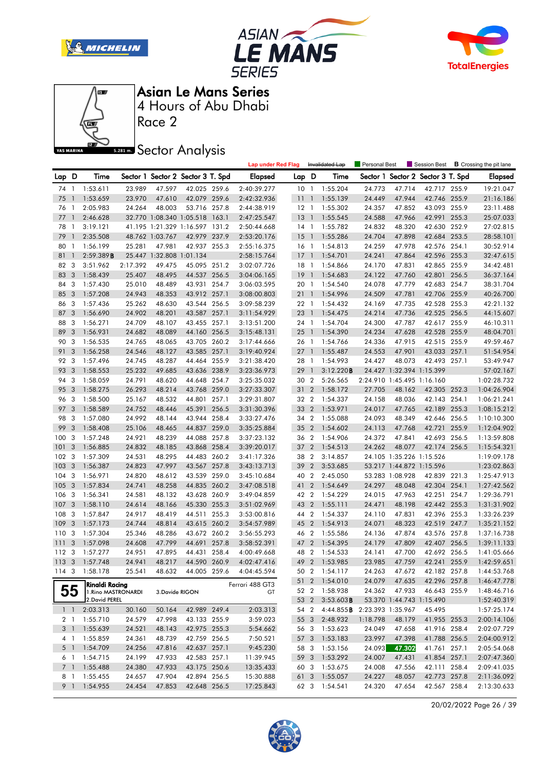# Asian Le Mans Series

## 4 Hours of Abu Dhabi

### Race 2

### Sector Analysis

Lap under Red Flag | Invalidated Lap | Personal Best | Session Best | B Crossing the pit lane

| Lap | D | Time | Sector 1 | Sector 2 | Sector 3 | T. Spd | Elapsed |
|---|---|---|---|---|---|---|---|
| 74 | 1 | 1:53.611 | 23.989 | 47.597 | 42.025 | 259.6 | 2:40:39.277 |
| 75 | 1 | 1:53.659 | 23.970 | 47.610 | 42.079 | 259.6 | 2:42:32.936 |
| 76 | 1 | 2:05.983 | 24.264 | 48.003 | 53.716 | 257.8 | 2:44:38.919 |
| 77 | 1 | 2:46.628 | 32.770 | 1:08.340 | 1:05.518 | 163.1 | 2:47:25.547 |
| 78 | 1 | 3:19.121 | 41.195 | 1:21.329 | 1:16.597 | 131.2 | 2:50:44.668 |
| 79 | 1 | 2:35.508 | 48.762 | 1:03.767 | 42.979 | 237.9 | 2:53:20.176 |
| 80 | 1 | 1:56.199 | 25.281 | 47.981 | 42.937 | 255.3 | 2:55:16.375 |
| 81 | 1 | 2:59.389 B | 25.447 | 1:32.808 | 1:01.134 | | 2:58:15.764 |
| 82 | 3 | 3:51.962 | 2:17.392 | 49.475 | 45.095 | 251.2 | 3:02:07.726 |
| 83 | 3 | 1:58.439 | 25.407 | 48.495 | 44.537 | 256.5 | 3:04:06.165 |
| 84 | 3 | 1:57.430 | 25.010 | 48.489 | 43.931 | 254.7 | 3:06:03.595 |
| 85 | 3 | 1:57.208 | 24.943 | 48.353 | 43.912 | 257.1 | 3:08:00.803 |
| 86 | 3 | 1:57.436 | 25.262 | 48.630 | 43.544 | 256.5 | 3:09:58.239 |
| 87 | 3 | 1:56.690 | 24.902 | 48.201 | 43.587 | 257.1 | 3:11:54.929 |
| 88 | 3 | 1:56.271 | 24.709 | 48.107 | 43.455 | 257.1 | 3:13:51.200 |
| 89 | 3 | 1:56.931 | 24.682 | 48.089 | 44.160 | 256.5 | 3:15:48.131 |
| 90 | 3 | 1:56.535 | 24.765 | 48.065 | 43.705 | 260.2 | 3:17:44.666 |
| 91 | 3 | 1:56.258 | 24.546 | 48.127 | 43.585 | 257.1 | 3:19:40.924 |
| 92 | 3 | 1:57.496 | 24.745 | 48.287 | 44.464 | 255.9 | 3:21:38.420 |
| 93 | 3 | 1:58.553 | 25.232 | 49.685 | 43.636 | 238.9 | 3:23:36.973 |
| 94 | 3 | 1:58.059 | 24.791 | 48.620 | 44.648 | 254.7 | 3:25:35.032 |
| 95 | 3 | 1:58.275 | 26.293 | 48.214 | 43.768 | 259.0 | 3:27:33.307 |
| 96 | 3 | 1:58.500 | 25.167 | 48.532 | 44.801 | 257.1 | 3:29:31.807 |
| 97 | 3 | 1:58.589 | 24.752 | 48.446 | 45.391 | 256.5 | 3:31:30.396 |
| 98 | 3 | 1:57.080 | 24.992 | 48.144 | 43.944 | 258.4 | 3:33:27.476 |
| 99 | 3 | 1:58.408 | 25.106 | 48.465 | 44.837 | 259.0 | 3:35:25.884 |
| 100 | 3 | 1:57.248 | 24.921 | 48.239 | 44.088 | 257.8 | 3:37:23.132 |
| 101 | 3 | 1:56.885 | 24.832 | 48.185 | 43.868 | 258.4 | 3:39:20.017 |
| 102 | 3 | 1:57.309 | 24.531 | 48.295 | 44.483 | 260.2 | 3:41:17.326 |
| 103 | 3 | 1:56.387 | 24.823 | 47.997 | 43.567 | 257.8 | 3:43:13.713 |
| 104 | 3 | 1:56.971 | 24.820 | 48.612 | 43.539 | 259.0 | 3:45:10.684 |
| 105 | 3 | 1:57.834 | 24.741 | 48.258 | 44.835 | 260.2 | 3:47:08.518 |
| 106 | 3 | 1:56.341 | 24.581 | 48.132 | 43.628 | 260.9 | 3:49:04.859 |
| 107 | 3 | 1:58.110 | 24.614 | 48.166 | 45.330 | 255.3 | 3:51:02.969 |
| 108 | 3 | 1:57.847 | 24.917 | 48.419 | 44.511 | 255.3 | 3:53:00.816 |
| 109 | 3 | 1:57.173 | 24.744 | 48.814 | 43.615 | 260.2 | 3:54:57.989 |
| 110 | 3 | 1:57.304 | 25.346 | 48.286 | 43.672 | 260.2 | 3:56:55.293 |
| 111 | 3 | 1:57.098 | 24.608 | 47.799 | 44.691 | 257.8 | 3:58:52.391 |
| 112 | 3 | 1:57.277 | 24.951 | 47.895 | 44.431 | 258.4 | 4:00:49.668 |
| 113 | 3 | 1:57.748 | 24.941 | 48.217 | 44.590 | 260.9 | 4:02:47.416 |
| 114 | 3 | 1:58.178 | 25.541 | 48.632 | 44.005 | 259.6 | 4:04:45.594 |

**55** Rinaldi Racing — Ferrari 488 GT3 — GT
1.Rino MASTRONARDI, 2.David PEREL, 3.Davide RIGON

| Lap | D | Time | Sector 1 | Sector 2 | Sector 3 | T. Spd | Elapsed |
|---|---|---|---|---|---|---|---|
| 1 | 1 | 2:03.313 | 30.160 | 50.164 | 42.989 | 249.4 | 2:03.313 |
| 2 | 1 | 1:55.710 | 24.579 | 47.998 | 43.133 | 255.9 | 3:59.023 |
| 3 | 1 | 1:55.639 | 24.521 | 48.143 | 42.975 | 255.3 | 5:54.662 |
| 4 | 1 | 1:55.859 | 24.361 | 48.739 | 42.759 | 256.5 | 7:50.521 |
| 5 | 1 | 1:54.709 | 24.256 | 47.816 | 42.637 | 257.1 | 9:45.230 |
| 6 | 1 | 1:54.715 | 24.199 | 47.933 | 42.583 | 257.1 | 11:39.945 |
| 7 | 1 | 1:55.488 | 24.380 | 47.933 | 43.175 | 250.6 | 13:35.433 |
| 8 | 1 | 1:55.455 | 24.657 | 47.904 | 42.894 | 256.5 | 15:30.888 |
| 9 | 1 | 1:54.955 | 24.454 | 47.853 | 42.648 | 256.5 | 17:25.843 |
| 10 | 1 | 1:55.204 | 24.773 | 47.714 | 42.717 | 255.9 | 19:21.047 |
| 11 | 1 | 1:55.139 | 24.449 | 47.944 | 42.746 | 255.9 | 21:16.186 |
| 12 | 1 | 1:55.302 | 24.357 | 47.852 | 43.093 | 255.9 | 23:11.488 |
| 13 | 1 | 1:55.545 | 24.588 | 47.966 | 42.991 | 255.3 | 25:07.033 |
| 14 | 1 | 1:55.782 | 24.832 | 48.320 | 42.630 | 252.9 | 27:02.815 |
| 15 | 1 | 1:55.286 | 24.704 | 47.898 | 42.684 | 253.5 | 28:58.101 |
| 16 | 1 | 1:54.813 | 24.259 | 47.978 | 42.576 | 254.1 | 30:52.914 |
| 17 | 1 | 1:54.701 | 24.241 | 47.864 | 42.596 | 255.3 | 32:47.615 |
| 18 | 1 | 1:54.866 | 24.170 | 47.831 | 42.865 | 255.9 | 34:42.481 |
| 19 | 1 | 1:54.683 | 24.122 | 47.760 | 42.801 | 256.5 | 36:37.164 |
| 20 | 1 | 1:54.540 | 24.078 | 47.779 | 42.683 | 254.7 | 38:31.704 |
| 21 | 1 | 1:54.996 | 24.509 | 47.781 | 42.706 | 255.9 | 40:26.700 |
| 22 | 1 | 1:54.432 | 24.169 | 47.735 | 42.528 | 255.3 | 42:21.132 |
| 23 | 1 | 1:54.475 | 24.214 | 47.736 | 42.525 | 256.5 | 44:15.607 |
| 24 | 1 | 1:54.704 | 24.300 | 47.787 | 42.617 | 255.9 | 46:10.311 |
| 25 | 1 | 1:54.390 | 24.234 | 47.628 | 42.528 | 255.9 | 48:04.701 |
| 26 | 1 | 1:54.766 | 24.336 | 47.915 | 42.515 | 255.9 | 49:59.467 |
| 27 | 1 | 1:55.487 | 24.553 | 47.901 | 43.033 | 257.1 | 51:54.954 |
| 28 | 1 | 1:54.993 | 24.427 | 48.073 | 42.493 | 257.1 | 53:49.947 |
| 29 | 1 | 3:12.220 B | 24.427 | 1:32.394 | 1:15.399 | | 57:02.167 |
| 30 | 2 | 5:26.565 | 2:24.910 | 1:45.495 | 1:16.160 | | 1:02:28.732 |
| 31 | 2 | 1:58.172 | 27.705 | 48.162 | 42.305 | 252.3 | 1:04:26.904 |
| 32 | 2 | 1:54.337 | 24.158 | 48.036 | 42.143 | 254.1 | 1:06:21.241 |
| 33 | 2 | 1:53.971 | 24.017 | 47.765 | 42.189 | 255.3 | 1:08:15.212 |
| 34 | 2 | 1:55.088 | 24.093 | 48.349 | 42.646 | 256.5 | 1:10:10.300 |
| 35 | 2 | 1:54.602 | 24.113 | 47.768 | 42.721 | 255.9 | 1:12:04.902 |
| 36 | 2 | 1:54.906 | 24.372 | 47.841 | 42.693 | 256.5 | 1:13:59.808 |
| 37 | 2 | 1:54.513 | 24.262 | 48.077 | 42.174 | 256.5 | 1:15:54.321 |
| 38 | 2 | 3:14.857 | 24.105 | 1:35.226 | 1:15.526 | | 1:19:09.178 |
| 39 | 2 | 3:53.685 | 53.217 | 1:44.872 | 1:15.596 | | 1:23:02.863 |
| 40 | 2 | 2:45.050 | 53.283 | 1:08.928 | 42.839 | 221.3 | 1:25:47.913 |
| 41 | 2 | 1:54.649 | 24.297 | 48.048 | 42.304 | 254.1 | 1:27:42.562 |
| 42 | 2 | 1:54.229 | 24.015 | 47.963 | 42.251 | 254.7 | 1:29:36.791 |
| 43 | 2 | 1:55.111 | 24.471 | 48.198 | 42.442 | 255.3 | 1:31:31.902 |
| 44 | 2 | 1:54.337 | 24.110 | 47.831 | 42.396 | 255.3 | 1:33:26.239 |
| 45 | 2 | 1:54.913 | 24.071 | 48.323 | 42.519 | 247.7 | 1:35:21.152 |
| 46 | 2 | 1:55.586 | 24.136 | 47.874 | 43.576 | 257.8 | 1:37:16.738 |
| 47 | 2 | 1:54.395 | 24.179 | 47.809 | 42.407 | 256.5 | 1:39:11.133 |
| 48 | 2 | 1:54.533 | 24.141 | 47.700 | 42.692 | 256.5 | 1:41:05.666 |
| 49 | 2 | 1:53.985 | 23.985 | 47.759 | 42.241 | 255.9 | 1:42:59.651 |
| 50 | 2 | 1:54.117 | 24.263 | 47.672 | 42.182 | 257.8 | 1:44:53.768 |
| 51 | 2 | 1:54.010 | 24.079 | 47.635 | 42.296 | 257.8 | 1:46:47.778 |
| 52 | 2 | 1:58.938 | 24.362 | 47.933 | 46.643 | 255.9 | 1:48:46.716 |
| 53 | 2 | 3:53.603 B | 53.370 | 1:44.743 | 1:15.490 | | 1:52:40.319 |
| 54 | 2 | 4:44.855 B | 2:23.393 | 1:35.967 | 45.495 | | 1:57:25.174 |
| 55 | 3 | 2:48.932 | 1:18.798 | 48.179 | 41.955 | 255.3 | 2:00:14.106 |
| 56 | 3 | 1:53.623 | 24.049 | 47.658 | 41.916 | 258.4 | 2:02:07.729 |
| 57 | 3 | 1:53.183 | 23.997 | 47.398 | 41.788 | 256.5 | 2:04:00.912 |
| 58 | 3 | 1:53.156 | 24.093 | 47.302 | 41.761 | 257.1 | 2:05:54.068 |
| 59 | 3 | 1:53.292 | 24.007 | 47.431 | 41.854 | 257.1 | 2:07:47.360 |
| 60 | 3 | 1:53.675 | 24.008 | 47.556 | 42.111 | 258.4 | 2:09:41.035 |
| 61 | 3 | 1:55.057 | 24.227 | 48.057 | 42.773 | 257.8 | 2:11:36.092 |
| 62 | 3 | 1:54.541 | 24.320 | 47.654 | 42.567 | 258.4 | 2:13:30.633 |

20/02/2022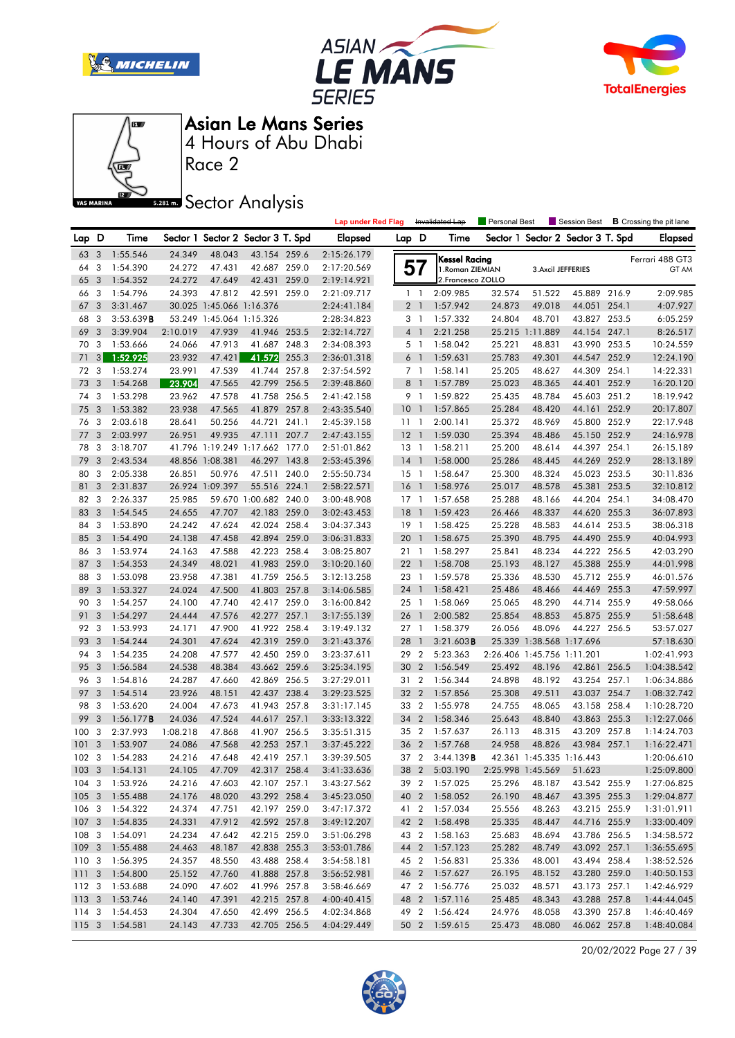# Asian Le Mans Series

## 4 Hours of Abu Dhabi

### Race 2

## Sector Analysis

Lap under Red Flag | ~~Invalidated Lap~~ | Personal Best | Session Best | **B** Crossing the pit lane

| Lap | D | Time | Sector 1 | Sector 2 | Sector 3 | T. Spd | Elapsed |
|---|---|---|---|---|---|---|---|
| 63 | 3 | 1:55.546 | 24.349 | 48.043 | 43.154 | 259.6 | 2:15:26.179 |
| 64 | 3 | 1:54.390 | 24.272 | 47.431 | 42.687 | 259.0 | 2:17:20.569 |
| 65 | 3 | 1:54.352 | 24.272 | 47.649 | 42.431 | 259.0 | 2:19:14.921 |
| 66 | 3 | 1:54.796 | 24.393 | 47.812 | 42.591 | 259.0 | 2:21:09.717 |
| 67 | 3 | 3:31.467 | 30.025 | 1:45.066 | 1:16.376 | | 2:24:41.184 |
| 68 | 3 | 3:53.639**B** | 53.249 | 1:45.064 | 1:15.326 | | 2:28:34.823 |
| 69 | 3 | 3:39.904 | 2:10.019 | 47.939 | 41.946 | 253.5 | 2:32:14.727 |
| 70 | 3 | 1:53.666 | 24.066 | 47.913 | 41.687 | 248.3 | 2:34:08.393 |
| 71 | 3 | 1:52.925 | 23.932 | 47.421 | 41.572 | 255.3 | 2:36:01.318 |
| 72 | 3 | 1:53.274 | 23.991 | 47.539 | 41.744 | 257.8 | 2:37:54.592 |
| 73 | 3 | 1:54.268 | 23.904 | 47.565 | 42.799 | 256.5 | 2:39:48.860 |
| 74 | 3 | 1:53.298 | 23.962 | 47.578 | 41.758 | 256.5 | 2:41:42.158 |
| 75 | 3 | 1:53.382 | 23.938 | 47.565 | 41.879 | 257.8 | 2:43:35.540 |
| 76 | 3 | 2:03.618 | 28.641 | 50.256 | 44.721 | 241.1 | 2:45:39.158 |
| 77 | 3 | 2:03.997 | 26.951 | 49.935 | 47.111 | 207.7 | 2:47:43.155 |
| 78 | 3 | 3:18.707 | 41.796 | 1:19.249 | 1:17.662 | 177.0 | 2:51:01.862 |
| 79 | 3 | 2:43.534 | 48.856 | 1:08.381 | 46.297 | 143.8 | 2:53:45.396 |
| 80 | 3 | 2:05.338 | 26.851 | 50.976 | 47.511 | 240.0 | 2:55:50.734 |
| 81 | 3 | 2:31.837 | 26.924 | 1:09.397 | 55.516 | 224.1 | 2:58:22.571 |
| 82 | 3 | 2:26.337 | 25.985 | 59.670 | 1:00.682 | 240.0 | 3:00:48.908 |
| 83 | 3 | 1:54.545 | 24.655 | 47.707 | 42.183 | 259.0 | 3:02:43.453 |
| 84 | 3 | 1:53.890 | 24.242 | 47.624 | 42.024 | 258.4 | 3:04:37.343 |
| 85 | 3 | 1:54.490 | 24.138 | 47.458 | 42.894 | 259.0 | 3:06:31.833 |
| 86 | 3 | 1:53.974 | 24.163 | 47.588 | 42.223 | 258.4 | 3:08:25.807 |
| 87 | 3 | 1:54.353 | 24.349 | 48.021 | 41.983 | 259.0 | 3:10:20.160 |
| 88 | 3 | 1:53.098 | 23.958 | 47.381 | 41.759 | 256.5 | 3:12:13.258 |
| 89 | 3 | 1:53.327 | 24.024 | 47.500 | 41.803 | 257.8 | 3:14:06.585 |
| 90 | 3 | 1:54.257 | 24.100 | 47.740 | 42.417 | 259.0 | 3:16:00.842 |
| 91 | 3 | 1:54.297 | 24.444 | 47.576 | 42.277 | 257.1 | 3:17:55.139 |
| 92 | 3 | 1:53.993 | 24.171 | 47.900 | 41.922 | 258.4 | 3:19:49.132 |
| 93 | 3 | 1:54.244 | 24.301 | 47.624 | 42.319 | 259.0 | 3:21:43.376 |
| 94 | 3 | 1:54.235 | 24.208 | 47.577 | 42.450 | 259.0 | 3:23:37.611 |
| 95 | 3 | 1:56.584 | 24.538 | 48.384 | 43.662 | 259.6 | 3:25:34.195 |
| 96 | 3 | 1:54.816 | 24.287 | 47.660 | 42.869 | 256.5 | 3:27:29.011 |
| 97 | 3 | 1:54.514 | 23.926 | 48.151 | 42.437 | 238.4 | 3:29:23.525 |
| 98 | 3 | 1:53.620 | 24.004 | 47.673 | 41.943 | 257.8 | 3:31:17.145 |
| 99 | 3 | 1:56.177**B** | 24.036 | 47.524 | 44.617 | 257.1 | 3:33:13.322 |
| 100 | 3 | 2:37.993 | 1:08.218 | 47.868 | 41.907 | 256.5 | 3:35:51.315 |
| 101 | 3 | 1:53.907 | 24.086 | 47.568 | 42.253 | 257.1 | 3:37:45.222 |
| 102 | 3 | 1:54.283 | 24.216 | 47.648 | 42.419 | 257.1 | 3:39:39.505 |
| 103 | 3 | 1:54.131 | 24.105 | 47.709 | 42.317 | 258.4 | 3:41:33.636 |
| 104 | 3 | 1:53.926 | 24.216 | 47.603 | 42.107 | 257.1 | 3:43:27.562 |
| 105 | 3 | 1:55.488 | 24.176 | 48.020 | 43.292 | 258.4 | 3:45:23.050 |
| 106 | 3 | 1:54.322 | 24.374 | 47.751 | 42.197 | 259.0 | 3:47:17.372 |
| 107 | 3 | 1:54.835 | 24.331 | 47.912 | 42.592 | 257.8 | 3:49:12.207 |
| 108 | 3 | 1:54.091 | 24.234 | 47.642 | 42.215 | 259.0 | 3:51:06.298 |
| 109 | 3 | 1:55.488 | 24.463 | 48.187 | 42.838 | 255.3 | 3:53:01.786 |
| 110 | 3 | 1:56.395 | 24.357 | 48.550 | 43.488 | 258.4 | 3:54:58.181 |
| 111 | 3 | 1:54.800 | 25.152 | 47.760 | 41.888 | 257.8 | 3:56:52.981 |
| 112 | 3 | 1:53.688 | 24.090 | 47.602 | 41.996 | 257.8 | 3:58:46.669 |
| 113 | 3 | 1:53.746 | 24.140 | 47.391 | 42.215 | 257.8 | 4:00:40.415 |
| 114 | 3 | 1:54.453 | 24.304 | 47.650 | 42.499 | 256.5 | 4:02:34.868 |
| 115 | 3 | 1:54.581 | 24.143 | 47.733 | 42.705 | 256.5 | 4:04:29.449 |

**57** — **Kessel Racing** — Ferrari 488 GT3 — GT AM
1.Roman ZIEMIAN — 3.Axcil JEFFERIES
2.Francesco ZOLLO

| Lap | D | Time | Sector 1 | Sector 2 | Sector 3 | T. Spd | Elapsed |
|---|---|---|---|---|---|---|---|
| 1 | 1 | 2:09.985 | 32.574 | 51.522 | 45.889 | 216.9 | 2:09.985 |
| 2 | 1 | 1:57.942 | 24.873 | 49.018 | 44.051 | 254.1 | 4:07.927 |
| 3 | 1 | 1:57.332 | 24.804 | 48.701 | 43.827 | 253.5 | 6:05.259 |
| 4 | 1 | 2:21.258 | 25.215 | 1:11.889 | 44.154 | 247.1 | 8:26.517 |
| 5 | 1 | 1:58.042 | 25.221 | 48.831 | 43.990 | 253.5 | 10:24.559 |
| 6 | 1 | 1:59.631 | 25.783 | 49.301 | 44.547 | 252.9 | 12:24.190 |
| 7 | 1 | 1:58.141 | 25.205 | 48.627 | 44.309 | 254.1 | 14:22.331 |
| 8 | 1 | 1:57.789 | 25.023 | 48.365 | 44.401 | 252.9 | 16:20.120 |
| 9 | 1 | 1:59.822 | 25.435 | 48.784 | 45.603 | 251.2 | 18:19.942 |
| 10 | 1 | 1:57.865 | 25.284 | 48.420 | 44.161 | 252.9 | 20:17.807 |
| 11 | 1 | 2:00.141 | 25.372 | 48.969 | 45.800 | 252.9 | 22:17.948 |
| 12 | 1 | 1:59.030 | 25.394 | 48.486 | 45.150 | 252.9 | 24:16.978 |
| 13 | 1 | 1:58.211 | 25.200 | 48.614 | 44.397 | 254.1 | 26:15.189 |
| 14 | 1 | 1:58.000 | 25.286 | 48.445 | 44.269 | 252.9 | 28:13.189 |
| 15 | 1 | 1:58.647 | 25.300 | 48.324 | 45.023 | 253.5 | 30:11.836 |
| 16 | 1 | 1:58.976 | 25.017 | 48.578 | 45.381 | 253.5 | 32:10.812 |
| 17 | 1 | 1:57.658 | 25.288 | 48.166 | 44.204 | 254.1 | 34:08.470 |
| 18 | 1 | 1:59.423 | 26.466 | 48.337 | 44.620 | 255.3 | 36:07.893 |
| 19 | 1 | 1:58.425 | 25.228 | 48.583 | 44.614 | 253.5 | 38:06.318 |
| 20 | 1 | 1:58.675 | 25.390 | 48.795 | 44.490 | 255.9 | 40:04.993 |
| 21 | 1 | 1:58.297 | 25.841 | 48.234 | 44.222 | 256.5 | 42:03.290 |
| 22 | 1 | 1:58.708 | 25.193 | 48.127 | 45.388 | 255.9 | 44:01.998 |
| 23 | 1 | 1:59.578 | 25.336 | 48.530 | 45.712 | 255.9 | 46:01.576 |
| 24 | 1 | 1:58.421 | 25.486 | 48.466 | 44.469 | 255.3 | 47:59.997 |
| 25 | 1 | 1:58.069 | 25.065 | 48.290 | 44.714 | 255.9 | 49:58.066 |
| 26 | 1 | 2:00.582 | 25.854 | 48.853 | 45.875 | 255.9 | 51:58.648 |
| 27 | 1 | 1:58.379 | 26.056 | 48.096 | 44.227 | 256.5 | 53:57.027 |
| 28 | 1 | 3:21.603**B** | 25.339 | 1:38.568 | 1:17.696 | | 57:18.630 |
| 29 | 2 | 5:23.363 | 2:26.406 | 1:45.756 | 1:11.201 | | 1:02:41.993 |
| 30 | 2 | 1:56.549 | 25.492 | 48.196 | 42.861 | 256.5 | 1:04:38.542 |
| 31 | 2 | 1:56.344 | 24.898 | 48.192 | 43.254 | 257.1 | 1:06:34.886 |
| 32 | 2 | 1:57.856 | 25.308 | 49.511 | 43.037 | 254.7 | 1:08:32.742 |
| 33 | 2 | 1:55.978 | 24.755 | 48.065 | 43.158 | 258.4 | 1:10:28.720 |
| 34 | 2 | 1:58.346 | 25.643 | 48.840 | 43.863 | 255.3 | 1:12:27.066 |
| 35 | 2 | 1:57.637 | 26.113 | 48.315 | 43.209 | 257.8 | 1:14:24.703 |
| 36 | 2 | 1:57.768 | 24.958 | 48.826 | 43.984 | 257.1 | 1:16:22.471 |
| 37 | 2 | 3:44.139**B** | 42.361 | 1:45.335 | 1:16.443 | | 1:20:06.610 |
| 38 | 2 | 5:03.190 | 2:25.998 | 1:45.569 | 51.623 | | 1:25:09.800 |
| 39 | 2 | 1:57.025 | 25.296 | 48.187 | 43.542 | 255.9 | 1:27:06.825 |
| 40 | 2 | 1:58.052 | 26.190 | 48.467 | 43.395 | 255.3 | 1:29:04.877 |
| 41 | 2 | 1:57.034 | 25.556 | 48.263 | 43.215 | 255.9 | 1:31:01.911 |
| 42 | 2 | 1:58.498 | 25.335 | 48.447 | 44.716 | 255.9 | 1:33:00.409 |
| 43 | 2 | 1:58.163 | 25.683 | 48.694 | 43.786 | 256.5 | 1:34:58.572 |
| 44 | 2 | 1:57.123 | 25.282 | 48.749 | 43.092 | 257.1 | 1:36:55.695 |
| 45 | 2 | 1:56.831 | 25.336 | 48.001 | 43.494 | 258.4 | 1:38:52.526 |
| 46 | 2 | 1:57.627 | 26.195 | 48.152 | 43.280 | 259.0 | 1:40:50.153 |
| 47 | 2 | 1:56.776 | 25.032 | 48.571 | 43.173 | 257.1 | 1:42:46.929 |
| 48 | 2 | 1:57.116 | 25.485 | 48.343 | 43.288 | 257.8 | 1:44:44.045 |
| 49 | 2 | 1:56.424 | 24.976 | 48.058 | 43.390 | 257.8 | 1:46:40.469 |
| 50 | 2 | 1:59.615 | 25.473 | 48.080 | 46.062 | 257.8 | 1:48:40.084 |

20/02/2022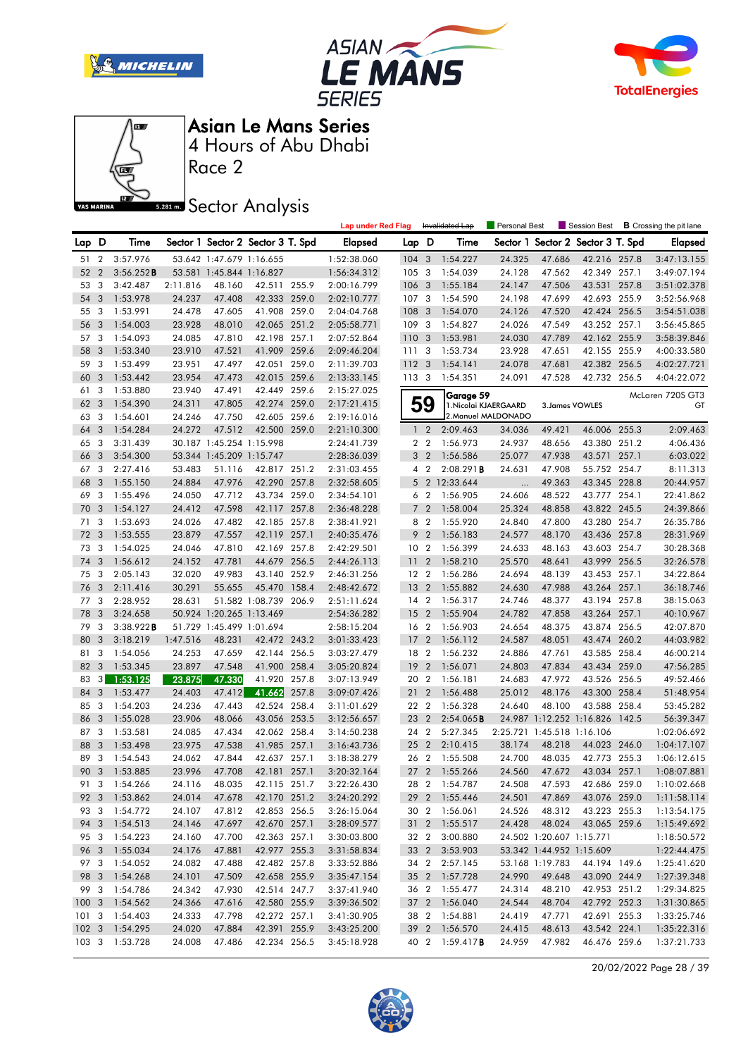# Asian Le Mans Series

4 Hours of Abu Dhabi

Race 2

## Sector Analysis

Lap under Red Flag | ~~Invalidated Lap~~ | Personal Best | Session Best | **B** Crossing the pit lane

| Lap | D | Time | Sector 1 | Sector 2 | Sector 3 | T. Spd | Elapsed |
|---|---|---|---|---|---|---|---|
| 51 | 2 | 3:57.976 | 53.642 | 1:47.679 | 1:16.655 | | 1:52:38.060 |
| 52 | 2 | 3:56.252**B** | 53.581 | 1:45.844 | 1:16.827 | | 1:56:34.312 |
| 53 | 3 | 3:42.487 | 2:11.816 | 48.160 | 42.511 | 255.9 | 2:00:16.799 |
| 54 | 3 | 1:53.978 | 24.237 | 47.408 | 42.333 | 259.0 | 2:02:10.777 |
| 55 | 3 | 1:53.991 | 24.478 | 47.605 | 41.908 | 259.0 | 2:04:04.768 |
| 56 | 3 | 1:54.003 | 23.928 | 48.010 | 42.065 | 251.2 | 2:05:58.771 |
| 57 | 3 | 1:54.093 | 24.085 | 47.810 | 42.198 | 257.1 | 2:07:52.864 |
| 58 | 3 | 1:53.340 | 23.910 | 47.521 | 41.909 | 259.6 | 2:09:46.204 |
| 59 | 3 | 1:53.499 | 23.951 | 47.497 | 42.051 | 259.0 | 2:11:39.703 |
| 60 | 3 | 1:53.442 | 23.954 | 47.473 | 42.015 | 259.6 | 2:13:33.145 |
| 61 | 3 | 1:53.880 | 23.940 | 47.491 | 42.449 | 259.6 | 2:15:27.025 |
| 62 | 3 | 1:54.390 | 24.311 | 47.805 | 42.274 | 259.0 | 2:17:21.415 |
| 63 | 3 | 1:54.601 | 24.246 | 47.750 | 42.605 | 259.6 | 2:19:16.016 |
| 64 | 3 | 1:54.284 | 24.272 | 47.512 | 42.500 | 259.0 | 2:21:10.300 |
| 65 | 3 | 3:31.439 | 30.187 | 1:45.254 | 1:15.998 | | 2:24:41.739 |
| 66 | 3 | 3:54.300 | 53.344 | 1:45.209 | 1:15.747 | | 2:28:36.039 |
| 67 | 3 | 2:27.416 | 53.483 | 51.116 | 42.817 | 251.2 | 2:31:03.455 |
| 68 | 3 | 1:55.150 | 24.884 | 47.976 | 42.290 | 257.8 | 2:32:58.605 |
| 69 | 3 | 1:55.496 | 24.050 | 47.712 | 43.734 | 259.0 | 2:34:54.101 |
| 70 | 3 | 1:54.127 | 24.412 | 47.598 | 42.117 | 257.8 | 2:36:48.228 |
| 71 | 3 | 1:53.693 | 24.026 | 47.482 | 42.185 | 257.8 | 2:38:41.921 |
| 72 | 3 | 1:53.555 | 23.879 | 47.557 | 42.119 | 257.1 | 2:40:35.476 |
| 73 | 3 | 1:54.025 | 24.046 | 47.810 | 42.169 | 257.8 | 2:42:29.501 |
| 74 | 3 | 1:56.612 | 24.152 | 47.781 | 44.679 | 256.5 | 2:44:26.113 |
| 75 | 3 | 2:05.143 | 32.020 | 49.983 | 43.140 | 252.9 | 2:46:31.256 |
| 76 | 3 | 2:11.416 | 30.291 | 55.655 | 45.470 | 158.4 | 2:48:42.672 |
| 77 | 3 | 2:28.952 | 28.631 | 51.582 | 1:08.739 | 206.9 | 2:51:11.624 |
| 78 | 3 | 3:24.658 | 50.924 | 1:20.265 | 1:13.469 | | 2:54:36.282 |
| 79 | 3 | 3:38.922**B** | 51.729 | 1:45.499 | 1:01.694 | | 2:58:15.204 |
| 80 | 3 | 3:18.219 | 1:47.516 | 48.231 | 42.472 | 243.2 | 3:01:33.423 |
| 81 | 3 | 1:54.056 | 24.253 | 47.659 | 42.144 | 256.5 | 3:03:27.479 |
| 82 | 3 | 1:53.345 | 23.897 | 47.548 | 41.900 | 258.4 | 3:05:20.824 |
| 83 | 3 | 1:53.125 | 23.875 | 47.330 | 41.920 | 257.8 | 3:07:13.949 |
| 84 | 3 | 1:53.477 | 24.403 | 47.412 | 41.662 | 257.8 | 3:09:07.426 |
| 85 | 3 | 1:54.203 | 24.236 | 47.443 | 42.524 | 258.4 | 3:11:01.629 |
| 86 | 3 | 1:55.028 | 23.906 | 48.066 | 43.056 | 253.5 | 3:12:56.657 |
| 87 | 3 | 1:53.581 | 24.085 | 47.434 | 42.062 | 258.4 | 3:14:50.238 |
| 88 | 3 | 1:53.498 | 23.975 | 47.538 | 41.985 | 257.1 | 3:16:43.736 |
| 89 | 3 | 1:54.543 | 24.062 | 47.844 | 42.637 | 257.1 | 3:18:38.279 |
| 90 | 3 | 1:53.885 | 23.996 | 47.708 | 42.181 | 257.1 | 3:20:32.164 |
| 91 | 3 | 1:54.266 | 24.116 | 48.035 | 42.115 | 251.7 | 3:22:26.430 |
| 92 | 3 | 1:53.862 | 24.014 | 47.678 | 42.170 | 251.2 | 3:24:20.292 |
| 93 | 3 | 1:54.772 | 24.107 | 47.812 | 42.853 | 256.5 | 3:26:15.064 |
| 94 | 3 | 1:54.513 | 24.146 | 47.697 | 42.670 | 257.1 | 3:28:09.577 |
| 95 | 3 | 1:54.223 | 24.160 | 47.700 | 42.363 | 257.1 | 3:30:03.800 |
| 96 | 3 | 1:55.034 | 24.176 | 47.881 | 42.977 | 255.3 | 3:31:58.834 |
| 97 | 3 | 1:54.052 | 24.082 | 47.488 | 42.482 | 257.8 | 3:33:52.886 |
| 98 | 3 | 1:54.268 | 24.101 | 47.509 | 42.658 | 255.9 | 3:35:47.154 |
| 99 | 3 | 1:54.786 | 24.342 | 47.930 | 42.514 | 247.7 | 3:37:41.940 |
| 100 | 3 | 1:54.562 | 24.366 | 47.616 | 42.580 | 255.9 | 3:39:36.502 |
| 101 | 3 | 1:54.403 | 24.333 | 47.798 | 42.272 | 257.1 | 3:41:30.905 |
| 102 | 3 | 1:54.295 | 24.020 | 47.884 | 42.391 | 255.9 | 3:43:25.200 |
| 103 | 3 | 1:53.728 | 24.008 | 47.486 | 42.234 | 256.5 | 3:45:18.928 |
| 104 | 3 | 1:54.227 | 24.325 | 47.686 | 42.216 | 257.8 | 3:47:13.155 |
| 105 | 3 | 1:54.039 | 24.128 | 47.562 | 42.349 | 257.1 | 3:49:07.194 |
| 106 | 3 | 1:55.184 | 24.147 | 47.506 | 43.531 | 257.8 | 3:51:02.378 |
| 107 | 3 | 1:54.590 | 24.198 | 47.699 | 42.693 | 255.9 | 3:52:56.968 |
| 108 | 3 | 1:54.070 | 24.126 | 47.520 | 42.424 | 256.5 | 3:54:51.038 |
| 109 | 3 | 1:54.827 | 24.026 | 47.549 | 43.252 | 257.1 | 3:56:45.865 |
| 110 | 3 | 1:53.981 | 24.030 | 47.789 | 42.162 | 255.9 | 3:58:39.846 |
| 111 | 3 | 1:53.734 | 23.928 | 47.651 | 42.155 | 255.9 | 4:00:33.580 |
| 112 | 3 | 1:54.141 | 24.078 | 47.681 | 42.382 | 256.5 | 4:02:27.721 |
| 113 | 3 | 1:54.351 | 24.091 | 47.528 | 42.732 | 256.5 | 4:04:22.072 |

**59** Garage 59 — McLaren 720S GT3 — GT
1.Nicolai KJAERGAARD
2.Manuel MALDONADO
3.James VOWLES

| Lap | D | Time | Sector 1 | Sector 2 | Sector 3 | T. Spd | Elapsed |
|---|---|---|---|---|---|---|---|
| 1 | 2 | 2:09.463 | 34.036 | 49.421 | 46.006 | 255.3 | 2:09.463 |
| 2 | 2 | 1:56.973 | 24.937 | 48.656 | 43.380 | 251.2 | 4:06.436 |
| 3 | 2 | 1:56.586 | 25.077 | 47.938 | 43.571 | 257.1 | 6:03.022 |
| 4 | 2 | 2:08.291**B** | 24.631 | 47.908 | 55.752 | 254.7 | 8:11.313 |
| 5 | 2 | 12:33.644 | ... | 49.363 | 43.345 | 228.8 | 20:44.957 |
| 6 | 2 | 1:56.905 | 24.606 | 48.522 | 43.777 | 254.1 | 22:41.862 |
| 7 | 2 | 1:58.004 | 25.324 | 48.858 | 43.822 | 245.5 | 24:39.866 |
| 8 | 2 | 1:55.920 | 24.840 | 47.800 | 43.280 | 254.7 | 26:35.786 |
| 9 | 2 | 1:56.183 | 24.577 | 48.170 | 43.436 | 257.8 | 28:31.969 |
| 10 | 2 | 1:56.399 | 24.633 | 48.163 | 43.603 | 254.7 | 30:28.368 |
| 11 | 2 | 1:58.210 | 25.570 | 48.641 | 43.999 | 256.5 | 32:26.578 |
| 12 | 2 | 1:56.286 | 24.694 | 48.139 | 43.453 | 257.1 | 34:22.864 |
| 13 | 2 | 1:55.882 | 24.630 | 47.988 | 43.264 | 257.1 | 36:18.746 |
| 14 | 2 | 1:56.317 | 24.746 | 48.377 | 43.194 | 257.8 | 38:15.063 |
| 15 | 2 | 1:55.904 | 24.782 | 47.858 | 43.264 | 257.1 | 40:10.967 |
| 16 | 2 | 1:56.903 | 24.654 | 48.375 | 43.874 | 256.5 | 42:07.870 |
| 17 | 2 | 1:56.112 | 24.587 | 48.051 | 43.474 | 260.2 | 44:03.982 |
| 18 | 2 | 1:56.232 | 24.886 | 47.761 | 43.585 | 258.4 | 46:00.214 |
| 19 | 2 | 1:56.071 | 24.803 | 47.834 | 43.434 | 259.0 | 47:56.285 |
| 20 | 2 | 1:56.181 | 24.683 | 47.972 | 43.526 | 256.5 | 49:52.466 |
| 21 | 2 | 1:56.488 | 25.012 | 48.176 | 43.300 | 258.4 | 51:48.954 |
| 22 | 2 | 1:56.328 | 24.640 | 48.100 | 43.588 | 258.4 | 53:45.282 |
| 23 | 2 | 2:54.065**B** | 24.987 | 1:12.252 | 1:16.826 | 142.5 | 56:39.347 |
| 24 | 2 | 5:27.345 | 2:25.721 | 1:45.518 | 1:16.106 | | 1:02:06.692 |
| 25 | 2 | 2:10.415 | 38.174 | 48.218 | 44.023 | 246.0 | 1:04:17.107 |
| 26 | 2 | 1:55.508 | 24.700 | 48.035 | 42.773 | 255.3 | 1:06:12.615 |
| 27 | 2 | 1:55.266 | 24.560 | 47.672 | 43.034 | 257.1 | 1:08:07.881 |
| 28 | 2 | 1:54.787 | 24.508 | 47.593 | 42.686 | 259.0 | 1:10:02.668 |
| 29 | 2 | 1:55.446 | 24.501 | 47.869 | 43.076 | 259.0 | 1:11:58.114 |
| 30 | 2 | 1:56.061 | 24.526 | 48.312 | 43.223 | 255.3 | 1:13:54.175 |
| 31 | 2 | 1:55.517 | 24.428 | 48.024 | 43.065 | 259.6 | 1:15:49.692 |
| 32 | 2 | 3:00.880 | 24.502 | 1:20.607 | 1:15.771 | | 1:18:50.572 |
| 33 | 2 | 3:53.903 | 53.342 | 1:44.952 | 1:15.609 | | 1:22:44.475 |
| 34 | 2 | 2:57.145 | 53.168 | 1:19.783 | 44.194 | 149.6 | 1:25:41.620 |
| 35 | 2 | 1:57.728 | 24.990 | 49.648 | 43.090 | 244.9 | 1:27:39.348 |
| 36 | 2 | 1:55.477 | 24.314 | 48.210 | 42.953 | 251.2 | 1:29:34.825 |
| 37 | 2 | 1:56.040 | 24.544 | 48.704 | 42.792 | 252.3 | 1:31:30.865 |
| 38 | 2 | 1:54.881 | 24.419 | 47.771 | 42.691 | 255.3 | 1:33:25.746 |
| 39 | 2 | 1:56.570 | 24.415 | 48.613 | 43.542 | 224.1 | 1:35:22.316 |
| 40 | 2 | 1:59.417**B** | 24.959 | 47.982 | 46.476 | 259.6 | 1:37:21.733 |

20/02/2022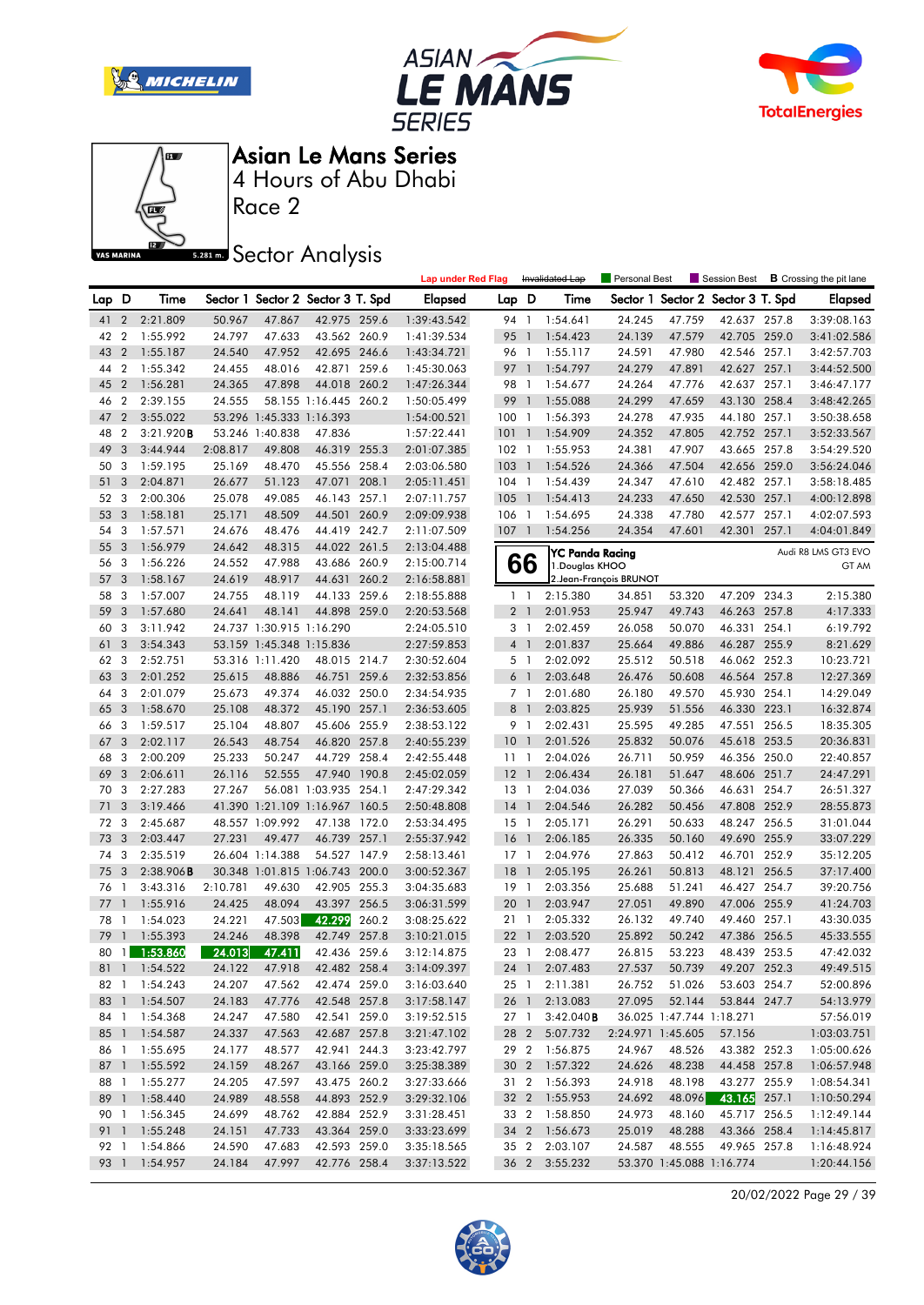# Asian Le Mans Series

## 4 Hours of Abu Dhabi

## Race 2

## Sector Analysis

Lap under Red Flag | Invalidated Lap | Personal Best | Session Best | B Crossing the pit lane

| Lap | D | Time | Sector 1 | Sector 2 | Sector 3 | T. Spd | Elapsed |
|---|---|---|---|---|---|---|---|
| 41 | 2 | 2:21.809 | 50.967 | 47.867 | 42.975 | 259.6 | 1:39:43.542 |
| 42 | 2 | 1:55.992 | 24.797 | 47.633 | 43.562 | 260.9 | 1:41:39.534 |
| 43 | 2 | 1:55.187 | 24.540 | 47.952 | 42.695 | 246.6 | 1:43:34.721 |
| 44 | 2 | 1:55.342 | 24.455 | 48.016 | 42.871 | 259.6 | 1:45:30.063 |
| 45 | 2 | 1:56.281 | 24.365 | 47.898 | 44.018 | 260.2 | 1:47:26.344 |
| 46 | 2 | 2:39.155 | 24.555 | 58.155 | 1:16.445 | 260.2 | 1:50:05.499 |
| 47 | 2 | 3:55.022 | 53.296 | 1:45.333 | 1:16.393 | | 1:54:00.521 |
| 48 | 2 | 3:21.920B | 53.246 | 1:40.838 | 47.836 | | 1:57:22.441 |
| 49 | 3 | 3:44.944 | 2:08.817 | 49.808 | 46.319 | 255.3 | 2:01:07.385 |
| 50 | 3 | 1:59.195 | 25.169 | 48.470 | 45.556 | 258.4 | 2:03:06.580 |
| 51 | 3 | 2:04.871 | 26.677 | 51.123 | 47.071 | 208.1 | 2:05:11.451 |
| 52 | 3 | 2:00.306 | 25.078 | 49.085 | 46.143 | 257.1 | 2:07:11.757 |
| 53 | 3 | 1:58.181 | 25.171 | 48.509 | 44.501 | 260.9 | 2:09:09.938 |
| 54 | 3 | 1:57.571 | 24.676 | 48.476 | 44.419 | 242.7 | 2:11:07.509 |
| 55 | 3 | 1:56.979 | 24.642 | 48.315 | 44.022 | 261.5 | 2:13:04.488 |
| 56 | 3 | 1:56.226 | 24.552 | 47.988 | 43.686 | 260.9 | 2:15:00.714 |
| 57 | 3 | 1:58.167 | 24.619 | 48.917 | 44.631 | 260.2 | 2:16:58.881 |
| 58 | 3 | 1:57.007 | 24.755 | 48.119 | 44.133 | 259.6 | 2:18:55.888 |
| 59 | 3 | 1:57.680 | 24.641 | 48.141 | 44.898 | 259.0 | 2:20:53.568 |
| 60 | 3 | 3:11.942 | 24.737 | 1:30.915 | 1:16.290 | | 2:24:05.510 |
| 61 | 3 | 3:54.343 | 53.159 | 1:45.348 | 1:15.836 | | 2:27:59.853 |
| 62 | 3 | 2:52.751 | 53.316 | 1:11.420 | 48.015 | 214.7 | 2:30:52.604 |
| 63 | 3 | 2:01.252 | 25.615 | 48.886 | 46.751 | 259.6 | 2:32:53.856 |
| 64 | 3 | 2:01.079 | 25.673 | 49.374 | 46.032 | 250.0 | 2:34:54.935 |
| 65 | 3 | 1:58.670 | 25.108 | 48.372 | 45.190 | 257.1 | 2:36:53.605 |
| 66 | 3 | 1:59.517 | 25.104 | 48.807 | 45.606 | 255.9 | 2:38:53.122 |
| 67 | 3 | 2:02.117 | 26.543 | 48.754 | 46.820 | 257.8 | 2:40:55.239 |
| 68 | 3 | 2:00.209 | 25.233 | 50.247 | 44.729 | 258.4 | 2:42:55.448 |
| 69 | 3 | 2:06.611 | 26.116 | 52.555 | 47.940 | 190.8 | 2:45:02.059 |
| 70 | 3 | 2:27.283 | 27.267 | 56.081 | 1:03.935 | 254.1 | 2:47:29.342 |
| 71 | 3 | 3:19.466 | 41.390 | 1:21.109 | 1:16.967 | 160.5 | 2:50:48.808 |
| 72 | 3 | 2:45.687 | 48.557 | 1:09.992 | 47.138 | 172.0 | 2:53:34.495 |
| 73 | 3 | 2:03.447 | 27.231 | 49.477 | 46.739 | 257.1 | 2:55:37.942 |
| 74 | 3 | 2:35.519 | 26.604 | 1:14.388 | 54.527 | 147.9 | 2:58:13.461 |
| 75 | 3 | 2:38.906B | 30.348 | 1:01.815 | 1:06.743 | 200.0 | 3:00:52.367 |
| 76 | 1 | 3:43.316 | 2:10.781 | 49.630 | 42.905 | 255.3 | 3:04:35.683 |
| 77 | 1 | 1:55.916 | 24.425 | 48.094 | 43.397 | 256.5 | 3:06:31.599 |
| 78 | 1 | 1:54.023 | 24.221 | 47.503 | 42.299 | 260.2 | 3:08:25.622 |
| 79 | 1 | 1:55.393 | 24.246 | 48.398 | 42.749 | 257.8 | 3:10:21.015 |
| 80 | 1 | 1:53.860 | 24.013 | 47.411 | 42.436 | 259.6 | 3:12:14.875 |
| 81 | 1 | 1:54.522 | 24.122 | 47.918 | 42.482 | 258.4 | 3:14:09.397 |
| 82 | 1 | 1:54.243 | 24.207 | 47.562 | 42.474 | 259.0 | 3:16:03.640 |
| 83 | 1 | 1:54.507 | 24.183 | 47.776 | 42.548 | 257.8 | 3:17:58.147 |
| 84 | 1 | 1:54.368 | 24.247 | 47.580 | 42.541 | 259.0 | 3:19:52.515 |
| 85 | 1 | 1:54.587 | 24.337 | 47.563 | 42.687 | 257.8 | 3:21:47.102 |
| 86 | 1 | 1:55.695 | 24.177 | 48.577 | 42.941 | 244.3 | 3:23:42.797 |
| 87 | 1 | 1:55.592 | 24.159 | 48.267 | 43.166 | 259.0 | 3:25:38.389 |
| 88 | 1 | 1:55.277 | 24.205 | 47.597 | 43.475 | 260.2 | 3:27:33.666 |
| 89 | 1 | 1:58.440 | 24.989 | 48.558 | 44.893 | 252.9 | 3:29:32.106 |
| 90 | 1 | 1:56.345 | 24.699 | 48.762 | 42.884 | 252.9 | 3:31:28.451 |
| 91 | 1 | 1:55.248 | 24.151 | 47.733 | 43.364 | 259.0 | 3:33:23.699 |
| 92 | 1 | 1:54.866 | 24.590 | 47.683 | 42.593 | 259.0 | 3:35:18.565 |
| 93 | 1 | 1:54.957 | 24.184 | 47.997 | 42.776 | 258.4 | 3:37:13.522 |
| 94 | 1 | 1:54.641 | 24.245 | 47.759 | 42.637 | 257.8 | 3:39:08.163 |
| 95 | 1 | 1:54.423 | 24.139 | 47.579 | 42.705 | 259.0 | 3:41:02.586 |
| 96 | 1 | 1:55.117 | 24.591 | 47.980 | 42.546 | 257.1 | 3:42:57.703 |
| 97 | 1 | 1:54.797 | 24.279 | 47.891 | 42.627 | 257.1 | 3:44:52.500 |
| 98 | 1 | 1:54.677 | 24.264 | 47.776 | 42.637 | 257.1 | 3:46:47.177 |
| 99 | 1 | 1:55.088 | 24.299 | 47.659 | 43.130 | 258.4 | 3:48:42.265 |
| 100 | 1 | 1:56.393 | 24.278 | 47.935 | 44.180 | 257.1 | 3:50:38.658 |
| 101 | 1 | 1:54.909 | 24.352 | 47.805 | 42.752 | 257.1 | 3:52:33.567 |
| 102 | 1 | 1:55.953 | 24.381 | 47.907 | 43.665 | 257.8 | 3:54:29.520 |
| 103 | 1 | 1:54.526 | 24.366 | 47.504 | 42.656 | 259.0 | 3:56:24.046 |
| 104 | 1 | 1:54.439 | 24.347 | 47.610 | 42.482 | 257.1 | 3:58:18.485 |
| 105 | 1 | 1:54.413 | 24.233 | 47.650 | 42.530 | 257.1 | 4:00:12.898 |
| 106 | 1 | 1:54.695 | 24.338 | 47.780 | 42.577 | 257.1 | 4:02:07.593 |
| 107 | 1 | 1:54.256 | 24.354 | 47.601 | 42.301 | 257.1 | 4:04:01.849 |

**66** YC Panda Racing — Audi R8 LMS GT3 EVO — GT AM
1.Douglas KHOO
2.Jean-François BRUNOT

| Lap | D | Time | Sector 1 | Sector 2 | Sector 3 | T. Spd | Elapsed |
|---|---|---|---|---|---|---|---|
| 1 | 1 | 2:15.380 | 34.851 | 53.320 | 47.209 | 234.3 | 2:15.380 |
| 2 | 1 | 2:01.953 | 25.947 | 49.743 | 46.263 | 257.8 | 4:17.333 |
| 3 | 1 | 2:02.459 | 26.058 | 50.070 | 46.331 | 254.1 | 6:19.792 |
| 4 | 1 | 2:01.837 | 25.664 | 49.886 | 46.287 | 255.9 | 8:21.629 |
| 5 | 1 | 2:02.092 | 25.512 | 50.518 | 46.062 | 252.3 | 10:23.721 |
| 6 | 1 | 2:03.648 | 26.476 | 50.608 | 46.564 | 257.8 | 12:27.369 |
| 7 | 1 | 2:01.680 | 26.180 | 49.570 | 45.930 | 254.1 | 14:29.049 |
| 8 | 1 | 2:03.825 | 25.939 | 51.556 | 46.330 | 223.1 | 16:32.874 |
| 9 | 1 | 2:02.431 | 25.595 | 49.285 | 47.551 | 256.5 | 18:35.305 |
| 10 | 1 | 2:01.526 | 25.832 | 50.076 | 45.618 | 253.5 | 20:36.831 |
| 11 | 1 | 2:04.026 | 26.711 | 50.959 | 46.356 | 250.0 | 22:40.857 |
| 12 | 1 | 2:06.434 | 26.181 | 51.647 | 48.606 | 251.7 | 24:47.291 |
| 13 | 1 | 2:04.036 | 27.039 | 50.366 | 46.631 | 254.7 | 26:51.327 |
| 14 | 1 | 2:04.546 | 26.282 | 50.456 | 47.808 | 252.9 | 28:55.873 |
| 15 | 1 | 2:05.171 | 26.291 | 50.633 | 48.247 | 256.5 | 31:01.044 |
| 16 | 1 | 2:06.185 | 26.335 | 50.160 | 49.690 | 255.9 | 33:07.229 |
| 17 | 1 | 2:04.976 | 27.863 | 50.412 | 46.701 | 252.9 | 35:12.205 |
| 18 | 1 | 2:05.195 | 26.261 | 50.813 | 48.121 | 256.5 | 37:17.400 |
| 19 | 1 | 2:03.356 | 25.688 | 51.241 | 46.427 | 254.7 | 39:20.756 |
| 20 | 1 | 2:03.947 | 27.051 | 49.890 | 47.006 | 255.9 | 41:24.703 |
| 21 | 1 | 2:05.332 | 26.132 | 49.740 | 49.460 | 257.1 | 43:30.035 |
| 22 | 1 | 2:03.520 | 25.892 | 50.242 | 47.386 | 256.5 | 45:33.555 |
| 23 | 1 | 2:08.477 | 26.815 | 53.223 | 48.439 | 253.5 | 47:42.032 |
| 24 | 1 | 2:07.483 | 27.537 | 50.739 | 49.207 | 252.3 | 49:49.515 |
| 25 | 1 | 2:11.381 | 26.752 | 51.026 | 53.603 | 254.7 | 52:00.896 |
| 26 | 1 | 2:13.083 | 27.095 | 52.144 | 53.844 | 247.7 | 54:13.979 |
| 27 | 1 | 3:42.040B | 36.025 | 1:47.744 | 1:18.271 | | 57:56.019 |
| 28 | 2 | 5:07.732 | 2:24.971 | 1:45.605 | 57.156 | | 1:03:03.751 |
| 29 | 2 | 1:56.875 | 24.967 | 48.526 | 43.382 | 252.3 | 1:05:00.626 |
| 30 | 2 | 1:57.322 | 24.626 | 48.238 | 44.458 | 257.8 | 1:06:57.948 |
| 31 | 2 | 1:56.393 | 24.918 | 48.198 | 43.277 | 255.9 | 1:08:54.341 |
| 32 | 2 | 1:55.953 | 24.692 | 48.096 | 43.165 | 257.1 | 1:10:50.294 |
| 33 | 2 | 1:58.850 | 24.973 | 48.160 | 45.717 | 256.5 | 1:12:49.144 |
| 34 | 2 | 1:56.673 | 25.019 | 48.288 | 43.366 | 258.4 | 1:14:45.817 |
| 35 | 2 | 2:03.107 | 24.587 | 48.555 | 49.965 | 257.8 | 1:16:48.924 |
| 36 | 2 | 3:55.232 | 53.370 | 1:45.088 | 1:16.774 | | 1:20:44.156 |

20/02/2022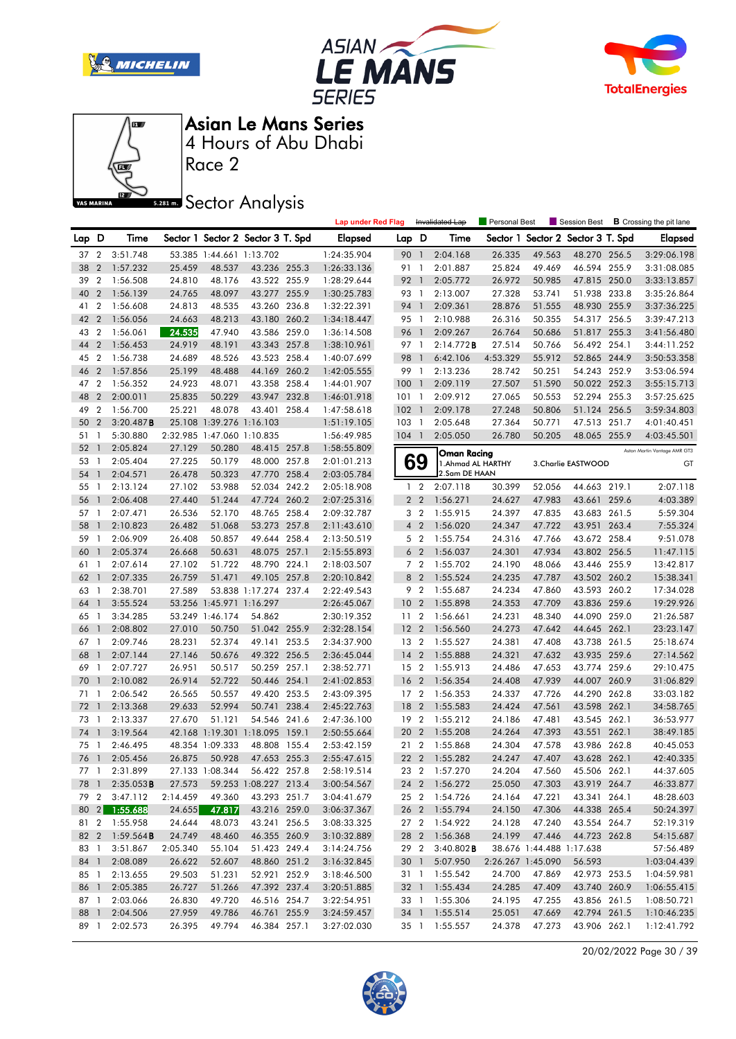# Asian Le Mans Series

## 4 Hours of Abu Dhabi

### Race 2

### Sector Analysis

Lap under Red Flag | Invalidated Lap | Personal Best | Session Best | B Crossing the pit lane

| Lap | D | Time | Sector 1 | Sector 2 | Sector 3 | T. Spd | Elapsed |
|---|---|---|---|---|---|---|---|
| 37 | 2 | 3:51.748 | 53.385 | 1:44.661 | 1:13.702 | | 1:24:35.904 |
| 38 | 2 | 1:57.232 | 25.459 | 48.537 | 43.236 | 255.3 | 1:26:33.136 |
| 39 | 2 | 1:56.508 | 24.810 | 48.176 | 43.522 | 255.9 | 1:28:29.644 |
| 40 | 2 | 1:56.139 | 24.765 | 48.097 | 43.277 | 255.9 | 1:30:25.783 |
| 41 | 2 | 1:56.608 | 24.813 | 48.535 | 43.260 | 236.8 | 1:32:22.391 |
| 42 | 2 | 1:56.056 | 24.663 | 48.213 | 43.180 | 260.2 | 1:34:18.447 |
| 43 | 2 | 1:56.061 | 24.535 | 47.940 | 43.586 | 259.0 | 1:36:14.508 |
| 44 | 2 | 1:56.453 | 24.919 | 48.191 | 43.343 | 257.8 | 1:38:10.961 |
| 45 | 2 | 1:56.738 | 24.689 | 48.526 | 43.523 | 258.4 | 1:40:07.699 |
| 46 | 2 | 1:57.856 | 25.199 | 48.488 | 44.169 | 260.2 | 1:42:05.555 |
| 47 | 2 | 1:56.352 | 24.923 | 48.071 | 43.358 | 258.4 | 1:44:01.907 |
| 48 | 2 | 2:00.011 | 25.835 | 50.229 | 43.947 | 232.8 | 1:46:01.918 |
| 49 | 2 | 1:56.700 | 25.221 | 48.078 | 43.401 | 258.4 | 1:47:58.618 |
| 50 | 2 | 3:20.487 B | 25.108 | 1:39.276 | 1:16.103 | | 1:51:19.105 |
| 51 | 1 | 5:30.880 | 2:32.985 | 1:47.060 | 1:10.835 | | 1:56:49.985 |
| 52 | 1 | 2:05.824 | 27.129 | 50.280 | 48.415 | 257.8 | 1:58:55.809 |
| 53 | 1 | 2:05.404 | 27.225 | 50.179 | 48.000 | 257.8 | 2:01:01.213 |
| 54 | 1 | 2:04.571 | 26.478 | 50.323 | 47.770 | 258.4 | 2:03:05.784 |
| 55 | 1 | 2:13.124 | 27.102 | 53.988 | 52.034 | 242.2 | 2:05:18.908 |
| 56 | 1 | 2:06.408 | 27.440 | 51.244 | 47.724 | 260.2 | 2:07:25.316 |
| 57 | 1 | 2:07.471 | 26.536 | 52.170 | 48.765 | 258.4 | 2:09:32.787 |
| 58 | 1 | 2:10.823 | 26.482 | 51.068 | 53.273 | 257.8 | 2:11:43.610 |
| 59 | 1 | 2:06.909 | 26.408 | 50.857 | 49.644 | 258.4 | 2:13:50.519 |
| 60 | 1 | 2:05.374 | 26.668 | 50.631 | 48.075 | 257.1 | 2:15:55.893 |
| 61 | 1 | 2:07.614 | 27.102 | 51.722 | 48.790 | 224.1 | 2:18:03.507 |
| 62 | 1 | 2:07.335 | 26.759 | 51.471 | 49.105 | 257.8 | 2:20:10.842 |
| 63 | 1 | 2:38.701 | 27.589 | 53.838 | 1:17.274 | 237.4 | 2:22:49.543 |
| 64 | 1 | 3:55.524 | 53.256 | 1:45.971 | 1:16.297 | | 2:26:45.067 |
| 65 | 1 | 3:34.285 | 53.249 | 1:46.174 | 54.862 | | 2:30:19.352 |
| 66 | 1 | 2:08.802 | 27.010 | 50.750 | 51.042 | 255.9 | 2:32:28.154 |
| 67 | 1 | 2:09.746 | 28.231 | 52.374 | 49.141 | 253.5 | 2:34:37.900 |
| 68 | 1 | 2:07.144 | 27.146 | 50.676 | 49.322 | 256.5 | 2:36:45.044 |
| 69 | 1 | 2:07.727 | 26.951 | 50.517 | 50.259 | 257.1 | 2:38:52.771 |
| 70 | 1 | 2:10.082 | 26.914 | 52.722 | 50.446 | 254.1 | 2:41:02.853 |
| 71 | 1 | 2:06.542 | 26.565 | 50.557 | 49.420 | 253.5 | 2:43:09.395 |
| 72 | 1 | 2:13.368 | 29.633 | 52.994 | 50.741 | 238.4 | 2:45:22.763 |
| 73 | 1 | 2:13.337 | 27.670 | 51.121 | 54.546 | 241.6 | 2:47:36.100 |
| 74 | 1 | 3:19.564 | 42.168 | 1:19.301 | 1:18.095 | 159.1 | 2:50:55.664 |
| 75 | 1 | 2:46.495 | 48.354 | 1:09.333 | 48.808 | 155.4 | 2:53:42.159 |
| 76 | 1 | 2:05.456 | 26.875 | 50.928 | 47.653 | 255.3 | 2:55:47.615 |
| 77 | 1 | 2:31.899 | 27.133 | 1:08.344 | 56.422 | 257.8 | 2:58:19.514 |
| 78 | 1 | 2:35.053 B | 27.573 | 59.253 | 1:08.227 | 213.4 | 3:00:54.567 |
| 79 | 2 | 3:47.112 | 2:14.459 | 49.360 | 43.293 | 251.7 | 3:04:41.679 |
| 80 | 2 | 1:55.688 | 24.655 | 47.817 | 43.216 | 259.0 | 3:06:37.367 |
| 81 | 2 | 1:55.958 | 24.644 | 48.073 | 43.241 | 256.5 | 3:08:33.325 |
| 82 | 2 | 1:59.564 B | 24.749 | 48.460 | 46.355 | 260.9 | 3:10:32.889 |
| 83 | 1 | 3:51.867 | 2:05.340 | 55.104 | 51.423 | 249.4 | 3:14:24.756 |
| 84 | 1 | 2:08.089 | 26.622 | 52.607 | 48.860 | 251.2 | 3:16:32.845 |
| 85 | 1 | 2:13.655 | 29.503 | 51.231 | 52.921 | 252.9 | 3:18:46.500 |
| 86 | 1 | 2:05.385 | 26.727 | 51.266 | 47.392 | 237.4 | 3:20:51.885 |
| 87 | 1 | 2:03.066 | 26.830 | 49.720 | 46.516 | 254.7 | 3:22:54.951 |
| 88 | 1 | 2:04.506 | 27.959 | 49.786 | 46.761 | 255.9 | 3:24:59.457 |
| 89 | 1 | 2:02.573 | 26.395 | 49.794 | 46.384 | 257.1 | 3:27:02.030 |
| 90 | 1 | 2:04.168 | 26.335 | 49.563 | 48.270 | 256.5 | 3:29:06.198 |
| 91 | 1 | 2:01.887 | 25.824 | 49.469 | 46.594 | 255.9 | 3:31:08.085 |
| 92 | 1 | 2:05.772 | 26.972 | 50.985 | 47.815 | 250.0 | 3:33:13.857 |
| 93 | 1 | 2:13.007 | 27.328 | 53.741 | 51.938 | 233.8 | 3:35:26.864 |
| 94 | 1 | 2:09.361 | 28.876 | 51.555 | 48.930 | 255.9 | 3:37:36.225 |
| 95 | 1 | 2:10.988 | 26.316 | 50.355 | 54.317 | 256.5 | 3:39:47.213 |
| 96 | 1 | 2:09.267 | 26.764 | 50.686 | 51.817 | 255.3 | 3:41:56.480 |
| 97 | 1 | 2:14.772 B | 27.514 | 50.766 | 56.492 | 254.1 | 3:44:11.252 |
| 98 | 1 | 6:42.106 | 4:53.329 | 55.912 | 52.865 | 244.9 | 3:50:53.358 |
| 99 | 1 | 2:13.236 | 28.742 | 50.251 | 54.243 | 252.9 | 3:53:06.594 |
| 100 | 1 | 2:09.119 | 27.507 | 51.590 | 50.022 | 252.3 | 3:55:15.713 |
| 101 | 1 | 2:09.912 | 27.065 | 50.553 | 52.294 | 255.3 | 3:57:25.625 |
| 102 | 1 | 2:09.178 | 27.248 | 50.806 | 51.124 | 256.5 | 3:59:34.803 |
| 103 | 1 | 2:05.648 | 27.364 | 50.771 | 47.513 | 251.7 | 4:01:40.451 |
| 104 | 1 | 2:05.050 | 26.780 | 50.205 | 48.065 | 255.9 | 4:03:45.501 |

**69 — Oman Racing** — Aston Martin Vantage AMR GT3 — GT

1. Ahmad AL HARTHY
2. Sam DE HAAN
3. Charlie EASTWOOD

| Lap | D | Time | Sector 1 | Sector 2 | Sector 3 | T. Spd | Elapsed |
|---|---|---|---|---|---|---|---|
| 1 | 2 | 2:07.118 | 30.399 | 52.056 | 44.663 | 219.1 | 2:07.118 |
| 2 | 2 | 1:56.271 | 24.627 | 47.983 | 43.661 | 259.6 | 4:03.389 |
| 3 | 2 | 1:55.915 | 24.397 | 47.835 | 43.683 | 261.5 | 5:59.304 |
| 4 | 2 | 1:56.020 | 24.347 | 47.722 | 43.951 | 263.4 | 7:55.324 |
| 5 | 2 | 1:55.754 | 24.316 | 47.766 | 43.672 | 258.4 | 9:51.078 |
| 6 | 2 | 1:56.037 | 24.301 | 47.934 | 43.802 | 256.5 | 11:47.115 |
| 7 | 2 | 1:55.702 | 24.190 | 48.066 | 43.446 | 255.9 | 13:42.817 |
| 8 | 2 | 1:55.524 | 24.235 | 47.787 | 43.502 | 260.2 | 15:38.341 |
| 9 | 2 | 1:55.687 | 24.234 | 47.860 | 43.593 | 260.2 | 17:34.028 |
| 10 | 2 | 1:55.898 | 24.353 | 47.709 | 43.836 | 259.6 | 19:29.926 |
| 11 | 2 | 1:56.661 | 24.231 | 48.340 | 44.090 | 259.0 | 21:26.587 |
| 12 | 2 | 1:56.560 | 24.273 | 47.642 | 44.645 | 262.1 | 23:23.147 |
| 13 | 2 | 1:55.527 | 24.381 | 47.408 | 43.738 | 261.5 | 25:18.674 |
| 14 | 2 | 1:55.888 | 24.321 | 47.632 | 43.935 | 259.6 | 27:14.562 |
| 15 | 2 | 1:55.913 | 24.486 | 47.653 | 43.774 | 259.6 | 29:10.475 |
| 16 | 2 | 1:56.354 | 24.408 | 47.939 | 44.007 | 260.9 | 31:06.829 |
| 17 | 2 | 1:56.353 | 24.337 | 47.726 | 44.290 | 262.8 | 33:03.182 |
| 18 | 2 | 1:55.583 | 24.424 | 47.561 | 43.598 | 262.1 | 34:58.765 |
| 19 | 2 | 1:55.212 | 24.186 | 47.481 | 43.545 | 262.1 | 36:53.977 |
| 20 | 2 | 1:55.208 | 24.264 | 47.393 | 43.551 | 262.1 | 38:49.185 |
| 21 | 2 | 1:55.868 | 24.304 | 47.578 | 43.986 | 262.8 | 40:45.053 |
| 22 | 2 | 1:55.282 | 24.247 | 47.407 | 43.628 | 262.1 | 42:40.335 |
| 23 | 2 | 1:57.270 | 24.204 | 47.560 | 45.506 | 262.1 | 44:37.605 |
| 24 | 2 | 1:56.272 | 25.050 | 47.303 | 43.919 | 264.7 | 46:33.877 |
| 25 | 2 | 1:54.726 | 24.164 | 47.221 | 43.341 | 264.1 | 48:28.603 |
| 26 | 2 | 1:55.794 | 24.150 | 47.306 | 44.338 | 265.4 | 50:24.397 |
| 27 | 2 | 1:54.922 | 24.128 | 47.240 | 43.554 | 264.7 | 52:19.319 |
| 28 | 2 | 1:56.368 | 24.199 | 47.446 | 44.723 | 262.8 | 54:15.687 |
| 29 | 2 | 3:40.802 B | 38.676 | 1:44.488 | 1:17.638 | | 57:56.489 |
| 30 | 1 | 5:07.950 | 2:26.267 | 1:45.090 | 56.593 | | 1:03:04.439 |
| 31 | 1 | 1:55.542 | 24.700 | 47.869 | 42.973 | 253.5 | 1:04:59.981 |
| 32 | 1 | 1:55.434 | 24.285 | 47.409 | 43.740 | 260.9 | 1:06:55.415 |
| 33 | 1 | 1:55.306 | 24.195 | 47.255 | 43.856 | 261.5 | 1:08:50.721 |
| 34 | 1 | 1:55.514 | 25.051 | 47.669 | 42.794 | 261.5 | 1:10:46.235 |
| 35 | 1 | 1:55.557 | 24.378 | 47.273 | 43.906 | 262.1 | 1:12:41.792 |

20/02/2022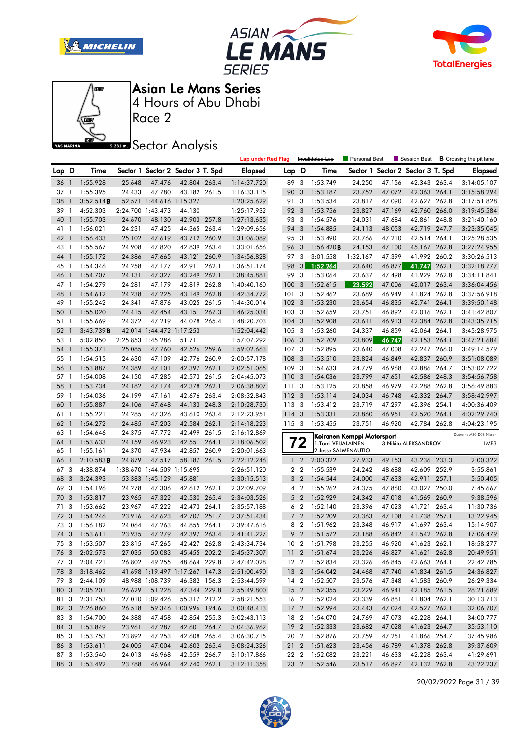# Asian Le Mans Series

## 4 Hours of Abu Dhabi

## Race 2

## Sector Analysis

Lap under Red Flag | Invalidated Lap | Personal Best | Session Best | B Crossing the pit lane

| Lap | D | Time | Sector 1 | Sector 2 | Sector 3 | T. Spd | Elapsed |
|---|---|---|---|---|---|---|---|
| 36 | 1 | 1:55.928 | 25.648 | 47.476 | 42.804 | 263.4 | 1:14:37.720 |
| 37 | 1 | 1:55.395 | 24.433 | 47.780 | 43.182 | 261.5 | 1:16:33.115 |
| 38 | 1 | 3:52.514 B | 52.571 | 1:44.616 | 1:15.327 | | 1:20:25.629 |
| 39 | 1 | 4:52.303 | 2:24.700 | 1:43.473 | 44.130 | | 1:25:17.932 |
| 40 | 1 | 1:55.703 | 24.670 | 48.130 | 42.903 | 257.8 | 1:27:13.635 |
| 41 | 1 | 1:56.021 | 24.231 | 47.425 | 44.365 | 263.4 | 1:29:09.656 |
| 42 | 1 | 1:56.433 | 25.102 | 47.619 | 43.712 | 260.9 | 1:31:06.089 |
| 43 | 1 | 1:55.567 | 24.908 | 47.820 | 42.839 | 263.4 | 1:33:01.656 |
| 44 | 1 | 1:55.172 | 24.386 | 47.665 | 43.121 | 260.9 | 1:34:56.828 |
| 45 | 1 | 1:54.346 | 24.258 | 47.177 | 42.911 | 262.1 | 1:36:51.174 |
| 46 | 1 | 1:54.707 | 24.131 | 47.327 | 43.249 | 262.1 | 1:38:45.881 |
| 47 | 1 | 1:54.279 | 24.281 | 47.179 | 42.819 | 262.8 | 1:40:40.160 |
| 48 | 1 | 1:54.612 | 24.238 | 47.225 | 43.149 | 262.8 | 1:42:34.772 |
| 49 | 1 | 1:55.242 | 24.341 | 47.876 | 43.025 | 261.5 | 1:44:30.014 |
| 50 | 1 | 1:55.020 | 24.415 | 47.454 | 43.151 | 267.3 | 1:46:25.034 |
| 51 | 1 | 1:55.669 | 24.372 | 47.219 | 44.078 | 265.4 | 1:48:20.703 |
| 52 | 1 | 3:43.739 B | 42.014 | 1:44.472 | 1:17.253 | | 1:52:04.442 |
| 53 | 1 | 5:02.850 | 2:25.853 | 1:45.286 | 51.711 | | 1:57:07.292 |
| 54 | 1 | 1:55.371 | 25.085 | 47.760 | 42.526 | 259.6 | 1:59:02.663 |
| 55 | 1 | 1:54.515 | 24.630 | 47.109 | 42.776 | 260.9 | 2:00:57.178 |
| 56 | 1 | 1:53.887 | 24.389 | 47.101 | 42.397 | 262.1 | 2:02:51.065 |
| 57 | 1 | 1:54.008 | 24.150 | 47.285 | 42.573 | 261.5 | 2:04:45.073 |
| 58 | 1 | 1:53.734 | 24.182 | 47.174 | 42.378 | 262.1 | 2:06:38.807 |
| 59 | 1 | 1:54.036 | 24.199 | 47.161 | 42.676 | 263.4 | 2:08:32.843 |
| 60 | 1 | 1:55.887 | 24.106 | 47.648 | 44.133 | 248.3 | 2:10:28.730 |
| 61 | 1 | 1:55.221 | 24.285 | 47.326 | 43.610 | 263.4 | 2:12:23.951 |
| 62 | 1 | 1:54.272 | 24.485 | 47.203 | 42.584 | 262.1 | 2:14:18.223 |
| 63 | 1 | 1:54.646 | 24.375 | 47.772 | 42.499 | 261.5 | 2:16:12.869 |
| 64 | 1 | 1:53.633 | 24.159 | 46.923 | 42.551 | 264.1 | 2:18:06.502 |
| 65 | 1 | 1:55.161 | 24.370 | 47.934 | 42.857 | 260.9 | 2:20:01.663 |
| 66 | 1 | 2:10.583 B | 24.879 | 47.517 | 58.187 | 261.5 | 2:22:12.246 |
| 67 | 3 | 4:38.874 | 1:38.670 | 1:44.509 | 1:15.695 | | 2:26:51.120 |
| 68 | 3 | 3:24.393 | 53.383 | 1:45.129 | 45.881 | | 2:30:15.513 |
| 69 | 3 | 1:54.196 | 24.278 | 47.306 | 42.612 | 262.1 | 2:32:09.709 |
| 70 | 3 | 1:53.817 | 23.965 | 47.322 | 42.530 | 265.4 | 2:34:03.526 |
| 71 | 3 | 1:53.662 | 23.967 | 47.222 | 42.473 | 264.1 | 2:35:57.188 |
| 72 | 3 | 1:54.246 | 23.916 | 47.623 | 42.707 | 251.7 | 2:37:51.434 |
| 73 | 3 | 1:56.182 | 24.064 | 47.263 | 44.855 | 264.1 | 2:39:47.616 |
| 74 | 3 | 1:53.611 | 23.935 | 47.279 | 42.397 | 263.4 | 2:41:41.227 |
| 75 | 3 | 1:53.507 | 23.815 | 47.265 | 42.427 | 262.8 | 2:43:34.734 |
| 76 | 3 | 2:02.573 | 27.035 | 50.083 | 45.455 | 202.2 | 2:45:37.307 |
| 77 | 3 | 2:04.721 | 26.802 | 49.255 | 48.664 | 229.8 | 2:47:42.028 |
| 78 | 3 | 3:18.462 | 41.698 | 1:19.497 | 1:17.267 | 147.3 | 2:51:00.490 |
| 79 | 3 | 2:44.109 | 48.988 | 1:08.739 | 46.382 | 156.3 | 2:53:44.599 |
| 80 | 3 | 2:05.201 | 26.629 | 51.228 | 47.344 | 229.8 | 2:55:49.800 |
| 81 | 3 | 2:31.753 | 27.010 | 1:09.426 | 55.317 | 212.2 | 2:58:21.553 |
| 82 | 3 | 2:26.860 | 26.518 | 59.346 | 1:00.996 | 194.6 | 3:00:48.413 |
| 83 | 3 | 1:54.700 | 24.388 | 47.458 | 42.854 | 255.3 | 3:02:43.113 |
| 84 | 3 | 1:53.849 | 23.961 | 47.287 | 42.601 | 264.7 | 3:04:36.962 |
| 85 | 3 | 1:53.753 | 23.892 | 47.253 | 42.608 | 265.4 | 3:06:30.715 |
| 86 | 3 | 1:53.611 | 24.005 | 47.004 | 42.602 | 265.4 | 3:08:24.326 |
| 87 | 3 | 1:53.540 | 24.013 | 46.968 | 42.559 | 266.7 | 3:10:17.866 |
| 88 | 3 | 1:53.492 | 23.788 | 46.964 | 42.740 | 262.1 | 3:12:11.358 |
| 89 | 3 | 1:53.749 | 24.250 | 47.156 | 42.343 | 263.4 | 3:14:05.107 |
| 90 | 3 | 1:53.187 | 23.752 | 47.072 | 42.363 | 264.1 | 3:15:58.294 |
| 91 | 3 | 1:53.534 | 23.817 | 47.090 | 42.627 | 262.8 | 3:17:51.828 |
| 92 | 3 | 1:53.756 | 23.827 | 47.169 | 42.760 | 266.0 | 3:19:45.584 |
| 93 | 3 | 1:54.576 | 24.031 | 47.684 | 42.861 | 248.8 | 3:21:40.160 |
| 94 | 3 | 1:54.885 | 24.113 | 48.053 | 42.719 | 247.7 | 3:23:35.045 |
| 95 | 3 | 1:53.490 | 23.766 | 47.210 | 42.514 | 264.1 | 3:25:28.535 |
| 96 | 3 | 1:56.420 B | 24.153 | 47.100 | 45.167 | 262.8 | 3:27:24.955 |
| 97 | 3 | 3:01.558 | 1:32.167 | 47.399 | 41.992 | 260.2 | 3:30:26.513 |
| 98 | 3 | 1:52.264 | 23.640 | 46.877 | 41.747 | 262.1 | 3:32:18.777 |
| 99 | 3 | 1:53.064 | 23.637 | 47.498 | 41.929 | 262.8 | 3:34:11.841 |
| 100 | 3 | 1:52.615 | 23.592 | 47.006 | 42.017 | 263.4 | 3:36:04.456 |
| 101 | 3 | 1:52.462 | 23.689 | 46.949 | 41.824 | 262.8 | 3:37:56.918 |
| 102 | 3 | 1:53.230 | 23.654 | 46.835 | 42.741 | 264.1 | 3:39:50.148 |
| 103 | 3 | 1:52.659 | 23.751 | 46.892 | 42.016 | 262.1 | 3:41:42.807 |
| 104 | 3 | 1:52.908 | 23.611 | 46.913 | 42.384 | 262.8 | 3:43:35.715 |
| 105 | 3 | 1:53.260 | 24.337 | 46.859 | 42.064 | 264.1 | 3:45:28.975 |
| 106 | 3 | 1:52.709 | 23.809 | 46.747 | 42.153 | 264.1 | 3:47:21.684 |
| 107 | 3 | 1:52.895 | 23.640 | 47.008 | 42.247 | 266.0 | 3:49:14.579 |
| 108 | 3 | 1:53.510 | 23.824 | 46.849 | 42.837 | 260.9 | 3:51:08.089 |
| 109 | 3 | 1:54.633 | 24.779 | 46.968 | 42.886 | 264.7 | 3:53:02.722 |
| 110 | 3 | 1:54.036 | 23.799 | 47.651 | 42.586 | 248.3 | 3:54:56.758 |
| 111 | 3 | 1:53.125 | 23.858 | 46.979 | 42.288 | 262.8 | 3:56:49.883 |
| 112 | 3 | 1:53.114 | 24.034 | 46.748 | 42.332 | 264.7 | 3:58:42.997 |
| 113 | 3 | 1:53.412 | 23.719 | 47.297 | 42.396 | 254.1 | 4:00:36.409 |
| 114 | 3 | 1:53.331 | 23.860 | 46.951 | 42.520 | 264.1 | 4:02:29.740 |
| 115 | 3 | 1:53.455 | 23.751 | 46.920 | 42.784 | 262.8 | 4:04:23.195 |

**72 — Koiranen Kemppi Motorsport** — Duqueine M30-D08-Nissan — LMP3
1. Tomi VEIJALAINEN
2. Jesse SALMENAUTIO
3. Nikita ALEKSANDROV

| Lap | D | Time | Sector 1 | Sector 2 | Sector 3 | T. Spd | Elapsed |
|---|---|---|---|---|---|---|---|
| 1 | 2 | 2:00.322 | 27.933 | 49.153 | 43.236 | 233.3 | 2:00.322 |
| 2 | 2 | 1:55.539 | 24.242 | 48.688 | 42.609 | 252.9 | 3:55.861 |
| 3 | 2 | 1:54.544 | 24.000 | 47.633 | 42.911 | 257.1 | 5:50.405 |
| 4 | 2 | 1:55.262 | 24.375 | 47.860 | 43.027 | 250.0 | 7:45.667 |
| 5 | 2 | 1:52.929 | 24.342 | 47.018 | 41.569 | 260.9 | 9:38.596 |
| 6 | 2 | 1:52.140 | 23.396 | 47.023 | 41.721 | 263.4 | 11:30.736 |
| 7 | 2 | 1:52.209 | 23.363 | 47.108 | 41.738 | 257.1 | 13:22.945 |
| 8 | 2 | 1:51.962 | 23.348 | 46.917 | 41.697 | 263.4 | 15:14.907 |
| 9 | 2 | 1:51.572 | 23.188 | 46.842 | 41.542 | 262.8 | 17:06.479 |
| 10 | 2 | 1:51.798 | 23.255 | 46.920 | 41.623 | 262.1 | 18:58.277 |
| 11 | 2 | 1:51.674 | 23.226 | 46.827 | 41.621 | 262.8 | 20:49.951 |
| 12 | 2 | 1:52.834 | 23.326 | 46.845 | 42.663 | 264.1 | 22:42.785 |
| 13 | 2 | 1:54.042 | 24.468 | 47.740 | 41.834 | 261.5 | 24:36.827 |
| 14 | 2 | 1:52.507 | 23.576 | 47.348 | 41.583 | 260.9 | 26:29.334 |
| 15 | 2 | 1:52.355 | 23.229 | 46.941 | 42.185 | 261.5 | 28:21.689 |
| 16 | 2 | 1:52.024 | 23.339 | 46.881 | 41.804 | 262.1 | 30:13.713 |
| 17 | 2 | 1:52.994 | 23.443 | 47.024 | 42.527 | 262.1 | 32:06.707 |
| 18 | 2 | 1:54.070 | 24.769 | 47.073 | 42.228 | 264.1 | 34:00.777 |
| 19 | 2 | 1:52.333 | 23.682 | 47.028 | 41.623 | 264.7 | 35:53.110 |
| 20 | 2 | 1:52.876 | 23.759 | 47.251 | 41.866 | 254.7 | 37:45.986 |
| 21 | 2 | 1:51.623 | 23.456 | 46.789 | 41.378 | 262.8 | 39:37.609 |
| 22 | 2 | 1:52.082 | 23.221 | 46.633 | 42.228 | 263.4 | 41:29.691 |
| 23 | 2 | 1:52.546 | 23.517 | 46.897 | 42.132 | 262.8 | 43:22.237 |

20/02/2022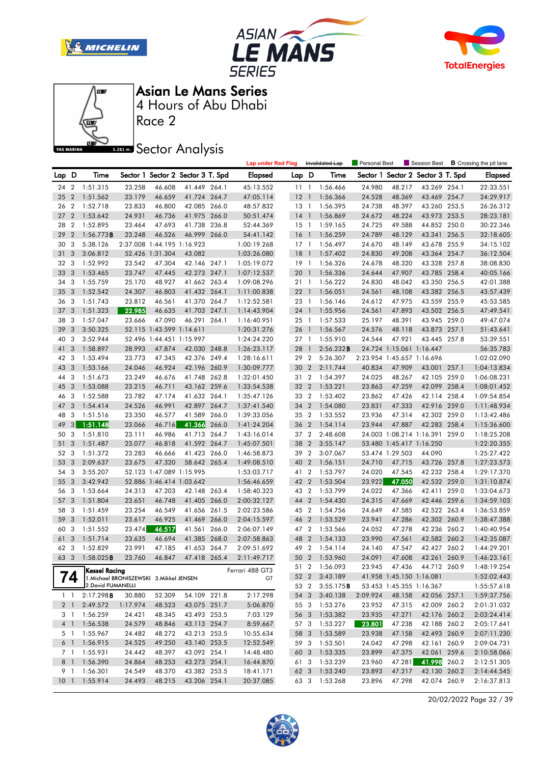# Asian Le Mans Series

4 Hours of Abu Dhabi

Race 2

## Sector Analysis

Lap under Red Flag | ~~Invalidated Lap~~ | Personal Best | Session Best | **B** Crossing the pit lane

| Lap | D | Time | Sector 1 | Sector 2 | Sector 3 | T. Spd | Elapsed |
|---|---|---|---|---|---|---|---|
| 24 | 2 | 1:51.315 | 23.258 | 46.608 | 41.449 | 264.1 | 45:13.552 |
| 25 | 2 | 1:51.562 | 23.179 | 46.659 | 41.724 | 264.7 | 47:05.114 |
| 26 | 2 | 1:52.718 | 23.833 | 46.800 | 42.085 | 266.0 | 48:57.832 |
| 27 | 2 | 1:53.642 | 24.931 | 46.736 | 41.975 | 266.0 | 50:51.474 |
| 28 | 2 | 1:52.895 | 23.464 | 47.693 | 41.738 | 236.8 | 52:44.369 |
| 29 | 2 | 1:56.773**B** | 23.248 | 46.526 | 46.999 | 266.0 | 54:41.142 |
| 30 | 3 | 5:38.126 | 2:37.008 | 1:44.195 | 1:16.923 | | 1:00:19.268 |
| 31 | 3 | 3:06.812 | 52.426 | 1:31.304 | 43.082 | | 1:03:26.080 |
| 32 | 3 | 1:52.992 | 23.542 | 47.304 | 42.146 | 247.1 | 1:05:19.072 |
| 33 | 3 | 1:53.465 | 23.747 | 47.445 | 42.273 | 247.1 | 1:07:12.537 |
| 34 | 3 | 1:55.759 | 25.170 | 48.927 | 41.662 | 263.4 | 1:09:08.296 |
| 35 | 3 | 1:52.542 | 24.307 | 46.803 | 41.432 | 264.1 | 1:11:00.838 |
| 36 | 3 | 1:51.743 | 23.812 | 46.561 | 41.370 | 264.7 | 1:12:52.581 |
| 37 | 3 | 1:51.323 | 22.985 | 46.635 | 41.703 | 247.1 | 1:14:43.904 |
| 38 | 3 | 1:57.047 | 23.666 | 47.090 | 46.291 | 264.1 | 1:16:40.951 |
| 39 | 3 | 3:50.325 | 52.115 | 1:43.599 | 1:14.611 | | 1:20:31.276 |
| 40 | 3 | 3:52.944 | 52.496 | 1:44.451 | 1:15.997 | | 1:24:24.220 |
| 41 | 3 | 1:58.897 | 28.993 | 47.874 | 42.030 | 248.8 | 1:26:23.117 |
| 42 | 3 | 1:53.494 | 23.773 | 47.345 | 42.376 | 249.4 | 1:28:16.611 |
| 43 | 3 | 1:53.166 | 24.046 | 46.924 | 42.196 | 260.9 | 1:30:09.777 |
| 44 | 3 | 1:51.673 | 23.249 | 46.676 | 41.748 | 262.8 | 1:32:01.450 |
| 45 | 3 | 1:53.088 | 23.215 | 46.711 | 43.162 | 259.6 | 1:33:54.538 |
| 46 | 3 | 1:52.588 | 23.782 | 47.174 | 41.632 | 264.1 | 1:35:47.126 |
| 47 | 3 | 1:54.414 | 24.526 | 46.991 | 42.897 | 264.7 | 1:37:41.540 |
| 48 | 3 | 1:51.516 | 23.350 | 46.577 | 41.589 | 266.0 | 1:39:33.056 |
| 49 | 3 | 1:51.148 | 23.066 | 46.716 | 41.366 | 266.0 | 1:41:24.204 |
| 50 | 3 | 1:51.810 | 23.111 | 46.986 | 41.713 | 264.7 | 1:43:16.014 |
| 51 | 3 | 1:51.487 | 23.077 | 46.818 | 41.592 | 264.7 | 1:45:07.501 |
| 52 | 3 | 1:51.372 | 23.283 | 46.666 | 41.423 | 266.0 | 1:46:58.873 |
| 53 | 3 | 2:09.637 | 23.675 | 47.320 | 58.642 | 265.4 | 1:49:08.510 |
| 54 | 3 | 3:55.207 | 52.123 | 1:47.089 | 1:55.995 | | 1:53:03.717 |
| 55 | 3 | 3:42.942 | 52.886 | 1:46.414 | 1:03.642 | | 1:56:46.659 |
| 56 | 3 | 1:53.664 | 24.313 | 47.203 | 42.148 | 263.4 | 1:58:40.323 |
| 57 | 3 | 1:51.804 | 23.651 | 46.748 | 41.405 | 266.0 | 2:00:32.127 |
| 58 | 3 | 1:51.459 | 23.254 | 46.549 | 41.656 | 261.5 | 2:02:23.586 |
| 59 | 3 | 1:52.011 | 23.617 | 46.925 | 41.469 | 266.0 | 2:04:15.597 |
| 60 | 3 | 1:51.552 | 23.474 | 46.517 | 41.561 | 266.0 | 2:06:07.149 |
| 61 | 3 | 1:51.714 | 23.635 | 46.694 | 41.385 | 268.0 | 2:07:58.863 |
| 62 | 3 | 1:52.829 | 23.991 | 47.185 | 41.653 | 264.7 | 2:09:51.692 |
| 63 | 3 | 1:58.025**B** | 23.760 | 46.847 | 47.418 | 265.4 | 2:11:49.717 |

**74** Kessel Racing — Ferrari 488 GT3 — GT
1.Michael BRONISZEWSKI 3.Mikkel JENSEN
2.David FUMANELLI

| Lap | D | Time | Sector 1 | Sector 2 | Sector 3 | T. Spd | Elapsed |
|---|---|---|---|---|---|---|---|
| 1 | 1 | 2:17.298**B** | 30.880 | 52.309 | 54.109 | 221.8 | 2:17.298 |
| 2 | 1 | 2:49.572 | 1:17.974 | 48.523 | 43.075 | 251.7 | 5:06.870 |
| 3 | 1 | 1:56.259 | 24.421 | 48.345 | 43.493 | 253.5 | 7:03.129 |
| 4 | 1 | 1:56.538 | 24.579 | 48.846 | 43.113 | 254.7 | 8:59.667 |
| 5 | 1 | 1:55.967 | 24.482 | 48.272 | 43.213 | 253.5 | 10:55.634 |
| 6 | 1 | 1:56.915 | 24.525 | 49.250 | 43.140 | 253.5 | 12:52.549 |
| 7 | 1 | 1:55.931 | 24.442 | 48.397 | 43.092 | 254.1 | 14:48.480 |
| 8 | 1 | 1:56.390 | 24.864 | 48.253 | 43.273 | 254.1 | 16:44.870 |
| 9 | 1 | 1:56.301 | 24.549 | 48.370 | 43.382 | 253.5 | 18:41.171 |
| 10 | 1 | 1:55.914 | 24.493 | 48.215 | 43.206 | 254.1 | 20:37.085 |
| 11 | 1 | 1:56.466 | 24.980 | 48.217 | 43.269 | 254.1 | 22:33.551 |
| 12 | 1 | 1:56.366 | 24.528 | 48.369 | 43.469 | 254.7 | 24:29.917 |
| 13 | 1 | 1:56.395 | 24.738 | 48.397 | 43.260 | 253.5 | 26:26.312 |
| 14 | 1 | 1:56.869 | 24.672 | 48.224 | 43.973 | 253.5 | 28:23.181 |
| 15 | 1 | 1:59.165 | 24.725 | 49.588 | 44.852 | 250.0 | 30:22.346 |
| 16 | 1 | 1:56.259 | 24.789 | 48.129 | 43.341 | 256.5 | 32:18.605 |
| 17 | 1 | 1:56.497 | 24.670 | 48.149 | 43.678 | 255.9 | 34:15.102 |
| 18 | 1 | 1:57.402 | 24.830 | 49.208 | 43.364 | 254.7 | 36:12.504 |
| 19 | 1 | 1:56.326 | 24.678 | 48.320 | 43.328 | 257.8 | 38:08.830 |
| 20 | 1 | 1:56.336 | 24.644 | 47.907 | 43.785 | 258.4 | 40:05.166 |
| 21 | 1 | 1:56.222 | 24.830 | 48.042 | 43.350 | 256.5 | 42:01.388 |
| 22 | 1 | 1:56.051 | 24.561 | 48.108 | 43.382 | 256.5 | 43:57.439 |
| 23 | 1 | 1:56.146 | 24.612 | 47.975 | 43.559 | 255.9 | 45:53.585 |
| 24 | 1 | 1:55.956 | 24.561 | 47.893 | 43.502 | 256.5 | 47:49.541 |
| 25 | 1 | 1:57.533 | 25.197 | 48.391 | 43.945 | 259.0 | 49:47.074 |
| 26 | 1 | 1:56.567 | 24.576 | 48.118 | 43.873 | 257.1 | 51:43.641 |
| 27 | 1 | 1:55.910 | 24.544 | 47.921 | 43.445 | 257.8 | 53:39.551 |
| 28 | 1 | 2:56.232**B** | 24.724 | 1:15.061 | 1:16.447 | | 56:35.783 |
| 29 | 2 | 5:26.307 | 2:23.954 | 1:45.657 | 1:16.696 | | 1:02:02.090 |
| 30 | 2 | 2:11.744 | 40.834 | 47.909 | 43.001 | 257.1 | 1:04:13.834 |
| 31 | 2 | 1:54.397 | 24.025 | 48.267 | 42.105 | 259.0 | 1:06:08.231 |
| 32 | 2 | 1:53.221 | 23.863 | 47.259 | 42.099 | 258.4 | 1:08:01.452 |
| 33 | 2 | 1:53.402 | 23.862 | 47.426 | 42.114 | 258.4 | 1:09:54.854 |
| 34 | 2 | 1:54.080 | 23.831 | 47.333 | 42.916 | 259.0 | 1:11:48.934 |
| 35 | 2 | 1:53.552 | 23.936 | 47.314 | 42.302 | 259.0 | 1:13:42.486 |
| 36 | 2 | 1:54.114 | 23.944 | 47.887 | 42.283 | 258.4 | 1:15:36.600 |
| 37 | 2 | 2:48.608 | 24.003 | 1:08.214 | 1:16.391 | 259.0 | 1:18:25.208 |
| 38 | 2 | 3:55.147 | 53.480 | 1:45.417 | 1:16.250 | | 1:22:20.355 |
| 39 | 2 | 3:07.067 | 53.474 | 1:29.503 | 44.090 | | 1:25:27.422 |
| 40 | 2 | 1:56.151 | 24.710 | 47.715 | 43.726 | 257.8 | 1:27:23.573 |
| 41 | 2 | 1:53.797 | 24.020 | 47.545 | 42.232 | 258.4 | 1:29:17.370 |
| 42 | 2 | 1:53.504 | 23.922 | 47.050 | 42.532 | 259.0 | 1:31:10.874 |
| 43 | 2 | 1:53.799 | 24.022 | 47.366 | 42.411 | 259.0 | 1:33:04.673 |
| 44 | 2 | 1:54.430 | 24.315 | 47.669 | 42.446 | 259.6 | 1:34:59.103 |
| 45 | 2 | 1:54.756 | 24.649 | 47.585 | 42.522 | 263.4 | 1:36:53.859 |
| 46 | 2 | 1:53.529 | 23.941 | 47.286 | 42.302 | 260.9 | 1:38:47.388 |
| 47 | 2 | 1:53.566 | 24.052 | 47.278 | 42.236 | 260.2 | 1:40:40.954 |
| 48 | 2 | 1:54.133 | 23.990 | 47.561 | 42.582 | 260.2 | 1:42:35.087 |
| 49 | 2 | 1:54.114 | 24.140 | 47.547 | 42.427 | 260.2 | 1:44:29.201 |
| 50 | 2 | 1:53.960 | 24.091 | 47.608 | 42.261 | 260.9 | 1:46:23.161 |
| 51 | 2 | 1:56.093 | 23.945 | 47.436 | 44.712 | 260.9 | 1:48:19.254 |
| 52 | 2 | 3:43.189 | 41.958 | 1:45.150 | 1:16.081 | | 1:52:02.443 |
| 53 | 2 | 3:55.175**B** | 53.453 | 1:45.355 | 1:16.367 | | 1:55:57.618 |
| 54 | 3 | 3:40.138 | 2:09.924 | 48.158 | 42.056 | 257.1 | 1:59:37.756 |
| 55 | 3 | 1:53.276 | 23.952 | 47.315 | 42.009 | 260.2 | 2:01:31.032 |
| 56 | 3 | 1:53.382 | 23.935 | 47.271 | 42.176 | 260.2 | 2:03:24.414 |
| 57 | 3 | 1:53.227 | 23.801 | 47.238 | 42.188 | 260.2 | 2:05:17.641 |
| 58 | 3 | 1:53.589 | 23.938 | 47.158 | 42.493 | 260.9 | 2:07:11.230 |
| 59 | 3 | 1:53.501 | 24.042 | 47.298 | 42.161 | 260.9 | 2:09:04.731 |
| 60 | 3 | 1:53.335 | 23.899 | 47.375 | 42.061 | 259.6 | 2:10:58.066 |
| 61 | 3 | 1:53.239 | 23.960 | 47.281 | 41.998 | 260.2 | 2:12:51.305 |
| 62 | 3 | 1:53.240 | 23.893 | 47.217 | 42.130 | 260.2 | 2:14:44.545 |
| 63 | 3 | 1:53.268 | 23.896 | 47.298 | 42.074 | 260.9 | 2:16:37.813 |

20/02/2022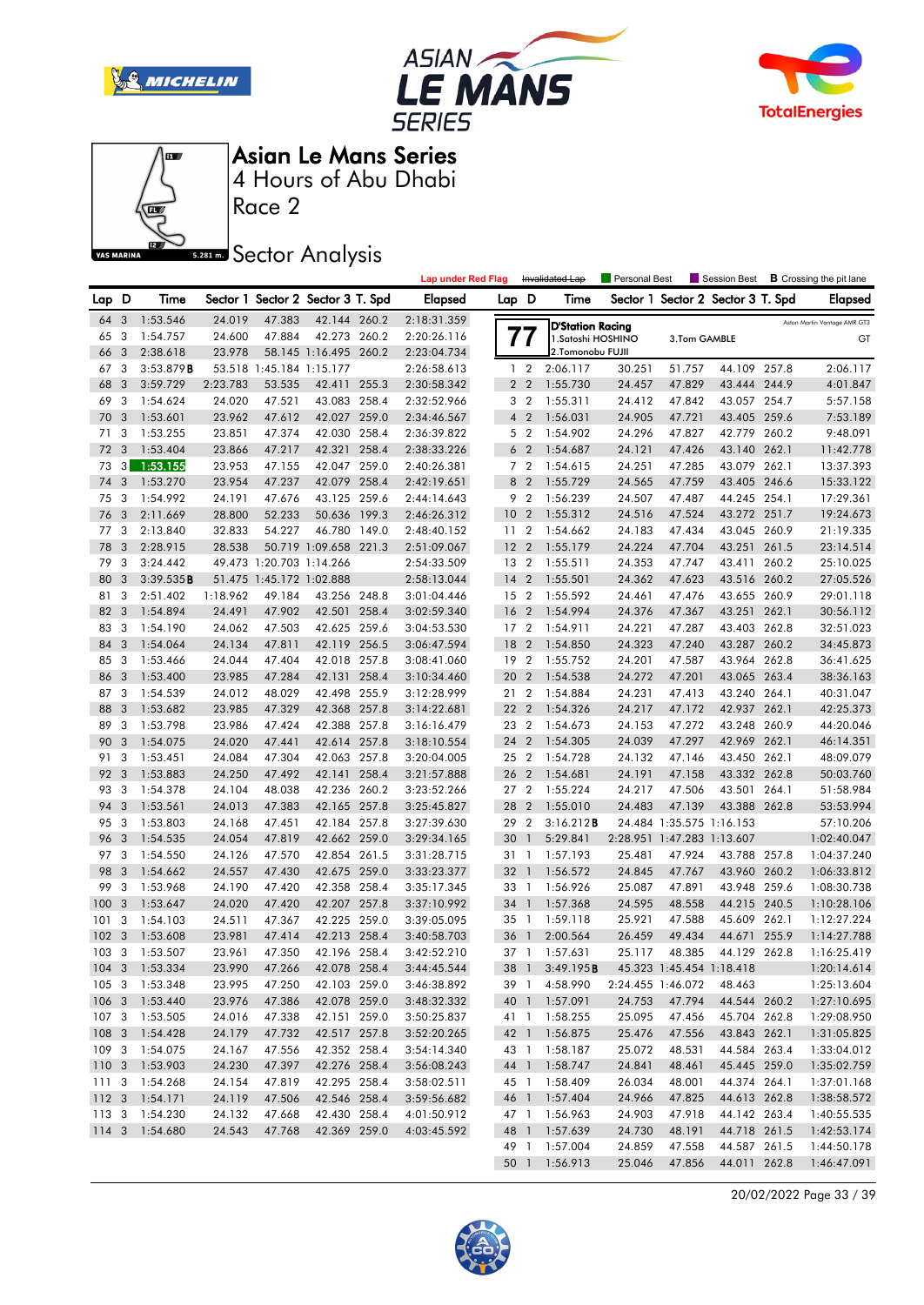# Asian Le Mans Series

4 Hours of Abu Dhabi

Race 2

## Sector Analysis

Lap under Red Flag | ~~Invalidated Lap~~ | Personal Best | Session Best | **B** Crossing the pit lane

| Lap | D | Time | Sector 1 | Sector 2 | Sector 3 | T. Spd | Elapsed |
|---|---|---|---|---|---|---|---|
| 64 | 3 | 1:53.546 | 24.019 | 47.383 | 42.144 | 260.2 | 2:18:31.359 |
| 65 | 3 | 1:54.757 | 24.600 | 47.884 | 42.273 | 260.2 | 2:20:26.116 |
| 66 | 3 | 2:38.618 | 23.978 | 58.145 | 1:16.495 | 260.2 | 2:23:04.734 |
| 67 | 3 | 3:53.879**B** | 53.518 | 1:45.184 | 1:15.177 | | 2:26:58.613 |
| 68 | 3 | 3:59.729 | 2:23.783 | 53.535 | 42.411 | 255.3 | 2:30:58.342 |
| 69 | 3 | 1:54.624 | 24.020 | 47.521 | 43.083 | 258.4 | 2:32:52.966 |
| 70 | 3 | 1:53.601 | 23.962 | 47.612 | 42.027 | 259.0 | 2:34:46.567 |
| 71 | 3 | 1:53.255 | 23.851 | 47.374 | 42.030 | 258.4 | 2:36:39.822 |
| 72 | 3 | 1:53.404 | 23.866 | 47.217 | 42.321 | 258.4 | 2:38:33.226 |
| 73 | 3 | 1:53.155 | 23.953 | 47.155 | 42.047 | 259.0 | 2:40:26.381 |
| 74 | 3 | 1:53.270 | 23.954 | 47.237 | 42.079 | 258.4 | 2:42:19.651 |
| 75 | 3 | 1:54.992 | 24.191 | 47.676 | 43.125 | 259.6 | 2:44:14.643 |
| 76 | 3 | 2:11.669 | 28.800 | 52.233 | 50.636 | 199.3 | 2:46:26.312 |
| 77 | 3 | 2:13.840 | 32.833 | 54.227 | 46.780 | 149.0 | 2:48:40.152 |
| 78 | 3 | 2:28.915 | 28.538 | 50.719 | 1:09.658 | 221.3 | 2:51:09.067 |
| 79 | 3 | 3:24.442 | 49.473 | 1:20.703 | 1:14.266 | | 2:54:33.509 |
| 80 | 3 | 3:39.535**B** | 51.475 | 1:45.172 | 1:02.888 | | 2:58:13.044 |
| 81 | 3 | 2:51.402 | 1:18.962 | 49.184 | 43.256 | 248.8 | 3:01:04.446 |
| 82 | 3 | 1:54.894 | 24.491 | 47.902 | 42.501 | 258.4 | 3:02:59.340 |
| 83 | 3 | 1:54.190 | 24.062 | 47.503 | 42.625 | 259.6 | 3:04:53.530 |
| 84 | 3 | 1:54.064 | 24.134 | 47.811 | 42.119 | 256.5 | 3:06:47.594 |
| 85 | 3 | 1:53.466 | 24.044 | 47.404 | 42.018 | 257.8 | 3:08:41.060 |
| 86 | 3 | 1:53.400 | 23.985 | 47.284 | 42.131 | 258.4 | 3:10:34.460 |
| 87 | 3 | 1:54.539 | 24.012 | 48.029 | 42.498 | 255.9 | 3:12:28.999 |
| 88 | 3 | 1:53.682 | 23.985 | 47.329 | 42.368 | 257.8 | 3:14:22.681 |
| 89 | 3 | 1:53.798 | 23.986 | 47.424 | 42.388 | 257.8 | 3:16:16.479 |
| 90 | 3 | 1:54.075 | 24.020 | 47.441 | 42.614 | 257.8 | 3:18:10.554 |
| 91 | 3 | 1:53.451 | 24.084 | 47.304 | 42.063 | 257.8 | 3:20:04.005 |
| 92 | 3 | 1:53.883 | 24.250 | 47.492 | 42.141 | 258.4 | 3:21:57.888 |
| 93 | 3 | 1:54.378 | 24.104 | 48.038 | 42.236 | 260.2 | 3:23:52.266 |
| 94 | 3 | 1:53.561 | 24.013 | 47.383 | 42.165 | 257.8 | 3:25:45.827 |
| 95 | 3 | 1:53.803 | 24.168 | 47.451 | 42.184 | 257.8 | 3:27:39.630 |
| 96 | 3 | 1:54.535 | 24.054 | 47.819 | 42.662 | 259.0 | 3:29:34.165 |
| 97 | 3 | 1:54.550 | 24.126 | 47.570 | 42.854 | 261.5 | 3:31:28.715 |
| 98 | 3 | 1:54.662 | 24.557 | 47.430 | 42.675 | 259.0 | 3:33:23.377 |
| 99 | 3 | 1:53.968 | 24.190 | 47.420 | 42.358 | 258.4 | 3:35:17.345 |
| 100 | 3 | 1:53.647 | 24.020 | 47.420 | 42.207 | 257.8 | 3:37:10.992 |
| 101 | 3 | 1:54.103 | 24.511 | 47.367 | 42.225 | 259.0 | 3:39:05.095 |
| 102 | 3 | 1:53.608 | 23.981 | 47.414 | 42.213 | 258.4 | 3:40:58.703 |
| 103 | 3 | 1:53.507 | 23.961 | 47.350 | 42.196 | 258.4 | 3:42:52.210 |
| 104 | 3 | 1:53.334 | 23.990 | 47.266 | 42.078 | 258.4 | 3:44:45.544 |
| 105 | 3 | 1:53.348 | 23.995 | 47.250 | 42.103 | 259.0 | 3:46:38.892 |
| 106 | 3 | 1:53.440 | 23.976 | 47.386 | 42.078 | 259.0 | 3:48:32.332 |
| 107 | 3 | 1:53.505 | 24.016 | 47.338 | 42.151 | 259.0 | 3:50:25.837 |
| 108 | 3 | 1:54.428 | 24.179 | 47.732 | 42.517 | 257.8 | 3:52:20.265 |
| 109 | 3 | 1:54.075 | 24.167 | 47.556 | 42.352 | 258.4 | 3:54:14.340 |
| 110 | 3 | 1:53.903 | 24.230 | 47.397 | 42.276 | 258.4 | 3:56:08.243 |
| 111 | 3 | 1:54.268 | 24.154 | 47.819 | 42.295 | 258.4 | 3:58:02.511 |
| 112 | 3 | 1:54.171 | 24.119 | 47.506 | 42.546 | 258.4 | 3:59:56.682 |
| 113 | 3 | 1:54.230 | 24.132 | 47.668 | 42.430 | 258.4 | 4:01:50.912 |
| 114 | 3 | 1:54.680 | 24.543 | 47.768 | 42.369 | 259.0 | 4:03:45.592 |

**77** — D'Station Racing — Aston Martin Vantage AMR GT3 — GT

1.Satoshi HOSHINO, 2.Tomonobu FUJII, 3.Tom GAMBLE

| Lap | D | Time | Sector 1 | Sector 2 | Sector 3 | T. Spd | Elapsed |
|---|---|---|---|---|---|---|---|
| 1 | 2 | 2:06.117 | 30.251 | 51.757 | 44.109 | 257.8 | 2:06.117 |
| 2 | 2 | 1:55.730 | 24.457 | 47.829 | 43.444 | 244.9 | 4:01.847 |
| 3 | 2 | 1:55.311 | 24.412 | 47.842 | 43.057 | 254.7 | 5:57.158 |
| 4 | 2 | 1:56.031 | 24.905 | 47.721 | 43.405 | 259.6 | 7:53.189 |
| 5 | 2 | 1:54.902 | 24.296 | 47.827 | 42.779 | 260.2 | 9:48.091 |
| 6 | 2 | 1:54.687 | 24.121 | 47.426 | 43.140 | 262.1 | 11:42.778 |
| 7 | 2 | 1:54.615 | 24.251 | 47.285 | 43.079 | 262.1 | 13:37.393 |
| 8 | 2 | 1:55.729 | 24.565 | 47.759 | 43.405 | 246.6 | 15:33.122 |
| 9 | 2 | 1:56.239 | 24.507 | 47.487 | 44.245 | 254.1 | 17:29.361 |
| 10 | 2 | 1:55.312 | 24.516 | 47.524 | 43.272 | 251.7 | 19:24.673 |
| 11 | 2 | 1:54.662 | 24.183 | 47.434 | 43.045 | 260.9 | 21:19.335 |
| 12 | 2 | 1:55.179 | 24.224 | 47.704 | 43.251 | 261.5 | 23:14.514 |
| 13 | 2 | 1:55.511 | 24.353 | 47.747 | 43.411 | 260.2 | 25:10.025 |
| 14 | 2 | 1:55.501 | 24.362 | 47.623 | 43.516 | 260.2 | 27:05.526 |
| 15 | 2 | 1:55.592 | 24.461 | 47.476 | 43.655 | 260.9 | 29:01.118 |
| 16 | 2 | 1:54.994 | 24.376 | 47.367 | 43.251 | 262.1 | 30:56.112 |
| 17 | 2 | 1:54.911 | 24.221 | 47.287 | 43.403 | 262.8 | 32:51.023 |
| 18 | 2 | 1:54.850 | 24.323 | 47.240 | 43.287 | 260.2 | 34:45.873 |
| 19 | 2 | 1:55.752 | 24.201 | 47.587 | 43.964 | 262.8 | 36:41.625 |
| 20 | 2 | 1:54.538 | 24.272 | 47.201 | 43.065 | 263.4 | 38:36.163 |
| 21 | 2 | 1:54.884 | 24.231 | 47.413 | 43.240 | 264.1 | 40:31.047 |
| 22 | 2 | 1:54.326 | 24.217 | 47.172 | 42.937 | 262.1 | 42:25.373 |
| 23 | 2 | 1:54.673 | 24.153 | 47.272 | 43.248 | 260.9 | 44:20.046 |
| 24 | 2 | 1:54.305 | 24.039 | 47.297 | 42.969 | 262.1 | 46:14.351 |
| 25 | 2 | 1:54.728 | 24.132 | 47.146 | 43.450 | 262.1 | 48:09.079 |
| 26 | 2 | 1:54.681 | 24.191 | 47.158 | 43.332 | 262.8 | 50:03.760 |
| 27 | 2 | 1:55.224 | 24.217 | 47.506 | 43.501 | 264.1 | 51:58.984 |
| 28 | 2 | 1:55.010 | 24.483 | 47.139 | 43.388 | 262.8 | 53:53.994 |
| 29 | 2 | 3:16.212**B** | 24.484 | 1:35.575 | 1:16.153 | | 57:10.206 |
| 30 | 1 | 5:29.841 | 2:28.951 | 1:47.283 | 1:13.607 | | 1:02:40.047 |
| 31 | 1 | 1:57.193 | 25.481 | 47.924 | 43.788 | 257.8 | 1:04:37.240 |
| 32 | 1 | 1:56.572 | 24.845 | 47.767 | 43.960 | 260.2 | 1:06:33.812 |
| 33 | 1 | 1:56.926 | 25.087 | 47.891 | 43.948 | 259.6 | 1:08:30.738 |
| 34 | 1 | 1:57.368 | 24.595 | 48.558 | 44.215 | 240.5 | 1:10:28.106 |
| 35 | 1 | 1:59.118 | 25.921 | 47.588 | 45.609 | 262.1 | 1:12:27.224 |
| 36 | 1 | 2:00.564 | 26.459 | 49.434 | 44.671 | 255.9 | 1:14:27.788 |
| 37 | 1 | 1:57.631 | 25.117 | 48.385 | 44.129 | 262.8 | 1:16:25.419 |
| 38 | 1 | 3:49.195**B** | 45.323 | 1:45.454 | 1:18.418 | | 1:20:14.614 |
| 39 | 1 | 4:58.990 | 2:24.455 | 1:46.072 | 48.463 | | 1:25:13.604 |
| 40 | 1 | 1:57.091 | 24.753 | 47.794 | 44.544 | 260.2 | 1:27:10.695 |
| 41 | 1 | 1:58.255 | 25.095 | 47.456 | 45.704 | 262.8 | 1:29:08.950 |
| 42 | 1 | 1:56.875 | 25.476 | 47.556 | 43.843 | 262.1 | 1:31:05.825 |
| 43 | 1 | 1:58.187 | 25.072 | 48.531 | 44.584 | 263.4 | 1:33:04.012 |
| 44 | 1 | 1:58.747 | 24.841 | 48.461 | 45.445 | 259.0 | 1:35:02.759 |
| 45 | 1 | 1:58.409 | 26.034 | 48.001 | 44.374 | 264.1 | 1:37:01.168 |
| 46 | 1 | 1:57.404 | 24.966 | 47.825 | 44.613 | 262.8 | 1:38:58.572 |
| 47 | 1 | 1:56.963 | 24.903 | 47.918 | 44.142 | 263.4 | 1:40:55.535 |
| 48 | 1 | 1:57.639 | 24.730 | 48.191 | 44.718 | 261.5 | 1:42:53.174 |
| 49 | 1 | 1:57.004 | 24.859 | 47.558 | 44.587 | 261.5 | 1:44:50.178 |
| 50 | 1 | 1:56.913 | 25.046 | 47.856 | 44.011 | 262.8 | 1:46:47.091 |

20/02/2022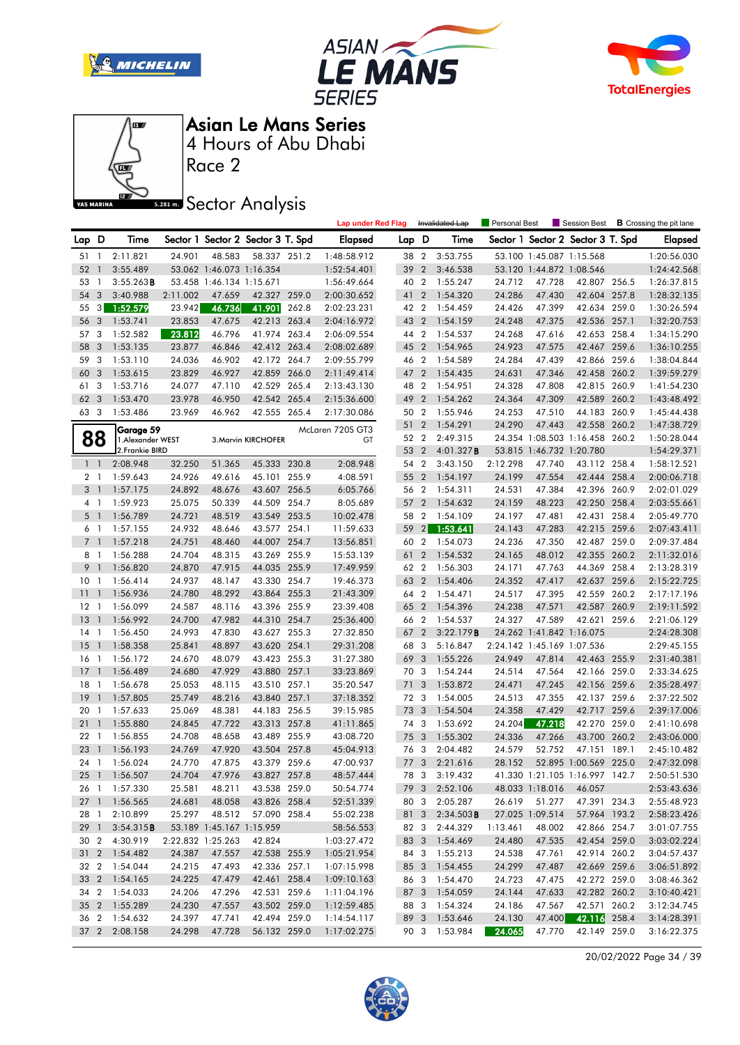# Asian Le Mans Series

## 4 Hours of Abu Dhabi

### Race 2

## Sector Analysis

Lap under Red Flag | ~~Invalidated Lap~~ | Personal Best | Session Best | **B** Crossing the pit lane

| Lap | D | Time | Sector 1 | Sector 2 | Sector 3 | T. Spd | Elapsed |
|---|---|---|---|---|---|---|---|
| 51 | 1 | 2:11.821 | 24.901 | 48.583 | 58.337 | 251.2 | 1:48:58.912 |
| 52 | 1 | 3:55.489 | 53.062 | 1:46.073 | 1:16.354 | | 1:52:54.401 |
| 53 | 1 | 3:55.263**B** | 53.458 | 1:46.134 | 1:15.671 | | 1:56:49.664 |
| 54 | 3 | 3:40.988 | 2:11.002 | 47.659 | 42.327 | 259.0 | 2:00:30.652 |
| 55 | 3 | 1:52.579 | 23.942 | 46.736 | 41.901 | 262.8 | 2:02:23.231 |
| 56 | 3 | 1:53.741 | 23.853 | 47.675 | 42.213 | 263.4 | 2:04:16.972 |
| 57 | 3 | 1:52.582 | 23.812 | 46.796 | 41.974 | 263.4 | 2:06:09.554 |
| 58 | 3 | 1:53.135 | 23.877 | 46.846 | 42.412 | 263.4 | 2:08:02.689 |
| 59 | 3 | 1:53.110 | 24.036 | 46.902 | 42.172 | 264.7 | 2:09:55.799 |
| 60 | 3 | 1:53.615 | 23.829 | 46.927 | 42.859 | 266.0 | 2:11:49.414 |
| 61 | 3 | 1:53.716 | 24.077 | 47.110 | 42.529 | 265.4 | 2:13:43.130 |
| 62 | 3 | 1:53.470 | 23.978 | 46.950 | 42.542 | 265.4 | 2:15:36.600 |
| 63 | 3 | 1:53.486 | 23.969 | 46.962 | 42.555 | 265.4 | 2:17:30.086 |

**88** — Garage 59 — McLaren 720S GT3 — GT
1.Alexander WEST, 2.Frankie BIRD, 3.Marvin KIRCHOFER

| Lap | D | Time | Sector 1 | Sector 2 | Sector 3 | T. Spd | Elapsed |
|---|---|---|---|---|---|---|---|
| 1 | 1 | 2:08.948 | 32.250 | 51.365 | 45.333 | 230.8 | 2:08.948 |
| 2 | 1 | 1:59.643 | 24.926 | 49.616 | 45.101 | 255.9 | 4:08.591 |
| 3 | 1 | 1:57.175 | 24.892 | 48.676 | 43.607 | 256.5 | 6:05.766 |
| 4 | 1 | 1:59.923 | 25.075 | 50.339 | 44.509 | 254.7 | 8:05.689 |
| 5 | 1 | 1:56.789 | 24.721 | 48.519 | 43.549 | 253.5 | 10:02.478 |
| 6 | 1 | 1:57.155 | 24.932 | 48.646 | 43.577 | 254.1 | 11:59.633 |
| 7 | 1 | 1:57.218 | 24.751 | 48.460 | 44.007 | 254.7 | 13:56.851 |
| 8 | 1 | 1:56.288 | 24.704 | 48.315 | 43.269 | 255.9 | 15:53.139 |
| 9 | 1 | 1:56.820 | 24.870 | 47.915 | 44.035 | 255.9 | 17:49.959 |
| 10 | 1 | 1:56.414 | 24.937 | 48.147 | 43.330 | 254.7 | 19:46.373 |
| 11 | 1 | 1:56.936 | 24.780 | 48.292 | 43.864 | 255.3 | 21:43.309 |
| 12 | 1 | 1:56.099 | 24.587 | 48.116 | 43.396 | 255.9 | 23:39.408 |
| 13 | 1 | 1:56.992 | 24.700 | 47.982 | 44.310 | 254.7 | 25:36.400 |
| 14 | 1 | 1:56.450 | 24.993 | 47.830 | 43.627 | 255.3 | 27:32.850 |
| 15 | 1 | 1:58.358 | 25.841 | 48.897 | 43.620 | 254.1 | 29:31.208 |
| 16 | 1 | 1:56.172 | 24.670 | 48.079 | 43.423 | 255.3 | 31:27.380 |
| 17 | 1 | 1:56.489 | 24.680 | 47.929 | 43.880 | 257.1 | 33:23.869 |
| 18 | 1 | 1:56.678 | 25.053 | 48.115 | 43.510 | 257.1 | 35:20.547 |
| 19 | 1 | 1:57.805 | 25.749 | 48.216 | 43.840 | 257.1 | 37:18.352 |
| 20 | 1 | 1:57.633 | 25.069 | 48.381 | 44.183 | 256.5 | 39:15.985 |
| 21 | 1 | 1:55.880 | 24.845 | 47.722 | 43.313 | 257.8 | 41:11.865 |
| 22 | 1 | 1:56.855 | 24.708 | 48.658 | 43.489 | 255.9 | 43:08.720 |
| 23 | 1 | 1:56.193 | 24.769 | 47.920 | 43.504 | 257.8 | 45:04.913 |
| 24 | 1 | 1:56.024 | 24.770 | 47.875 | 43.379 | 259.6 | 47:00.937 |
| 25 | 1 | 1:56.507 | 24.704 | 47.976 | 43.827 | 257.8 | 48:57.444 |
| 26 | 1 | 1:57.330 | 25.581 | 48.211 | 43.538 | 259.0 | 50:54.774 |
| 27 | 1 | 1:56.565 | 24.681 | 48.058 | 43.826 | 258.4 | 52:51.339 |
| 28 | 1 | 2:10.899 | 25.297 | 48.512 | 57.090 | 258.4 | 55:02.238 |
| 29 | 1 | 3:54.315**B** | 53.189 | 1:45.167 | 1:15.959 | | 58:56.553 |
| 30 | 2 | 4:30.919 | 2:22.832 | 1:25.263 | 42.824 | | 1:03:27.472 |
| 31 | 2 | 1:54.482 | 24.387 | 47.557 | 42.538 | 255.9 | 1:05:21.954 |
| 32 | 2 | 1:54.044 | 24.215 | 47.493 | 42.336 | 257.1 | 1:07:15.998 |
| 33 | 2 | 1:54.165 | 24.225 | 47.479 | 42.461 | 258.4 | 1:09:10.163 |
| 34 | 2 | 1:54.033 | 24.206 | 47.296 | 42.531 | 259.6 | 1:11:04.196 |
| 35 | 2 | 1:55.289 | 24.230 | 47.557 | 43.502 | 259.0 | 1:12:59.485 |
| 36 | 2 | 1:54.632 | 24.397 | 47.741 | 42.494 | 259.0 | 1:14:54.117 |
| 37 | 2 | 2:08.158 | 24.298 | 47.728 | 56.132 | 259.0 | 1:17:02.275 |
| 38 | 2 | 3:53.755 | 53.100 | 1:45.087 | 1:15.568 | | 1:20:56.030 |
| 39 | 2 | 3:46.538 | 53.120 | 1:44.872 | 1:08.546 | | 1:24:42.568 |
| 40 | 2 | 1:55.247 | 24.712 | 47.728 | 42.807 | 256.5 | 1:26:37.815 |
| 41 | 2 | 1:54.320 | 24.286 | 47.430 | 42.604 | 257.8 | 1:28:32.135 |
| 42 | 2 | 1:54.459 | 24.426 | 47.399 | 42.634 | 259.0 | 1:30:26.594 |
| 43 | 2 | 1:54.159 | 24.248 | 47.375 | 42.536 | 257.1 | 1:32:20.753 |
| 44 | 2 | 1:54.537 | 24.268 | 47.616 | 42.653 | 258.4 | 1:34:15.290 |
| 45 | 2 | 1:54.965 | 24.923 | 47.575 | 42.467 | 259.6 | 1:36:10.255 |
| 46 | 2 | 1:54.589 | 24.284 | 47.439 | 42.866 | 259.6 | 1:38:04.844 |
| 47 | 2 | 1:54.435 | 24.631 | 47.346 | 42.458 | 260.2 | 1:39:59.279 |
| 48 | 2 | 1:54.951 | 24.328 | 47.808 | 42.815 | 260.9 | 1:41:54.230 |
| 49 | 2 | 1:54.262 | 24.364 | 47.309 | 42.589 | 260.2 | 1:43:48.492 |
| 50 | 2 | 1:55.946 | 24.253 | 47.510 | 44.183 | 260.9 | 1:45:44.438 |
| 51 | 2 | 1:54.291 | 24.290 | 47.443 | 42.558 | 260.2 | 1:47:38.729 |
| 52 | 2 | 2:49.315 | 24.354 | 1:08.503 | 1:16.458 | 260.2 | 1:50:28.044 |
| 53 | 2 | 4:01.327**B** | 53.815 | 1:46.732 | 1:20.780 | | 1:54:29.371 |
| 54 | 2 | 3:43.150 | 2:12.298 | 47.740 | 43.112 | 258.4 | 1:58:12.521 |
| 55 | 2 | 1:54.197 | 24.199 | 47.554 | 42.444 | 258.4 | 2:00:06.718 |
| 56 | 2 | 1:54.311 | 24.531 | 47.384 | 42.396 | 260.9 | 2:02:01.029 |
| 57 | 2 | 1:54.632 | 24.159 | 48.223 | 42.250 | 258.4 | 2:03:55.661 |
| 58 | 2 | 1:54.109 | 24.197 | 47.481 | 42.431 | 258.4 | 2:05:49.770 |
| 59 | 2 | 1:53.641 | 24.143 | 47.283 | 42.215 | 259.6 | 2:07:43.411 |
| 60 | 2 | 1:54.073 | 24.236 | 47.350 | 42.487 | 259.0 | 2:09:37.484 |
| 61 | 2 | 1:54.532 | 24.165 | 48.012 | 42.355 | 260.2 | 2:11:32.016 |
| 62 | 2 | 1:56.303 | 24.171 | 47.763 | 44.369 | 258.4 | 2:13:28.319 |
| 63 | 2 | 1:54.406 | 24.352 | 47.417 | 42.637 | 259.6 | 2:15:22.725 |
| 64 | 2 | 1:54.471 | 24.517 | 47.395 | 42.559 | 260.2 | 2:17:17.196 |
| 65 | 2 | 1:54.396 | 24.238 | 47.571 | 42.587 | 260.9 | 2:19:11.592 |
| 66 | 2 | 1:54.537 | 24.327 | 47.589 | 42.621 | 259.6 | 2:21:06.129 |
| 67 | 2 | 3:22.179**B** | 24.262 | 1:41.842 | 1:16.075 | | 2:24:28.308 |
| 68 | 3 | 5:16.847 | 2:24.142 | 1:45.169 | 1:07.536 | | 2:29:45.155 |
| 69 | 3 | 1:55.226 | 24.949 | 47.814 | 42.463 | 255.9 | 2:31:40.381 |
| 70 | 3 | 1:54.244 | 24.514 | 47.564 | 42.166 | 259.0 | 2:33:34.625 |
| 71 | 3 | 1:53.872 | 24.471 | 47.245 | 42.156 | 259.6 | 2:35:28.497 |
| 72 | 3 | 1:54.005 | 24.513 | 47.355 | 42.137 | 259.6 | 2:37:22.502 |
| 73 | 3 | 1:54.504 | 24.358 | 47.429 | 42.717 | 259.6 | 2:39:17.006 |
| 74 | 3 | 1:53.692 | 24.204 | 47.218 | 42.270 | 259.0 | 2:41:10.698 |
| 75 | 3 | 1:55.302 | 24.336 | 47.266 | 43.700 | 260.2 | 2:43:06.000 |
| 76 | 3 | 2:04.482 | 24.579 | 52.752 | 47.151 | 189.1 | 2:45:10.482 |
| 77 | 3 | 2:21.616 | 28.152 | 52.895 | 1:00.569 | 225.0 | 2:47:32.098 |
| 78 | 3 | 3:19.432 | 41.330 | 1:21.105 | 1:16.997 | 142.7 | 2:50:51.530 |
| 79 | 3 | 2:52.106 | 48.033 | 1:18.016 | 46.057 | | 2:53:43.636 |
| 80 | 3 | 2:05.287 | 26.619 | 51.277 | 47.391 | 234.3 | 2:55:48.923 |
| 81 | 3 | 2:34.503**B** | 27.025 | 1:09.514 | 57.964 | 193.2 | 2:58:23.426 |
| 82 | 3 | 2:44.329 | 1:13.461 | 48.002 | 42.866 | 254.7 | 3:01:07.755 |
| 83 | 3 | 1:54.469 | 24.480 | 47.535 | 42.454 | 259.0 | 3:03:02.224 |
| 84 | 3 | 1:55.213 | 24.538 | 47.761 | 42.914 | 260.2 | 3:04:57.437 |
| 85 | 3 | 1:54.455 | 24.299 | 47.487 | 42.669 | 259.6 | 3:06:51.892 |
| 86 | 3 | 1:54.470 | 24.723 | 47.475 | 42.272 | 259.0 | 3:08:46.362 |
| 87 | 3 | 1:54.059 | 24.144 | 47.633 | 42.282 | 260.2 | 3:10:40.421 |
| 88 | 3 | 1:54.324 | 24.186 | 47.567 | 42.571 | 260.2 | 3:12:34.745 |
| 89 | 3 | 1:53.646 | 24.130 | 47.400 | 42.116 | 258.4 | 3:14:28.391 |
| 90 | 3 | 1:53.984 | 24.065 | 47.770 | 42.149 | 259.0 | 3:16:22.375 |

20/02/2022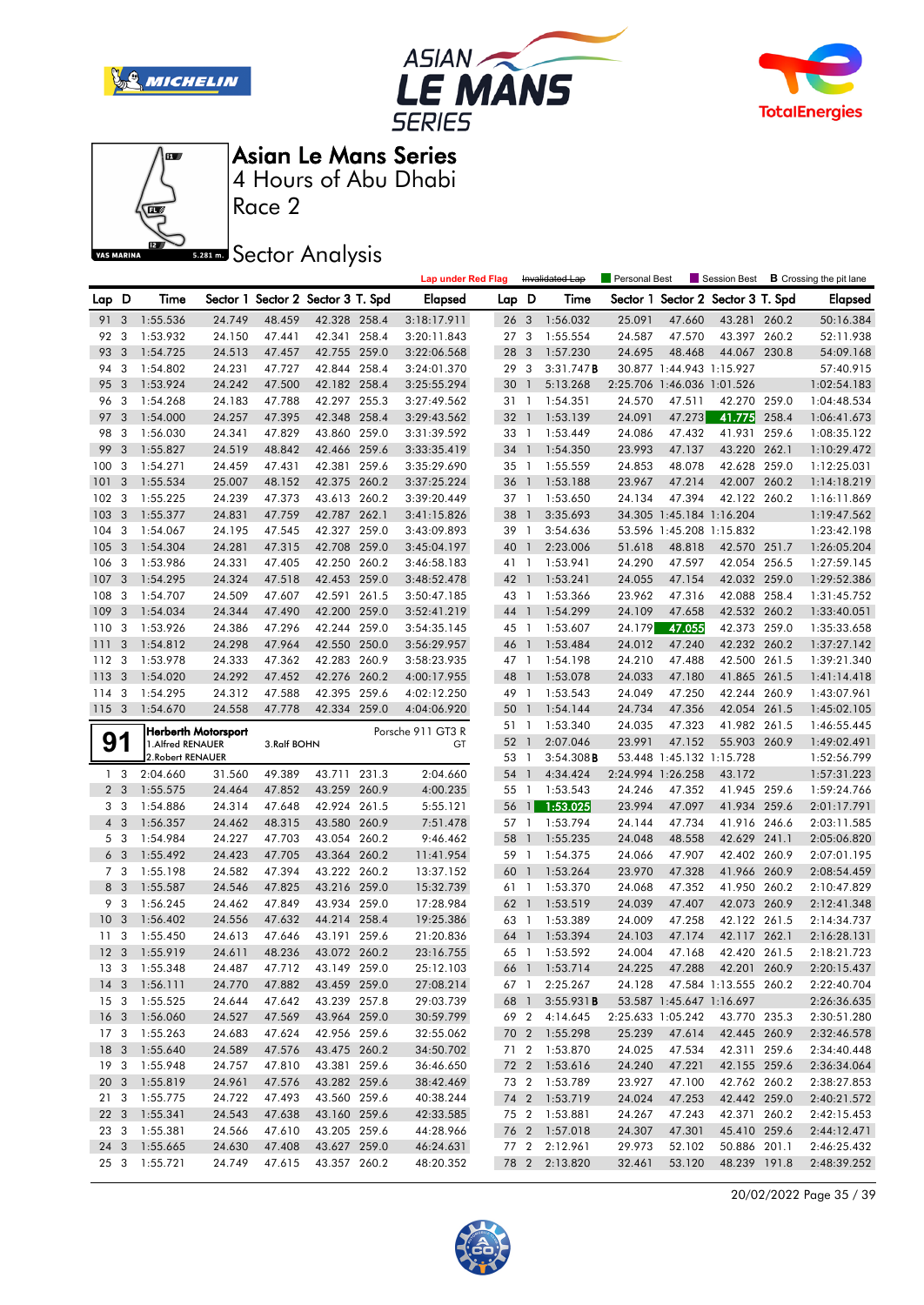# Asian Le Mans Series

4 Hours of Abu Dhabi

Race 2

## Sector Analysis

Lap under Red Flag | ~~Invalidated Lap~~ | Personal Best | Session Best | **B** Crossing the pit lane

| Lap | D | Time | Sector 1 | Sector 2 | Sector 3 | T. Spd | Elapsed |
|---|---|---|---|---|---|---|---|
| 91 | 3 | 1:55.536 | 24.749 | 48.459 | 42.328 | 258.4 | 3:18:17.911 |
| 92 | 3 | 1:53.932 | 24.150 | 47.441 | 42.341 | 258.4 | 3:20:11.843 |
| 93 | 3 | 1:54.725 | 24.513 | 47.457 | 42.755 | 259.0 | 3:22:06.568 |
| 94 | 3 | 1:54.802 | 24.231 | 47.727 | 42.844 | 258.4 | 3:24:01.370 |
| 95 | 3 | 1:53.924 | 24.242 | 47.500 | 42.182 | 258.4 | 3:25:55.294 |
| 96 | 3 | 1:54.268 | 24.183 | 47.788 | 42.297 | 255.3 | 3:27:49.562 |
| 97 | 3 | 1:54.000 | 24.257 | 47.395 | 42.348 | 258.4 | 3:29:43.562 |
| 98 | 3 | 1:56.030 | 24.341 | 47.829 | 43.860 | 259.0 | 3:31:39.592 |
| 99 | 3 | 1:55.827 | 24.519 | 48.842 | 42.466 | 259.6 | 3:33:35.419 |
| 100 | 3 | 1:54.271 | 24.459 | 47.431 | 42.381 | 259.6 | 3:35:29.690 |
| 101 | 3 | 1:55.534 | 25.007 | 48.152 | 42.375 | 260.2 | 3:37:25.224 |
| 102 | 3 | 1:55.225 | 24.239 | 47.373 | 43.613 | 260.2 | 3:39:20.449 |
| 103 | 3 | 1:55.377 | 24.831 | 47.759 | 42.787 | 262.1 | 3:41:15.826 |
| 104 | 3 | 1:54.067 | 24.195 | 47.545 | 42.327 | 259.0 | 3:43:09.893 |
| 105 | 3 | 1:54.304 | 24.281 | 47.315 | 42.708 | 259.0 | 3:45:04.197 |
| 106 | 3 | 1:53.986 | 24.331 | 47.405 | 42.250 | 260.2 | 3:46:58.183 |
| 107 | 3 | 1:54.295 | 24.324 | 47.518 | 42.453 | 259.0 | 3:48:52.478 |
| 108 | 3 | 1:54.707 | 24.509 | 47.607 | 42.591 | 261.5 | 3:50:47.185 |
| 109 | 3 | 1:54.034 | 24.344 | 47.490 | 42.200 | 259.0 | 3:52:41.219 |
| 110 | 3 | 1:53.926 | 24.386 | 47.296 | 42.244 | 259.0 | 3:54:35.145 |
| 111 | 3 | 1:54.812 | 24.298 | 47.964 | 42.550 | 250.0 | 3:56:29.957 |
| 112 | 3 | 1:53.978 | 24.333 | 47.362 | 42.283 | 260.9 | 3:58:23.935 |
| 113 | 3 | 1:54.020 | 24.292 | 47.452 | 42.276 | 260.2 | 4:00:17.955 |
| 114 | 3 | 1:54.295 | 24.312 | 47.588 | 42.395 | 259.6 | 4:02:12.250 |
| 115 | 3 | 1:54.670 | 24.558 | 47.778 | 42.334 | 259.0 | 4:04:06.920 |

**91** Herberth Motorsport — Porsche 911 GT3 R — GT
1.Alfred RENAUER, 2.Robert RENAUER, 3.Ralf BOHN

| Lap | D | Time | Sector 1 | Sector 2 | Sector 3 | T. Spd | Elapsed |
|---|---|---|---|---|---|---|---|
| 1 | 3 | 2:04.660 | 31.560 | 49.389 | 43.711 | 231.3 | 2:04.660 |
| 2 | 3 | 1:55.575 | 24.464 | 47.852 | 43.259 | 260.9 | 4:00.235 |
| 3 | 3 | 1:54.886 | 24.314 | 47.648 | 42.924 | 261.5 | 5:55.121 |
| 4 | 3 | 1:56.357 | 24.462 | 48.315 | 43.580 | 260.9 | 7:51.478 |
| 5 | 3 | 1:54.984 | 24.227 | 47.703 | 43.054 | 260.2 | 9:46.462 |
| 6 | 3 | 1:55.492 | 24.423 | 47.705 | 43.364 | 260.2 | 11:41.954 |
| 7 | 3 | 1:55.198 | 24.582 | 47.394 | 43.222 | 260.2 | 13:37.152 |
| 8 | 3 | 1:55.587 | 24.546 | 47.825 | 43.216 | 259.0 | 15:32.739 |
| 9 | 3 | 1:56.245 | 24.462 | 47.849 | 43.934 | 259.0 | 17:28.984 |
| 10 | 3 | 1:56.402 | 24.556 | 47.632 | 44.214 | 258.4 | 19:25.386 |
| 11 | 3 | 1:55.450 | 24.613 | 47.646 | 43.191 | 259.6 | 21:20.836 |
| 12 | 3 | 1:55.919 | 24.611 | 48.236 | 43.072 | 260.2 | 23:16.755 |
| 13 | 3 | 1:55.348 | 24.487 | 47.712 | 43.149 | 259.0 | 25:12.103 |
| 14 | 3 | 1:56.111 | 24.770 | 47.882 | 43.459 | 259.0 | 27:08.214 |
| 15 | 3 | 1:55.525 | 24.644 | 47.642 | 43.239 | 257.8 | 29:03.739 |
| 16 | 3 | 1:56.060 | 24.527 | 47.569 | 43.964 | 259.0 | 30:59.799 |
| 17 | 3 | 1:55.263 | 24.683 | 47.624 | 42.956 | 259.6 | 32:55.062 |
| 18 | 3 | 1:55.640 | 24.589 | 47.576 | 43.475 | 260.2 | 34:50.702 |
| 19 | 3 | 1:55.948 | 24.757 | 47.810 | 43.381 | 259.6 | 36:46.650 |
| 20 | 3 | 1:55.819 | 24.961 | 47.576 | 43.282 | 259.6 | 38:42.469 |
| 21 | 3 | 1:55.775 | 24.722 | 47.493 | 43.560 | 259.6 | 40:38.244 |
| 22 | 3 | 1:55.341 | 24.543 | 47.638 | 43.160 | 259.6 | 42:33.585 |
| 23 | 3 | 1:55.381 | 24.566 | 47.610 | 43.205 | 259.6 | 44:28.966 |
| 24 | 3 | 1:55.665 | 24.630 | 47.408 | 43.627 | 259.0 | 46:24.631 |
| 25 | 3 | 1:55.721 | 24.749 | 47.615 | 43.357 | 260.2 | 48:20.352 |
| 26 | 3 | 1:56.032 | 25.091 | 47.660 | 43.281 | 260.2 | 50:16.384 |
| 27 | 3 | 1:55.554 | 24.587 | 47.570 | 43.397 | 260.2 | 52:11.938 |
| 28 | 3 | 1:57.230 | 24.695 | 48.468 | 44.067 | 230.8 | 54:09.168 |
| 29 | 3 | 3:31.747 **B** | 30.877 | 1:44.943 | 1:15.927 | | 57:40.915 |
| 30 | 1 | 5:13.268 | 2:25.706 | 1:46.036 | 1:01.526 | | 1:02:54.183 |
| 31 | 1 | 1:54.351 | 24.570 | 47.511 | 42.270 | 259.0 | 1:04:48.534 |
| 32 | 1 | 1:53.139 | 24.091 | 47.273 | 41.775 | 258.4 | 1:06:41.673 |
| 33 | 1 | 1:53.449 | 24.086 | 47.432 | 41.931 | 259.6 | 1:08:35.122 |
| 34 | 1 | 1:54.350 | 23.993 | 47.137 | 43.220 | 262.1 | 1:10:29.472 |
| 35 | 1 | 1:55.559 | 24.853 | 48.078 | 42.628 | 259.0 | 1:12:25.031 |
| 36 | 1 | 1:53.188 | 23.967 | 47.214 | 42.007 | 260.2 | 1:14:18.219 |
| 37 | 1 | 1:53.650 | 24.134 | 47.394 | 42.122 | 260.2 | 1:16:11.869 |
| 38 | 1 | 3:35.693 | 34.305 | 1:45.184 | 1:16.204 | | 1:19:47.562 |
| 39 | 1 | 3:54.636 | 53.596 | 1:45.208 | 1:15.832 | | 1:23:42.198 |
| 40 | 1 | 2:23.006 | 51.618 | 48.818 | 42.570 | 251.7 | 1:26:05.204 |
| 41 | 1 | 1:53.941 | 24.290 | 47.597 | 42.054 | 256.5 | 1:27:59.145 |
| 42 | 1 | 1:53.241 | 24.055 | 47.154 | 42.032 | 259.0 | 1:29:52.386 |
| 43 | 1 | 1:53.366 | 23.962 | 47.316 | 42.088 | 258.4 | 1:31:45.752 |
| 44 | 1 | 1:54.299 | 24.109 | 47.658 | 42.532 | 260.2 | 1:33:40.051 |
| 45 | 1 | 1:53.607 | 24.179 | 47.055 | 42.373 | 259.0 | 1:35:33.658 |
| 46 | 1 | 1:53.484 | 24.012 | 47.240 | 42.232 | 260.2 | 1:37:27.142 |
| 47 | 1 | 1:54.198 | 24.210 | 47.488 | 42.500 | 261.5 | 1:39:21.340 |
| 48 | 1 | 1:53.078 | 24.033 | 47.180 | 41.865 | 261.5 | 1:41:14.418 |
| 49 | 1 | 1:53.543 | 24.049 | 47.250 | 42.244 | 260.9 | 1:43:07.961 |
| 50 | 1 | 1:54.144 | 24.734 | 47.356 | 42.054 | 261.5 | 1:45:02.105 |
| 51 | 1 | 1:53.340 | 24.035 | 47.323 | 41.982 | 261.5 | 1:46:55.445 |
| 52 | 1 | 2:07.046 | 23.991 | 47.152 | 55.903 | 260.9 | 1:49:02.491 |
| 53 | 1 | 3:54.308 **B** | 53.448 | 1:45.132 | 1:15.728 | | 1:52:56.799 |
| 54 | 1 | 4:34.424 | 2:24.994 | 1:26.258 | 43.172 | | 1:57:31.223 |
| 55 | 1 | 1:53.543 | 24.246 | 47.352 | 41.945 | 259.6 | 1:59:24.766 |
| 56 | 1 | 1:53.025 | 23.994 | 47.097 | 41.934 | 259.6 | 2:01:17.791 |
| 57 | 1 | 1:53.794 | 24.144 | 47.734 | 41.916 | 246.6 | 2:03:11.585 |
| 58 | 1 | 1:55.235 | 24.048 | 48.558 | 42.629 | 241.1 | 2:05:06.820 |
| 59 | 1 | 1:54.375 | 24.066 | 47.907 | 42.402 | 260.9 | 2:07:01.195 |
| 60 | 1 | 1:53.264 | 23.970 | 47.328 | 41.966 | 260.9 | 2:08:54.459 |
| 61 | 1 | 1:53.370 | 24.068 | 47.352 | 41.950 | 260.2 | 2:10:47.829 |
| 62 | 1 | 1:53.519 | 24.039 | 47.407 | 42.073 | 260.9 | 2:12:41.348 |
| 63 | 1 | 1:53.389 | 24.009 | 47.258 | 42.122 | 261.5 | 2:14:34.737 |
| 64 | 1 | 1:53.394 | 24.103 | 47.174 | 42.117 | 262.1 | 2:16:28.131 |
| 65 | 1 | 1:53.592 | 24.004 | 47.168 | 42.420 | 261.5 | 2:18:21.723 |
| 66 | 1 | 1:53.714 | 24.225 | 47.288 | 42.201 | 260.9 | 2:20:15.437 |
| 67 | 1 | 2:25.267 | 24.128 | 47.584 | 1:13.555 | 260.2 | 2:22:40.704 |
| 68 | 1 | 3:55.931 **B** | 53.587 | 1:45.647 | 1:16.697 | | 2:26:36.635 |
| 69 | 2 | 4:14.645 | 2:25.633 | 1:05.242 | 43.770 | 235.3 | 2:30:51.280 |
| 70 | 2 | 1:55.298 | 25.239 | 47.614 | 42.445 | 260.9 | 2:32:46.578 |
| 71 | 2 | 1:53.870 | 24.025 | 47.534 | 42.311 | 259.6 | 2:34:40.448 |
| 72 | 2 | 1:53.616 | 24.240 | 47.221 | 42.155 | 259.6 | 2:36:34.064 |
| 73 | 2 | 1:53.789 | 23.927 | 47.100 | 42.762 | 260.2 | 2:38:27.853 |
| 74 | 2 | 1:53.719 | 24.024 | 47.253 | 42.442 | 259.0 | 2:40:21.572 |
| 75 | 2 | 1:53.881 | 24.267 | 47.243 | 42.371 | 260.2 | 2:42:15.453 |
| 76 | 2 | 1:57.018 | 24.307 | 47.301 | 45.410 | 259.6 | 2:44:12.471 |
| 77 | 2 | 2:12.961 | 29.973 | 52.102 | 50.886 | 201.1 | 2:46:25.432 |
| 78 | 2 | 2:13.820 | 32.461 | 53.120 | 48.239 | 191.8 | 2:48:39.252 |

20/02/2022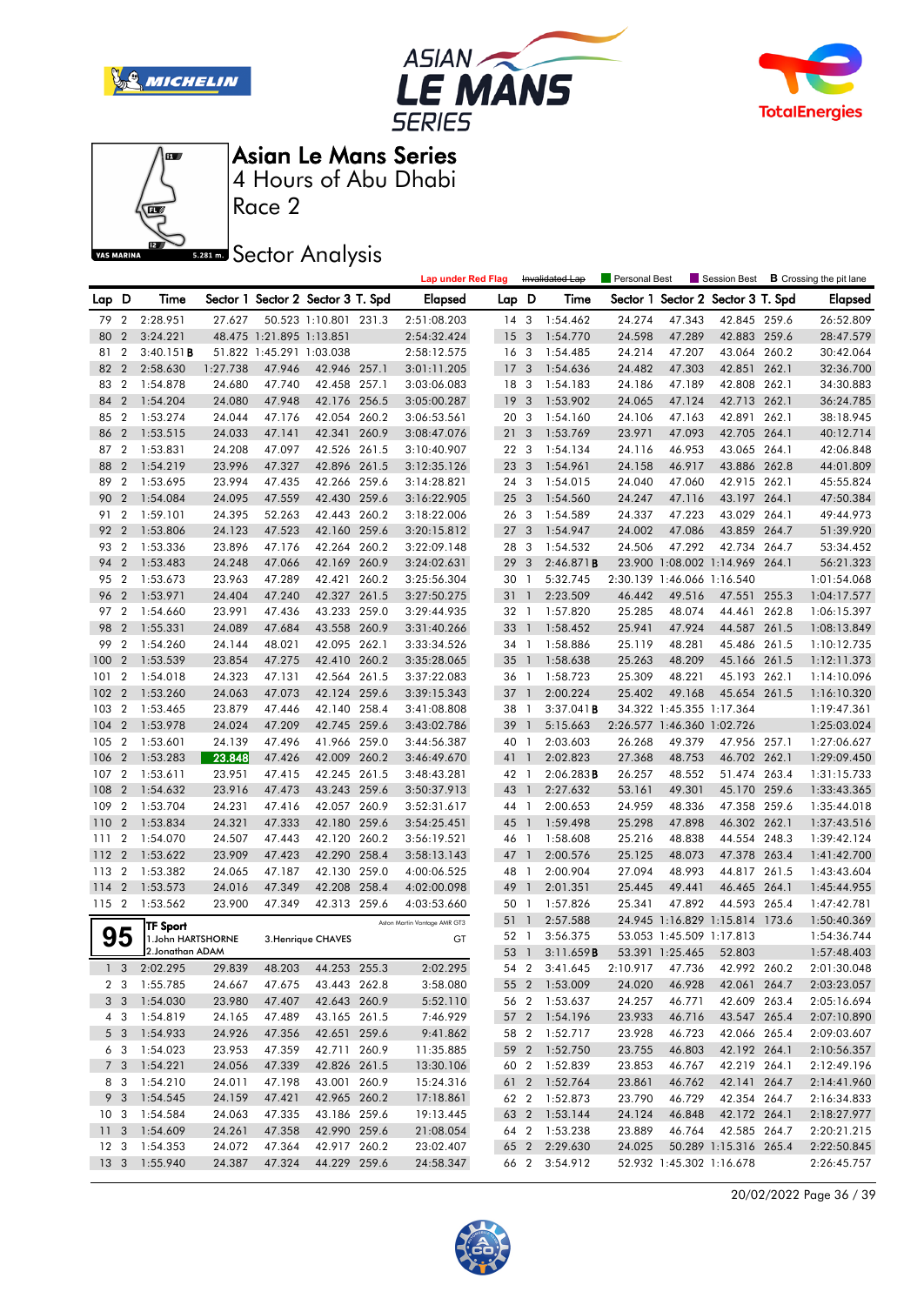# Asian Le Mans Series

4 Hours of Abu Dhabi

Race 2

## Sector Analysis

Lap under Red Flag | Invalidated Lap | Personal Best | Session Best | B Crossing the pit lane

| Lap | D | Time | Sector 1 | Sector 2 | Sector 3 | T. Spd | Elapsed |
|---|---|---|---|---|---|---|---|
| 79 | 2 | 2:28.951 | 27.627 | 50.523 | 1:10.801 | 231.3 | 2:51:08.203 |
| 80 | 2 | 3:24.221 | 48.475 | 1:21.895 | 1:13.851 | | 2:54:32.424 |
| 81 | 2 | 3:40.151 B | 51.822 | 1:45.291 | 1:03.038 | | 2:58:12.575 |
| 82 | 2 | 2:58.630 | 1:27.738 | 47.946 | 42.946 | 257.1 | 3:01:11.205 |
| 83 | 2 | 1:54.878 | 24.680 | 47.740 | 42.458 | 257.1 | 3:03:06.083 |
| 84 | 2 | 1:54.204 | 24.080 | 47.948 | 42.176 | 256.5 | 3:05:00.287 |
| 85 | 2 | 1:53.274 | 24.044 | 47.176 | 42.054 | 260.2 | 3:06:53.561 |
| 86 | 2 | 1:53.515 | 24.033 | 47.141 | 42.341 | 260.9 | 3:08:47.076 |
| 87 | 2 | 1:53.831 | 24.208 | 47.097 | 42.526 | 261.5 | 3:10:40.907 |
| 88 | 2 | 1:54.219 | 23.996 | 47.327 | 42.896 | 261.5 | 3:12:35.126 |
| 89 | 2 | 1:53.695 | 23.994 | 47.435 | 42.266 | 259.6 | 3:14:28.821 |
| 90 | 2 | 1:54.084 | 24.095 | 47.559 | 42.430 | 259.6 | 3:16:22.905 |
| 91 | 2 | 1:59.101 | 24.395 | 52.263 | 42.443 | 260.2 | 3:18:22.006 |
| 92 | 2 | 1:53.806 | 24.123 | 47.523 | 42.160 | 259.6 | 3:20:15.812 |
| 93 | 2 | 1:53.336 | 23.896 | 47.176 | 42.264 | 260.2 | 3:22:09.148 |
| 94 | 2 | 1:53.483 | 24.248 | 47.066 | 42.169 | 260.9 | 3:24:02.631 |
| 95 | 2 | 1:53.673 | 23.963 | 47.289 | 42.421 | 260.2 | 3:25:56.304 |
| 96 | 2 | 1:53.971 | 24.404 | 47.240 | 42.327 | 261.5 | 3:27:50.275 |
| 97 | 2 | 1:54.660 | 23.991 | 47.436 | 43.233 | 259.0 | 3:29:44.935 |
| 98 | 2 | 1:55.331 | 24.089 | 47.684 | 43.558 | 260.9 | 3:31:40.266 |
| 99 | 2 | 1:54.260 | 24.144 | 48.021 | 42.095 | 262.1 | 3:33:34.526 |
| 100 | 2 | 1:53.539 | 23.854 | 47.275 | 42.410 | 260.2 | 3:35:28.065 |
| 101 | 2 | 1:54.018 | 24.323 | 47.131 | 42.564 | 261.5 | 3:37:22.083 |
| 102 | 2 | 1:53.260 | 24.063 | 47.073 | 42.124 | 259.6 | 3:39:15.343 |
| 103 | 2 | 1:53.465 | 23.879 | 47.446 | 42.140 | 258.4 | 3:41:08.808 |
| 104 | 2 | 1:53.978 | 24.024 | 47.209 | 42.745 | 259.6 | 3:43:02.786 |
| 105 | 2 | 1:53.601 | 24.139 | 47.496 | 41.966 | 259.0 | 3:44:56.387 |
| 106 | 2 | 1:53.283 | 23.848 | 47.426 | 42.009 | 260.2 | 3:46:49.670 |
| 107 | 2 | 1:53.611 | 23.951 | 47.415 | 42.245 | 261.5 | 3:48:43.281 |
| 108 | 2 | 1:54.632 | 23.916 | 47.473 | 43.243 | 259.6 | 3:50:37.913 |
| 109 | 2 | 1:53.704 | 24.231 | 47.416 | 42.057 | 260.9 | 3:52:31.617 |
| 110 | 2 | 1:53.834 | 24.321 | 47.333 | 42.180 | 259.6 | 3:54:25.451 |
| 111 | 2 | 1:54.070 | 24.507 | 47.443 | 42.120 | 260.2 | 3:56:19.521 |
| 112 | 2 | 1:53.622 | 23.909 | 47.423 | 42.290 | 258.4 | 3:58:13.143 |
| 113 | 2 | 1:53.382 | 24.065 | 47.187 | 42.130 | 259.0 | 4:00:06.525 |
| 114 | 2 | 1:53.573 | 24.016 | 47.349 | 42.208 | 258.4 | 4:02:00.098 |
| 115 | 2 | 1:53.562 | 23.900 | 47.349 | 42.313 | 259.6 | 4:03:53.660 |

**95** TF Sport — Aston Martin Vantage AMR GT3 — GT
1.John HARTSHORNE
2.Jonathan ADAM
3.Henrique CHAVES

| Lap | D | Time | Sector 1 | Sector 2 | Sector 3 | T. Spd | Elapsed |
|---|---|---|---|---|---|---|---|
| 1 | 3 | 2:02.295 | 29.839 | 48.203 | 44.253 | 255.3 | 2:02.295 |
| 2 | 3 | 1:55.785 | 24.667 | 47.675 | 43.443 | 262.8 | 3:58.080 |
| 3 | 3 | 1:54.030 | 23.980 | 47.407 | 42.643 | 260.9 | 5:52.110 |
| 4 | 3 | 1:54.819 | 24.165 | 47.489 | 43.165 | 261.5 | 7:46.929 |
| 5 | 3 | 1:54.933 | 24.926 | 47.356 | 42.651 | 259.6 | 9:41.862 |
| 6 | 3 | 1:54.023 | 23.953 | 47.359 | 42.711 | 260.9 | 11:35.885 |
| 7 | 3 | 1:54.221 | 24.056 | 47.339 | 42.826 | 261.5 | 13:30.106 |
| 8 | 3 | 1:54.210 | 24.011 | 47.198 | 43.001 | 260.9 | 15:24.316 |
| 9 | 3 | 1:54.545 | 24.159 | 47.421 | 42.965 | 260.2 | 17:18.861 |
| 10 | 3 | 1:54.584 | 24.063 | 47.335 | 43.186 | 259.6 | 19:13.445 |
| 11 | 3 | 1:54.609 | 24.261 | 47.358 | 42.990 | 259.6 | 21:08.054 |
| 12 | 3 | 1:54.353 | 24.072 | 47.364 | 42.917 | 260.2 | 23:02.407 |
| 13 | 3 | 1:55.940 | 24.387 | 47.324 | 44.229 | 259.6 | 24:58.347 |
| 14 | 3 | 1:54.462 | 24.274 | 47.343 | 42.845 | 259.6 | 26:52.809 |
| 15 | 3 | 1:54.770 | 24.598 | 47.289 | 42.883 | 259.6 | 28:47.579 |
| 16 | 3 | 1:54.485 | 24.214 | 47.207 | 43.064 | 260.2 | 30:42.064 |
| 17 | 3 | 1:54.636 | 24.482 | 47.303 | 42.851 | 262.1 | 32:36.700 |
| 18 | 3 | 1:54.183 | 24.186 | 47.189 | 42.808 | 262.1 | 34:30.883 |
| 19 | 3 | 1:53.902 | 24.065 | 47.124 | 42.713 | 262.1 | 36:24.785 |
| 20 | 3 | 1:54.160 | 24.106 | 47.163 | 42.891 | 262.1 | 38:18.945 |
| 21 | 3 | 1:53.769 | 23.971 | 47.093 | 42.705 | 264.1 | 40:12.714 |
| 22 | 3 | 1:54.134 | 24.116 | 46.953 | 43.065 | 264.1 | 42:06.848 |
| 23 | 3 | 1:54.961 | 24.158 | 46.917 | 43.886 | 262.8 | 44:01.809 |
| 24 | 3 | 1:54.015 | 24.040 | 47.060 | 42.915 | 262.1 | 45:55.824 |
| 25 | 3 | 1:54.560 | 24.247 | 47.116 | 43.197 | 264.1 | 47:50.384 |
| 26 | 3 | 1:54.589 | 24.337 | 47.223 | 43.029 | 264.1 | 49:44.973 |
| 27 | 3 | 1:54.947 | 24.002 | 47.086 | 43.859 | 264.7 | 51:39.920 |
| 28 | 3 | 1:54.532 | 24.506 | 47.292 | 42.734 | 264.7 | 53:34.452 |
| 29 | 3 | 2:46.871 B | 23.900 | 1:08.002 | 1:14.969 | 264.1 | 56:21.323 |
| 30 | 1 | 5:32.745 | 2:30.139 | 1:46.066 | 1:16.540 | | 1:01:54.068 |
| 31 | 1 | 2:23.509 | 46.442 | 49.516 | 47.551 | 255.3 | 1:04:17.577 |
| 32 | 1 | 1:57.820 | 25.285 | 48.074 | 44.461 | 262.8 | 1:06:15.397 |
| 33 | 1 | 1:58.452 | 25.941 | 47.924 | 44.587 | 261.5 | 1:08:13.849 |
| 34 | 1 | 1:58.886 | 25.119 | 48.281 | 45.486 | 261.5 | 1:10:12.735 |
| 35 | 1 | 1:58.638 | 25.263 | 48.209 | 45.166 | 261.5 | 1:12:11.373 |
| 36 | 1 | 1:58.723 | 25.309 | 48.221 | 45.193 | 262.1 | 1:14:10.096 |
| 37 | 1 | 2:00.224 | 25.402 | 49.168 | 45.654 | 261.5 | 1:16:10.320 |
| 38 | 1 | 3:37.041 B | 34.322 | 1:45.355 | 1:17.364 | | 1:19:47.361 |
| 39 | 1 | 5:15.663 | 2:26.577 | 1:46.360 | 1:02.726 | | 1:25:03.024 |
| 40 | 1 | 2:03.603 | 26.268 | 49.379 | 47.956 | 257.1 | 1:27:06.627 |
| 41 | 1 | 2:02.823 | 27.368 | 48.753 | 46.702 | 262.1 | 1:29:09.450 |
| 42 | 1 | 2:06.283 B | 26.257 | 48.552 | 51.474 | 263.4 | 1:31:15.733 |
| 43 | 1 | 2:27.632 | 53.161 | 49.301 | 45.170 | 259.6 | 1:33:43.365 |
| 44 | 1 | 2:00.653 | 24.959 | 48.336 | 47.358 | 259.6 | 1:35:44.018 |
| 45 | 1 | 1:59.498 | 25.298 | 47.898 | 46.302 | 262.1 | 1:37:43.516 |
| 46 | 1 | 1:58.608 | 25.216 | 48.838 | 44.554 | 248.3 | 1:39:42.124 |
| 47 | 1 | 2:00.576 | 25.125 | 48.073 | 47.378 | 263.4 | 1:41:42.700 |
| 48 | 1 | 2:00.904 | 27.094 | 48.993 | 44.817 | 261.5 | 1:43:43.604 |
| 49 | 1 | 2:01.351 | 25.445 | 49.441 | 46.465 | 264.1 | 1:45:44.955 |
| 50 | 1 | 1:57.826 | 25.341 | 47.892 | 44.593 | 265.4 | 1:47:42.781 |
| 51 | 1 | 2:57.588 | 24.945 | 1:16.829 | 1:15.814 | 173.6 | 1:50:40.369 |
| 52 | 1 | 3:56.375 | 53.053 | 1:45.509 | 1:17.813 | | 1:54:36.744 |
| 53 | 1 | 3:11.659 B | 53.391 | 1:25.465 | 52.803 | | 1:57:48.403 |
| 54 | 2 | 3:41.645 | 2:10.917 | 47.736 | 42.992 | 260.2 | 2:01:30.048 |
| 55 | 2 | 1:53.009 | 24.020 | 46.928 | 42.061 | 264.7 | 2:03:23.057 |
| 56 | 2 | 1:53.637 | 24.257 | 46.771 | 42.609 | 263.4 | 2:05:16.694 |
| 57 | 2 | 1:54.196 | 23.933 | 46.716 | 43.547 | 265.4 | 2:07:10.890 |
| 58 | 2 | 1:52.717 | 23.928 | 46.723 | 42.066 | 265.4 | 2:09:03.607 |
| 59 | 2 | 1:52.750 | 23.755 | 46.803 | 42.192 | 264.1 | 2:10:56.357 |
| 60 | 2 | 1:52.839 | 23.853 | 46.767 | 42.219 | 264.1 | 2:12:49.196 |
| 61 | 2 | 1:52.764 | 23.861 | 46.762 | 42.141 | 264.7 | 2:14:41.960 |
| 62 | 2 | 1:52.873 | 23.790 | 46.729 | 42.354 | 264.7 | 2:16:34.833 |
| 63 | 2 | 1:53.144 | 24.124 | 46.848 | 42.172 | 264.1 | 2:18:27.977 |
| 64 | 2 | 1:53.238 | 23.889 | 46.764 | 42.585 | 264.7 | 2:20:21.215 |
| 65 | 2 | 2:29.630 | 24.025 | 50.289 | 1:15.316 | 265.4 | 2:22:50.845 |
| 66 | 2 | 3:54.912 | 52.932 | 1:45.302 | 1:16.678 | | 2:26:45.757 |

20/02/2022 Page 36 / 39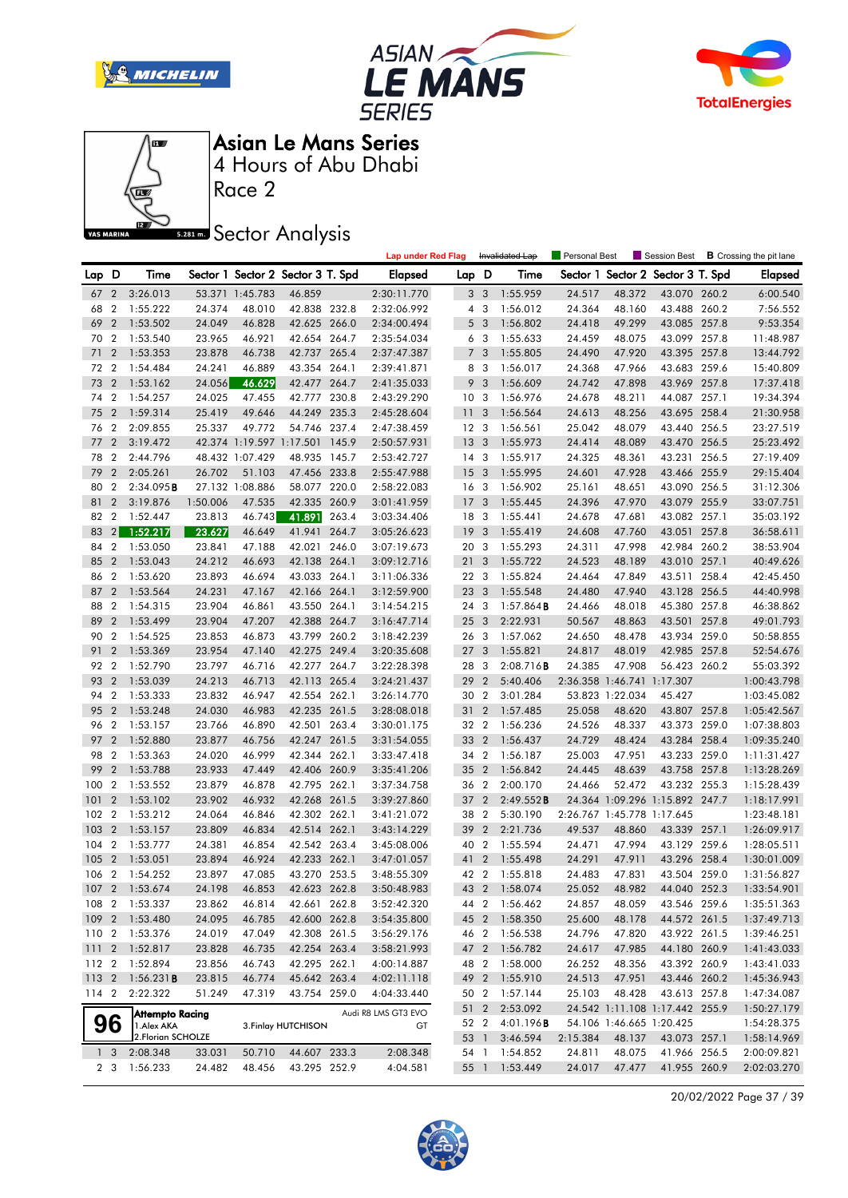# Asian Le Mans Series

## 4 Hours of Abu Dhabi

## Race 2

## Sector Analysis

Lap under Red Flag | Invalidated Lap | Personal Best | Session Best | B Crossing the pit lane

| Lap | D | Time | Sector 1 | Sector 2 | Sector 3 | T. Spd | Elapsed |
|---|---|---|---|---|---|---|---|
| 67 | 2 | 3:26.013 | 53.371 | 1:45.783 | 46.859 | | 2:30:11.770 |
| 68 | 2 | 1:55.222 | 24.374 | 48.010 | 42.838 | 232.8 | 2:32:06.992 |
| 69 | 2 | 1:53.502 | 24.049 | 46.828 | 42.625 | 266.0 | 2:34:00.494 |
| 70 | 2 | 1:53.540 | 23.965 | 46.921 | 42.654 | 264.7 | 2:35:54.034 |
| 71 | 2 | 1:53.353 | 23.878 | 46.738 | 42.737 | 265.4 | 2:37:47.387 |
| 72 | 2 | 1:54.484 | 24.241 | 46.889 | 43.354 | 264.1 | 2:39:41.871 |
| 73 | 2 | 1:53.162 | 24.056 | 46.629 | 42.477 | 264.7 | 2:41:35.033 |
| 74 | 2 | 1:54.257 | 24.025 | 47.455 | 42.777 | 230.8 | 2:43:29.290 |
| 75 | 2 | 1:59.314 | 25.419 | 49.646 | 44.249 | 235.3 | 2:45:28.604 |
| 76 | 2 | 2:09.855 | 25.337 | 49.772 | 54.746 | 237.4 | 2:47:38.459 |
| 77 | 2 | 3:19.472 | 42.374 | 1:19.597 | 1:17.501 | 145.9 | 2:50:57.931 |
| 78 | 2 | 2:44.796 | 48.432 | 1:07.429 | 48.935 | 145.7 | 2:53:42.727 |
| 79 | 2 | 2:05.261 | 26.702 | 51.103 | 47.456 | 233.8 | 2:55:47.988 |
| 80 | 2 | 2:34.095 B | 27.132 | 1:08.886 | 58.077 | 220.0 | 2:58:22.083 |
| 81 | 2 | 3:19.876 | 1:50.006 | 47.535 | 42.335 | 260.9 | 3:01:41.959 |
| 82 | 2 | 1:52.447 | 23.813 | 46.743 | 41.891 | 263.4 | 3:03:34.406 |
| 83 | 2 | 1:52.217 | 23.627 | 46.649 | 41.941 | 264.7 | 3:05:26.623 |
| 84 | 2 | 1:53.050 | 23.841 | 47.188 | 42.021 | 246.0 | 3:07:19.673 |
| 85 | 2 | 1:53.043 | 24.212 | 46.693 | 42.138 | 264.1 | 3:09:12.716 |
| 86 | 2 | 1:53.620 | 23.893 | 46.694 | 43.033 | 264.1 | 3:11:06.336 |
| 87 | 2 | 1:53.564 | 24.231 | 47.167 | 42.166 | 264.1 | 3:12:59.900 |
| 88 | 2 | 1:54.315 | 23.904 | 46.861 | 43.550 | 264.1 | 3:14:54.215 |
| 89 | 2 | 1:53.499 | 23.904 | 47.207 | 42.388 | 264.7 | 3:16:47.714 |
| 90 | 2 | 1:54.525 | 23.853 | 46.873 | 43.799 | 260.2 | 3:18:42.239 |
| 91 | 2 | 1:53.369 | 23.954 | 47.140 | 42.275 | 249.4 | 3:20:35.608 |
| 92 | 2 | 1:52.790 | 23.797 | 46.716 | 42.277 | 264.7 | 3:22:28.398 |
| 93 | 2 | 1:53.039 | 24.213 | 46.713 | 42.113 | 265.4 | 3:24:21.437 |
| 94 | 2 | 1:53.333 | 23.832 | 46.947 | 42.554 | 262.1 | 3:26:14.770 |
| 95 | 2 | 1:53.248 | 24.030 | 46.983 | 42.235 | 261.5 | 3:28:08.018 |
| 96 | 2 | 1:53.157 | 23.766 | 46.890 | 42.501 | 263.4 | 3:30:01.175 |
| 97 | 2 | 1:52.880 | 23.877 | 46.756 | 42.247 | 261.5 | 3:31:54.055 |
| 98 | 2 | 1:53.363 | 24.020 | 46.999 | 42.344 | 262.1 | 3:33:47.418 |
| 99 | 2 | 1:53.788 | 23.933 | 47.449 | 42.406 | 260.9 | 3:35:41.206 |
| 100 | 2 | 1:53.552 | 23.879 | 46.878 | 42.795 | 262.1 | 3:37:34.758 |
| 101 | 2 | 1:53.102 | 23.902 | 46.932 | 42.268 | 261.5 | 3:39:27.860 |
| 102 | 2 | 1:53.212 | 24.064 | 46.846 | 42.302 | 262.1 | 3:41:21.072 |
| 103 | 2 | 1:53.157 | 23.809 | 46.834 | 42.514 | 262.1 | 3:43:14.229 |
| 104 | 2 | 1:53.777 | 24.381 | 46.854 | 42.542 | 263.4 | 3:45:08.006 |
| 105 | 2 | 1:53.051 | 23.894 | 46.924 | 42.233 | 262.1 | 3:47:01.057 |
| 106 | 2 | 1:54.252 | 23.897 | 47.085 | 43.270 | 253.5 | 3:48:55.309 |
| 107 | 2 | 1:53.674 | 24.198 | 46.853 | 42.623 | 262.8 | 3:50:48.983 |
| 108 | 2 | 1:53.337 | 23.862 | 46.814 | 42.661 | 262.8 | 3:52:42.320 |
| 109 | 2 | 1:53.480 | 24.095 | 46.785 | 42.600 | 262.8 | 3:54:35.800 |
| 110 | 2 | 1:53.376 | 24.019 | 47.049 | 42.308 | 261.5 | 3:56:29.176 |
| 111 | 2 | 1:52.817 | 23.828 | 46.735 | 42.254 | 263.4 | 3:58:21.993 |
| 112 | 2 | 1:52.894 | 23.856 | 46.743 | 42.295 | 262.1 | 4:00:14.887 |
| 113 | 2 | 1:56.231 B | 23.815 | 46.774 | 45.642 | 263.4 | 4:02:11.118 |
| 114 | 2 | 2:22.322 | 51.249 | 47.319 | 43.754 | 259.0 | 4:04:33.440 |

**96** Attempto Racing — Audi R8 LMS GT3 EVO — GT
1.Alex AKA
2.Florian SCHOLZE
3.Finlay HUTCHISON

| Lap | D | Time | Sector 1 | Sector 2 | Sector 3 | T. Spd | Elapsed |
|---|---|---|---|---|---|---|---|
| 1 | 3 | 2:08.348 | 33.031 | 50.710 | 44.607 | 233.3 | 2:08.348 |
| 2 | 3 | 1:56.233 | 24.482 | 48.456 | 43.295 | 252.9 | 4:04.581 |
| 3 | 3 | 1:55.959 | 24.517 | 48.372 | 43.070 | 260.2 | 6:00.540 |
| 4 | 3 | 1:56.012 | 24.364 | 48.160 | 43.488 | 260.2 | 7:56.552 |
| 5 | 3 | 1:56.802 | 24.418 | 49.299 | 43.085 | 257.8 | 9:53.354 |
| 6 | 3 | 1:55.633 | 24.459 | 48.075 | 43.099 | 257.8 | 11:48.987 |
| 7 | 3 | 1:55.805 | 24.490 | 47.920 | 43.395 | 257.8 | 13:44.792 |
| 8 | 3 | 1:56.017 | 24.368 | 47.966 | 43.683 | 259.6 | 15:40.809 |
| 9 | 3 | 1:56.609 | 24.742 | 47.898 | 43.969 | 257.8 | 17:37.418 |
| 10 | 3 | 1:56.976 | 24.678 | 48.211 | 44.087 | 257.1 | 19:34.394 |
| 11 | 3 | 1:56.564 | 24.613 | 48.256 | 43.695 | 258.4 | 21:30.958 |
| 12 | 3 | 1:56.561 | 25.042 | 48.079 | 43.440 | 256.5 | 23:27.519 |
| 13 | 3 | 1:55.973 | 24.414 | 48.089 | 43.470 | 256.5 | 25:23.492 |
| 14 | 3 | 1:55.917 | 24.325 | 48.361 | 43.231 | 256.5 | 27:19.409 |
| 15 | 3 | 1:55.995 | 24.601 | 47.928 | 43.466 | 255.9 | 29:15.404 |
| 16 | 3 | 1:56.902 | 25.161 | 48.651 | 43.090 | 256.5 | 31:12.306 |
| 17 | 3 | 1:55.445 | 24.396 | 47.970 | 43.079 | 255.9 | 33:07.751 |
| 18 | 3 | 1:55.441 | 24.678 | 47.681 | 43.082 | 257.1 | 35:03.192 |
| 19 | 3 | 1:55.419 | 24.608 | 47.760 | 43.051 | 257.8 | 36:58.611 |
| 20 | 3 | 1:55.293 | 24.311 | 47.998 | 42.984 | 260.2 | 38:53.904 |
| 21 | 3 | 1:55.722 | 24.523 | 48.189 | 43.010 | 257.1 | 40:49.626 |
| 22 | 3 | 1:55.824 | 24.464 | 47.849 | 43.511 | 258.4 | 42:45.450 |
| 23 | 3 | 1:55.548 | 24.480 | 47.940 | 43.128 | 256.5 | 44:40.998 |
| 24 | 3 | 1:57.864 B | 24.466 | 48.018 | 45.380 | 257.8 | 46:38.862 |
| 25 | 3 | 2:22.931 | 50.567 | 48.863 | 43.501 | 257.8 | 49:01.793 |
| 26 | 3 | 1:57.062 | 24.650 | 48.478 | 43.934 | 259.0 | 50:58.855 |
| 27 | 3 | 1:55.821 | 24.817 | 48.019 | 42.985 | 257.8 | 52:54.676 |
| 28 | 3 | 2:08.716 B | 24.385 | 47.908 | 56.423 | 260.2 | 55:03.392 |
| 29 | 2 | 5:40.406 | 2:36.358 | 1:46.741 | 1:17.307 | | 1:00:43.798 |
| 30 | 2 | 3:01.284 | 53.823 | 1:22.034 | 45.427 | | 1:03:45.082 |
| 31 | 2 | 1:57.485 | 25.058 | 48.620 | 43.807 | 257.8 | 1:05:42.567 |
| 32 | 2 | 1:56.236 | 24.526 | 48.337 | 43.373 | 259.0 | 1:07:38.803 |
| 33 | 2 | 1:56.437 | 24.729 | 48.424 | 43.284 | 258.4 | 1:09:35.240 |
| 34 | 2 | 1:56.187 | 25.003 | 47.951 | 43.233 | 259.0 | 1:11:31.427 |
| 35 | 2 | 1:56.842 | 24.445 | 48.639 | 43.758 | 257.8 | 1:13:28.269 |
| 36 | 2 | 2:00.170 | 24.466 | 52.472 | 43.232 | 255.3 | 1:15:28.439 |
| 37 | 2 | 2:49.552 B | 24.364 | 1:09.296 | 1:15.892 | 247.7 | 1:18:17.991 |
| 38 | 2 | 5:30.190 | 2:26.767 | 1:45.778 | 1:17.645 | | 1:23:48.181 |
| 39 | 2 | 2:21.736 | 49.537 | 48.860 | 43.339 | 257.1 | 1:26:09.917 |
| 40 | 2 | 1:55.594 | 24.471 | 47.994 | 43.129 | 259.6 | 1:28:05.511 |
| 41 | 2 | 1:55.498 | 24.291 | 47.911 | 43.296 | 258.4 | 1:30:01.009 |
| 42 | 2 | 1:55.818 | 24.483 | 47.831 | 43.504 | 259.0 | 1:31:56.827 |
| 43 | 2 | 1:58.074 | 25.052 | 48.982 | 44.040 | 252.3 | 1:33:54.901 |
| 44 | 2 | 1:56.462 | 24.857 | 48.059 | 43.546 | 259.6 | 1:35:51.363 |
| 45 | 2 | 1:58.350 | 25.600 | 48.178 | 44.572 | 261.5 | 1:37:49.713 |
| 46 | 2 | 1:56.538 | 24.796 | 47.820 | 43.922 | 261.5 | 1:39:46.251 |
| 47 | 2 | 1:56.782 | 24.617 | 47.985 | 44.180 | 260.9 | 1:41:43.033 |
| 48 | 2 | 1:58.000 | 26.252 | 48.356 | 43.392 | 260.9 | 1:43:41.033 |
| 49 | 2 | 1:55.910 | 24.513 | 47.951 | 43.446 | 260.2 | 1:45:36.943 |
| 50 | 2 | 1:57.144 | 25.103 | 48.428 | 43.613 | 257.8 | 1:47:34.087 |
| 51 | 2 | 2:53.092 | 24.542 | 1:11.108 | 1:17.442 | 255.9 | 1:50:27.179 |
| 52 | 2 | 4:01.196 B | 54.106 | 1:46.665 | 1:20.425 | | 1:54:28.375 |
| 53 | 1 | 3:46.594 | 2:15.384 | 48.137 | 43.073 | 257.1 | 1:58:14.969 |
| 54 | 1 | 1:54.852 | 24.811 | 48.075 | 41.966 | 256.5 | 2:00:09.821 |
| 55 | 1 | 1:53.449 | 24.017 | 47.477 | 41.955 | 260.9 | 2:02:03.270 |

20/02/2022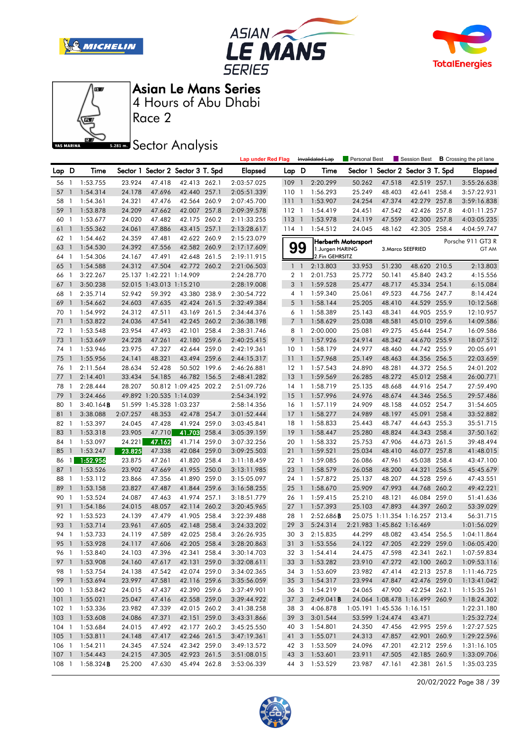# Asian Le Mans Series

4 Hours of Abu Dhabi

Race 2

## Sector Analysis

Lap under Red Flag | ~~Invalidated Lap~~ | Personal Best | Session Best | **B** Crossing the pit lane

| Lap | D | Time | Sector 1 | Sector 2 | Sector 3 | T. Spd | Elapsed |
|---|---|---|---|---|---|---|---|
| 56 | 1 | 1:53.755 | 23.924 | 47.418 | 42.413 | 262.1 | 2:03:57.025 |
| 57 | 1 | 1:54.314 | 24.178 | 47.696 | 42.440 | 257.1 | 2:05:51.339 |
| 58 | 1 | 1:54.361 | 24.321 | 47.476 | 42.564 | 260.9 | 2:07:45.700 |
| 59 | 1 | 1:53.878 | 24.209 | 47.662 | 42.007 | 257.8 | 2:09:39.578 |
| 60 | 1 | 1:53.677 | 24.020 | 47.482 | 42.175 | 260.2 | 2:11:33.255 |
| 61 | 1 | 1:55.362 | 24.061 | 47.886 | 43.415 | 257.1 | 2:13:28.617 |
| 62 | 1 | 1:54.462 | 24.359 | 47.481 | 42.622 | 260.9 | 2:15:23.079 |
| 63 | 1 | 1:54.530 | 24.392 | 47.556 | 42.582 | 260.9 | 2:17:17.609 |
| 64 | 1 | 1:54.306 | 24.167 | 47.491 | 42.648 | 261.5 | 2:19:11.915 |
| 65 | 1 | 1:54.588 | 24.312 | 47.504 | 42.772 | 260.2 | 2:21:06.503 |
| 66 | 1 | 3:22.267 | 25.137 | 1:42.221 | 1:14.909 | | 2:24:28.770 |
| 67 | 1 | 3:50.238 | 52.015 | 1:43.013 | 1:15.210 | | 2:28:19.008 |
| 68 | 1 | 2:35.714 | 52.942 | 59.392 | 43.380 | 238.9 | 2:30:54.722 |
| 69 | 1 | 1:54.662 | 24.603 | 47.635 | 42.424 | 261.5 | 2:32:49.384 |
| 70 | 1 | 1:54.992 | 24.312 | 47.511 | 43.169 | 261.5 | 2:34:44.376 |
| 71 | 1 | 1:53.822 | 24.036 | 47.541 | 42.245 | 260.2 | 2:36:38.198 |
| 72 | 1 | 1:53.548 | 23.954 | 47.493 | 42.101 | 258.4 | 2:38:31.746 |
| 73 | 1 | 1:53.669 | 24.228 | 47.261 | 42.180 | 259.6 | 2:40:25.415 |
| 74 | 1 | 1:53.946 | 23.975 | 47.327 | 42.644 | 259.0 | 2:42:19.361 |
| 75 | 1 | 1:55.956 | 24.141 | 48.321 | 43.494 | 259.6 | 2:44:15.317 |
| 76 | 1 | 2:11.564 | 28.634 | 52.428 | 50.502 | 199.6 | 2:46:26.881 |
| 77 | 1 | 2:14.401 | 33.434 | 54.185 | 46.782 | 156.5 | 2:48:41.282 |
| 78 | 1 | 2:28.444 | 28.207 | 50.812 | 1:09.425 | 202.2 | 2:51:09.726 |
| 79 | 1 | 3:24.466 | 49.892 | 1:20.535 | 1:14.039 | | 2:54:34.192 |
| 80 | 1 | 3:40.164**B** | 51.599 | 1:45.328 | 1:03.237 | | 2:58:14.356 |
| 81 | 1 | 3:38.088 | 2:07.257 | 48.353 | 42.478 | 254.7 | 3:01:52.444 |
| 82 | 1 | 1:53.397 | 24.045 | 47.428 | 41.924 | 259.0 | 3:03:45.841 |
| 83 | 1 | 1:53.318 | 23.905 | 47.710 | 41.703 | 258.4 | 3:05:39.159 |
| 84 | 1 | 1:53.097 | 24.221 | 47.162 | 41.714 | 259.0 | 3:07:32.256 |
| 85 | 1 | 1:53.247 | 23.825 | 47.338 | 42.084 | 259.0 | 3:09:25.503 |
| 86 | 1 | 1:52.956 | 23.875 | 47.261 | 41.820 | 258.4 | 3:11:18.459 |
| 87 | 1 | 1:53.526 | 23.902 | 47.669 | 41.955 | 250.0 | 3:13:11.985 |
| 88 | 1 | 1:53.112 | 23.866 | 47.356 | 41.890 | 259.0 | 3:15:05.097 |
| 89 | 1 | 1:53.158 | 23.827 | 47.487 | 41.844 | 259.6 | 3:16:58.255 |
| 90 | 1 | 1:53.524 | 24.087 | 47.463 | 41.974 | 257.1 | 3:18:51.779 |
| 91 | 1 | 1:54.186 | 24.015 | 48.057 | 42.114 | 260.2 | 3:20:45.965 |
| 92 | 1 | 1:53.523 | 24.139 | 47.479 | 41.905 | 258.4 | 3:22:39.488 |
| 93 | 1 | 1:53.714 | 23.961 | 47.605 | 42.148 | 258.4 | 3:24:33.202 |
| 94 | 1 | 1:53.733 | 24.119 | 47.589 | 42.025 | 258.4 | 3:26:26.935 |
| 95 | 1 | 1:53.928 | 24.117 | 47.606 | 42.205 | 258.4 | 3:28:20.863 |
| 96 | 1 | 1:53.840 | 24.103 | 47.396 | 42.341 | 258.4 | 3:30:14.703 |
| 97 | 1 | 1:53.908 | 24.160 | 47.617 | 42.131 | 259.0 | 3:32:08.611 |
| 98 | 1 | 1:53.754 | 24.138 | 47.542 | 42.074 | 259.0 | 3:34:02.365 |
| 99 | 1 | 1:53.694 | 23.997 | 47.581 | 42.116 | 259.6 | 3:35:56.059 |
| 100 | 1 | 1:53.842 | 24.015 | 47.437 | 42.390 | 259.6 | 3:37:49.901 |
| 101 | 1 | 1:55.021 | 25.047 | 47.416 | 42.558 | 259.0 | 3:39:44.922 |
| 102 | 1 | 1:53.336 | 23.982 | 47.339 | 42.015 | 260.2 | 3:41:38.258 |
| 103 | 1 | 1:53.608 | 24.086 | 47.371 | 42.151 | 259.0 | 3:43:31.866 |
| 104 | 1 | 1:53.684 | 24.015 | 47.492 | 42.177 | 260.2 | 3:45:25.550 |
| 105 | 1 | 1:53.811 | 24.148 | 47.417 | 42.246 | 261.5 | 3:47:19.361 |
| 106 | 1 | 1:54.211 | 24.345 | 47.524 | 42.342 | 259.0 | 3:49:13.572 |
| 107 | 1 | 1:54.443 | 24.215 | 47.305 | 42.923 | 261.5 | 3:51:08.015 |
| 108 | 1 | 1:58.324**B** | 25.200 | 47.630 | 45.494 | 262.8 | 3:53:06.339 |
| 109 | 1 | 2:20.299 | 50.262 | 47.518 | 42.519 | 257.1 | 3:55:26.638 |
| 110 | 1 | 1:56.293 | 25.249 | 48.403 | 42.641 | 258.4 | 3:57:22.931 |
| 111 | 1 | 1:53.907 | 24.254 | 47.374 | 42.279 | 257.8 | 3:59:16.838 |
| 112 | 1 | 1:54.419 | 24.451 | 47.542 | 42.426 | 257.8 | 4:01:11.257 |
| 113 | 1 | 1:53.978 | 24.119 | 47.559 | 42.300 | 257.8 | 4:03:05.235 |
| 114 | 1 | 1:54.512 | 24.045 | 48.162 | 42.305 | 258.4 | 4:04:59.747 |

**99** — **Herberth Motorsport** — Porsche 911 GT3 R — GT AM
1.Jurgen HARING, 2.Fin GEHRSITZ, 3.Marco SEEFRIED

| Lap | D | Time | Sector 1 | Sector 2 | Sector 3 | T. Spd | Elapsed |
|---|---|---|---|---|---|---|---|
| 1 | 1 | 2:13.803 | 33.953 | 51.230 | 48.620 | 210.5 | 2:13.803 |
| 2 | 1 | 2:01.753 | 25.772 | 50.141 | 45.840 | 243.2 | 4:15.556 |
| 3 | 1 | 1:59.528 | 25.477 | 48.717 | 45.334 | 254.1 | 6:15.084 |
| 4 | 1 | 1:59.340 | 25.061 | 49.523 | 44.756 | 247.7 | 8:14.424 |
| 5 | 1 | 1:58.144 | 25.205 | 48.410 | 44.529 | 255.9 | 10:12.568 |
| 6 | 1 | 1:58.389 | 25.143 | 48.341 | 44.905 | 255.9 | 12:10.957 |
| 7 | 1 | 1:58.629 | 25.038 | 48.581 | 45.010 | 259.6 | 14:09.586 |
| 8 | 1 | 2:00.000 | 25.081 | 49.275 | 45.644 | 254.7 | 16:09.586 |
| 9 | 1 | 1:57.926 | 24.914 | 48.342 | 44.670 | 255.9 | 18:07.512 |
| 10 | 1 | 1:58.179 | 24.977 | 48.460 | 44.742 | 255.9 | 20:05.691 |
| 11 | 1 | 1:57.968 | 25.149 | 48.463 | 44.356 | 256.5 | 22:03.659 |
| 12 | 1 | 1:57.543 | 24.890 | 48.281 | 44.372 | 256.5 | 24:01.202 |
| 13 | 1 | 1:59.569 | 26.285 | 48.272 | 45.012 | 258.4 | 26:00.771 |
| 14 | 1 | 1:58.719 | 25.135 | 48.668 | 44.916 | 254.7 | 27:59.490 |
| 15 | 1 | 1:57.996 | 24.976 | 48.674 | 44.346 | 256.5 | 29:57.486 |
| 16 | 1 | 1:57.119 | 24.909 | 48.158 | 44.052 | 254.7 | 31:54.605 |
| 17 | 1 | 1:58.277 | 24.989 | 48.197 | 45.091 | 258.4 | 33:52.882 |
| 18 | 1 | 1:58.833 | 25.443 | 48.747 | 44.643 | 255.3 | 35:51.715 |
| 19 | 1 | 1:58.447 | 25.280 | 48.824 | 44.343 | 258.4 | 37:50.162 |
| 20 | 1 | 1:58.332 | 25.753 | 47.906 | 44.673 | 261.5 | 39:48.494 |
| 21 | 1 | 1:59.521 | 25.034 | 48.410 | 46.077 | 257.8 | 41:48.015 |
| 22 | 1 | 1:59.085 | 26.086 | 47.961 | 45.038 | 258.4 | 43:47.100 |
| 23 | 1 | 1:58.579 | 26.058 | 48.200 | 44.321 | 256.5 | 45:45.679 |
| 24 | 1 | 1:57.872 | 25.137 | 48.207 | 44.528 | 259.6 | 47:43.551 |
| 25 | 1 | 1:58.670 | 25.909 | 47.993 | 44.768 | 260.2 | 49:42.221 |
| 26 | 1 | 1:59.415 | 25.210 | 48.121 | 46.084 | 259.0 | 51:41.636 |
| 27 | 1 | 1:57.393 | 25.103 | 47.893 | 44.397 | 260.2 | 53:39.029 |
| 28 | 1 | 2:52.686**B** | 25.075 | 1:11.354 | 1:16.257 | 213.4 | 56:31.715 |
| 29 | 3 | 5:24.314 | 2:21.983 | 1:45.862 | 1:16.469 | | 1:01:56.029 |
| 30 | 3 | 2:15.835 | 44.299 | 48.082 | 43.454 | 256.5 | 1:04:11.864 |
| 31 | 3 | 1:53.556 | 24.122 | 47.205 | 42.229 | 259.0 | 1:06:05.420 |
| 32 | 3 | 1:54.414 | 24.475 | 47.598 | 42.341 | 262.1 | 1:07:59.834 |
| 33 | 3 | 1:53.282 | 23.910 | 47.272 | 42.100 | 260.2 | 1:09:53.116 |
| 34 | 3 | 1:53.609 | 23.982 | 47.414 | 42.213 | 257.8 | 1:11:46.725 |
| 35 | 3 | 1:54.317 | 23.994 | 47.847 | 42.476 | 259.0 | 1:13:41.042 |
| 36 | 3 | 1:54.219 | 24.065 | 47.900 | 42.254 | 262.1 | 1:15:35.261 |
| 37 | 3 | 2:49.041**B** | 24.064 | 1:08.478 | 1:16.499 | 260.9 | 1:18:24.302 |
| 38 | 3 | 4:06.878 | 1:05.191 | 1:45.536 | 1:16.151 | | 1:22:31.180 |
| 39 | 3 | 3:01.544 | 53.599 | 1:24.474 | 43.471 | | 1:25:32.724 |
| 40 | 3 | 1:54.801 | 24.350 | 47.456 | 42.995 | 259.6 | 1:27:27.525 |
| 41 | 3 | 1:55.071 | 24.313 | 47.857 | 42.901 | 260.9 | 1:29:22.596 |
| 42 | 3 | 1:53.509 | 24.096 | 47.201 | 42.212 | 259.6 | 1:31:16.105 |
| 43 | 3 | 1:53.601 | 23.911 | 47.505 | 42.185 | 260.9 | 1:33:09.706 |
| 44 | 3 | 1:53.529 | 23.987 | 47.161 | 42.381 | 261.5 | 1:35:03.235 |

20/02/2022 Page 38 / 39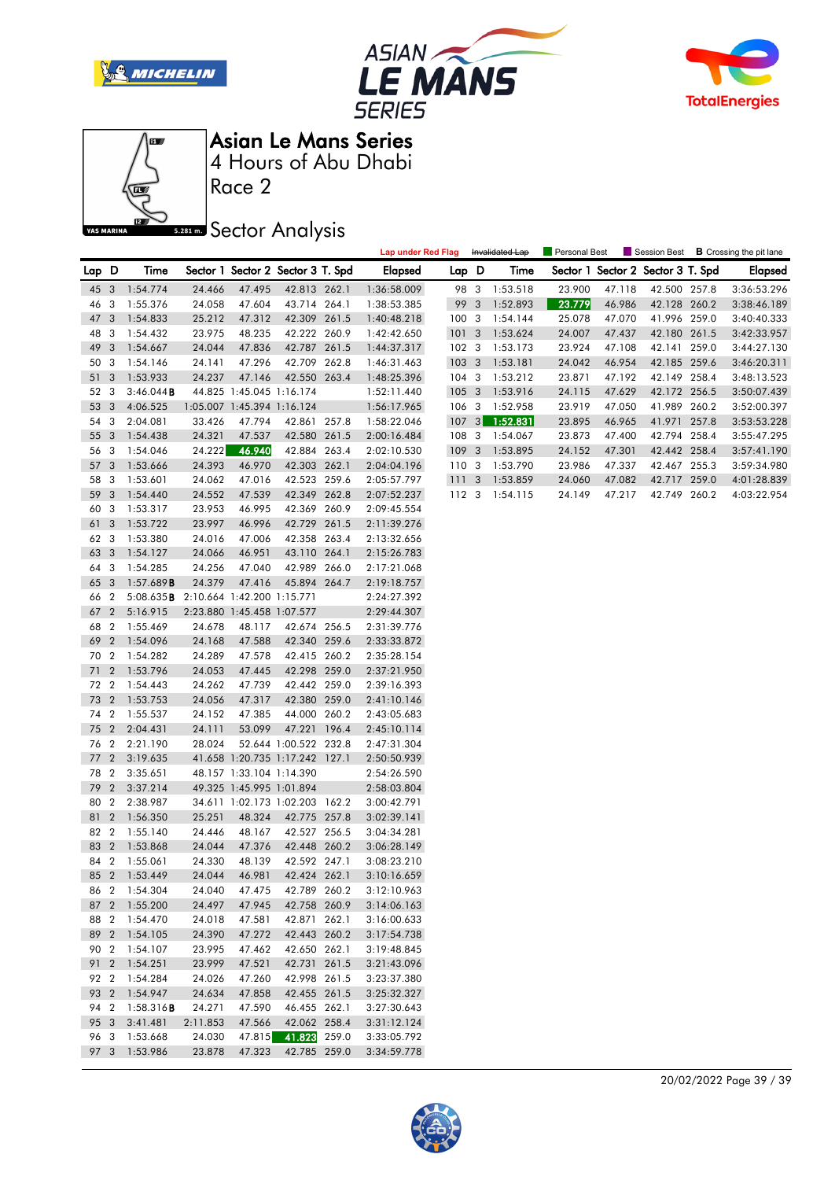# Asian Le Mans Series

4 Hours of Abu Dhabi

Race 2

## Sector Analysis

Lap under Red Flag | ~~Invalidated Lap~~ | Personal Best | Session Best | **B** Crossing the pit lane

| Lap | D | Time | Sector 1 | Sector 2 | Sector 3 | T. Spd | Elapsed |
|---|---|---|---|---|---|---|---|
| 45 | 3 | 1:54.774 | 24.466 | 47.495 | 42.813 | 262.1 | 1:36:58.009 |
| 46 | 3 | 1:55.376 | 24.058 | 47.604 | 43.714 | 264.1 | 1:38:53.385 |
| 47 | 3 | 1:54.833 | 25.212 | 47.312 | 42.309 | 261.5 | 1:40:48.218 |
| 48 | 3 | 1:54.432 | 23.975 | 48.235 | 42.222 | 260.9 | 1:42:42.650 |
| 49 | 3 | 1:54.667 | 24.044 | 47.836 | 42.787 | 261.5 | 1:44:37.317 |
| 50 | 3 | 1:54.146 | 24.141 | 47.296 | 42.709 | 262.8 | 1:46:31.463 |
| 51 | 3 | 1:53.933 | 24.237 | 47.146 | 42.550 | 263.4 | 1:48:25.396 |
| 52 | 3 | 3:46.044**B** | 44.825 | 1:45.045 | 1:16.174 | | 1:52:11.440 |
| 53 | 3 | 4:06.525 | 1:05.007 | 1:45.394 | 1:16.124 | | 1:56:17.965 |
| 54 | 3 | 2:04.081 | 33.426 | 47.794 | 42.861 | 257.8 | 1:58:22.046 |
| 55 | 3 | 1:54.438 | 24.321 | 47.537 | 42.580 | 261.5 | 2:00:16.484 |
| 56 | 3 | 1:54.046 | 24.222 | 46.940 | 42.884 | 263.4 | 2:02:10.530 |
| 57 | 3 | 1:53.666 | 24.393 | 46.970 | 42.303 | 262.1 | 2:04:04.196 |
| 58 | 3 | 1:53.601 | 24.062 | 47.016 | 42.523 | 259.6 | 2:05:57.797 |
| 59 | 3 | 1:54.440 | 24.552 | 47.539 | 42.349 | 262.8 | 2:07:52.237 |
| 60 | 3 | 1:53.317 | 23.953 | 46.995 | 42.369 | 260.9 | 2:09:45.554 |
| 61 | 3 | 1:53.722 | 23.997 | 46.996 | 42.729 | 261.5 | 2:11:39.276 |
| 62 | 3 | 1:53.380 | 24.016 | 47.006 | 42.358 | 263.4 | 2:13:32.656 |
| 63 | 3 | 1:54.127 | 24.066 | 46.951 | 43.110 | 264.1 | 2:15:26.783 |
| 64 | 3 | 1:54.285 | 24.256 | 47.040 | 42.989 | 266.0 | 2:17:21.068 |
| 65 | 3 | 1:57.689**B** | 24.379 | 47.416 | 45.894 | 264.7 | 2:19:18.757 |
| 66 | 2 | 5:08.635**B** | 2:10.664 | 1:42.200 | 1:15.771 | | 2:24:27.392 |
| 67 | 2 | 5:16.915 | 2:23.880 | 1:45.458 | 1:07.577 | | 2:29:44.307 |
| 68 | 2 | 1:55.469 | 24.678 | 48.117 | 42.674 | 256.5 | 2:31:39.776 |
| 69 | 2 | 1:54.096 | 24.168 | 47.588 | 42.340 | 259.6 | 2:33:33.872 |
| 70 | 2 | 1:54.282 | 24.289 | 47.578 | 42.415 | 260.2 | 2:35:28.154 |
| 71 | 2 | 1:53.796 | 24.053 | 47.445 | 42.298 | 259.0 | 2:37:21.950 |
| 72 | 2 | 1:54.443 | 24.262 | 47.739 | 42.442 | 259.0 | 2:39:16.393 |
| 73 | 2 | 1:53.753 | 24.056 | 47.317 | 42.380 | 259.0 | 2:41:10.146 |
| 74 | 2 | 1:55.537 | 24.152 | 47.385 | 44.000 | 260.2 | 2:43:05.683 |
| 75 | 2 | 2:04.431 | 24.111 | 53.099 | 47.221 | 196.4 | 2:45:10.114 |
| 76 | 2 | 2:21.190 | 28.024 | 52.644 | 1:00.522 | 232.8 | 2:47:31.304 |
| 77 | 2 | 3:19.635 | 41.658 | 1:20.735 | 1:17.242 | 127.1 | 2:50:50.939 |
| 78 | 2 | 3:35.651 | 48.157 | 1:33.104 | 1:14.390 | | 2:54:26.590 |
| 79 | 2 | 3:37.214 | 49.325 | 1:45.995 | 1:01.894 | | 2:58:03.804 |
| 80 | 2 | 2:38.987 | 34.611 | 1:02.173 | 1:02.203 | 162.2 | 3:00:42.791 |
| 81 | 2 | 1:56.350 | 25.251 | 48.324 | 42.775 | 257.8 | 3:02:39.141 |
| 82 | 2 | 1:55.140 | 24.446 | 48.167 | 42.527 | 256.5 | 3:04:34.281 |
| 83 | 2 | 1:53.868 | 24.044 | 47.376 | 42.448 | 260.2 | 3:06:28.149 |
| 84 | 2 | 1:55.061 | 24.330 | 48.139 | 42.592 | 247.1 | 3:08:23.210 |
| 85 | 2 | 1:53.449 | 24.044 | 46.981 | 42.424 | 262.1 | 3:10:16.659 |
| 86 | 2 | 1:54.304 | 24.040 | 47.475 | 42.789 | 260.2 | 3:12:10.963 |
| 87 | 2 | 1:55.200 | 24.497 | 47.945 | 42.758 | 260.9 | 3:14:06.163 |
| 88 | 2 | 1:54.470 | 24.018 | 47.581 | 42.871 | 262.1 | 3:16:00.633 |
| 89 | 2 | 1:54.105 | 24.390 | 47.272 | 42.443 | 260.2 | 3:17:54.738 |
| 90 | 2 | 1:54.107 | 23.995 | 47.462 | 42.650 | 262.1 | 3:19:48.845 |
| 91 | 2 | 1:54.251 | 23.999 | 47.521 | 42.731 | 261.5 | 3:21:43.096 |
| 92 | 2 | 1:54.284 | 24.026 | 47.260 | 42.998 | 261.5 | 3:23:37.380 |
| 93 | 2 | 1:54.947 | 24.634 | 47.858 | 42.455 | 261.5 | 3:25:32.327 |
| 94 | 2 | 1:58.316**B** | 24.271 | 47.590 | 46.455 | 262.1 | 3:27:30.643 |
| 95 | 3 | 3:41.481 | 2:11.853 | 47.566 | 42.062 | 258.4 | 3:31:12.124 |
| 96 | 3 | 1:53.668 | 24.030 | 47.815 | 41.823 | 259.0 | 3:33:05.792 |
| 97 | 3 | 1:53.986 | 23.878 | 47.323 | 42.785 | 259.0 | 3:34:59.778 |
| 98 | 3 | 1:53.518 | 23.900 | 47.118 | 42.500 | 257.8 | 3:36:53.296 |
| 99 | 3 | 1:52.893 | 23.779 | 46.986 | 42.128 | 260.2 | 3:38:46.189 |
| 100 | 3 | 1:54.144 | 25.078 | 47.070 | 41.996 | 259.0 | 3:40:40.333 |
| 101 | 3 | 1:53.624 | 24.007 | 47.437 | 42.180 | 261.5 | 3:42:33.957 |
| 102 | 3 | 1:53.173 | 23.924 | 47.108 | 42.141 | 259.0 | 3:44:27.130 |
| 103 | 3 | 1:53.181 | 24.042 | 46.954 | 42.185 | 259.6 | 3:46:20.311 |
| 104 | 3 | 1:53.212 | 23.871 | 47.192 | 42.149 | 258.4 | 3:48:13.523 |
| 105 | 3 | 1:53.916 | 24.115 | 47.629 | 42.172 | 256.5 | 3:50:07.439 |
| 106 | 3 | 1:52.958 | 23.919 | 47.050 | 41.989 | 260.2 | 3:52:00.397 |
| 107 | 3 | 1:52.831 | 23.895 | 46.965 | 41.971 | 257.8 | 3:53:53.228 |
| 108 | 3 | 1:54.067 | 23.873 | 47.400 | 42.794 | 258.4 | 3:55:47.295 |
| 109 | 3 | 1:53.895 | 24.152 | 47.301 | 42.442 | 258.4 | 3:57:41.190 |
| 110 | 3 | 1:53.790 | 23.986 | 47.337 | 42.467 | 255.3 | 3:59:34.980 |
| 111 | 3 | 1:53.859 | 24.060 | 47.082 | 42.717 | 259.0 | 4:01:28.839 |
| 112 | 3 | 1:54.115 | 24.149 | 47.217 | 42.749 | 260.2 | 4:03:22.954 |

20/02/2022